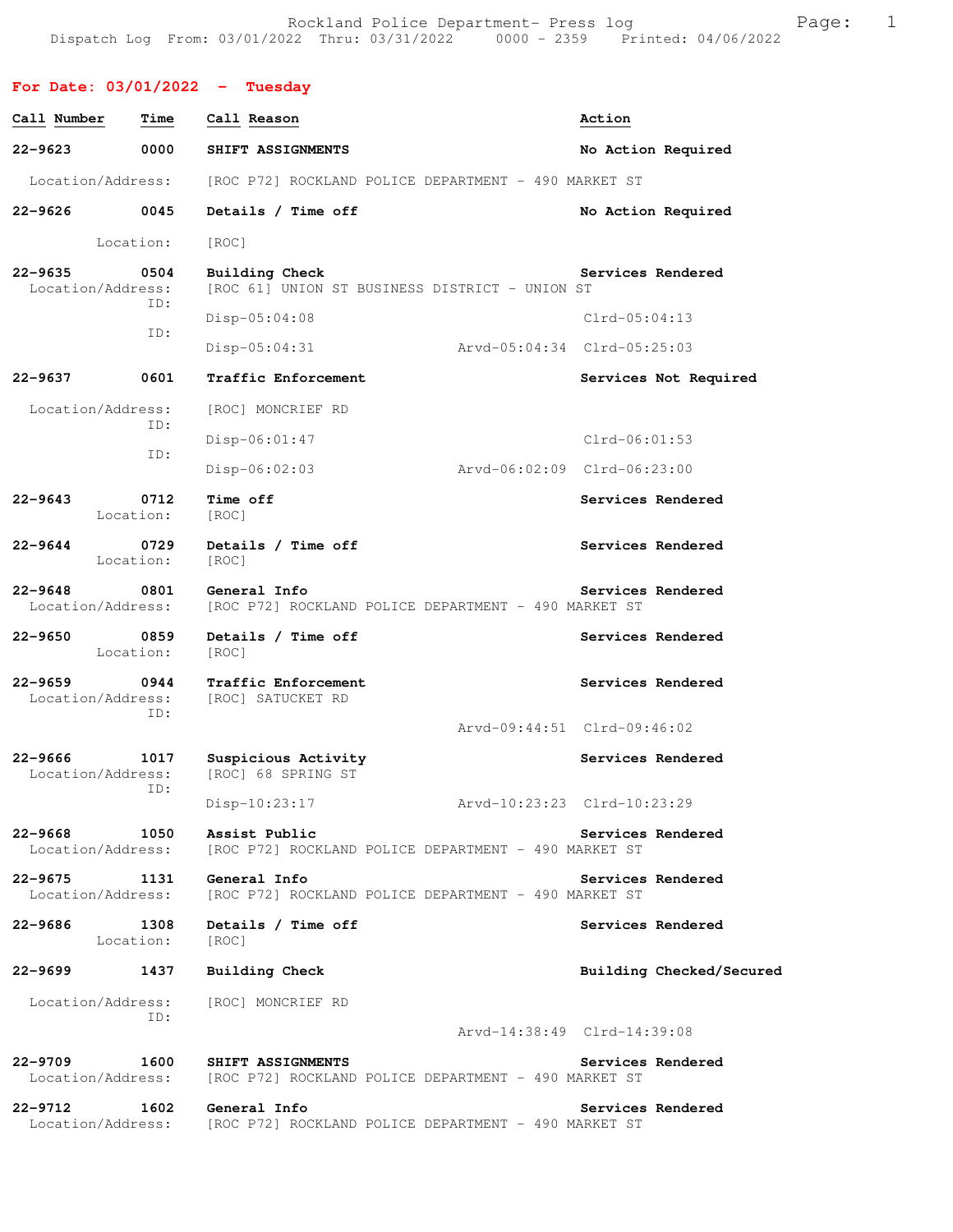Rockland Police Department- Press log
Dispatch Log From: 03/01/2022 Thru: 03/31/2022 0000 - 2359 Printed: 04/06/2022

## For Date: 03/01/2022 - Tuesday

| Call Number | Time | Call Reason | Action |
|---|---|---|---|
| 22-9623 | 0000 | **SHIFT ASSIGNMENTS** | No Action Required |
| Location/Address: | | [ROC P72] ROCKLAND POLICE DEPARTMENT - 490 MARKET ST | |
| 22-9626 | 0045 | **Details / Time off** | No Action Required |
| Location: | | [ROC] | |
| 22-9635 | 0504 | **Building Check** | Services Rendered |
| Location/Address: | | [ROC 61] UNION ST BUSINESS DISTRICT - UNION ST | |
| ID: | | Disp-05:04:08 | Clrd-05:04:13 |
| ID: | | Disp-05:04:31 Arvd-05:04:34 | Clrd-05:25:03 |
| 22-9637 | 0601 | **Traffic Enforcement** | Services Not Required |
| Location/Address: | | [ROC] MONCRIEF RD | |
| ID: | | Disp-06:01:47 | Clrd-06:01:53 |
| ID: | | Disp-06:02:03 Arvd-06:02:09 | Clrd-06:23:00 |
| 22-9643 | 0712 | **Time off** | Services Rendered |
| Location: | | [ROC] | |
| 22-9644 | 0729 | **Details / Time off** | Services Rendered |
| Location: | | [ROC] | |
| 22-9648 | 0801 | **General Info** | Services Rendered |
| Location/Address: | | [ROC P72] ROCKLAND POLICE DEPARTMENT - 490 MARKET ST | |
| 22-9650 | 0859 | **Details / Time off** | Services Rendered |
| Location: | | [ROC] | |
| 22-9659 | 0944 | **Traffic Enforcement** | Services Rendered |
| Location/Address: | | [ROC] SATUCKET RD | |
| ID: | | Arvd-09:44:51 | Clrd-09:46:02 |
| 22-9666 | 1017 | **Suspicious Activity** | Services Rendered |
| Location/Address: | | [ROC] 68 SPRING ST | |
| ID: | | Disp-10:23:17 Arvd-10:23:23 | Clrd-10:23:29 |
| 22-9668 | 1050 | **Assist Public** | Services Rendered |
| Location/Address: | | [ROC P72] ROCKLAND POLICE DEPARTMENT - 490 MARKET ST | |
| 22-9675 | 1131 | **General Info** | Services Rendered |
| Location/Address: | | [ROC P72] ROCKLAND POLICE DEPARTMENT - 490 MARKET ST | |
| 22-9686 | 1308 | **Details / Time off** | Services Rendered |
| Location: | | [ROC] | |
| 22-9699 | 1437 | **Building Check** | Building Checked/Secured |
| Location/Address: | | [ROC] MONCRIEF RD | |
| ID: | | Arvd-14:38:49 | Clrd-14:39:08 |
| 22-9709 | 1600 | **SHIFT ASSIGNMENTS** | Services Rendered |
| Location/Address: | | [ROC P72] ROCKLAND POLICE DEPARTMENT - 490 MARKET ST | |
| 22-9712 | 1602 | **General Info** | Services Rendered |
| Location/Address: | | [ROC P72] ROCKLAND POLICE DEPARTMENT - 490 MARKET ST | |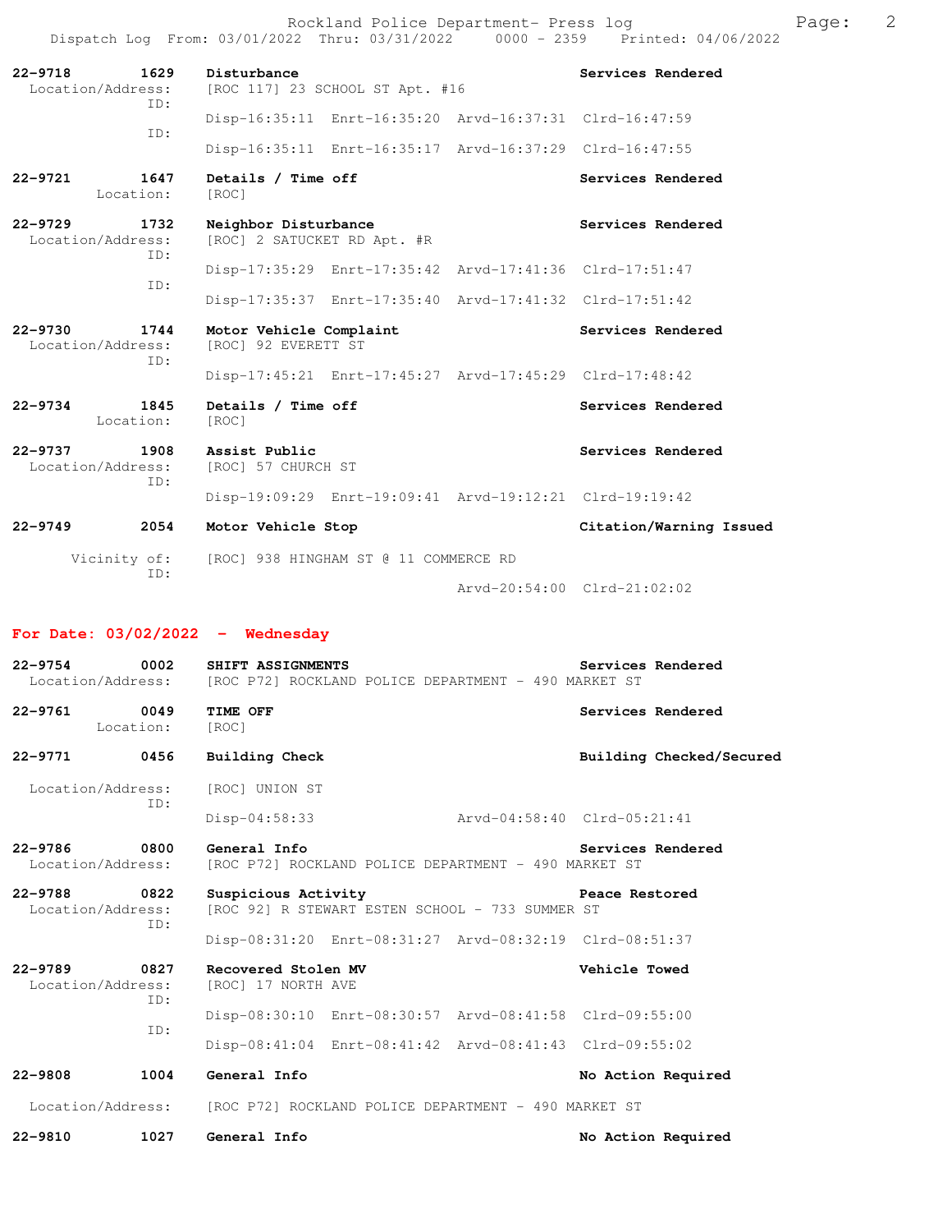| Call # | Time | Call Reason | Action |
|---|---|---|---|
| 22-9718 | 1629 | Disturbance | Services Rendered |

Location/Address: [ROC 117] 23 SCHOOL ST Apt. #16

ID: Disp-16:35:11 Enrt-16:35:20 Arvd-16:37:31 Clrd-16:47:59

ID: Disp-16:35:11 Enrt-16:35:17 Arvd-16:37:29 Clrd-16:47:55

**22-9721** 1647 **Details / Time off** — Services Rendered
Location: [ROC]

**22-9729** 1732 **Neighbor Disturbance** — Services Rendered
Location/Address: [ROC] 2 SATUCKET RD Apt. #R
ID: Disp-17:35:29 Enrt-17:35:42 Arvd-17:41:36 Clrd-17:51:47
ID: Disp-17:35:37 Enrt-17:35:40 Arvd-17:41:32 Clrd-17:51:42

**22-9730** 1744 **Motor Vehicle Complaint** — Services Rendered
Location/Address: [ROC] 92 EVERETT ST
ID: Disp-17:45:21 Enrt-17:45:27 Arvd-17:45:29 Clrd-17:48:42

**22-9734** 1845 **Details / Time off** — Services Rendered
Location: [ROC]

**22-9737** 1908 **Assist Public** — Services Rendered
Location/Address: [ROC] 57 CHURCH ST
ID: Disp-19:09:29 Enrt-19:09:41 Arvd-19:12:21 Clrd-19:19:42

**22-9749** 2054 **Motor Vehicle Stop** — Citation/Warning Issued
Vicinity of: [ROC] 938 HINGHAM ST @ 11 COMMERCE RD
ID: Arvd-20:54:00 Clrd-21:02:02

## For Date: 03/02/2022 - Wednesday

**22-9754** 0002 **SHIFT ASSIGNMENTS** — Services Rendered
Location/Address: [ROC P72] ROCKLAND POLICE DEPARTMENT - 490 MARKET ST

**22-9761** 0049 **TIME OFF** — Services Rendered
Location: [ROC]

**22-9771** 0456 **Building Check** — Building Checked/Secured
Location/Address: [ROC] UNION ST
ID: Disp-04:58:33 Arvd-04:58:40 Clrd-05:21:41

**22-9786** 0800 **General Info** — Services Rendered
Location/Address: [ROC P72] ROCKLAND POLICE DEPARTMENT - 490 MARKET ST

**22-9788** 0822 **Suspicious Activity** — Peace Restored
Location/Address: [ROC 92] R STEWART ESTEN SCHOOL - 733 SUMMER ST
ID: Disp-08:31:20 Enrt-08:31:27 Arvd-08:32:19 Clrd-08:51:37

**22-9789** 0827 **Recovered Stolen MV** — Vehicle Towed
Location/Address: [ROC] 17 NORTH AVE
ID: Disp-08:30:10 Enrt-08:30:57 Arvd-08:41:58 Clrd-09:55:00
ID: Disp-08:41:04 Enrt-08:41:42 Arvd-08:41:43 Clrd-09:55:02

**22-9808** 1004 **General Info** — No Action Required
Location/Address: [ROC P72] ROCKLAND POLICE DEPARTMENT - 490 MARKET ST

**22-9810** 1027 **General Info** — No Action Required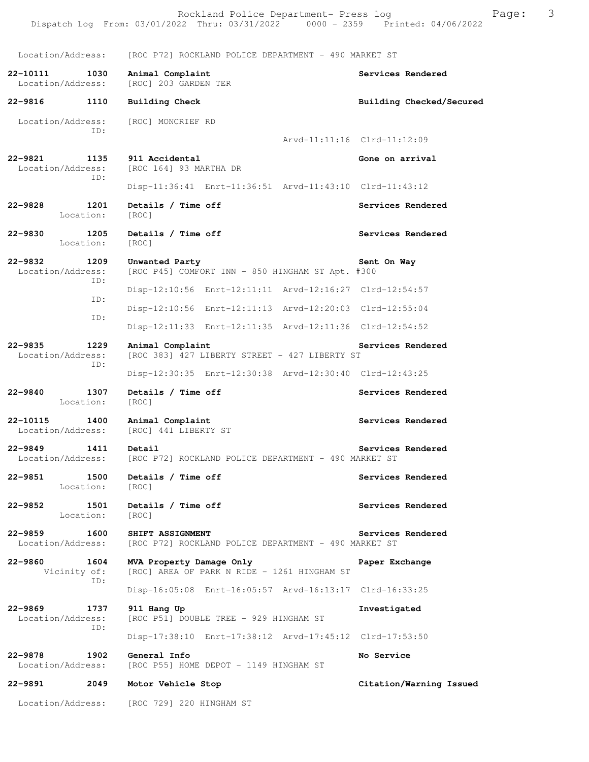Location/Address: [ROC P72] ROCKLAND POLICE DEPARTMENT - 490 MARKET ST

**22-10111 1030 Animal Complaint** — Services Rendered
Location/Address: [ROC] 203 GARDEN TER

**22-9816 1110 Building Check** — Building Checked/Secured
Location/Address: [ROC] MONCRIEF RD
ID:
Arvd-11:11:16 Clrd-11:12:09

**22-9821 1135 911 Accidental** — Gone on arrival
Location/Address: [ROC 164] 93 MARTHA DR
ID:
Disp-11:36:41 Enrt-11:36:51 Arvd-11:43:10 Clrd-11:43:12

**22-9828 1201 Details / Time off** — Services Rendered
Location: [ROC]

**22-9830 1205 Details / Time off** — Services Rendered
Location: [ROC]

**22-9832 1209 Unwanted Party** — Sent On Way
Location/Address: [ROC P45] COMFORT INN - 850 HINGHAM ST Apt. #300
ID:
Disp-12:10:56 Enrt-12:11:11 Arvd-12:16:27 Clrd-12:54:57
ID:
Disp-12:10:56 Enrt-12:11:13 Arvd-12:20:03 Clrd-12:55:04
ID:
Disp-12:11:33 Enrt-12:11:35 Arvd-12:11:36 Clrd-12:54:52

**22-9835 1229 Animal Complaint** — Services Rendered
Location/Address: [ROC 383] 427 LIBERTY STREET - 427 LIBERTY ST
ID:
Disp-12:30:35 Enrt-12:30:38 Arvd-12:30:40 Clrd-12:43:25

**22-9840 1307 Details / Time off** — Services Rendered
Location: [ROC]

**22-10115 1400 Animal Complaint** — Services Rendered
Location/Address: [ROC] 441 LIBERTY ST

**22-9849 1411 Detail** — Services Rendered
Location/Address: [ROC P72] ROCKLAND POLICE DEPARTMENT - 490 MARKET ST

**22-9851 1500 Details / Time off** — Services Rendered
Location: [ROC]

**22-9852 1501 Details / Time off** — Services Rendered
Location: [ROC]

**22-9859 1600 SHIFT ASSIGNMENT** — Services Rendered
Location/Address: [ROC P72] ROCKLAND POLICE DEPARTMENT - 490 MARKET ST

**22-9860 1604 MVA Property Damage Only** — Paper Exchange
Vicinity of: [ROC] AREA OF PARK N RIDE - 1261 HINGHAM ST
ID:
Disp-16:05:08 Enrt-16:05:57 Arvd-16:13:17 Clrd-16:33:25

**22-9869 1737 911 Hang Up** — Investigated
Location/Address: [ROC P51] DOUBLE TREE - 929 HINGHAM ST
ID:
Disp-17:38:10 Enrt-17:38:12 Arvd-17:45:12 Clrd-17:53:50

**22-9878 1902 General Info** — No Service
Location/Address: [ROC P55] HOME DEPOT - 1149 HINGHAM ST

**22-9891 2049 Motor Vehicle Stop** — Citation/Warning Issued
Location/Address: [ROC 729] 220 HINGHAM ST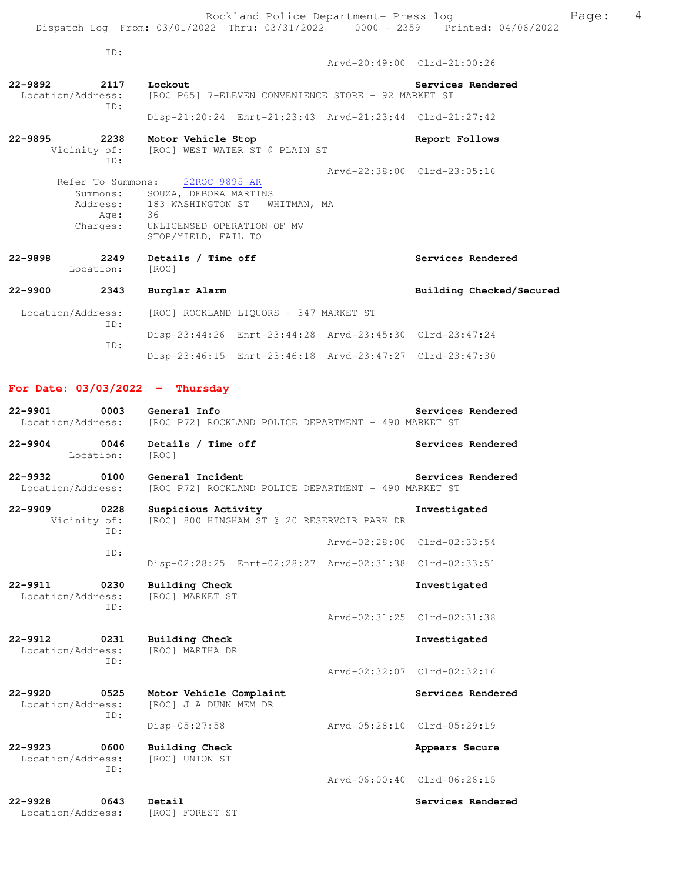ID:
                                        Arvd-20:49:00  Clrd-21:00:26

**22-9892** 2117 **Lockout** **Services Rendered**
Location/Address: [ROC P65] 7-ELEVEN CONVENIENCE STORE - 92 MARKET ST
ID:
Disp-21:20:24 Enrt-21:23:43 Arvd-21:23:44 Clrd-21:27:42

**22-9895** 2238 **Motor Vehicle Stop** **Report Follows**
Vicinity of: [ROC] WEST WATER ST @ PLAIN ST
ID:
Arvd-22:38:00 Clrd-23:05:16

Refer To Summons: 22ROC-9895-AR
Summons: SOUZA, DEBORA MARTINS
Address: 183 WASHINGTON ST WHITMAN, MA
Age: 36
Charges: UNLICENSED OPERATION OF MV
STOP/YIELD, FAIL TO

**22-9898** 2249 **Details / Time off** **Services Rendered**
Location: [ROC]

**22-9900** 2343 **Burglar Alarm** **Building Checked/Secured**
Location/Address: [ROC] ROCKLAND LIQUORS - 347 MARKET ST
ID:
Disp-23:44:26 Enrt-23:44:28 Arvd-23:45:30 Clrd-23:47:24
ID:
Disp-23:46:15 Enrt-23:46:18 Arvd-23:47:27 Clrd-23:47:30

## For Date: 03/03/2022 - Thursday

**22-9901** 0003 **General Info** **Services Rendered**
Location/Address: [ROC P72] ROCKLAND POLICE DEPARTMENT - 490 MARKET ST

**22-9904** 0046 **Details / Time off** **Services Rendered**
Location: [ROC]

**22-9932** 0100 **General Incident** **Services Rendered**
Location/Address: [ROC P72] ROCKLAND POLICE DEPARTMENT - 490 MARKET ST

**22-9909** 0228 **Suspicious Activity** **Investigated**
Vicinity of: [ROC] 800 HINGHAM ST @ 20 RESERVOIR PARK DR
ID:
Arvd-02:28:00 Clrd-02:33:54
ID:
Disp-02:28:25 Enrt-02:28:27 Arvd-02:31:38 Clrd-02:33:51

**22-9911** 0230 **Building Check** **Investigated**
Location/Address: [ROC] MARKET ST
ID:
Arvd-02:31:25 Clrd-02:31:38

**22-9912** 0231 **Building Check** **Investigated**
Location/Address: [ROC] MARTHA DR
ID:
Arvd-02:32:07 Clrd-02:32:16

**22-9920** 0525 **Motor Vehicle Complaint** **Services Rendered**
Location/Address: [ROC] J A DUNN MEM DR
ID:
Disp-05:27:58 Arvd-05:28:10 Clrd-05:29:19

**22-9923** 0600 **Building Check** **Appears Secure**
Location/Address: [ROC] UNION ST
ID:
Arvd-06:00:40 Clrd-06:26:15

**22-9928** 0643 **Detail** **Services Rendered**
Location/Address: [ROC] FOREST ST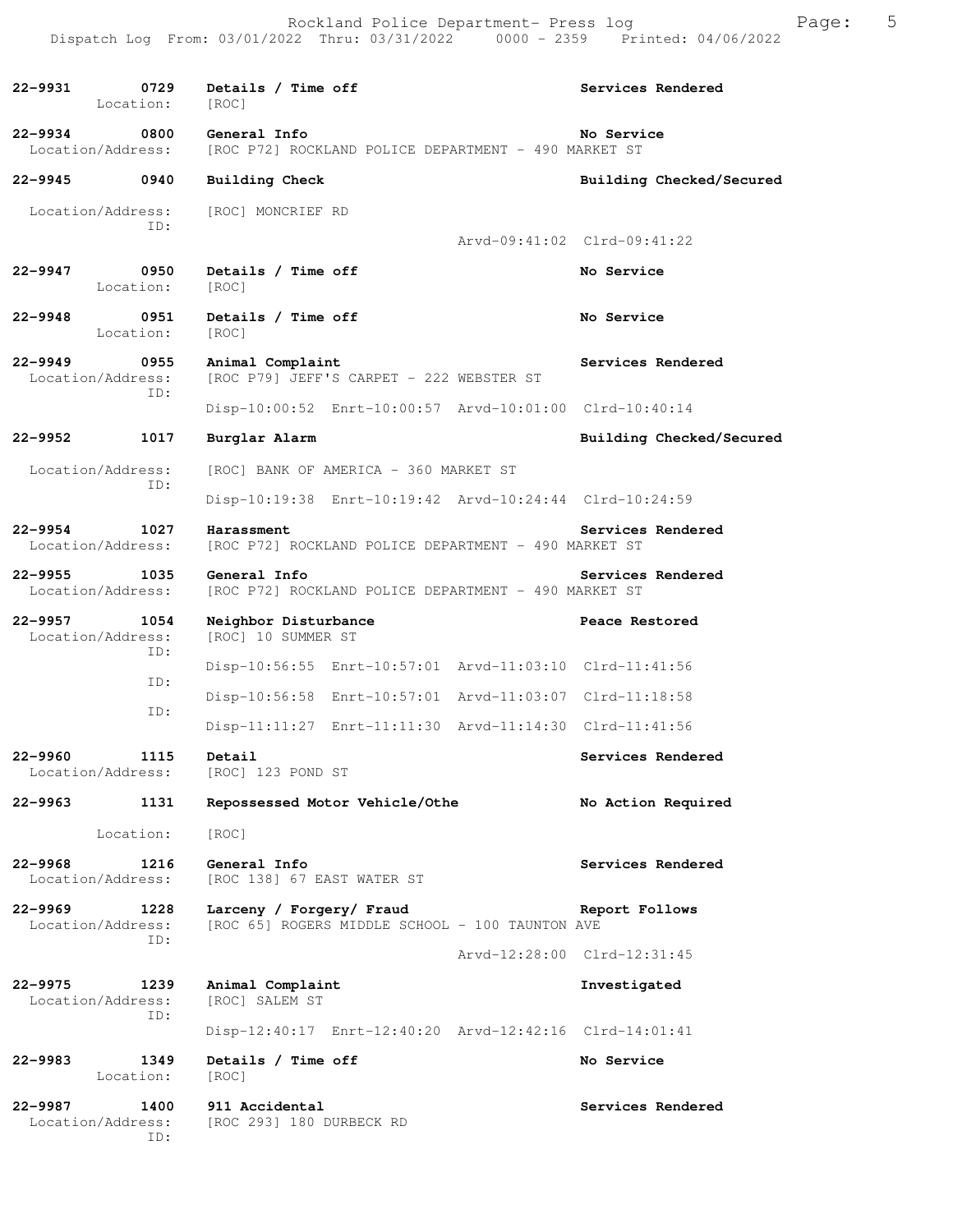| Call # | Time | Call Reason | Action |
|---|---|---|---|
| 22-9931 | 0729 | Details / Time off | Services Rendered |
| | | Location: [ROC] | |
| 22-9934 | 0800 | General Info | No Service |
| | | Location/Address: [ROC P72] ROCKLAND POLICE DEPARTMENT - 490 MARKET ST | |
| 22-9945 | 0940 | Building Check | Building Checked/Secured |
| | | Location/Address: [ROC] MONCRIEF RD | |
| | | ID: Arvd-09:41:02 Clrd-09:41:22 | |
| 22-9947 | 0950 | Details / Time off | No Service |
| | | Location: [ROC] | |
| 22-9948 | 0951 | Details / Time off | No Service |
| | | Location: [ROC] | |
| 22-9949 | 0955 | Animal Complaint | Services Rendered |
| | | Location/Address: [ROC P79] JEFF'S CARPET - 222 WEBSTER ST | |
| | | ID: Disp-10:00:52 Enrt-10:00:57 Arvd-10:01:00 Clrd-10:40:14 | |
| 22-9952 | 1017 | Burglar Alarm | Building Checked/Secured |
| | | Location/Address: [ROC] BANK OF AMERICA - 360 MARKET ST | |
| | | ID: Disp-10:19:38 Enrt-10:19:42 Arvd-10:24:44 Clrd-10:24:59 | |
| 22-9954 | 1027 | Harassment | Services Rendered |
| | | Location/Address: [ROC P72] ROCKLAND POLICE DEPARTMENT - 490 MARKET ST | |
| 22-9955 | 1035 | General Info | Services Rendered |
| | | Location/Address: [ROC P72] ROCKLAND POLICE DEPARTMENT - 490 MARKET ST | |
| 22-9957 | 1054 | Neighbor Disturbance | Peace Restored |
| | | Location/Address: [ROC] 10 SUMMER ST | |
| | | ID: Disp-10:56:55 Enrt-10:57:01 Arvd-11:03:10 Clrd-11:41:56 | |
| | | ID: Disp-10:56:58 Enrt-10:57:01 Arvd-11:03:07 Clrd-11:18:58 | |
| | | ID: Disp-11:11:27 Enrt-11:11:30 Arvd-11:14:30 Clrd-11:41:56 | |
| 22-9960 | 1115 | Detail | Services Rendered |
| | | Location/Address: [ROC] 123 POND ST | |
| 22-9963 | 1131 | Repossessed Motor Vehicle/Othe | No Action Required |
| | | Location: [ROC] | |
| 22-9968 | 1216 | General Info | Services Rendered |
| | | Location/Address: [ROC 138] 67 EAST WATER ST | |
| 22-9969 | 1228 | Larceny / Forgery/ Fraud | Report Follows |
| | | Location/Address: [ROC 65] ROGERS MIDDLE SCHOOL - 100 TAUNTON AVE | |
| | | ID: Arvd-12:28:00 Clrd-12:31:45 | |
| 22-9975 | 1239 | Animal Complaint | Investigated |
| | | Location/Address: [ROC] SALEM ST | |
| | | ID: Disp-12:40:17 Enrt-12:40:20 Arvd-12:42:16 Clrd-14:01:41 | |
| 22-9983 | 1349 | Details / Time off | No Service |
| | | Location: [ROC] | |
| 22-9987 | 1400 | 911 Accidental | Services Rendered |
| | | Location/Address: [ROC 293] 180 DURBECK RD | |
| | | ID: | |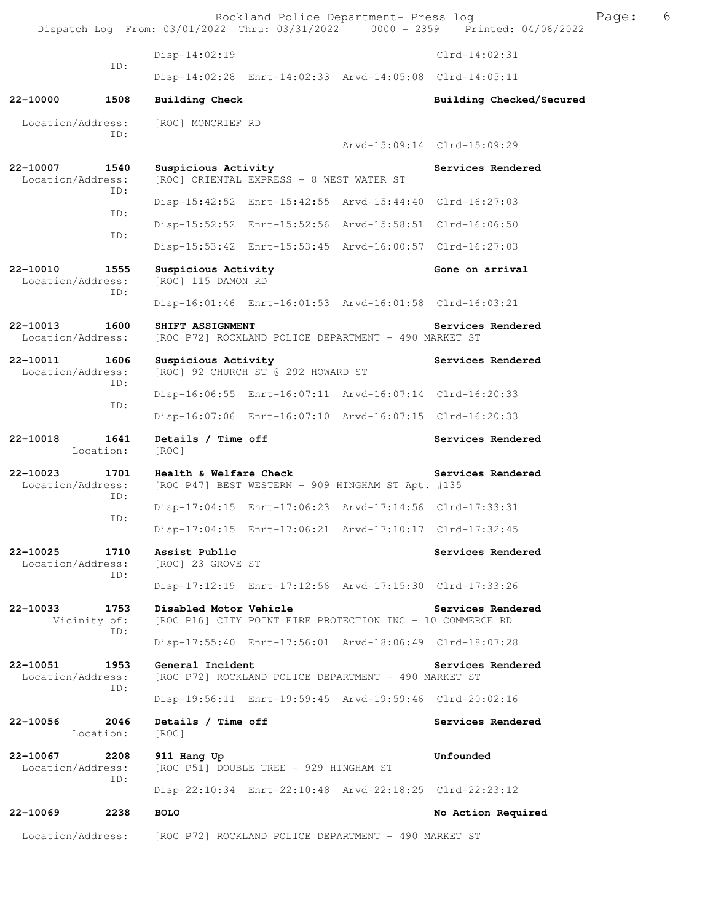Disp-14:02:19 Clrd-14:02:31
ID:
Disp-14:02:28 Enrt-14:02:33 Arvd-14:05:08 Clrd-14:05:11

**22-10000 1508 Building Check** **Building Checked/Secured**

Location/Address: [ROC] MONCRIEF RD
ID:
Arvd-15:09:14 Clrd-15:09:29

**22-10007 1540 Suspicious Activity** **Services Rendered**
Location/Address: [ROC] ORIENTAL EXPRESS - 8 WEST WATER ST
ID:
Disp-15:42:52 Enrt-15:42:55 Arvd-15:44:40 Clrd-16:27:03
ID:
Disp-15:52:52 Enrt-15:52:56 Arvd-15:58:51 Clrd-16:06:50
ID:
Disp-15:53:42 Enrt-15:53:45 Arvd-16:00:57 Clrd-16:27:03

**22-10010 1555 Suspicious Activity** **Gone on arrival**
Location/Address: [ROC] 115 DAMON RD
ID:
Disp-16:01:46 Enrt-16:01:53 Arvd-16:01:58 Clrd-16:03:21

**22-10013 1600 SHIFT ASSIGNMENT** **Services Rendered**
Location/Address: [ROC P72] ROCKLAND POLICE DEPARTMENT - 490 MARKET ST

**22-10011 1606 Suspicious Activity** **Services Rendered**
Location/Address: [ROC] 92 CHURCH ST @ 292 HOWARD ST
ID:
Disp-16:06:55 Enrt-16:07:11 Arvd-16:07:14 Clrd-16:20:33
ID:
Disp-16:07:06 Enrt-16:07:10 Arvd-16:07:15 Clrd-16:20:33

**22-10018 1641 Details / Time off** **Services Rendered**
Location: [ROC]

**22-10023 1701 Health & Welfare Check** **Services Rendered**
Location/Address: [ROC P47] BEST WESTERN - 909 HINGHAM ST Apt. #135
ID:
Disp-17:04:15 Enrt-17:06:23 Arvd-17:14:56 Clrd-17:33:31
ID:
Disp-17:04:15 Enrt-17:06:21 Arvd-17:10:17 Clrd-17:32:45

**22-10025 1710 Assist Public** **Services Rendered**
Location/Address: [ROC] 23 GROVE ST
ID:
Disp-17:12:19 Enrt-17:12:56 Arvd-17:15:30 Clrd-17:33:26

**22-10033 1753 Disabled Motor Vehicle** **Services Rendered**
Vicinity of: [ROC P16] CITY POINT FIRE PROTECTION INC - 10 COMMERCE RD
ID:
Disp-17:55:40 Enrt-17:56:01 Arvd-18:06:49 Clrd-18:07:28

**22-10051 1953 General Incident** **Services Rendered**
Location/Address: [ROC P72] ROCKLAND POLICE DEPARTMENT - 490 MARKET ST
ID:
Disp-19:56:11 Enrt-19:59:45 Arvd-19:59:46 Clrd-20:02:16

**22-10056 2046 Details / Time off** **Services Rendered**
Location: [ROC]

**22-10067 2208 911 Hang Up** **Unfounded**
Location/Address: [ROC P51] DOUBLE TREE - 929 HINGHAM ST
ID:
Disp-22:10:34 Enrt-22:10:48 Arvd-22:18:25 Clrd-22:23:12

**22-10069 2238 BOLO** **No Action Required**

Location/Address: [ROC P72] ROCKLAND POLICE DEPARTMENT - 490 MARKET ST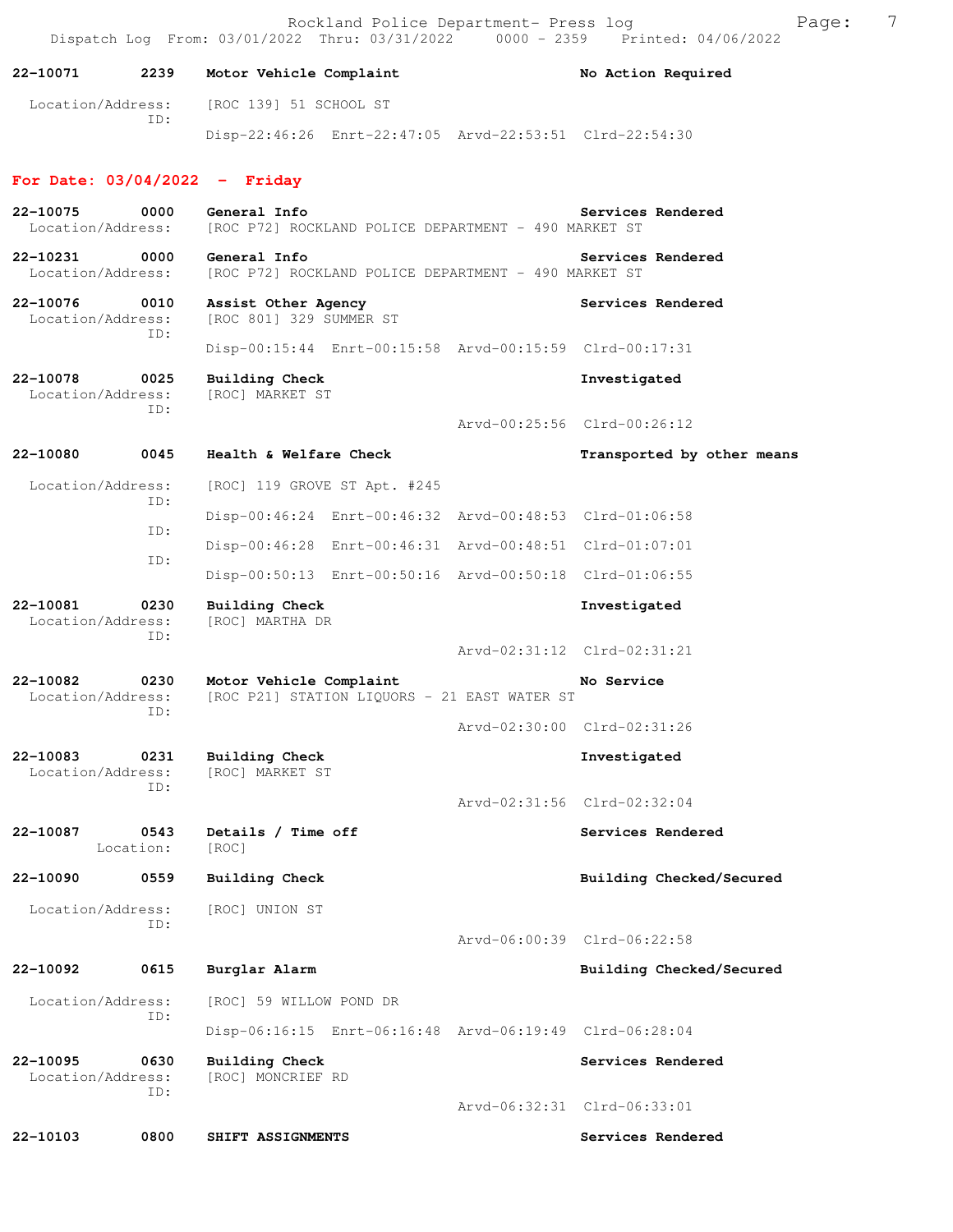22-10071 2239 **Motor Vehicle Complaint** **No Action Required**

Location/Address: [ROC 139] 51 SCHOOL ST
ID:
Disp-22:46:26 Enrt-22:47:05 Arvd-22:53:51 Clrd-22:54:30

## For Date: 03/04/2022 - Friday

22-10075 0000 **General Info** **Services Rendered**
Location/Address: [ROC P72] ROCKLAND POLICE DEPARTMENT - 490 MARKET ST

22-10231 0000 **General Info** **Services Rendered**
Location/Address: [ROC P72] ROCKLAND POLICE DEPARTMENT - 490 MARKET ST

22-10076 0010 **Assist Other Agency** **Services Rendered**
Location/Address: [ROC 801] 329 SUMMER ST
ID:
Disp-00:15:44 Enrt-00:15:58 Arvd-00:15:59 Clrd-00:17:31

22-10078 0025 **Building Check** **Investigated**
Location/Address: [ROC] MARKET ST
ID:
Arvd-00:25:56 Clrd-00:26:12

22-10080 0045 **Health & Welfare Check** **Transported by other means**

Location/Address: [ROC] 119 GROVE ST Apt. #245
ID:
Disp-00:46:24 Enrt-00:46:32 Arvd-00:48:53 Clrd-01:06:58
ID:
Disp-00:46:28 Enrt-00:46:31 Arvd-00:48:51 Clrd-01:07:01
ID:
Disp-00:50:13 Enrt-00:50:16 Arvd-00:50:18 Clrd-01:06:55

22-10081 0230 **Building Check** **Investigated**
Location/Address: [ROC] MARTHA DR
ID:
Arvd-02:31:12 Clrd-02:31:21

22-10082 0230 **Motor Vehicle Complaint** **No Service**
Location/Address: [ROC P21] STATION LIQUORS - 21 EAST WATER ST
ID:
Arvd-02:30:00 Clrd-02:31:26

22-10083 0231 **Building Check** **Investigated**
Location/Address: [ROC] MARKET ST
ID:
Arvd-02:31:56 Clrd-02:32:04

22-10087 0543 **Details / Time off** **Services Rendered**
Location: [ROC]

22-10090 0559 **Building Check** **Building Checked/Secured**

Location/Address: [ROC] UNION ST
ID:
Arvd-06:00:39 Clrd-06:22:58

22-10092 0615 **Burglar Alarm** **Building Checked/Secured**

Location/Address: [ROC] 59 WILLOW POND DR
ID:
Disp-06:16:15 Enrt-06:16:48 Arvd-06:19:49 Clrd-06:28:04

22-10095 0630 **Building Check** **Services Rendered**
Location/Address: [ROC] MONCRIEF RD
ID:
Arvd-06:32:31 Clrd-06:33:01

22-10103 0800 **SHIFT ASSIGNMENTS** **Services Rendered**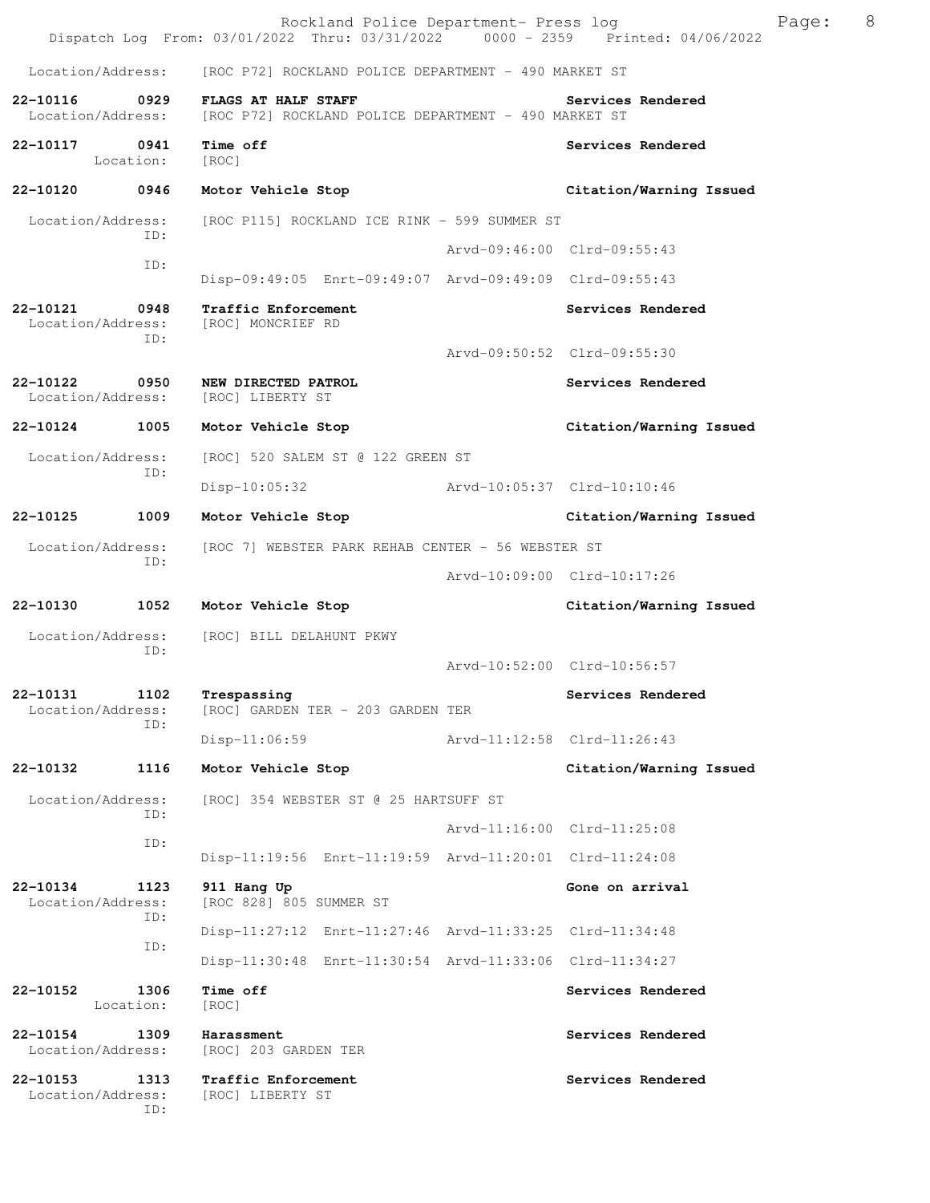Location/Address: [ROC P72] ROCKLAND POLICE DEPARTMENT - 490 MARKET ST

**22-10116 0929 FLAGS AT HALF STAFF** Services Rendered
Location/Address: [ROC P72] ROCKLAND POLICE DEPARTMENT - 490 MARKET ST

**22-10117 0941 Time off** Services Rendered
Location: [ROC]

**22-10120 0946 Motor Vehicle Stop** Citation/Warning Issued
Location/Address: [ROC P115] ROCKLAND ICE RINK - 599 SUMMER ST
ID:
Arvd-09:46:00 Clrd-09:55:43
ID:
Disp-09:49:05 Enrt-09:49:07 Arvd-09:49:09 Clrd-09:55:43

**22-10121 0948 Traffic Enforcement** Services Rendered
Location/Address: [ROC] MONCRIEF RD
ID:
Arvd-09:50:52 Clrd-09:55:30

**22-10122 0950 NEW DIRECTED PATROL** Services Rendered
Location/Address: [ROC] LIBERTY ST

**22-10124 1005 Motor Vehicle Stop** Citation/Warning Issued
Location/Address: [ROC] 520 SALEM ST @ 122 GREEN ST
ID:
Disp-10:05:32 Arvd-10:05:37 Clrd-10:10:46

**22-10125 1009 Motor Vehicle Stop** Citation/Warning Issued
Location/Address: [ROC 7] WEBSTER PARK REHAB CENTER - 56 WEBSTER ST
ID:
Arvd-10:09:00 Clrd-10:17:26

**22-10130 1052 Motor Vehicle Stop** Citation/Warning Issued
Location/Address: [ROC] BILL DELAHUNT PKWY
ID:
Arvd-10:52:00 Clrd-10:56:57

**22-10131 1102 Trespassing** Services Rendered
Location/Address: [ROC] GARDEN TER - 203 GARDEN TER
ID:
Disp-11:06:59 Arvd-11:12:58 Clrd-11:26:43

**22-10132 1116 Motor Vehicle Stop** Citation/Warning Issued
Location/Address: [ROC] 354 WEBSTER ST @ 25 HARTSUFF ST
ID:
Arvd-11:16:00 Clrd-11:25:08
ID:
Disp-11:19:56 Enrt-11:19:59 Arvd-11:20:01 Clrd-11:24:08

**22-10134 1123 911 Hang Up** Gone on arrival
Location/Address: [ROC 828] 805 SUMMER ST
ID:
Disp-11:27:12 Enrt-11:27:46 Arvd-11:33:25 Clrd-11:34:48
ID:
Disp-11:30:48 Enrt-11:30:54 Arvd-11:33:06 Clrd-11:34:27

**22-10152 1306 Time off** Services Rendered
Location: [ROC]

**22-10154 1309 Harassment** Services Rendered
Location/Address: [ROC] 203 GARDEN TER

**22-10153 1313 Traffic Enforcement** Services Rendered
Location/Address: [ROC] LIBERTY ST
ID: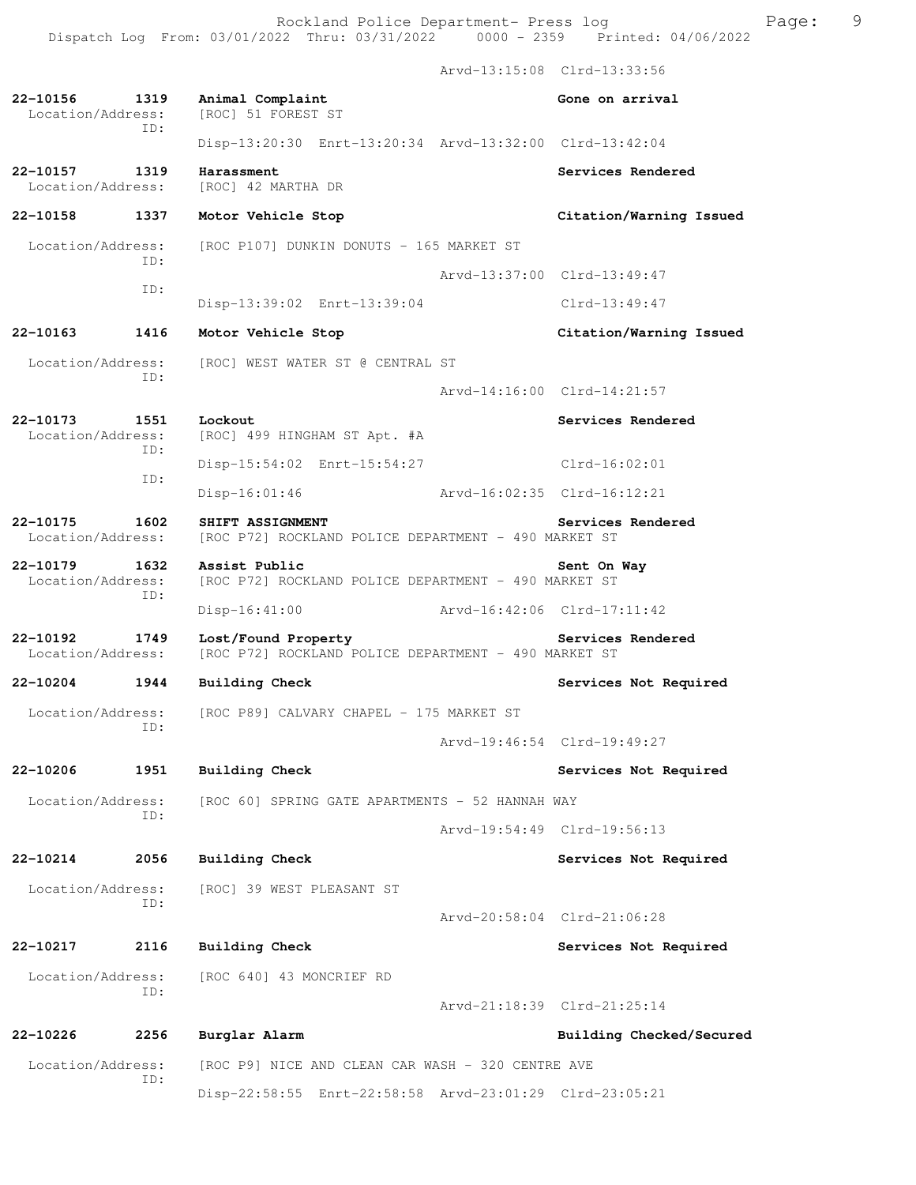Arvd-13:15:08 Clrd-13:33:56

**22-10156 1319 Animal Complaint** — **Gone on arrival**
Location/Address: [ROC] 51 FOREST ST
ID:
Disp-13:20:30 Enrt-13:20:34 Arvd-13:32:00 Clrd-13:42:04

**22-10157 1319 Harassment** — **Services Rendered**
Location/Address: [ROC] 42 MARTHA DR

**22-10158 1337 Motor Vehicle Stop** — **Citation/Warning Issued**
Location/Address: [ROC P107] DUNKIN DONUTS - 165 MARKET ST
ID:
Arvd-13:37:00 Clrd-13:49:47
ID:
Disp-13:39:02 Enrt-13:39:04 Clrd-13:49:47

**22-10163 1416 Motor Vehicle Stop** — **Citation/Warning Issued**
Location/Address: [ROC] WEST WATER ST @ CENTRAL ST
ID:
Arvd-14:16:00 Clrd-14:21:57

**22-10173 1551 Lockout** — **Services Rendered**
Location/Address: [ROC] 499 HINGHAM ST Apt. #A
ID:
Disp-15:54:02 Enrt-15:54:27 Clrd-16:02:01
ID:
Disp-16:01:46 Arvd-16:02:35 Clrd-16:12:21

**22-10175 1602 SHIFT ASSIGNMENT** — **Services Rendered**
Location/Address: [ROC P72] ROCKLAND POLICE DEPARTMENT - 490 MARKET ST

**22-10179 1632 Assist Public** — **Sent On Way**
Location/Address: [ROC P72] ROCKLAND POLICE DEPARTMENT - 490 MARKET ST
ID:
Disp-16:41:00 Arvd-16:42:06 Clrd-17:11:42

**22-10192 1749 Lost/Found Property** — **Services Rendered**
Location/Address: [ROC P72] ROCKLAND POLICE DEPARTMENT - 490 MARKET ST

**22-10204 1944 Building Check** — **Services Not Required**
Location/Address: [ROC P89] CALVARY CHAPEL - 175 MARKET ST
ID:
Arvd-19:46:54 Clrd-19:49:27

**22-10206 1951 Building Check** — **Services Not Required**
Location/Address: [ROC 60] SPRING GATE APARTMENTS - 52 HANNAH WAY
ID:
Arvd-19:54:49 Clrd-19:56:13

**22-10214 2056 Building Check** — **Services Not Required**
Location/Address: [ROC] 39 WEST PLEASANT ST
ID:
Arvd-20:58:04 Clrd-21:06:28

**22-10217 2116 Building Check** — **Services Not Required**
Location/Address: [ROC 640] 43 MONCRIEF RD
ID:
Arvd-21:18:39 Clrd-21:25:14

**22-10226 2256 Burglar Alarm** — **Building Checked/Secured**
Location/Address: [ROC P9] NICE AND CLEAN CAR WASH - 320 CENTRE AVE
ID:
Disp-22:58:55 Enrt-22:58:58 Arvd-23:01:29 Clrd-23:05:21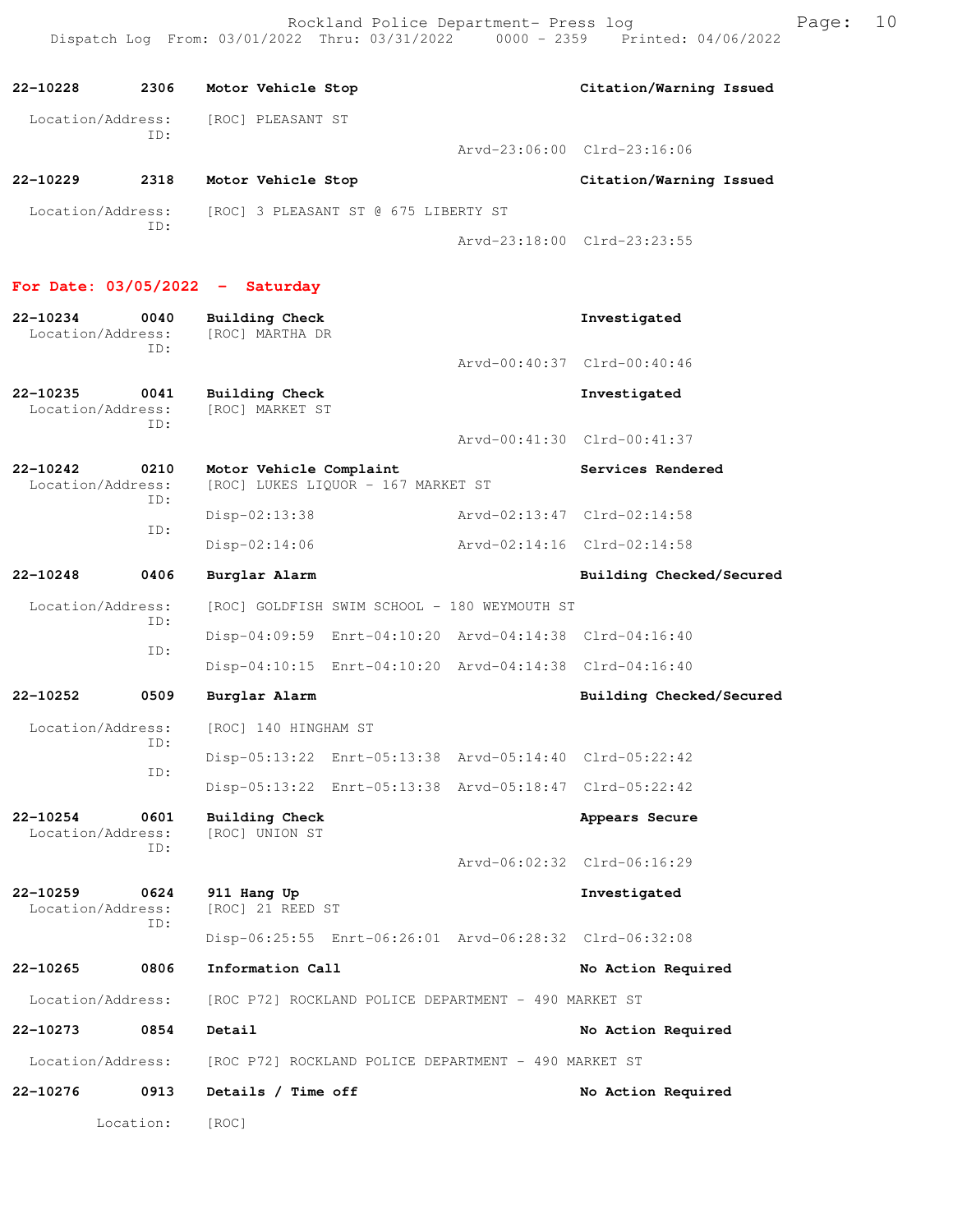22-10228    2306    **Motor Vehicle Stop**    **Citation/Warning Issued**

Location/Address: [ROC] PLEASANT ST
ID:
Arvd-23:06:00 Clrd-23:16:06

22-10229    2318    **Motor Vehicle Stop**    **Citation/Warning Issued**

Location/Address: [ROC] 3 PLEASANT ST @ 675 LIBERTY ST
ID:
Arvd-23:18:00 Clrd-23:23:55

## For Date: 03/05/2022 - Saturday

22-10234    0040    **Building Check**    **Investigated**
Location/Address: [ROC] MARTHA DR
ID:
Arvd-00:40:37 Clrd-00:40:46

22-10235    0041    **Building Check**    **Investigated**
Location/Address: [ROC] MARKET ST
ID:
Arvd-00:41:30 Clrd-00:41:37

22-10242    0210    **Motor Vehicle Complaint**    **Services Rendered**
Location/Address: [ROC] LUKES LIQUOR - 167 MARKET ST
ID:
Disp-02:13:38 Arvd-02:13:47 Clrd-02:14:58
ID:
Disp-02:14:06 Arvd-02:14:16 Clrd-02:14:58

22-10248    0406    **Burglar Alarm**    **Building Checked/Secured**

Location/Address: [ROC] GOLDFISH SWIM SCHOOL - 180 WEYMOUTH ST
ID:
Disp-04:09:59 Enrt-04:10:20 Arvd-04:14:38 Clrd-04:16:40
ID:
Disp-04:10:15 Enrt-04:10:20 Arvd-04:14:38 Clrd-04:16:40

22-10252    0509    **Burglar Alarm**    **Building Checked/Secured**

Location/Address: [ROC] 140 HINGHAM ST
ID:
Disp-05:13:22 Enrt-05:13:38 Arvd-05:14:40 Clrd-05:22:42
ID:
Disp-05:13:22 Enrt-05:13:38 Arvd-05:18:47 Clrd-05:22:42

22-10254    0601    **Building Check**    **Appears Secure**
Location/Address: [ROC] UNION ST
ID:
Arvd-06:02:32 Clrd-06:16:29

22-10259    0624    **911 Hang Up**    **Investigated**
Location/Address: [ROC] 21 REED ST
ID:
Disp-06:25:55 Enrt-06:26:01 Arvd-06:28:32 Clrd-06:32:08

22-10265    0806    **Information Call**    **No Action Required**

Location/Address: [ROC P72] ROCKLAND POLICE DEPARTMENT - 490 MARKET ST

22-10273    0854    **Detail**    **No Action Required**

Location/Address: [ROC P72] ROCKLAND POLICE DEPARTMENT - 490 MARKET ST

22-10276    0913    **Details / Time off**    **No Action Required**

Location: [ROC]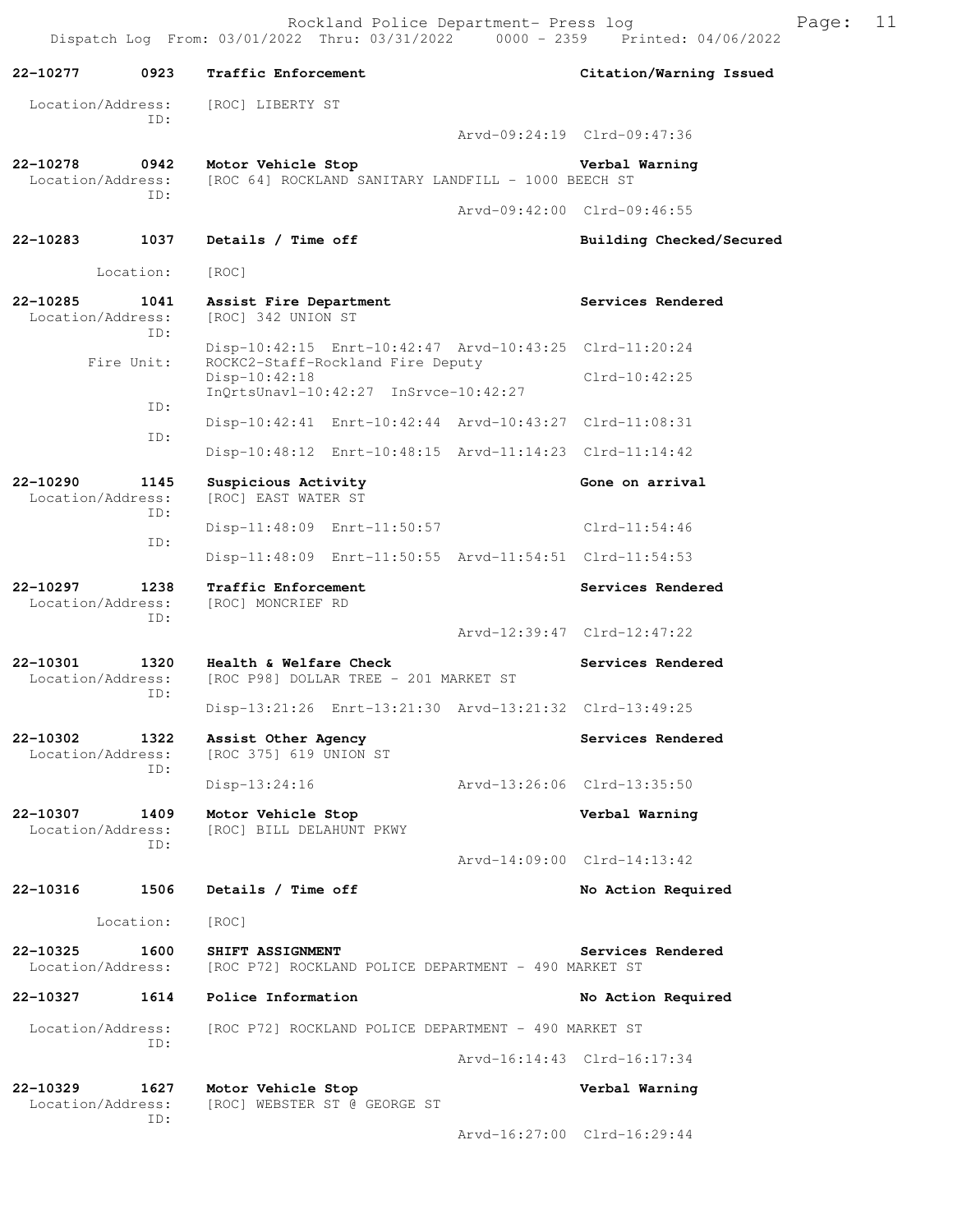**22-10277 0923 Traffic Enforcement** — **Citation/Warning Issued**

Location/Address: [ROC] LIBERTY ST
ID:
Arvd-09:24:19 Clrd-09:47:36

**22-10278 0942 Motor Vehicle Stop** — **Verbal Warning**

Location/Address: [ROC 64] ROCKLAND SANITARY LANDFILL - 1000 BEECH ST
ID:
Arvd-09:42:00 Clrd-09:46:55

**22-10283 1037 Details / Time off** — **Building Checked/Secured**

Location: [ROC]

**22-10285 1041 Assist Fire Department** — **Services Rendered**

Location/Address: [ROC] 342 UNION ST
ID:
Disp-10:42:15 Enrt-10:42:47 Arvd-10:43:25 Clrd-11:20:24
Fire Unit: ROCKC2-Staff-Rockland Fire Deputy
Disp-10:42:18 Clrd-10:42:25
InQrtsUnavl-10:42:27 InSrvce-10:42:27
ID:
Disp-10:42:41 Enrt-10:42:44 Arvd-10:43:27 Clrd-11:08:31
ID:
Disp-10:48:12 Enrt-10:48:15 Arvd-11:14:23 Clrd-11:14:42

**22-10290 1145 Suspicious Activity** — **Gone on arrival**

Location/Address: [ROC] EAST WATER ST
ID:
Disp-11:48:09 Enrt-11:50:57 Clrd-11:54:46
ID:
Disp-11:48:09 Enrt-11:50:55 Arvd-11:54:51 Clrd-11:54:53

**22-10297 1238 Traffic Enforcement** — **Services Rendered**

Location/Address: [ROC] MONCRIEF RD
ID:
Arvd-12:39:47 Clrd-12:47:22

**22-10301 1320 Health & Welfare Check** — **Services Rendered**

Location/Address: [ROC P98] DOLLAR TREE - 201 MARKET ST
ID:
Disp-13:21:26 Enrt-13:21:30 Arvd-13:21:32 Clrd-13:49:25

**22-10302 1322 Assist Other Agency** — **Services Rendered**

Location/Address: [ROC 375] 619 UNION ST
ID:
Disp-13:24:16 Arvd-13:26:06 Clrd-13:35:50

**22-10307 1409 Motor Vehicle Stop** — **Verbal Warning**

Location/Address: [ROC] BILL DELAHUNT PKWY
ID:
Arvd-14:09:00 Clrd-14:13:42

**22-10316 1506 Details / Time off** — **No Action Required**

Location: [ROC]

**22-10325 1600 SHIFT ASSIGNMENT** — **Services Rendered**

Location/Address: [ROC P72] ROCKLAND POLICE DEPARTMENT - 490 MARKET ST

**22-10327 1614 Police Information** — **No Action Required**

Location/Address: [ROC P72] ROCKLAND POLICE DEPARTMENT - 490 MARKET ST
ID:
Arvd-16:14:43 Clrd-16:17:34

**22-10329 1627 Motor Vehicle Stop** — **Verbal Warning**

Location/Address: [ROC] WEBSTER ST @ GEORGE ST
ID:
Arvd-16:27:00 Clrd-16:29:44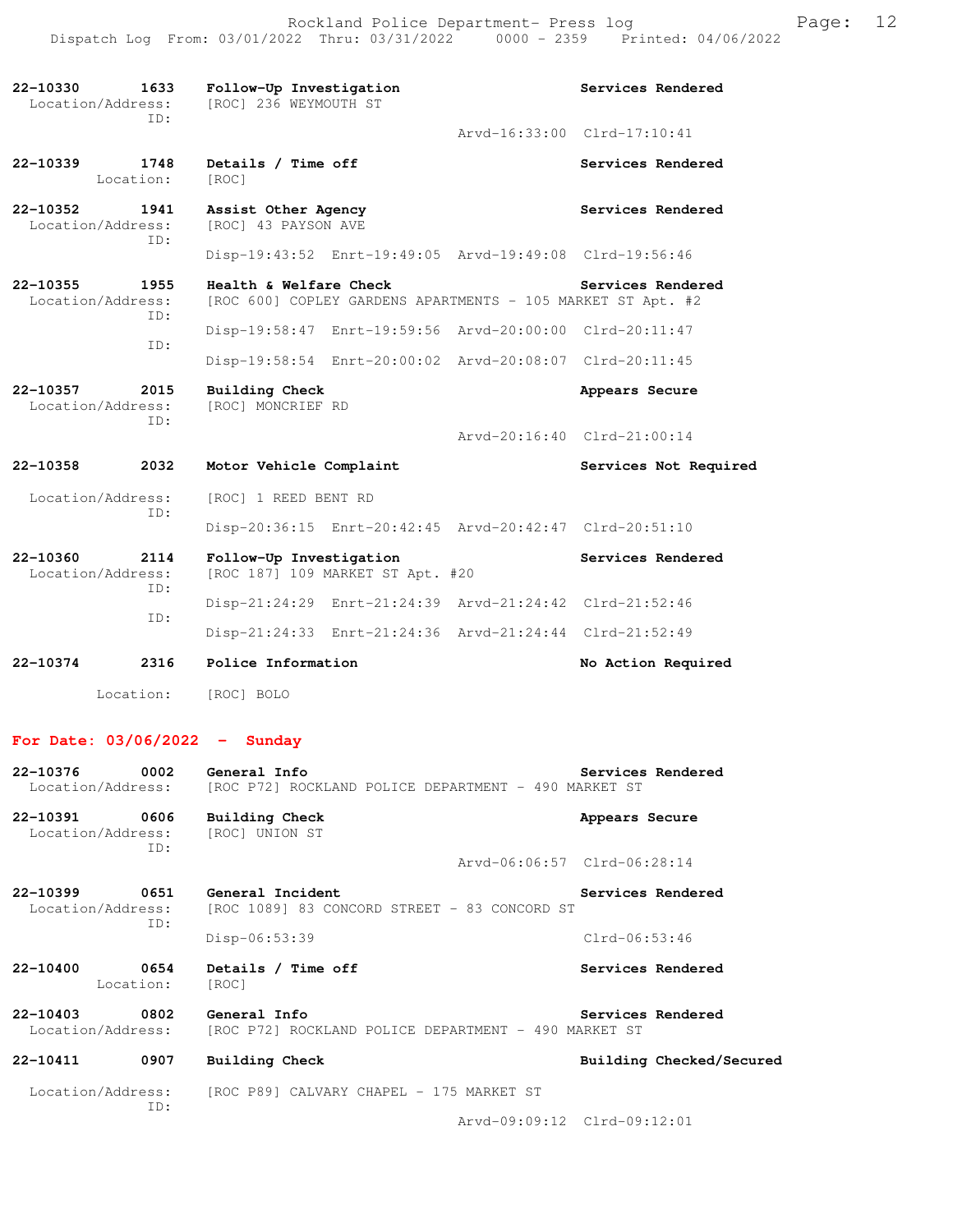**22-10330** 1633 **Follow-Up Investigation** — **Services Rendered**
Location/Address: [ROC] 236 WEYMOUTH ST
ID:
Arvd-16:33:00 Clrd-17:10:41

**22-10339** 1748 **Details / Time off** — **Services Rendered**
Location: [ROC]

**22-10352** 1941 **Assist Other Agency** — **Services Rendered**
Location/Address: [ROC] 43 PAYSON AVE
ID:
Disp-19:43:52 Enrt-19:49:05 Arvd-19:49:08 Clrd-19:56:46

**22-10355** 1955 **Health & Welfare Check** — **Services Rendered**
Location/Address: [ROC 600] COPLEY GARDENS APARTMENTS - 105 MARKET ST Apt. #2
ID:
Disp-19:58:47 Enrt-19:59:56 Arvd-20:00:00 Clrd-20:11:47
ID:
Disp-19:58:54 Enrt-20:00:02 Arvd-20:08:07 Clrd-20:11:45

**22-10357** 2015 **Building Check** — **Appears Secure**
Location/Address: [ROC] MONCRIEF RD
ID:
Arvd-20:16:40 Clrd-21:00:14

**22-10358** 2032 **Motor Vehicle Complaint** — **Services Not Required**
Location/Address: [ROC] 1 REED BENT RD
ID:
Disp-20:36:15 Enrt-20:42:45 Arvd-20:42:47 Clrd-20:51:10

**22-10360** 2114 **Follow-Up Investigation** — **Services Rendered**
Location/Address: [ROC 187] 109 MARKET ST Apt. #20
ID:
Disp-21:24:29 Enrt-21:24:39 Arvd-21:24:42 Clrd-21:52:46
ID:
Disp-21:24:33 Enrt-21:24:36 Arvd-21:24:44 Clrd-21:52:49

**22-10374** 2316 **Police Information** — **No Action Required**
Location: [ROC] BOLO

## For Date: 03/06/2022 - Sunday

**22-10376** 0002 **General Info** — **Services Rendered**
Location/Address: [ROC P72] ROCKLAND POLICE DEPARTMENT - 490 MARKET ST

**22-10391** 0606 **Building Check** — **Appears Secure**
Location/Address: [ROC] UNION ST
ID:
Arvd-06:06:57 Clrd-06:28:14

**22-10399** 0651 **General Incident** — **Services Rendered**
Location/Address: [ROC 1089] 83 CONCORD STREET - 83 CONCORD ST
ID:
Disp-06:53:39 Clrd-06:53:46

**22-10400** 0654 **Details / Time off** — **Services Rendered**
Location: [ROC]

**22-10403** 0802 **General Info** — **Services Rendered**
Location/Address: [ROC P72] ROCKLAND POLICE DEPARTMENT - 490 MARKET ST

**22-10411** 0907 **Building Check** — **Building Checked/Secured**
Location/Address: [ROC P89] CALVARY CHAPEL - 175 MARKET ST
ID:
Arvd-09:09:12 Clrd-09:12:01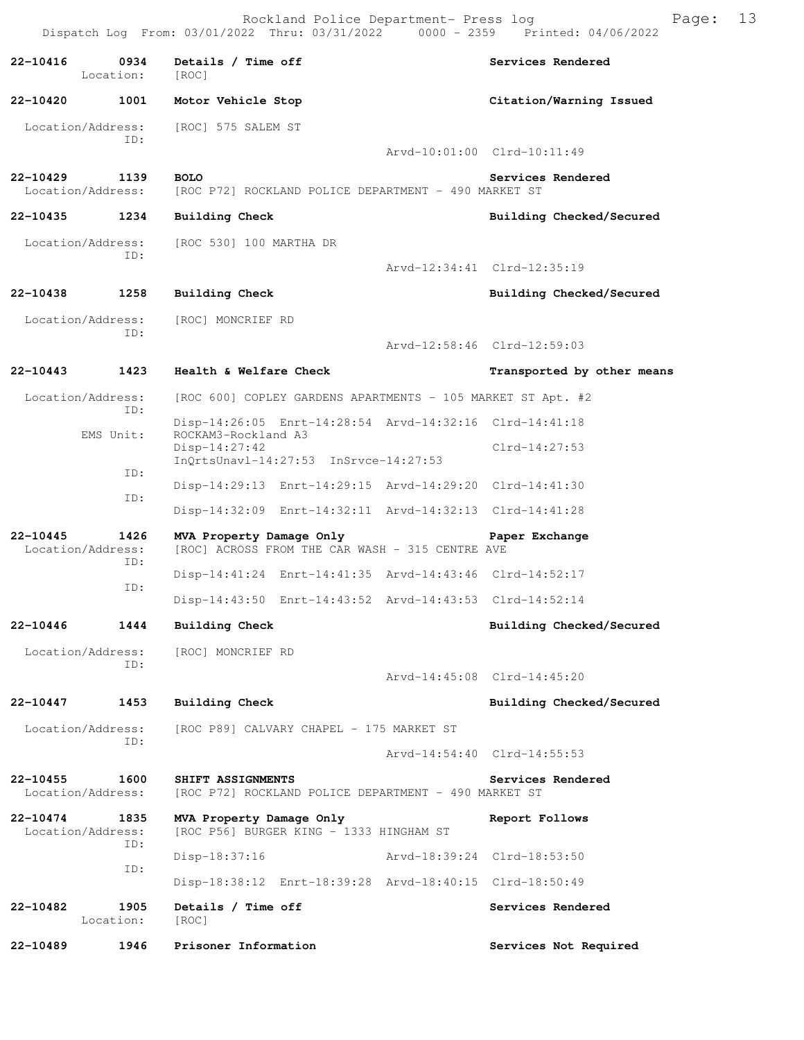**22-10416** 0934 **Details / Time off** — **Services Rendered**
Location: [ROC]

**22-10420** 1001 **Motor Vehicle Stop** — **Citation/Warning Issued**
Location/Address: [ROC] 575 SALEM ST
ID:
Arvd-10:01:00 Clrd-10:11:49

**22-10429** 1139 **BOLO** — **Services Rendered**
Location/Address: [ROC P72] ROCKLAND POLICE DEPARTMENT - 490 MARKET ST

**22-10435** 1234 **Building Check** — **Building Checked/Secured**
Location/Address: [ROC 530] 100 MARTHA DR
ID:
Arvd-12:34:41 Clrd-12:35:19

**22-10438** 1258 **Building Check** — **Building Checked/Secured**
Location/Address: [ROC] MONCRIEF RD
ID:
Arvd-12:58:46 Clrd-12:59:03

**22-10443** 1423 **Health & Welfare Check** — **Transported by other means**
Location/Address: [ROC 600] COPLEY GARDENS APARTMENTS - 105 MARKET ST Apt. #2
ID:
Disp-14:26:05 Enrt-14:28:54 Arvd-14:32:16 Clrd-14:41:18
EMS Unit: ROCKAM3-Rockland A3
Disp-14:27:42 Clrd-14:27:53
InQrtsUnavl-14:27:53 InSrvce-14:27:53
ID:
Disp-14:29:13 Enrt-14:29:15 Arvd-14:29:20 Clrd-14:41:30
ID:
Disp-14:32:09 Enrt-14:32:11 Arvd-14:32:13 Clrd-14:41:28

**22-10445** 1426 **MVA Property Damage Only** — **Paper Exchange**
Location/Address: [ROC] ACROSS FROM THE CAR WASH - 315 CENTRE AVE
ID:
Disp-14:41:24 Enrt-14:41:35 Arvd-14:43:46 Clrd-14:52:17
ID:
Disp-14:43:50 Enrt-14:43:52 Arvd-14:43:53 Clrd-14:52:14

**22-10446** 1444 **Building Check** — **Building Checked/Secured**
Location/Address: [ROC] MONCRIEF RD
ID:
Arvd-14:45:08 Clrd-14:45:20

**22-10447** 1453 **Building Check** — **Building Checked/Secured**
Location/Address: [ROC P89] CALVARY CHAPEL - 175 MARKET ST
ID:
Arvd-14:54:40 Clrd-14:55:53

**22-10455** 1600 **SHIFT ASSIGNMENTS** — **Services Rendered**
Location/Address: [ROC P72] ROCKLAND POLICE DEPARTMENT - 490 MARKET ST

**22-10474** 1835 **MVA Property Damage Only** — **Report Follows**
Location/Address: [ROC P56] BURGER KING - 1333 HINGHAM ST
ID:
Disp-18:37:16 Arvd-18:39:24 Clrd-18:53:50
ID:
Disp-18:38:12 Enrt-18:39:28 Arvd-18:40:15 Clrd-18:50:49

**22-10482** 1905 **Details / Time off** — **Services Rendered**
Location: [ROC]

**22-10489** 1946 **Prisoner Information** — **Services Not Required**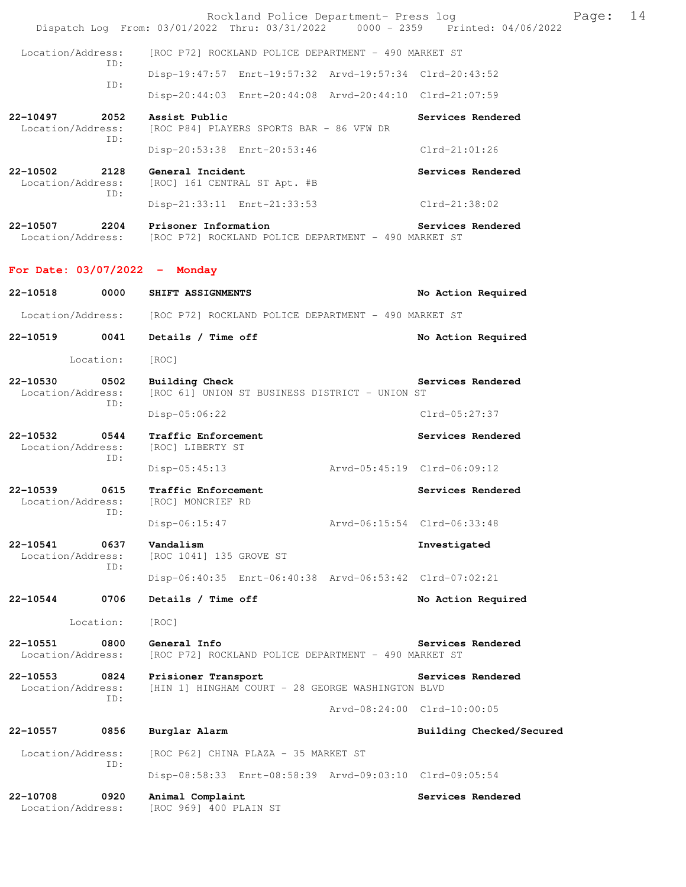Location/Address: [ROC P72] ROCKLAND POLICE DEPARTMENT - 490 MARKET ST
ID:
Disp-19:47:57 Enrt-19:57:32 Arvd-19:57:34 Clrd-20:43:52
ID:
Disp-20:44:03 Enrt-20:44:08 Arvd-20:44:10 Clrd-21:07:59

**22-10497 2052 Assist Public** — Services Rendered
Location/Address: [ROC P84] PLAYERS SPORTS BAR - 86 VFW DR
ID:
Disp-20:53:38 Enrt-20:53:46 Clrd-21:01:26

**22-10502 2128 General Incident** — Services Rendered
Location/Address: [ROC] 161 CENTRAL ST Apt. #B
ID:
Disp-21:33:11 Enrt-21:33:53 Clrd-21:38:02

**22-10507 2204 Prisoner Information** — Services Rendered
Location/Address: [ROC P72] ROCKLAND POLICE DEPARTMENT - 490 MARKET ST

## For Date: 03/07/2022 - Monday

**22-10518 0000 SHIFT ASSIGNMENTS** — No Action Required
Location/Address: [ROC P72] ROCKLAND POLICE DEPARTMENT - 490 MARKET ST

**22-10519 0041 Details / Time off** — No Action Required
Location: [ROC]

**22-10530 0502 Building Check** — Services Rendered
Location/Address: [ROC 61] UNION ST BUSINESS DISTRICT - UNION ST
ID:
Disp-05:06:22 Clrd-05:27:37

**22-10532 0544 Traffic Enforcement** — Services Rendered
Location/Address: [ROC] LIBERTY ST
ID:
Disp-05:45:13 Arvd-05:45:19 Clrd-06:09:12

**22-10539 0615 Traffic Enforcement** — Services Rendered
Location/Address: [ROC] MONCRIEF RD
ID:
Disp-06:15:47 Arvd-06:15:54 Clrd-06:33:48

**22-10541 0637 Vandalism** — Investigated
Location/Address: [ROC 1041] 135 GROVE ST
ID:
Disp-06:40:35 Enrt-06:40:38 Arvd-06:53:42 Clrd-07:02:21

**22-10544 0706 Details / Time off** — No Action Required
Location: [ROC]

**22-10551 0800 General Info** — Services Rendered
Location/Address: [ROC P72] ROCKLAND POLICE DEPARTMENT - 490 MARKET ST

**22-10553 0824 Prisioner Transport** — Services Rendered
Location/Address: [HIN 1] HINGHAM COURT - 28 GEORGE WASHINGTON BLVD
ID:
Arvd-08:24:00 Clrd-10:00:05

**22-10557 0856 Burglar Alarm** — Building Checked/Secured
Location/Address: [ROC P62] CHINA PLAZA - 35 MARKET ST
ID:
Disp-08:58:33 Enrt-08:58:39 Arvd-09:03:10 Clrd-09:05:54

**22-10708 0920 Animal Complaint** — Services Rendered
Location/Address: [ROC 969] 400 PLAIN ST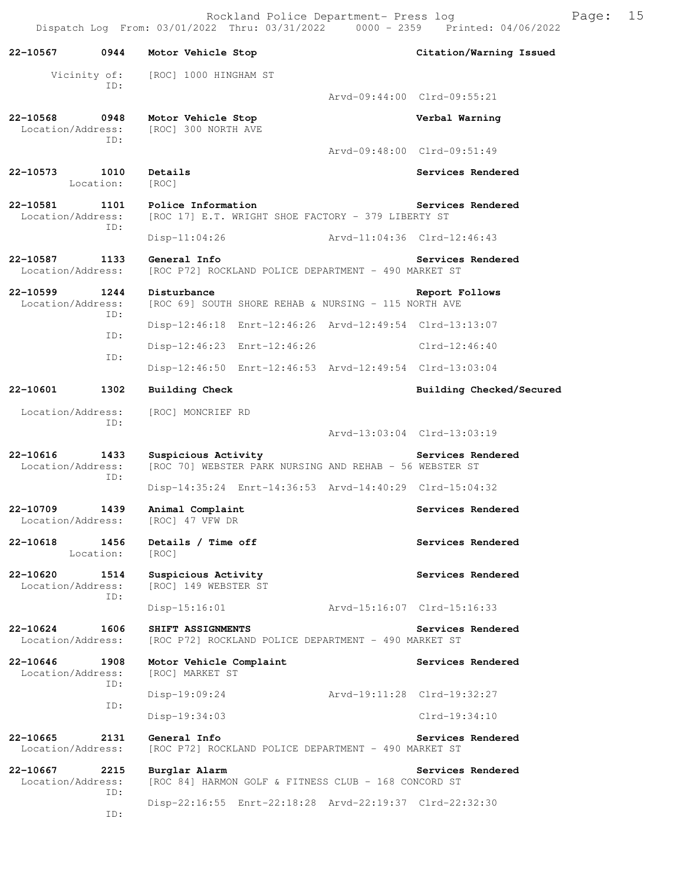```
22-10567    0944    Motor Vehicle Stop                              Citation/Warning Issued
      Vicinity of:    [ROC] 1000 HINGHAM ST
              ID:
                                          Arvd-09:44:00  Clrd-09:55:21

22-10568    0948    Motor Vehicle Stop                              Verbal Warning
  Location/Address:   [ROC] 300 NORTH AVE
              ID:
                                          Arvd-09:48:00  Clrd-09:51:49

22-10573    1010    Details                                         Services Rendered
        Location:   [ROC]

22-10581    1101    Police Information                              Services Rendered
  Location/Address:   [ROC 17] E.T. WRIGHT SHOE FACTORY - 379 LIBERTY ST
              ID:
                    Disp-11:04:26           Arvd-11:04:36  Clrd-12:46:43

22-10587    1133    General Info                                    Services Rendered
  Location/Address:   [ROC P72] ROCKLAND POLICE DEPARTMENT - 490 MARKET ST

22-10599    1244    Disturbance                                     Report Follows
  Location/Address:   [ROC 69] SOUTH SHORE REHAB & NURSING - 115 NORTH AVE
              ID:
                    Disp-12:46:18  Enrt-12:46:26  Arvd-12:49:54  Clrd-13:13:07
              ID:
                    Disp-12:46:23  Enrt-12:46:26                 Clrd-12:46:40
              ID:
                    Disp-12:46:50  Enrt-12:46:53  Arvd-12:49:54  Clrd-13:03:04

22-10601    1302    Building Check                                  Building Checked/Secured
  Location/Address:   [ROC] MONCRIEF RD
              ID:
                                          Arvd-13:03:04  Clrd-13:03:19

22-10616    1433    Suspicious Activity                             Services Rendered
  Location/Address:   [ROC 70] WEBSTER PARK NURSING AND REHAB - 56 WEBSTER ST
              ID:
                    Disp-14:35:24  Enrt-14:36:53  Arvd-14:40:29  Clrd-15:04:32

22-10709    1439    Animal Complaint                                Services Rendered
  Location/Address:   [ROC] 47 VFW DR

22-10618    1456    Details / Time off                              Services Rendered
        Location:   [ROC]

22-10620    1514    Suspicious Activity                             Services Rendered
  Location/Address:   [ROC] 149 WEBSTER ST
              ID:
                    Disp-15:16:01           Arvd-15:16:07  Clrd-15:16:33

22-10624    1606    SHIFT ASSIGNMENTS                               Services Rendered
  Location/Address:   [ROC P72] ROCKLAND POLICE DEPARTMENT - 490 MARKET ST

22-10646    1908    Motor Vehicle Complaint                         Services Rendered
  Location/Address:   [ROC] MARKET ST
              ID:
                    Disp-19:09:24           Arvd-19:11:28  Clrd-19:32:27
              ID:
                    Disp-19:34:03                          Clrd-19:34:10

22-10665    2131    General Info                                    Services Rendered
  Location/Address:   [ROC P72] ROCKLAND POLICE DEPARTMENT - 490 MARKET ST

22-10667    2215    Burglar Alarm                                   Services Rendered
  Location/Address:   [ROC 84] HARMON GOLF & FITNESS CLUB - 168 CONCORD ST
              ID:
                    Disp-22:16:55  Enrt-22:18:28  Arvd-22:19:37  Clrd-22:32:30
              ID:
```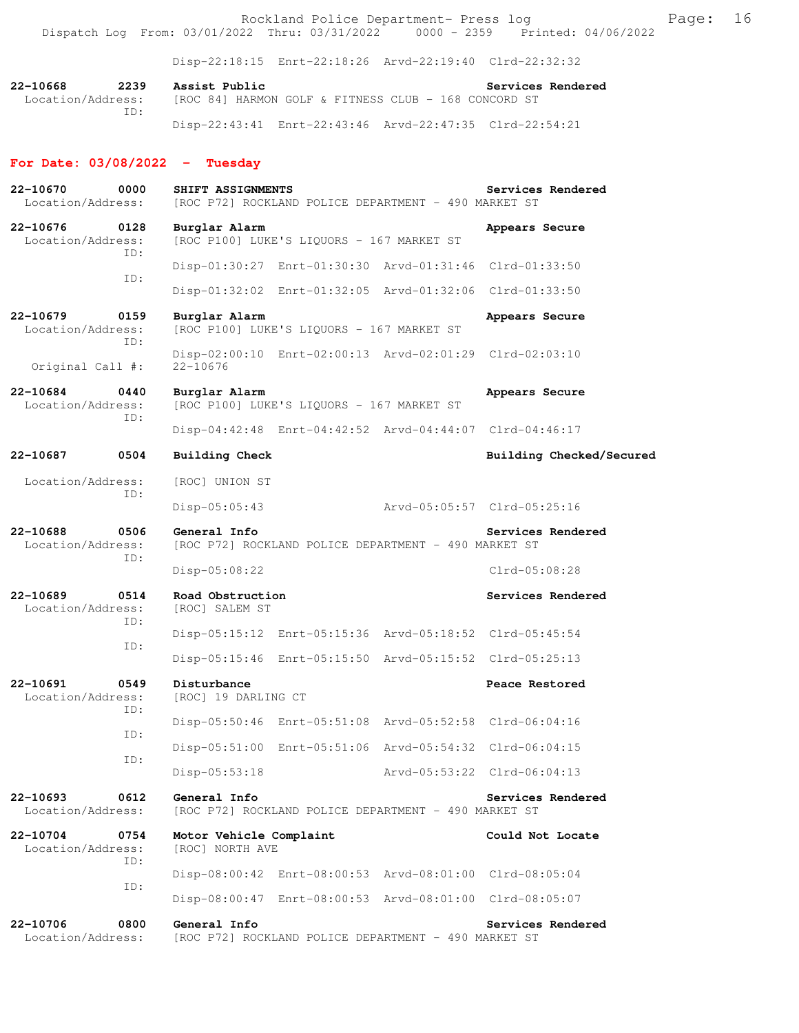Disp-22:18:15 Enrt-22:18:26 Arvd-22:19:40 Clrd-22:32:32

**22-10668** **2239** **Assist Public** **Services Rendered**
Location/Address: [ROC 84] HARMON GOLF & FITNESS CLUB - 168 CONCORD ST
ID:
Disp-22:43:41 Enrt-22:43:46 Arvd-22:47:35 Clrd-22:54:21

## For Date: 03/08/2022 - Tuesday

**22-10670** **0000** **SHIFT ASSIGNMENTS** **Services Rendered**
Location/Address: [ROC P72] ROCKLAND POLICE DEPARTMENT - 490 MARKET ST

**22-10676** **0128** **Burglar Alarm** **Appears Secure**
Location/Address: [ROC P100] LUKE'S LIQUORS - 167 MARKET ST
ID:
Disp-01:30:27 Enrt-01:30:30 Arvd-01:31:46 Clrd-01:33:50
ID:
Disp-01:32:02 Enrt-01:32:05 Arvd-01:32:06 Clrd-01:33:50

**22-10679** **0159** **Burglar Alarm** **Appears Secure**
Location/Address: [ROC P100] LUKE'S LIQUORS - 167 MARKET ST
ID:
Disp-02:00:10 Enrt-02:00:13 Arvd-02:01:29 Clrd-02:03:10
Original Call #: 22-10676

**22-10684** **0440** **Burglar Alarm** **Appears Secure**
Location/Address: [ROC P100] LUKE'S LIQUORS - 167 MARKET ST
ID:
Disp-04:42:48 Enrt-04:42:52 Arvd-04:44:07 Clrd-04:46:17

**22-10687** **0504** **Building Check** **Building Checked/Secured**
Location/Address: [ROC] UNION ST
ID:
Disp-05:05:43 Arvd-05:05:57 Clrd-05:25:16

**22-10688** **0506** **General Info** **Services Rendered**
Location/Address: [ROC P72] ROCKLAND POLICE DEPARTMENT - 490 MARKET ST
ID:
Disp-05:08:22 Clrd-05:08:28

**22-10689** **0514** **Road Obstruction** **Services Rendered**
Location/Address: [ROC] SALEM ST
ID:
Disp-05:15:12 Enrt-05:15:36 Arvd-05:18:52 Clrd-05:45:54
ID:
Disp-05:15:46 Enrt-05:15:50 Arvd-05:15:52 Clrd-05:25:13

**22-10691** **0549** **Disturbance** **Peace Restored**
Location/Address: [ROC] 19 DARLING CT
ID:
Disp-05:50:46 Enrt-05:51:08 Arvd-05:52:58 Clrd-06:04:16
ID:
Disp-05:51:00 Enrt-05:51:06 Arvd-05:54:32 Clrd-06:04:15
ID:
Disp-05:53:18 Arvd-05:53:22 Clrd-06:04:13

**22-10693** **0612** **General Info** **Services Rendered**
Location/Address: [ROC P72] ROCKLAND POLICE DEPARTMENT - 490 MARKET ST

**22-10704** **0754** **Motor Vehicle Complaint** **Could Not Locate**
Location/Address: [ROC] NORTH AVE
ID:
Disp-08:00:42 Enrt-08:00:53 Arvd-08:01:00 Clrd-08:05:04
ID:
Disp-08:00:47 Enrt-08:00:53 Arvd-08:01:00 Clrd-08:05:07

**22-10706** **0800** **General Info** **Services Rendered**
Location/Address: [ROC P72] ROCKLAND POLICE DEPARTMENT - 490 MARKET ST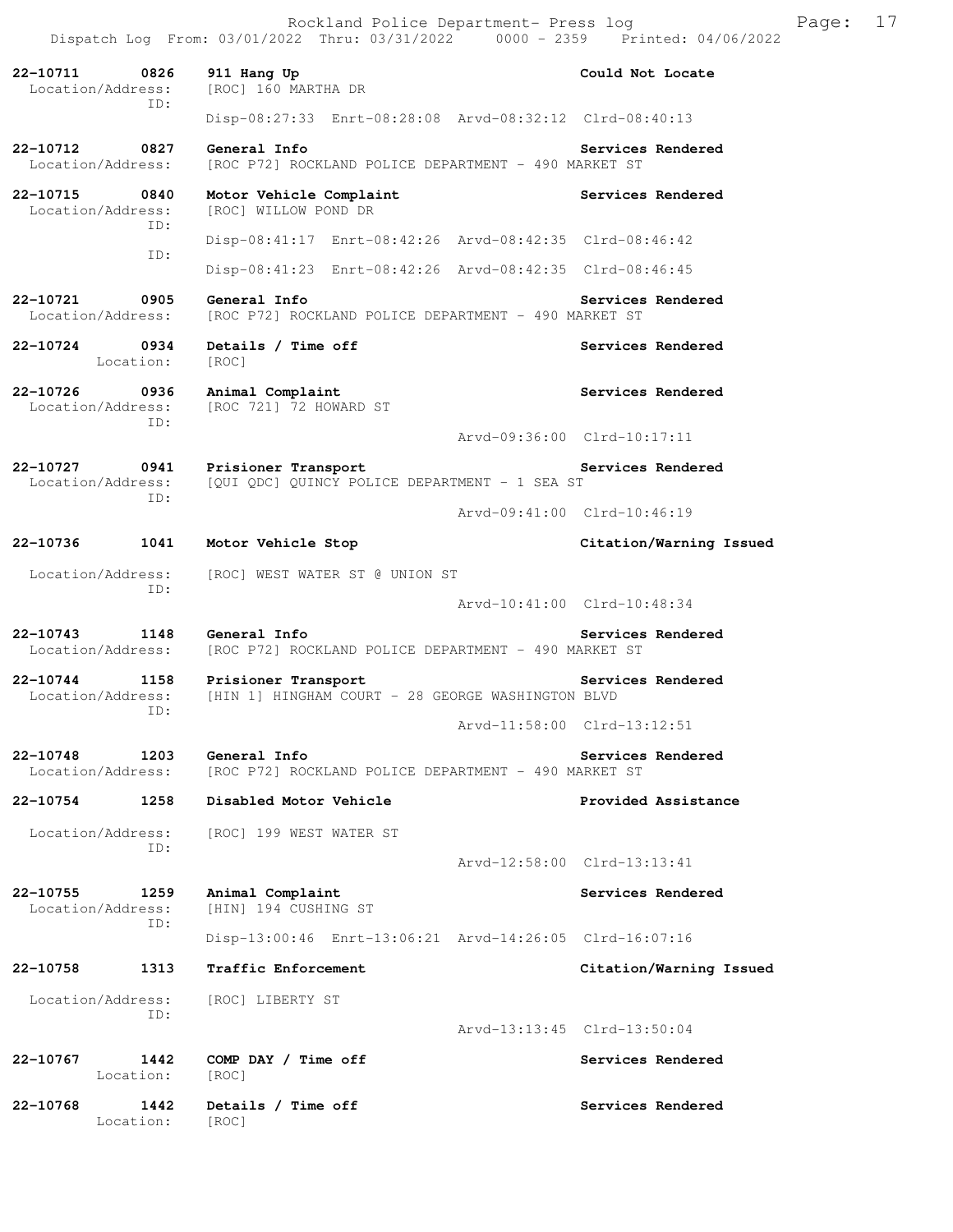**22-10711 0826 911 Hang Up — Could Not Locate**
Location/Address: [ROC] 160 MARTHA DR
ID:
Disp-08:27:33 Enrt-08:28:08 Arvd-08:32:12 Clrd-08:40:13

**22-10712 0827 General Info — Services Rendered**
Location/Address: [ROC P72] ROCKLAND POLICE DEPARTMENT - 490 MARKET ST

**22-10715 0840 Motor Vehicle Complaint — Services Rendered**
Location/Address: [ROC] WILLOW POND DR
ID:
Disp-08:41:17 Enrt-08:42:26 Arvd-08:42:35 Clrd-08:46:42
ID:
Disp-08:41:23 Enrt-08:42:26 Arvd-08:42:35 Clrd-08:46:45

**22-10721 0905 General Info — Services Rendered**
Location/Address: [ROC P72] ROCKLAND POLICE DEPARTMENT - 490 MARKET ST

**22-10724 0934 Details / Time off — Services Rendered**
Location: [ROC]

**22-10726 0936 Animal Complaint — Services Rendered**
Location/Address: [ROC 721] 72 HOWARD ST
ID:
Arvd-09:36:00 Clrd-10:17:11

**22-10727 0941 Prisioner Transport — Services Rendered**
Location/Address: [QUI QDC] QUINCY POLICE DEPARTMENT - 1 SEA ST
ID:
Arvd-09:41:00 Clrd-10:46:19

**22-10736 1041 Motor Vehicle Stop — Citation/Warning Issued**
Location/Address: [ROC] WEST WATER ST @ UNION ST
ID:
Arvd-10:41:00 Clrd-10:48:34

**22-10743 1148 General Info — Services Rendered**
Location/Address: [ROC P72] ROCKLAND POLICE DEPARTMENT - 490 MARKET ST

**22-10744 1158 Prisioner Transport — Services Rendered**
Location/Address: [HIN 1] HINGHAM COURT - 28 GEORGE WASHINGTON BLVD
ID:
Arvd-11:58:00 Clrd-13:12:51

**22-10748 1203 General Info — Services Rendered**
Location/Address: [ROC P72] ROCKLAND POLICE DEPARTMENT - 490 MARKET ST

**22-10754 1258 Disabled Motor Vehicle — Provided Assistance**
Location/Address: [ROC] 199 WEST WATER ST
ID:
Arvd-12:58:00 Clrd-13:13:41

**22-10755 1259 Animal Complaint — Services Rendered**
Location/Address: [HIN] 194 CUSHING ST
ID:
Disp-13:00:46 Enrt-13:06:21 Arvd-14:26:05 Clrd-16:07:16

**22-10758 1313 Traffic Enforcement — Citation/Warning Issued**
Location/Address: [ROC] LIBERTY ST
ID:
Arvd-13:13:45 Clrd-13:50:04

**22-10767 1442 COMP DAY / Time off — Services Rendered**
Location: [ROC]

**22-10768 1442 Details / Time off — Services Rendered**
Location: [ROC]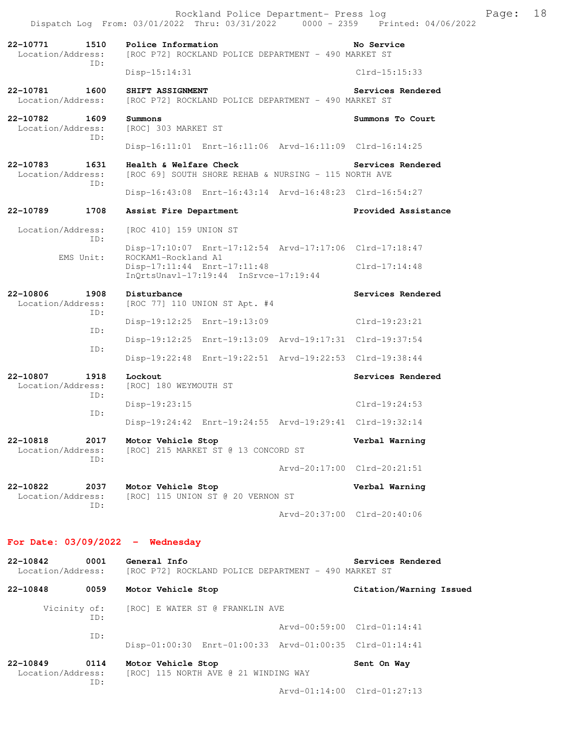Rockland Police Department- Press log
Dispatch Log From: 03/01/2022 Thru: 03/31/2022 0000 - 2359 Printed: 04/06/2022

**22-10771 1510 Police Information** — No Service
Location/Address: [ROC P72] ROCKLAND POLICE DEPARTMENT - 490 MARKET ST
ID:
Disp-15:14:31 Clrd-15:15:33

**22-10781 1600 SHIFT ASSIGNMENT** — Services Rendered
Location/Address: [ROC P72] ROCKLAND POLICE DEPARTMENT - 490 MARKET ST

**22-10782 1609 Summons** — Summons To Court
Location/Address: [ROC] 303 MARKET ST
ID:
Disp-16:11:01 Enrt-16:11:06 Arvd-16:11:09 Clrd-16:14:25

**22-10783 1631 Health & Welfare Check** — Services Rendered
Location/Address: [ROC 69] SOUTH SHORE REHAB & NURSING - 115 NORTH AVE
ID:
Disp-16:43:08 Enrt-16:43:14 Arvd-16:48:23 Clrd-16:54:27

**22-10789 1708 Assist Fire Department** — Provided Assistance
Location/Address: [ROC 410] 159 UNION ST
ID:
Disp-17:10:07 Enrt-17:12:54 Arvd-17:17:06 Clrd-17:18:47
EMS Unit: ROCKAM1-Rockland A1
Disp-17:11:44 Enrt-17:11:48 Clrd-17:14:48
InQrtsUnavl-17:19:44 InSrvce-17:19:44

**22-10806 1908 Disturbance** — Services Rendered
Location/Address: [ROC 77] 110 UNION ST Apt. #4
ID:
Disp-19:12:25 Enrt-19:13:09 Clrd-19:23:21
ID:
Disp-19:12:25 Enrt-19:13:09 Arvd-19:17:31 Clrd-19:37:54
ID:
Disp-19:22:48 Enrt-19:22:51 Arvd-19:22:53 Clrd-19:38:44

**22-10807 1918 Lockout** — Services Rendered
Location/Address: [ROC] 180 WEYMOUTH ST
ID:
Disp-19:23:15 Clrd-19:24:53
ID:
Disp-19:24:42 Enrt-19:24:55 Arvd-19:29:41 Clrd-19:32:14

**22-10818 2017 Motor Vehicle Stop** — Verbal Warning
Location/Address: [ROC] 215 MARKET ST @ 13 CONCORD ST
ID:
Arvd-20:17:00 Clrd-20:21:51

**22-10822 2037 Motor Vehicle Stop** — Verbal Warning
Location/Address: [ROC] 115 UNION ST @ 20 VERNON ST
ID:
Arvd-20:37:00 Clrd-20:40:06

## For Date: 03/09/2022 - Wednesday

**22-10842 0001 General Info** — Services Rendered
Location/Address: [ROC P72] ROCKLAND POLICE DEPARTMENT - 490 MARKET ST

**22-10848 0059 Motor Vehicle Stop** — Citation/Warning Issued
Vicinity of: [ROC] E WATER ST @ FRANKLIN AVE
ID:
Arvd-00:59:00 Clrd-01:14:41
ID:
Disp-01:00:30 Enrt-01:00:33 Arvd-01:00:35 Clrd-01:14:41

**22-10849 0114 Motor Vehicle Stop** — Sent On Way
Location/Address: [ROC] 115 NORTH AVE @ 21 WINDING WAY
ID:
Arvd-01:14:00 Clrd-01:27:13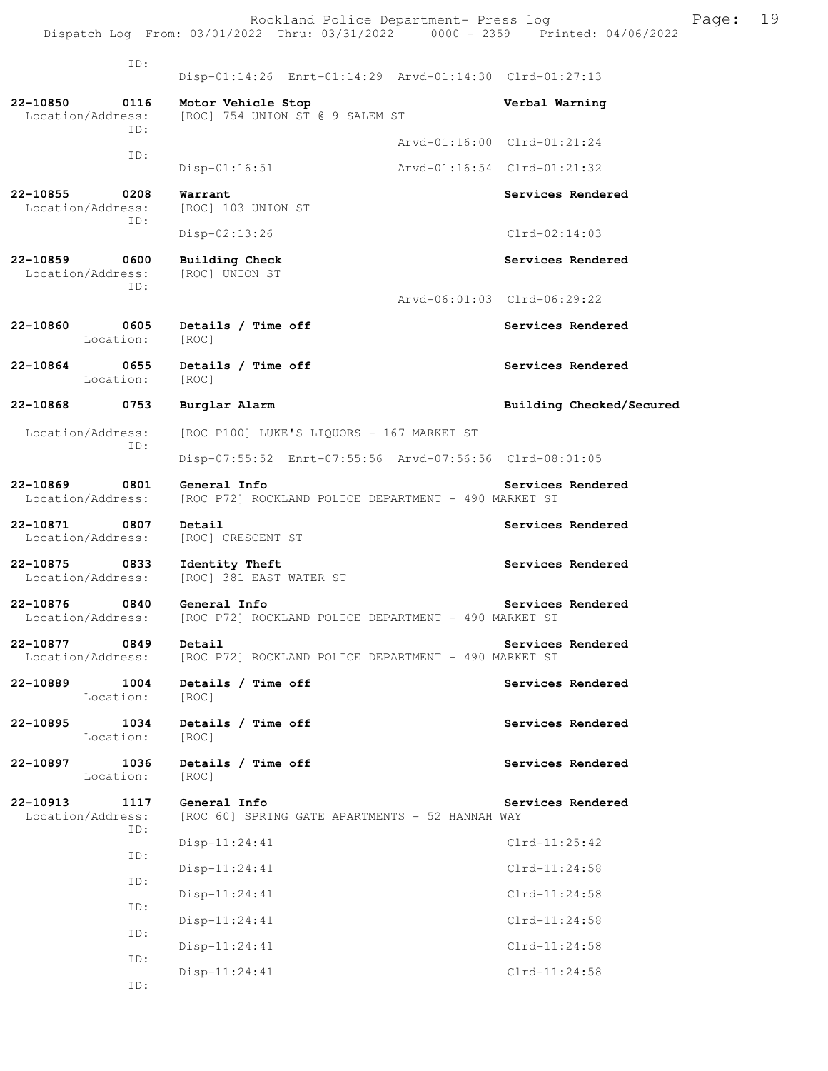ID:
Disp-01:14:26 Enrt-01:14:29 Arvd-01:14:30 Clrd-01:27:13

**22-10850 0116 Motor Vehicle Stop** — **Verbal Warning**
Location/Address: [ROC] 754 UNION ST @ 9 SALEM ST
ID:
Arvd-01:16:00 Clrd-01:21:24
ID:
Disp-01:16:51 Arvd-01:16:54 Clrd-01:21:32

**22-10855 0208 Warrant** — **Services Rendered**
Location/Address: [ROC] 103 UNION ST
ID:
Disp-02:13:26 Clrd-02:14:03

**22-10859 0600 Building Check** — **Services Rendered**
Location/Address: [ROC] UNION ST
ID:
Arvd-06:01:03 Clrd-06:29:22

**22-10860 0605 Details / Time off** — **Services Rendered**
Location: [ROC]

**22-10864 0655 Details / Time off** — **Services Rendered**
Location: [ROC]

**22-10868 0753 Burglar Alarm** — **Building Checked/Secured**
Location/Address: [ROC P100] LUKE'S LIQUORS - 167 MARKET ST
ID:
Disp-07:55:52 Enrt-07:55:56 Arvd-07:56:56 Clrd-08:01:05

**22-10869 0801 General Info** — **Services Rendered**
Location/Address: [ROC P72] ROCKLAND POLICE DEPARTMENT - 490 MARKET ST

**22-10871 0807 Detail** — **Services Rendered**
Location/Address: [ROC] CRESCENT ST

**22-10875 0833 Identity Theft** — **Services Rendered**
Location/Address: [ROC] 381 EAST WATER ST

**22-10876 0840 General Info** — **Services Rendered**
Location/Address: [ROC P72] ROCKLAND POLICE DEPARTMENT - 490 MARKET ST

**22-10877 0849 Detail** — **Services Rendered**
Location/Address: [ROC P72] ROCKLAND POLICE DEPARTMENT - 490 MARKET ST

**22-10889 1004 Details / Time off** — **Services Rendered**
Location: [ROC]

**22-10895 1034 Details / Time off** — **Services Rendered**
Location: [ROC]

**22-10897 1036 Details / Time off** — **Services Rendered**
Location: [ROC]

**22-10913 1117 General Info** — **Services Rendered**
Location/Address: [ROC 60] SPRING GATE APARTMENTS - 52 HANNAH WAY
ID:
Disp-11:24:41 Clrd-11:25:42
ID:
Disp-11:24:41 Clrd-11:24:58
ID:
Disp-11:24:41 Clrd-11:24:58
ID:
Disp-11:24:41 Clrd-11:24:58
ID:
Disp-11:24:41 Clrd-11:24:58
ID:
Disp-11:24:41 Clrd-11:24:58
ID: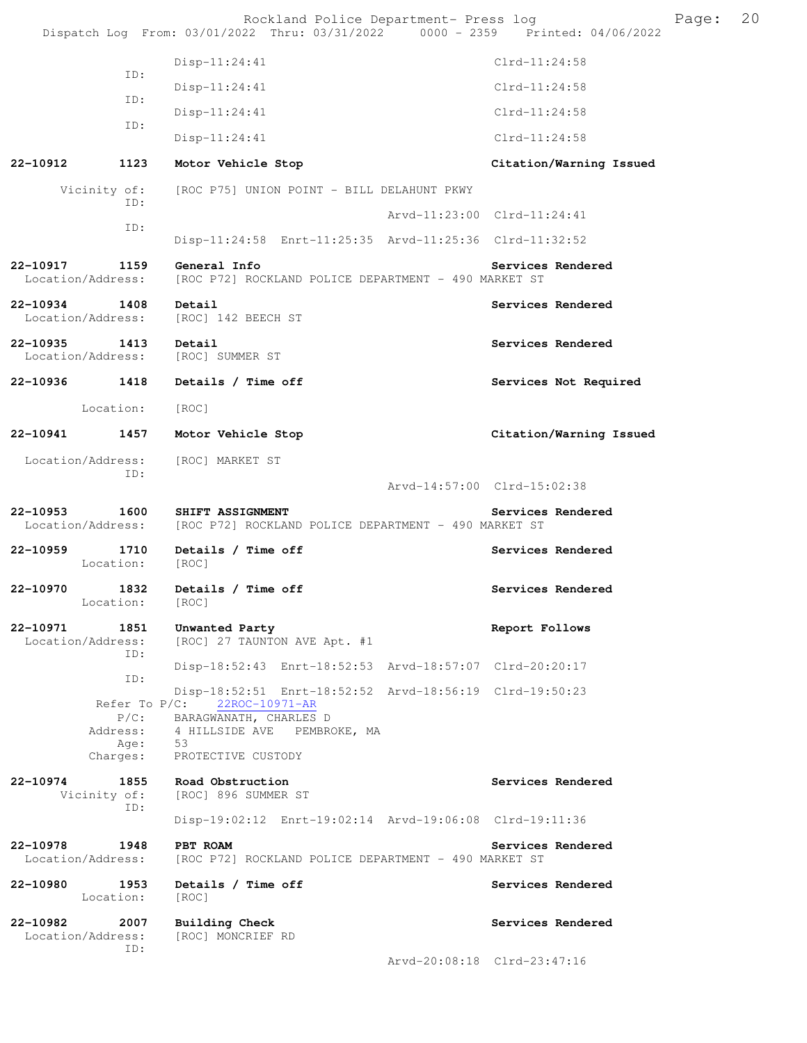Disp-11:24:41 Clrd-11:24:58

ID:

Disp-11:24:41 Clrd-11:24:58

ID:

Disp-11:24:41 Clrd-11:24:58

ID:

Disp-11:24:41 Clrd-11:24:58

**22-10912 1123 Motor Vehicle Stop** **Citation/Warning Issued**

Vicinity of: [ROC P75] UNION POINT - BILL DELAHUNT PKWY

ID:

Arvd-11:23:00 Clrd-11:24:41

ID:

Disp-11:24:58 Enrt-11:25:35 Arvd-11:25:36 Clrd-11:32:52

**22-10917 1159 General Info** **Services Rendered**

Location/Address: [ROC P72] ROCKLAND POLICE DEPARTMENT - 490 MARKET ST

**22-10934 1408 Detail** **Services Rendered**

Location/Address: [ROC] 142 BEECH ST

**22-10935 1413 Detail** **Services Rendered**

Location/Address: [ROC] SUMMER ST

**22-10936 1418 Details / Time off** **Services Not Required**

Location: [ROC]

**22-10941 1457 Motor Vehicle Stop** **Citation/Warning Issued**

Location/Address: [ROC] MARKET ST

ID:

Arvd-14:57:00 Clrd-15:02:38

**22-10953 1600 SHIFT ASSIGNMENT** **Services Rendered**

Location/Address: [ROC P72] ROCKLAND POLICE DEPARTMENT - 490 MARKET ST

**22-10959 1710 Details / Time off** **Services Rendered**

Location: [ROC]

**22-10970 1832 Details / Time off** **Services Rendered**

Location: [ROC]

**22-10971 1851 Unwanted Party** **Report Follows**

Location/Address: [ROC] 27 TAUNTON AVE Apt. #1

ID:

Disp-18:52:43 Enrt-18:52:53 Arvd-18:57:07 Clrd-20:20:17

ID:

Disp-18:52:51 Enrt-18:52:52 Arvd-18:56:19 Clrd-19:50:23

Refer To P/C: 22ROC-10971-AR

P/C: BARAGWANATH, CHARLES D

Address: 4 HILLSIDE AVE PEMBROKE, MA

Age: 53

Charges: PROTECTIVE CUSTODY

**22-10974 1855 Road Obstruction** **Services Rendered**

Vicinity of: [ROC] 896 SUMMER ST

ID:

Disp-19:02:12 Enrt-19:02:14 Arvd-19:06:08 Clrd-19:11:36

**22-10978 1948 PBT ROAM** **Services Rendered**

Location/Address: [ROC P72] ROCKLAND POLICE DEPARTMENT - 490 MARKET ST

**22-10980 1953 Details / Time off** **Services Rendered**

Location: [ROC]

**22-10982 2007 Building Check** **Services Rendered**

Location/Address: [ROC] MONCRIEF RD

ID:

Arvd-20:08:18 Clrd-23:47:16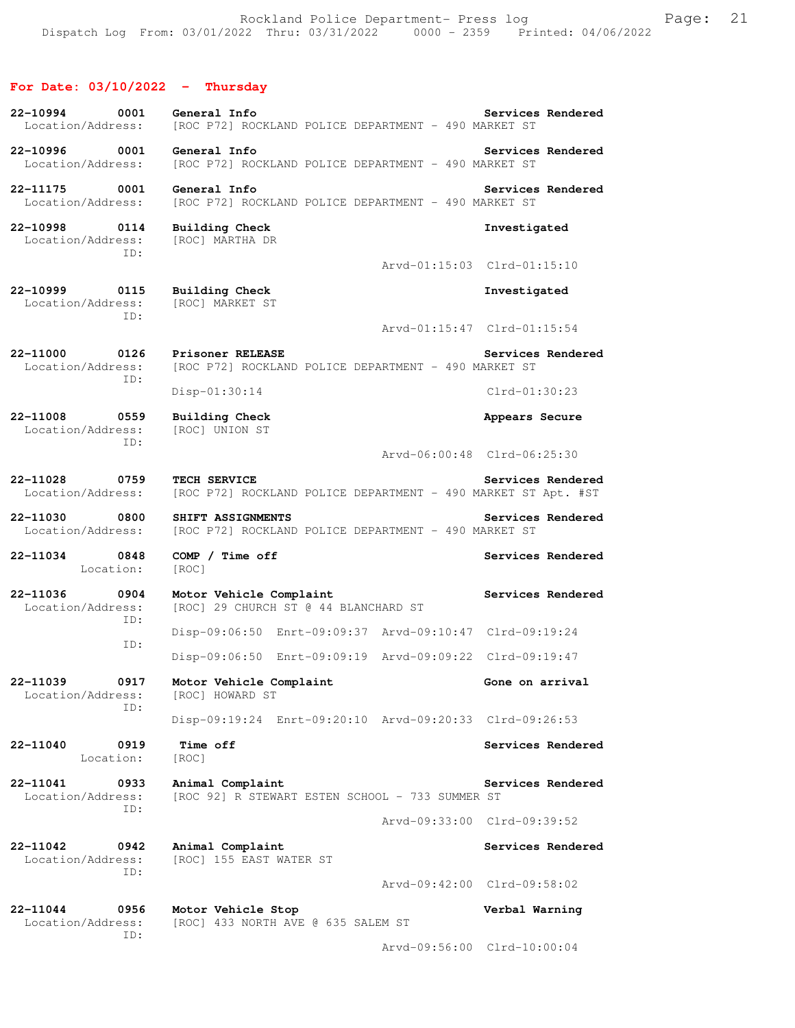## For Date: 03/10/2022 - Thursday

**22-10994 0001 General Info** — Services Rendered
Location/Address: [ROC P72] ROCKLAND POLICE DEPARTMENT - 490 MARKET ST

**22-10996 0001 General Info** — Services Rendered
Location/Address: [ROC P72] ROCKLAND POLICE DEPARTMENT - 490 MARKET ST

**22-11175 0001 General Info** — Services Rendered
Location/Address: [ROC P72] ROCKLAND POLICE DEPARTMENT - 490 MARKET ST

**22-10998 0114 Building Check** — Investigated
Location/Address: [ROC] MARTHA DR
ID:
Arvd-01:15:03 Clrd-01:15:10

**22-10999 0115 Building Check** — Investigated
Location/Address: [ROC] MARKET ST
ID:
Arvd-01:15:47 Clrd-01:15:54

**22-11000 0126 Prisoner RELEASE** — Services Rendered
Location/Address: [ROC P72] ROCKLAND POLICE DEPARTMENT - 490 MARKET ST
ID:
Disp-01:30:14 Clrd-01:30:23

**22-11008 0559 Building Check** — Appears Secure
Location/Address: [ROC] UNION ST
ID:
Arvd-06:00:48 Clrd-06:25:30

**22-11028 0759 TECH SERVICE** — Services Rendered
Location/Address: [ROC P72] ROCKLAND POLICE DEPARTMENT - 490 MARKET ST Apt. #ST

**22-11030 0800 SHIFT ASSIGNMENTS** — Services Rendered
Location/Address: [ROC P72] ROCKLAND POLICE DEPARTMENT - 490 MARKET ST

**22-11034 0848 COMP / Time off** — Services Rendered
Location: [ROC]

**22-11036 0904 Motor Vehicle Complaint** — Services Rendered
Location/Address: [ROC] 29 CHURCH ST @ 44 BLANCHARD ST
ID:
Disp-09:06:50 Enrt-09:09:37 Arvd-09:10:47 Clrd-09:19:24
ID:
Disp-09:06:50 Enrt-09:09:19 Arvd-09:09:22 Clrd-09:19:47

**22-11039 0917 Motor Vehicle Complaint** — Gone on arrival
Location/Address: [ROC] HOWARD ST
ID:
Disp-09:19:24 Enrt-09:20:10 Arvd-09:20:33 Clrd-09:26:53

**22-11040 0919 Time off** — Services Rendered
Location: [ROC]

**22-11041 0933 Animal Complaint** — Services Rendered
Location/Address: [ROC 92] R STEWART ESTEN SCHOOL - 733 SUMMER ST
ID:
Arvd-09:33:00 Clrd-09:39:52

**22-11042 0942 Animal Complaint** — Services Rendered
Location/Address: [ROC] 155 EAST WATER ST
ID:
Arvd-09:42:00 Clrd-09:58:02

**22-11044 0956 Motor Vehicle Stop** — Verbal Warning
Location/Address: [ROC] 433 NORTH AVE @ 635 SALEM ST
ID:
Arvd-09:56:00 Clrd-10:00:04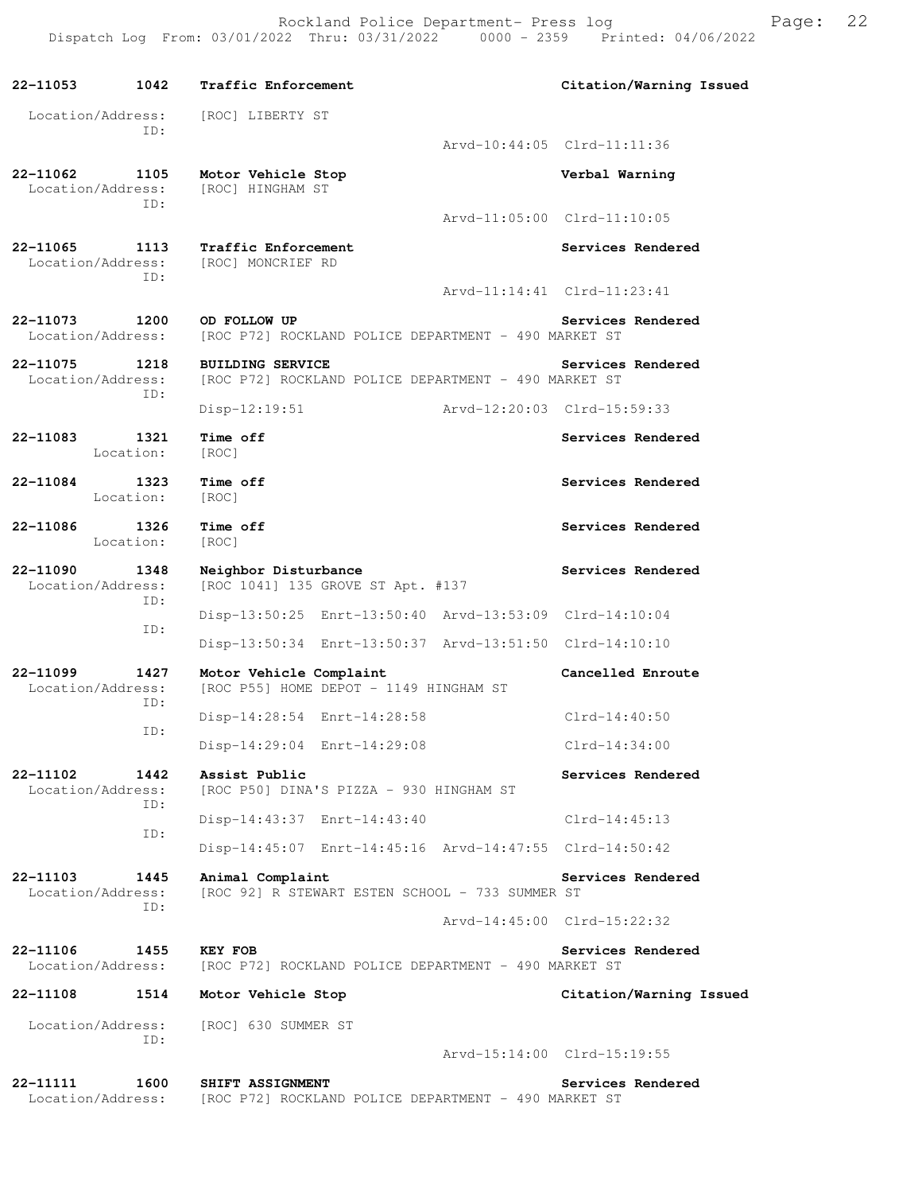**22-11053 1042 Traffic Enforcement** — **Citation/Warning Issued**
Location/Address: [ROC] LIBERTY ST
ID:
Arvd-10:44:05 Clrd-11:11:36

**22-11062 1105 Motor Vehicle Stop** — **Verbal Warning**
Location/Address: [ROC] HINGHAM ST
ID:
Arvd-11:05:00 Clrd-11:10:05

**22-11065 1113 Traffic Enforcement** — **Services Rendered**
Location/Address: [ROC] MONCRIEF RD
ID:
Arvd-11:14:41 Clrd-11:23:41

**22-11073 1200 OD FOLLOW UP** — **Services Rendered**
Location/Address: [ROC P72] ROCKLAND POLICE DEPARTMENT - 490 MARKET ST

**22-11075 1218 BUILDING SERVICE** — **Services Rendered**
Location/Address: [ROC P72] ROCKLAND POLICE DEPARTMENT - 490 MARKET ST
ID:
Disp-12:19:51 Arvd-12:20:03 Clrd-15:59:33

**22-11083 1321 Time off** — **Services Rendered**
Location: [ROC]

**22-11084 1323 Time off** — **Services Rendered**
Location: [ROC]

**22-11086 1326 Time off** — **Services Rendered**
Location: [ROC]

**22-11090 1348 Neighbor Disturbance** — **Services Rendered**
Location/Address: [ROC 1041] 135 GROVE ST Apt. #137
ID:
Disp-13:50:25 Enrt-13:50:40 Arvd-13:53:09 Clrd-14:10:04
ID:
Disp-13:50:34 Enrt-13:50:37 Arvd-13:51:50 Clrd-14:10:10

**22-11099 1427 Motor Vehicle Complaint** — **Cancelled Enroute**
Location/Address: [ROC P55] HOME DEPOT - 1149 HINGHAM ST
ID:
Disp-14:28:54 Enrt-14:28:58 Clrd-14:40:50
ID:
Disp-14:29:04 Enrt-14:29:08 Clrd-14:34:00

**22-11102 1442 Assist Public** — **Services Rendered**
Location/Address: [ROC P50] DINA'S PIZZA - 930 HINGHAM ST
ID:
Disp-14:43:37 Enrt-14:43:40 Clrd-14:45:13
ID:
Disp-14:45:07 Enrt-14:45:16 Arvd-14:47:55 Clrd-14:50:42

**22-11103 1445 Animal Complaint** — **Services Rendered**
Location/Address: [ROC 92] R STEWART ESTEN SCHOOL - 733 SUMMER ST
ID:
Arvd-14:45:00 Clrd-15:22:32

**22-11106 1455 KEY FOB** — **Services Rendered**
Location/Address: [ROC P72] ROCKLAND POLICE DEPARTMENT - 490 MARKET ST

**22-11108 1514 Motor Vehicle Stop** — **Citation/Warning Issued**
Location/Address: [ROC] 630 SUMMER ST
ID:
Arvd-15:14:00 Clrd-15:19:55

**22-11111 1600 SHIFT ASSIGNMENT** — **Services Rendered**
Location/Address: [ROC P72] ROCKLAND POLICE DEPARTMENT - 490 MARKET ST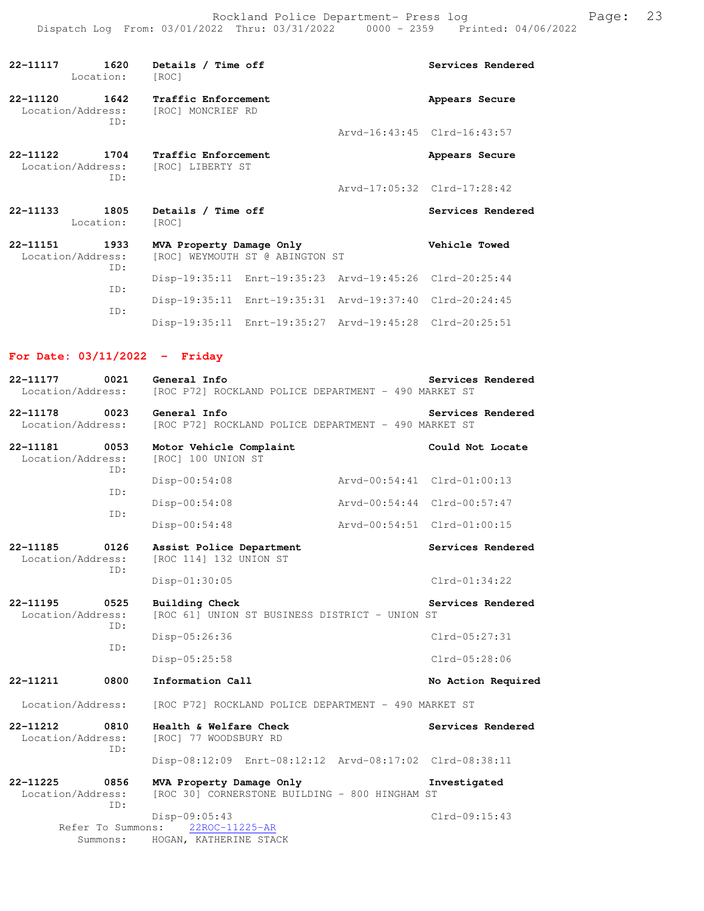**22-11117** 1620 **Details / Time off** **Services Rendered**
Location: [ROC]

**22-11120** 1642 **Traffic Enforcement** **Appears Secure**
Location/Address: [ROC] MONCRIEF RD
ID:
Arvd-16:43:45 Clrd-16:43:57

**22-11122** 1704 **Traffic Enforcement** **Appears Secure**
Location/Address: [ROC] LIBERTY ST
ID:
Arvd-17:05:32 Clrd-17:28:42

**22-11133** 1805 **Details / Time off** **Services Rendered**
Location: [ROC]

**22-11151** 1933 **MVA Property Damage Only** **Vehicle Towed**
Location/Address: [ROC] WEYMOUTH ST @ ABINGTON ST
ID:
Disp-19:35:11 Enrt-19:35:23 Arvd-19:45:26 Clrd-20:25:44
ID:
Disp-19:35:11 Enrt-19:35:31 Arvd-19:37:40 Clrd-20:24:45
ID:
Disp-19:35:11 Enrt-19:35:27 Arvd-19:45:28 Clrd-20:25:51

## For Date: 03/11/2022 - Friday

**22-11177** 0021 **General Info** **Services Rendered**
Location/Address: [ROC P72] ROCKLAND POLICE DEPARTMENT - 490 MARKET ST

**22-11178** 0023 **General Info** **Services Rendered**
Location/Address: [ROC P72] ROCKLAND POLICE DEPARTMENT - 490 MARKET ST

**22-11181** 0053 **Motor Vehicle Complaint** **Could Not Locate**
Location/Address: [ROC] 100 UNION ST
ID:
Disp-00:54:08 Arvd-00:54:41 Clrd-01:00:13
ID:
Disp-00:54:08 Arvd-00:54:44 Clrd-00:57:47
ID:
Disp-00:54:48 Arvd-00:54:51 Clrd-01:00:15

**22-11185** 0126 **Assist Police Department** **Services Rendered**
Location/Address: [ROC 114] 132 UNION ST
ID:
Disp-01:30:05 Clrd-01:34:22

**22-11195** 0525 **Building Check** **Services Rendered**
Location/Address: [ROC 61] UNION ST BUSINESS DISTRICT - UNION ST
ID:
Disp-05:26:36 Clrd-05:27:31
ID:
Disp-05:25:58 Clrd-05:28:06

**22-11211** 0800 **Information Call** **No Action Required**
Location/Address: [ROC P72] ROCKLAND POLICE DEPARTMENT - 490 MARKET ST

**22-11212** 0810 **Health & Welfare Check** **Services Rendered**
Location/Address: [ROC] 77 WOODSBURY RD
ID:
Disp-08:12:09 Enrt-08:12:12 Arvd-08:17:02 Clrd-08:38:11

**22-11225** 0856 **MVA Property Damage Only** **Investigated**
Location/Address: [ROC 30] CORNERSTONE BUILDING - 800 HINGHAM ST
ID:
Disp-09:05:43 Clrd-09:15:43
Refer To Summons: 22ROC-11225-AR
Summons: HOGAN, KATHERINE STACK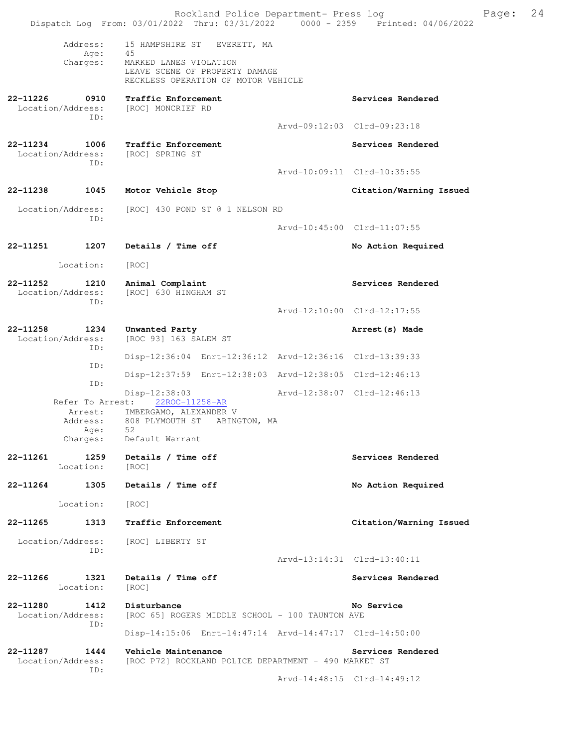Address: 15 HAMPSHIRE ST EVERETT, MA
Age: 45
Charges: MARKED LANES VIOLATION
LEAVE SCENE OF PROPERTY DAMAGE
RECKLESS OPERATION OF MOTOR VEHICLE

**22-11226 0910 Traffic Enforcement** — **Services Rendered**
Location/Address: [ROC] MONCRIEF RD
ID:
Arvd-09:12:03 Clrd-09:23:18

**22-11234 1006 Traffic Enforcement** — **Services Rendered**
Location/Address: [ROC] SPRING ST
ID:
Arvd-10:09:11 Clrd-10:35:55

**22-11238 1045 Motor Vehicle Stop** — **Citation/Warning Issued**
Location/Address: [ROC] 430 POND ST @ 1 NELSON RD
ID:
Arvd-10:45:00 Clrd-11:07:55

**22-11251 1207 Details / Time off** — **No Action Required**
Location: [ROC]

**22-11252 1210 Animal Complaint** — **Services Rendered**
Location/Address: [ROC] 630 HINGHAM ST
ID:
Arvd-12:10:00 Clrd-12:17:55

**22-11258 1234 Unwanted Party** — **Arrest(s) Made**
Location/Address: [ROC 93] 163 SALEM ST
ID:
Disp-12:36:04 Enrt-12:36:12 Arvd-12:36:16 Clrd-13:39:33
ID:
Disp-12:37:59 Enrt-12:38:03 Arvd-12:38:05 Clrd-12:46:13
ID:
Disp-12:38:03 Arvd-12:38:07 Clrd-12:46:13
Refer To Arrest: 22ROC-11258-AR
Arrest: IMBERGAMO, ALEXANDER V
Address: 808 PLYMOUTH ST ABINGTON, MA
Age: 52
Charges: Default Warrant

**22-11261 1259 Details / Time off** — **Services Rendered**
Location: [ROC]

**22-11264 1305 Details / Time off** — **No Action Required**
Location: [ROC]

**22-11265 1313 Traffic Enforcement** — **Citation/Warning Issued**
Location/Address: [ROC] LIBERTY ST
ID:
Arvd-13:14:31 Clrd-13:40:11

**22-11266 1321 Details / Time off** — **Services Rendered**
Location: [ROC]

**22-11280 1412 Disturbance** — **No Service**
Location/Address: [ROC 65] ROGERS MIDDLE SCHOOL - 100 TAUNTON AVE
ID:
Disp-14:15:06 Enrt-14:47:14 Arvd-14:47:17 Clrd-14:50:00

**22-11287 1444 Vehicle Maintenance** — **Services Rendered**
Location/Address: [ROC P72] ROCKLAND POLICE DEPARTMENT - 490 MARKET ST
ID:
Arvd-14:48:15 Clrd-14:49:12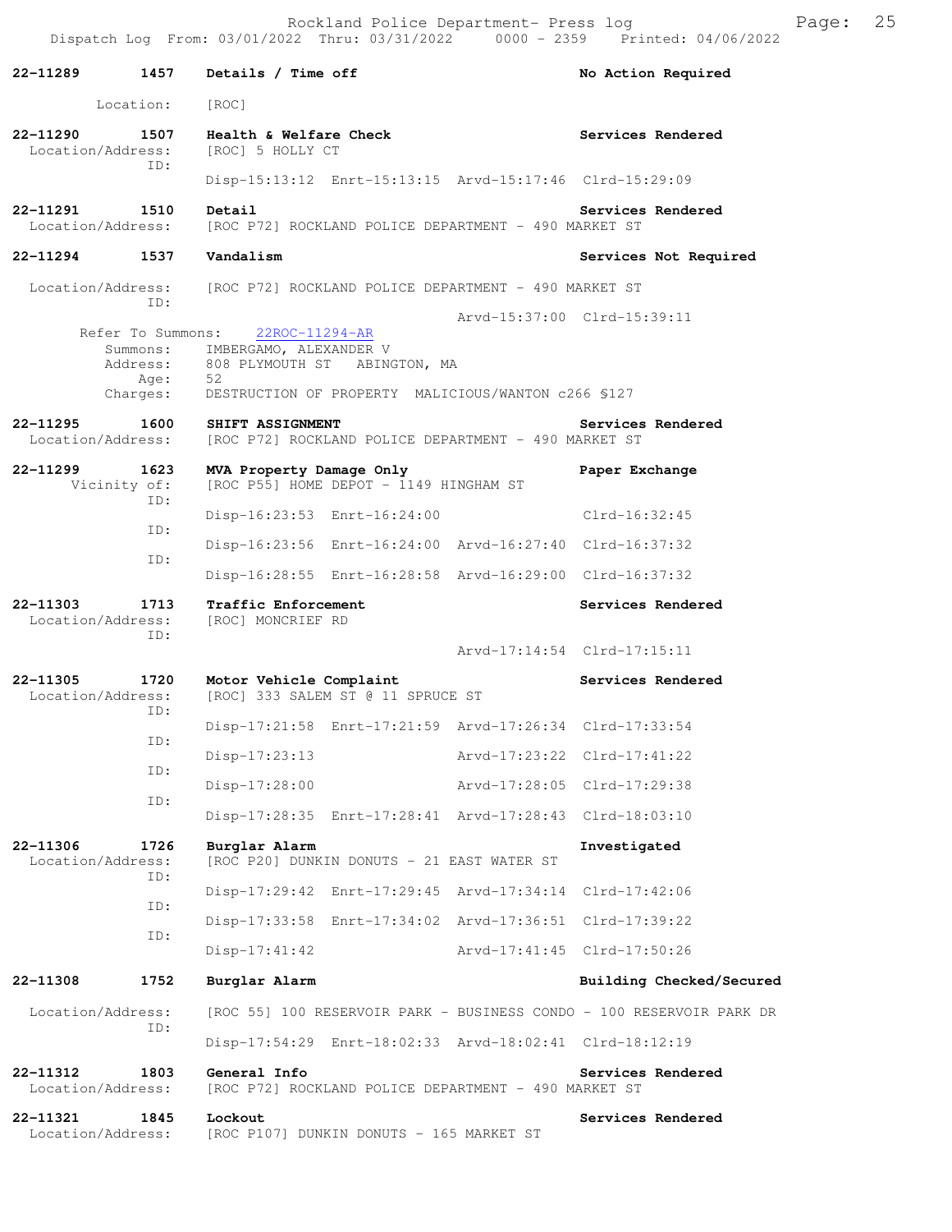**22-11289 1457 Details / Time off — No Action Required**

Location: [ROC]

**22-11290 1507 Health & Welfare Check — Services Rendered**

Location/Address: [ROC] 5 HOLLY CT

ID:

Disp-15:13:12 Enrt-15:13:15 Arvd-15:17:46 Clrd-15:29:09

**22-11291 1510 Detail — Services Rendered**

Location/Address: [ROC P72] ROCKLAND POLICE DEPARTMENT - 490 MARKET ST

**22-11294 1537 Vandalism — Services Not Required**

Location/Address: [ROC P72] ROCKLAND POLICE DEPARTMENT - 490 MARKET ST

ID:

Arvd-15:37:00 Clrd-15:39:11

Refer To Summons: 22ROC-11294-AR

Summons: IMBERGAMO, ALEXANDER V

Address: 808 PLYMOUTH ST ABINGTON, MA

Age: 52

Charges: DESTRUCTION OF PROPERTY MALICIOUS/WANTON c266 §127

**22-11295 1600 SHIFT ASSIGNMENT — Services Rendered**

Location/Address: [ROC P72] ROCKLAND POLICE DEPARTMENT - 490 MARKET ST

**22-11299 1623 MVA Property Damage Only — Paper Exchange**

Vicinity of: [ROC P55] HOME DEPOT - 1149 HINGHAM ST

ID:

Disp-16:23:53 Enrt-16:24:00 Clrd-16:32:45

ID:

Disp-16:23:56 Enrt-16:24:00 Arvd-16:27:40 Clrd-16:37:32

ID:

Disp-16:28:55 Enrt-16:28:58 Arvd-16:29:00 Clrd-16:37:32

**22-11303 1713 Traffic Enforcement — Services Rendered**

Location/Address: [ROC] MONCRIEF RD

ID:

Arvd-17:14:54 Clrd-17:15:11

**22-11305 1720 Motor Vehicle Complaint — Services Rendered**

Location/Address: [ROC] 333 SALEM ST @ 11 SPRUCE ST

ID:

Disp-17:21:58 Enrt-17:21:59 Arvd-17:26:34 Clrd-17:33:54

ID:

Disp-17:23:13 Arvd-17:23:22 Clrd-17:41:22

ID:

Disp-17:28:00 Arvd-17:28:05 Clrd-17:29:38

ID:

Disp-17:28:35 Enrt-17:28:41 Arvd-17:28:43 Clrd-18:03:10

**22-11306 1726 Burglar Alarm — Investigated**

Location/Address: [ROC P20] DUNKIN DONUTS - 21 EAST WATER ST

ID:

Disp-17:29:42 Enrt-17:29:45 Arvd-17:34:14 Clrd-17:42:06

ID:

Disp-17:33:58 Enrt-17:34:02 Arvd-17:36:51 Clrd-17:39:22

ID:

Disp-17:41:42 Arvd-17:41:45 Clrd-17:50:26

**22-11308 1752 Burglar Alarm — Building Checked/Secured**

Location/Address: [ROC 55] 100 RESERVOIR PARK - BUSINESS CONDO - 100 RESERVOIR PARK DR

ID:

Disp-17:54:29 Enrt-18:02:33 Arvd-18:02:41 Clrd-18:12:19

**22-11312 1803 General Info — Services Rendered**

Location/Address: [ROC P72] ROCKLAND POLICE DEPARTMENT - 490 MARKET ST

**22-11321 1845 Lockout — Services Rendered**

Location/Address: [ROC P107] DUNKIN DONUTS - 165 MARKET ST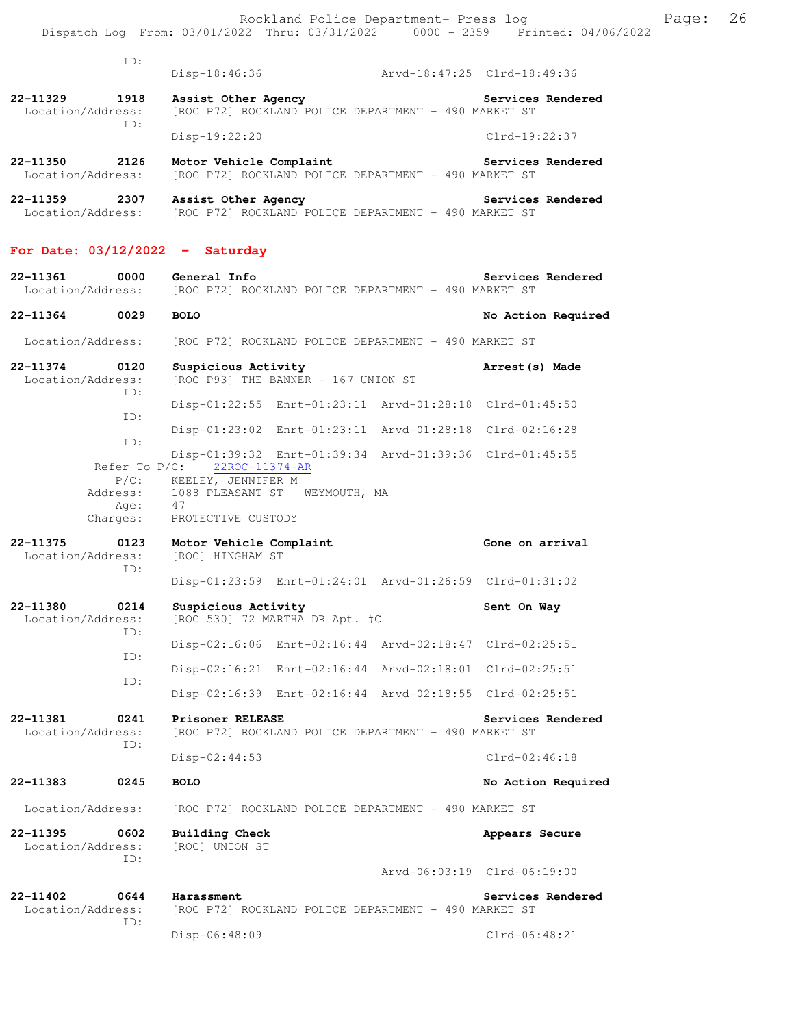ID:
Disp-18:46:36 Arvd-18:47:25 Clrd-18:49:36

**22-11329 1918 Assist Other Agency** **Services Rendered**
Location/Address: [ROC P72] ROCKLAND POLICE DEPARTMENT - 490 MARKET ST
ID:
Disp-19:22:20 Clrd-19:22:37

**22-11350 2126 Motor Vehicle Complaint** **Services Rendered**
Location/Address: [ROC P72] ROCKLAND POLICE DEPARTMENT - 490 MARKET ST

**22-11359 2307 Assist Other Agency** **Services Rendered**
Location/Address: [ROC P72] ROCKLAND POLICE DEPARTMENT - 490 MARKET ST

## For Date: 03/12/2022 - Saturday

**22-11361 0000 General Info** **Services Rendered**
Location/Address: [ROC P72] ROCKLAND POLICE DEPARTMENT - 490 MARKET ST

**22-11364 0029 BOLO** **No Action Required**
Location/Address: [ROC P72] ROCKLAND POLICE DEPARTMENT - 490 MARKET ST

**22-11374 0120 Suspicious Activity** **Arrest(s) Made**
Location/Address: [ROC P93] THE BANNER - 167 UNION ST
ID:
Disp-01:22:55 Enrt-01:23:11 Arvd-01:28:18 Clrd-01:45:50
ID:
Disp-01:23:02 Enrt-01:23:11 Arvd-01:28:18 Clrd-02:16:28
ID:
Disp-01:39:32 Enrt-01:39:34 Arvd-01:39:36 Clrd-01:45:55
Refer To P/C: 22ROC-11374-AR
P/C: KEELEY, JENNIFER M
Address: 1088 PLEASANT ST WEYMOUTH, MA
Age: 47
Charges: PROTECTIVE CUSTODY

**22-11375 0123 Motor Vehicle Complaint** **Gone on arrival**
Location/Address: [ROC] HINGHAM ST
ID:
Disp-01:23:59 Enrt-01:24:01 Arvd-01:26:59 Clrd-01:31:02

**22-11380 0214 Suspicious Activity** **Sent On Way**
Location/Address: [ROC 530] 72 MARTHA DR Apt. #C
ID:
Disp-02:16:06 Enrt-02:16:44 Arvd-02:18:47 Clrd-02:25:51
ID:
Disp-02:16:21 Enrt-02:16:44 Arvd-02:18:01 Clrd-02:25:51
ID:
Disp-02:16:39 Enrt-02:16:44 Arvd-02:18:55 Clrd-02:25:51

**22-11381 0241 Prisoner RELEASE** **Services Rendered**
Location/Address: [ROC P72] ROCKLAND POLICE DEPARTMENT - 490 MARKET ST
ID:
Disp-02:44:53 Clrd-02:46:18

**22-11383 0245 BOLO** **No Action Required**
Location/Address: [ROC P72] ROCKLAND POLICE DEPARTMENT - 490 MARKET ST

**22-11395 0602 Building Check** **Appears Secure**
Location/Address: [ROC] UNION ST
ID:
Arvd-06:03:19 Clrd-06:19:00

**22-11402 0644 Harassment** **Services Rendered**
Location/Address: [ROC P72] ROCKLAND POLICE DEPARTMENT - 490 MARKET ST
ID:
Disp-06:48:09 Clrd-06:48:21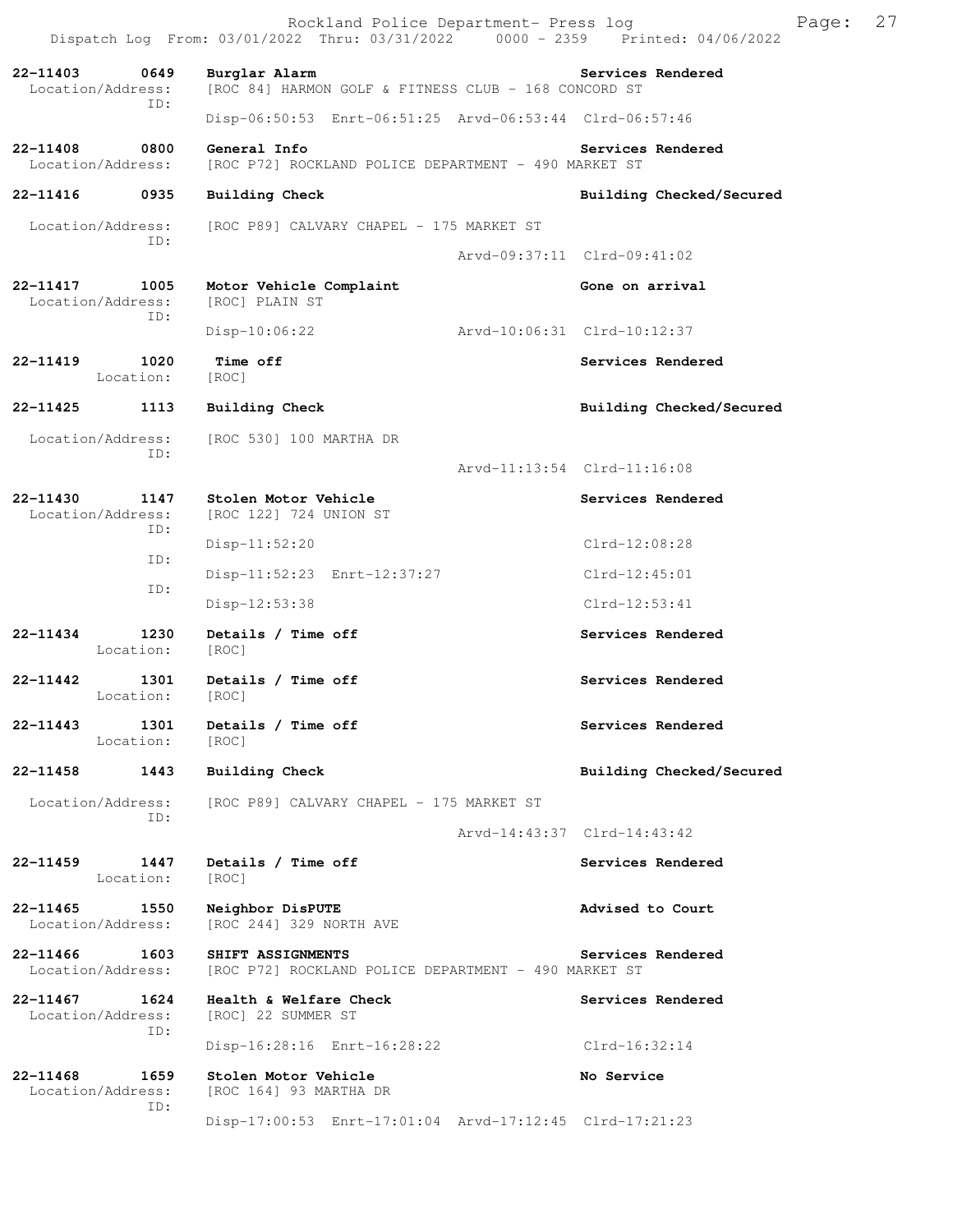Rockland Police Department- Press log
Dispatch Log From: 03/01/2022 Thru: 03/31/2022 0000 - 2359 Printed: 04/06/2022

**22-11403 0649 Burglar Alarm** — **Services Rendered**
Location/Address: [ROC 84] HARMON GOLF & FITNESS CLUB - 168 CONCORD ST
ID:
Disp-06:50:53 Enrt-06:51:25 Arvd-06:53:44 Clrd-06:57:46

**22-11408 0800 General Info** — **Services Rendered**
Location/Address: [ROC P72] ROCKLAND POLICE DEPARTMENT - 490 MARKET ST

**22-11416 0935 Building Check** — **Building Checked/Secured**
Location/Address: [ROC P89] CALVARY CHAPEL - 175 MARKET ST
ID:
Arvd-09:37:11 Clrd-09:41:02

**22-11417 1005 Motor Vehicle Complaint** — **Gone on arrival**
Location/Address: [ROC] PLAIN ST
ID:
Disp-10:06:22 Arvd-10:06:31 Clrd-10:12:37

**22-11419 1020 Time off** — **Services Rendered**
Location: [ROC]

**22-11425 1113 Building Check** — **Building Checked/Secured**
Location/Address: [ROC 530] 100 MARTHA DR
ID:
Arvd-11:13:54 Clrd-11:16:08

**22-11430 1147 Stolen Motor Vehicle** — **Services Rendered**
Location/Address: [ROC 122] 724 UNION ST
ID:
Disp-11:52:20 Clrd-12:08:28
ID:
Disp-11:52:23 Enrt-12:37:27 Clrd-12:45:01
ID:
Disp-12:53:38 Clrd-12:53:41

**22-11434 1230 Details / Time off** — **Services Rendered**
Location: [ROC]

**22-11442 1301 Details / Time off** — **Services Rendered**
Location: [ROC]

**22-11443 1301 Details / Time off** — **Services Rendered**
Location: [ROC]

**22-11458 1443 Building Check** — **Building Checked/Secured**
Location/Address: [ROC P89] CALVARY CHAPEL - 175 MARKET ST
ID:
Arvd-14:43:37 Clrd-14:43:42

**22-11459 1447 Details / Time off** — **Services Rendered**
Location: [ROC]

**22-11465 1550 Neighbor DisPUTE** — **Advised to Court**
Location/Address: [ROC 244] 329 NORTH AVE

**22-11466 1603 SHIFT ASSIGNMENTS** — **Services Rendered**
Location/Address: [ROC P72] ROCKLAND POLICE DEPARTMENT - 490 MARKET ST

**22-11467 1624 Health & Welfare Check** — **Services Rendered**
Location/Address: [ROC] 22 SUMMER ST
ID:
Disp-16:28:16 Enrt-16:28:22 Clrd-16:32:14

**22-11468 1659 Stolen Motor Vehicle** — **No Service**
Location/Address: [ROC 164] 93 MARTHA DR
ID:
Disp-17:00:53 Enrt-17:01:04 Arvd-17:12:45 Clrd-17:21:23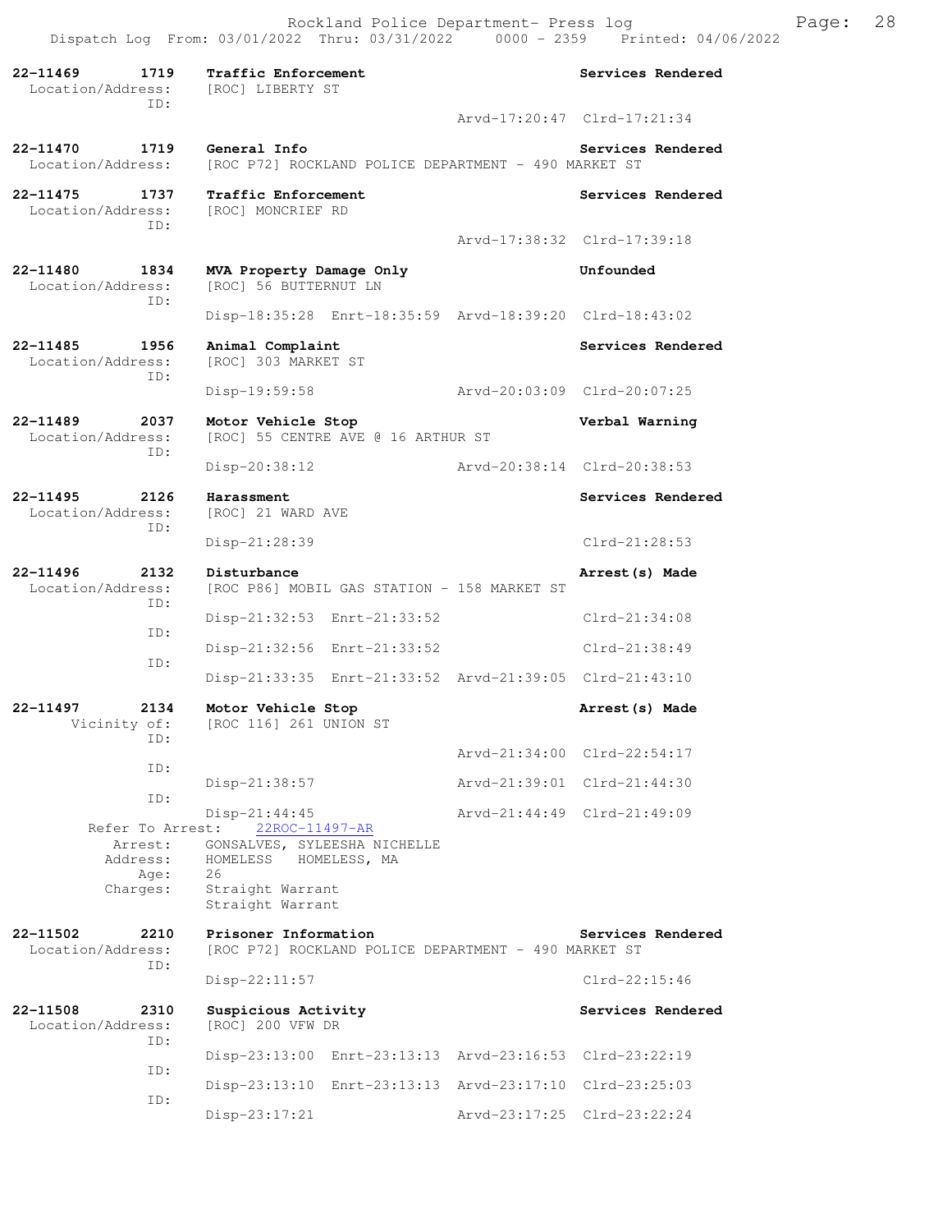22-11469 1719 **Traffic Enforcement** **Services Rendered**
Location/Address: [ROC] LIBERTY ST
ID:
Arvd-17:20:47 Clrd-17:21:34

22-11470 1719 **General Info** **Services Rendered**
Location/Address: [ROC P72] ROCKLAND POLICE DEPARTMENT - 490 MARKET ST

22-11475 1737 **Traffic Enforcement** **Services Rendered**
Location/Address: [ROC] MONCRIEF RD
ID:
Arvd-17:38:32 Clrd-17:39:18

22-11480 1834 **MVA Property Damage Only** **Unfounded**
Location/Address: [ROC] 56 BUTTERNUT LN
ID:
Disp-18:35:28 Enrt-18:35:59 Arvd-18:39:20 Clrd-18:43:02

22-11485 1956 **Animal Complaint** **Services Rendered**
Location/Address: [ROC] 303 MARKET ST
ID:
Disp-19:59:58 Arvd-20:03:09 Clrd-20:07:25

22-11489 2037 **Motor Vehicle Stop** **Verbal Warning**
Location/Address: [ROC] 55 CENTRE AVE @ 16 ARTHUR ST
ID:
Disp-20:38:12 Arvd-20:38:14 Clrd-20:38:53

22-11495 2126 **Harassment** **Services Rendered**
Location/Address: [ROC] 21 WARD AVE
ID:
Disp-21:28:39 Clrd-21:28:53

22-11496 2132 **Disturbance** **Arrest(s) Made**
Location/Address: [ROC P86] MOBIL GAS STATION - 158 MARKET ST
ID:
Disp-21:32:53 Enrt-21:33:52 Clrd-21:34:08
ID:
Disp-21:32:56 Enrt-21:33:52 Clrd-21:38:49
ID:
Disp-21:33:35 Enrt-21:33:52 Arvd-21:39:05 Clrd-21:43:10

22-11497 2134 **Motor Vehicle Stop** **Arrest(s) Made**
Vicinity of: [ROC 116] 261 UNION ST
ID:
Arvd-21:34:00 Clrd-22:54:17
ID:
Disp-21:38:57 Arvd-21:39:01 Clrd-21:44:30
ID:
Disp-21:44:45 Arvd-21:44:49 Clrd-21:49:09
Refer To Arrest: 22ROC-11497-AR
Arrest: GONSALVES, SYLEESHA NICHELLE
Address: HOMELESS HOMELESS, MA
Age: 26
Charges: Straight Warrant
Straight Warrant

22-11502 2210 **Prisoner Information** **Services Rendered**
Location/Address: [ROC P72] ROCKLAND POLICE DEPARTMENT - 490 MARKET ST
ID:
Disp-22:11:57 Clrd-22:15:46

22-11508 2310 **Suspicious Activity** **Services Rendered**
Location/Address: [ROC] 200 VFW DR
ID:
Disp-23:13:00 Enrt-23:13:13 Arvd-23:16:53 Clrd-23:22:19
ID:
Disp-23:13:10 Enrt-23:13:13 Arvd-23:17:10 Clrd-23:25:03
ID:
Disp-23:17:21 Arvd-23:17:25 Clrd-23:22:24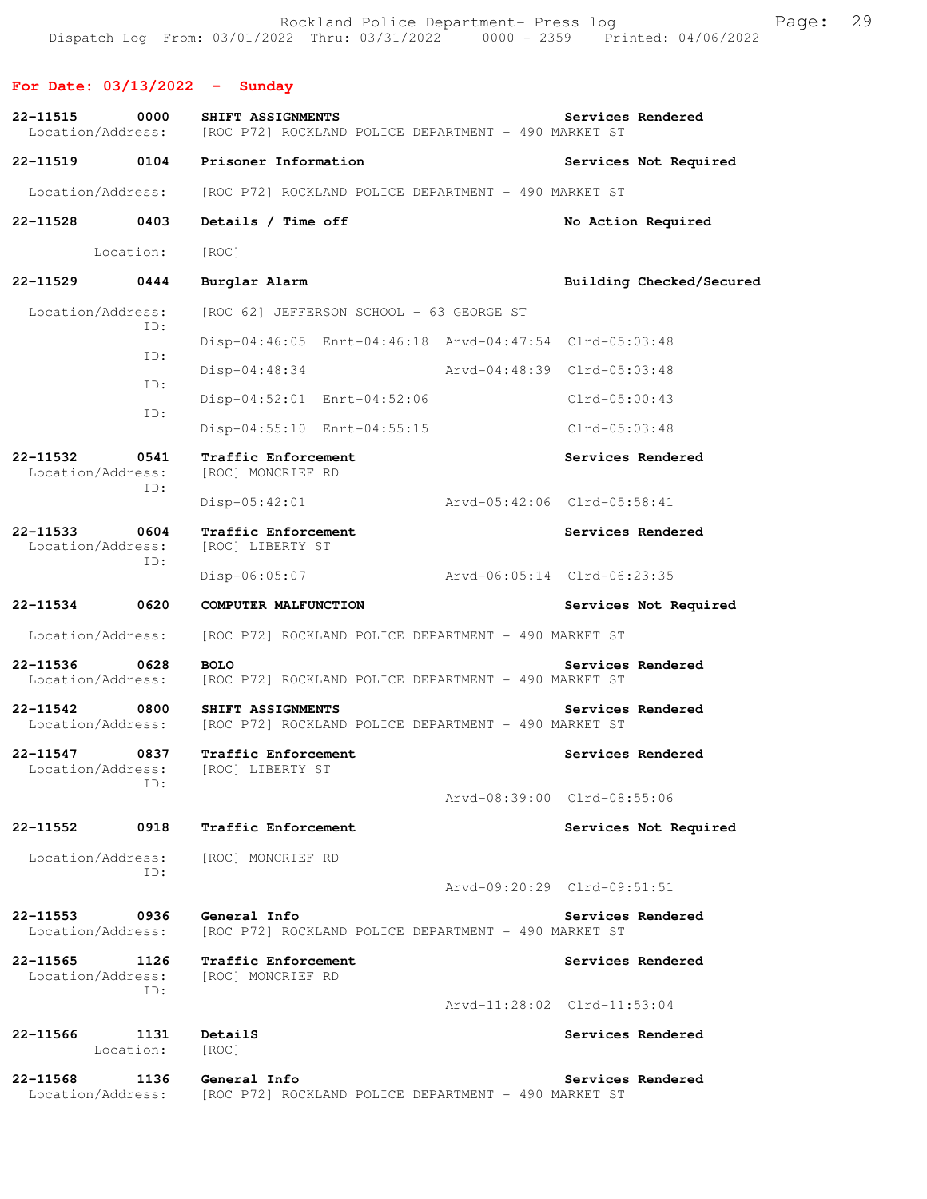## For Date: 03/13/2022 - Sunday

**22-11515 0000 SHIFT ASSIGNMENTS** — Services Rendered
Location/Address: [ROC P72] ROCKLAND POLICE DEPARTMENT - 490 MARKET ST

**22-11519 0104 Prisoner Information** — Services Not Required
Location/Address: [ROC P72] ROCKLAND POLICE DEPARTMENT - 490 MARKET ST

**22-11528 0403 Details / Time off** — No Action Required
Location: [ROC]

**22-11529 0444 Burglar Alarm** — Building Checked/Secured
Location/Address: [ROC 62] JEFFERSON SCHOOL - 63 GEORGE ST
ID: Disp-04:46:05 Enrt-04:46:18 Arvd-04:47:54 Clrd-05:03:48
ID: Disp-04:48:34 Arvd-04:48:39 Clrd-05:03:48
ID: Disp-04:52:01 Enrt-04:52:06 Clrd-05:00:43
ID: Disp-04:55:10 Enrt-04:55:15 Clrd-05:03:48

**22-11532 0541 Traffic Enforcement** — Services Rendered
Location/Address: [ROC] MONCRIEF RD
ID: Disp-05:42:01 Arvd-05:42:06 Clrd-05:58:41

**22-11533 0604 Traffic Enforcement** — Services Rendered
Location/Address: [ROC] LIBERTY ST
ID: Disp-06:05:07 Arvd-06:05:14 Clrd-06:23:35

**22-11534 0620 COMPUTER MALFUNCTION** — Services Not Required
Location/Address: [ROC P72] ROCKLAND POLICE DEPARTMENT - 490 MARKET ST

**22-11536 0628 BOLO** — Services Rendered
Location/Address: [ROC P72] ROCKLAND POLICE DEPARTMENT - 490 MARKET ST

**22-11542 0800 SHIFT ASSIGNMENTS** — Services Rendered
Location/Address: [ROC P72] ROCKLAND POLICE DEPARTMENT - 490 MARKET ST

**22-11547 0837 Traffic Enforcement** — Services Rendered
Location/Address: [ROC] LIBERTY ST
ID: Arvd-08:39:00 Clrd-08:55:06

**22-11552 0918 Traffic Enforcement** — Services Not Required
Location/Address: [ROC] MONCRIEF RD
ID: Arvd-09:20:29 Clrd-09:51:51

**22-11553 0936 General Info** — Services Rendered
Location/Address: [ROC P72] ROCKLAND POLICE DEPARTMENT - 490 MARKET ST

**22-11565 1126 Traffic Enforcement** — Services Rendered
Location/Address: [ROC] MONCRIEF RD
ID: Arvd-11:28:02 Clrd-11:53:04

**22-11566 1131 DetailS** — Services Rendered
Location: [ROC]

**22-11568 1136 General Info** — Services Rendered
Location/Address: [ROC P72] ROCKLAND POLICE DEPARTMENT - 490 MARKET ST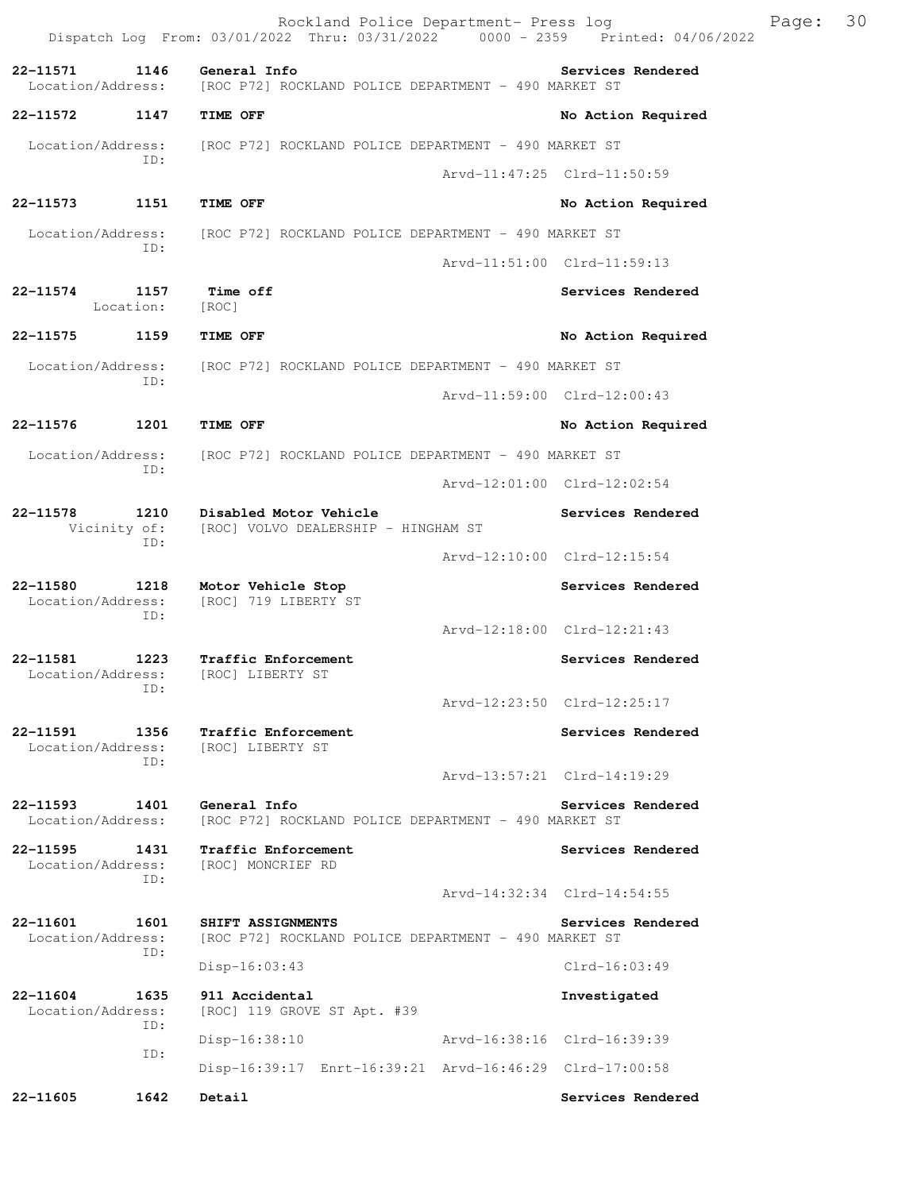**22-11571 1146 General Info** — Services Rendered
Location/Address: [ROC P72] ROCKLAND POLICE DEPARTMENT - 490 MARKET ST

**22-11572 1147 TIME OFF** — No Action Required
Location/Address: [ROC P72] ROCKLAND POLICE DEPARTMENT - 490 MARKET ST
ID:
Arvd-11:47:25 Clrd-11:50:59

**22-11573 1151 TIME OFF** — No Action Required
Location/Address: [ROC P72] ROCKLAND POLICE DEPARTMENT - 490 MARKET ST
ID:
Arvd-11:51:00 Clrd-11:59:13

**22-11574 1157 Time off** — Services Rendered
Location: [ROC]

**22-11575 1159 TIME OFF** — No Action Required
Location/Address: [ROC P72] ROCKLAND POLICE DEPARTMENT - 490 MARKET ST
ID:
Arvd-11:59:00 Clrd-12:00:43

**22-11576 1201 TIME OFF** — No Action Required
Location/Address: [ROC P72] ROCKLAND POLICE DEPARTMENT - 490 MARKET ST
ID:
Arvd-12:01:00 Clrd-12:02:54

**22-11578 1210 Disabled Motor Vehicle** — Services Rendered
Vicinity of: [ROC] VOLVO DEALERSHIP - HINGHAM ST
ID:
Arvd-12:10:00 Clrd-12:15:54

**22-11580 1218 Motor Vehicle Stop** — Services Rendered
Location/Address: [ROC] 719 LIBERTY ST
ID:
Arvd-12:18:00 Clrd-12:21:43

**22-11581 1223 Traffic Enforcement** — Services Rendered
Location/Address: [ROC] LIBERTY ST
ID:
Arvd-12:23:50 Clrd-12:25:17

**22-11591 1356 Traffic Enforcement** — Services Rendered
Location/Address: [ROC] LIBERTY ST
ID:
Arvd-13:57:21 Clrd-14:19:29

**22-11593 1401 General Info** — Services Rendered
Location/Address: [ROC P72] ROCKLAND POLICE DEPARTMENT - 490 MARKET ST

**22-11595 1431 Traffic Enforcement** — Services Rendered
Location/Address: [ROC] MONCRIEF RD
ID:
Arvd-14:32:34 Clrd-14:54:55

**22-11601 1601 SHIFT ASSIGNMENTS** — Services Rendered
Location/Address: [ROC P72] ROCKLAND POLICE DEPARTMENT - 490 MARKET ST
ID:
Disp-16:03:43 Clrd-16:03:49

**22-11604 1635 911 Accidental** — Investigated
Location/Address: [ROC] 119 GROVE ST Apt. #39
ID:
Disp-16:38:10 Arvd-16:38:16 Clrd-16:39:39
ID:
Disp-16:39:17 Enrt-16:39:21 Arvd-16:46:29 Clrd-17:00:58

**22-11605 1642 Detail** — Services Rendered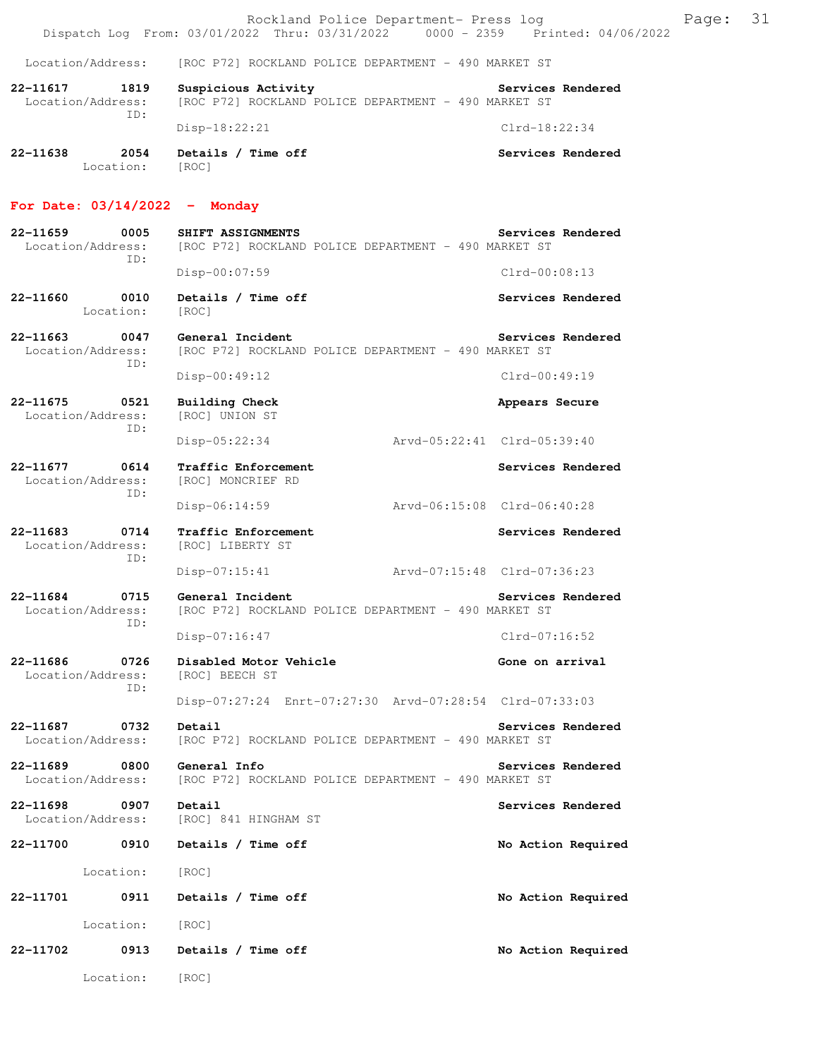Location/Address: [ROC P72] ROCKLAND POLICE DEPARTMENT - 490 MARKET ST

**22-11617 1819 Suspicious Activity** — **Services Rendered**
Location/Address: [ROC P72] ROCKLAND POLICE DEPARTMENT - 490 MARKET ST
ID:
Disp-18:22:21 Clrd-18:22:34

**22-11638 2054 Details / Time off** — **Services Rendered**
Location: [ROC]

## For Date: 03/14/2022 - Monday

**22-11659 0005 SHIFT ASSIGNMENTS** — **Services Rendered**
Location/Address: [ROC P72] ROCKLAND POLICE DEPARTMENT - 490 MARKET ST
ID:
Disp-00:07:59 Clrd-00:08:13

**22-11660 0010 Details / Time off** — **Services Rendered**
Location: [ROC]

**22-11663 0047 General Incident** — **Services Rendered**
Location/Address: [ROC P72] ROCKLAND POLICE DEPARTMENT - 490 MARKET ST
ID:
Disp-00:49:12 Clrd-00:49:19

**22-11675 0521 Building Check** — **Appears Secure**
Location/Address: [ROC] UNION ST
ID:
Disp-05:22:34 Arvd-05:22:41 Clrd-05:39:40

**22-11677 0614 Traffic Enforcement** — **Services Rendered**
Location/Address: [ROC] MONCRIEF RD
ID:
Disp-06:14:59 Arvd-06:15:08 Clrd-06:40:28

**22-11683 0714 Traffic Enforcement** — **Services Rendered**
Location/Address: [ROC] LIBERTY ST
ID:
Disp-07:15:41 Arvd-07:15:48 Clrd-07:36:23

**22-11684 0715 General Incident** — **Services Rendered**
Location/Address: [ROC P72] ROCKLAND POLICE DEPARTMENT - 490 MARKET ST
ID:
Disp-07:16:47 Clrd-07:16:52

**22-11686 0726 Disabled Motor Vehicle** — **Gone on arrival**
Location/Address: [ROC] BEECH ST
ID:
Disp-07:27:24 Enrt-07:27:30 Arvd-07:28:54 Clrd-07:33:03

**22-11687 0732 Detail** — **Services Rendered**
Location/Address: [ROC P72] ROCKLAND POLICE DEPARTMENT - 490 MARKET ST

**22-11689 0800 General Info** — **Services Rendered**
Location/Address: [ROC P72] ROCKLAND POLICE DEPARTMENT - 490 MARKET ST

**22-11698 0907 Detail** — **Services Rendered**
Location/Address: [ROC] 841 HINGHAM ST

**22-11700 0910 Details / Time off** — **No Action Required**
Location: [ROC]

**22-11701 0911 Details / Time off** — **No Action Required**
Location: [ROC]

**22-11702 0913 Details / Time off** — **No Action Required**
Location: [ROC]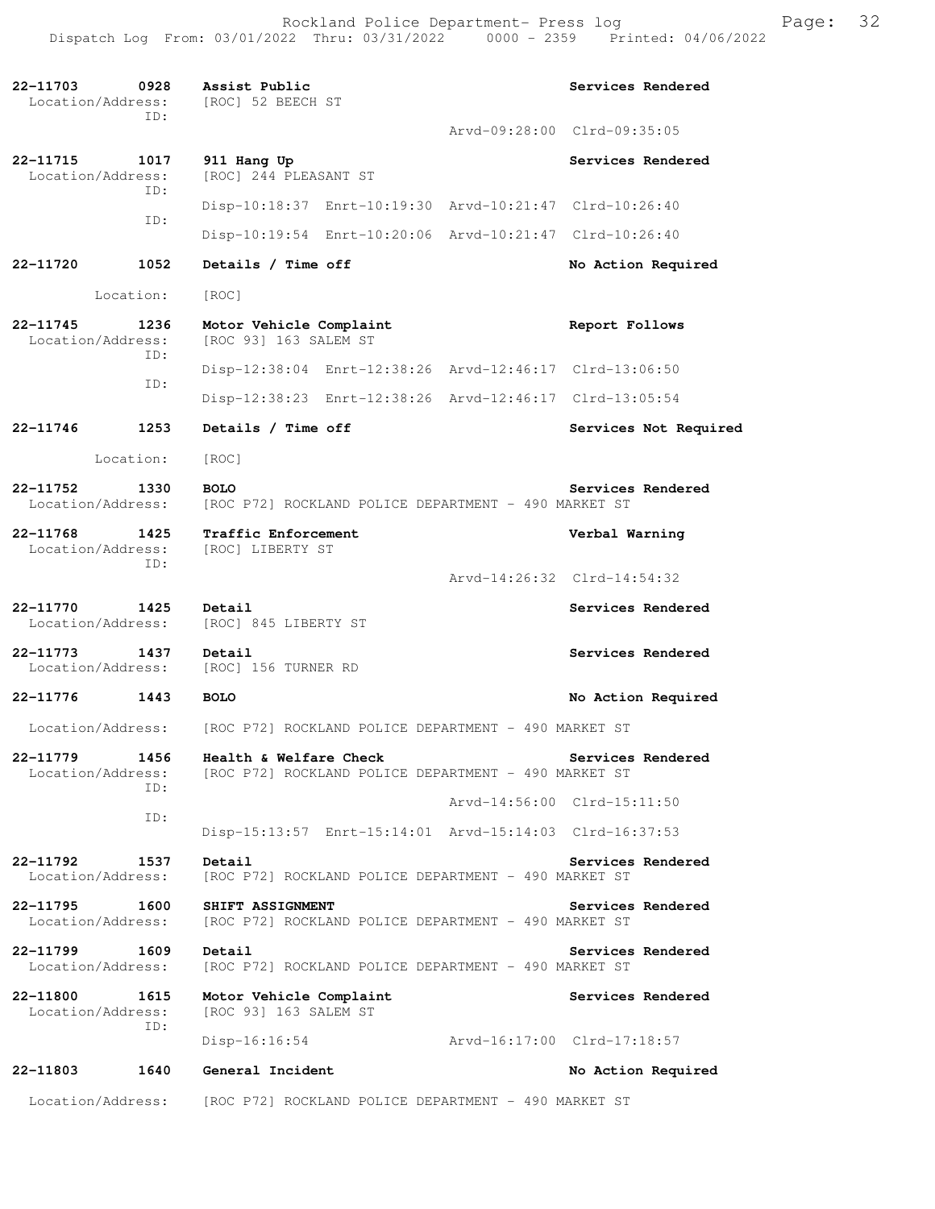**22-11703 0928 Assist Public** — **Services Rendered**
Location/Address: [ROC] 52 BEECH ST
ID:
Arvd-09:28:00 Clrd-09:35:05

**22-11715 1017 911 Hang Up** — **Services Rendered**
Location/Address: [ROC] 244 PLEASANT ST
ID:
Disp-10:18:37 Enrt-10:19:30 Arvd-10:21:47 Clrd-10:26:40
ID:
Disp-10:19:54 Enrt-10:20:06 Arvd-10:21:47 Clrd-10:26:40

**22-11720 1052 Details / Time off** — **No Action Required**
Location: [ROC]

**22-11745 1236 Motor Vehicle Complaint** — **Report Follows**
Location/Address: [ROC 93] 163 SALEM ST
ID:
Disp-12:38:04 Enrt-12:38:26 Arvd-12:46:17 Clrd-13:06:50
ID:
Disp-12:38:23 Enrt-12:38:26 Arvd-12:46:17 Clrd-13:05:54

**22-11746 1253 Details / Time off** — **Services Not Required**
Location: [ROC]

**22-11752 1330 BOLO** — **Services Rendered**
Location/Address: [ROC P72] ROCKLAND POLICE DEPARTMENT - 490 MARKET ST

**22-11768 1425 Traffic Enforcement** — **Verbal Warning**
Location/Address: [ROC] LIBERTY ST
ID:
Arvd-14:26:32 Clrd-14:54:32

**22-11770 1425 Detail** — **Services Rendered**
Location/Address: [ROC] 845 LIBERTY ST

**22-11773 1437 Detail** — **Services Rendered**
Location/Address: [ROC] 156 TURNER RD

**22-11776 1443 BOLO** — **No Action Required**
Location/Address: [ROC P72] ROCKLAND POLICE DEPARTMENT - 490 MARKET ST

**22-11779 1456 Health & Welfare Check** — **Services Rendered**
Location/Address: [ROC P72] ROCKLAND POLICE DEPARTMENT - 490 MARKET ST
ID:
Arvd-14:56:00 Clrd-15:11:50
ID:
Disp-15:13:57 Enrt-15:14:01 Arvd-15:14:03 Clrd-16:37:53

**22-11792 1537 Detail** — **Services Rendered**
Location/Address: [ROC P72] ROCKLAND POLICE DEPARTMENT - 490 MARKET ST

**22-11795 1600 SHIFT ASSIGNMENT** — **Services Rendered**
Location/Address: [ROC P72] ROCKLAND POLICE DEPARTMENT - 490 MARKET ST

**22-11799 1609 Detail** — **Services Rendered**
Location/Address: [ROC P72] ROCKLAND POLICE DEPARTMENT - 490 MARKET ST

**22-11800 1615 Motor Vehicle Complaint** — **Services Rendered**
Location/Address: [ROC 93] 163 SALEM ST
ID:
Disp-16:16:54 Arvd-16:17:00 Clrd-17:18:57

**22-11803 1640 General Incident** — **No Action Required**
Location/Address: [ROC P72] ROCKLAND POLICE DEPARTMENT - 490 MARKET ST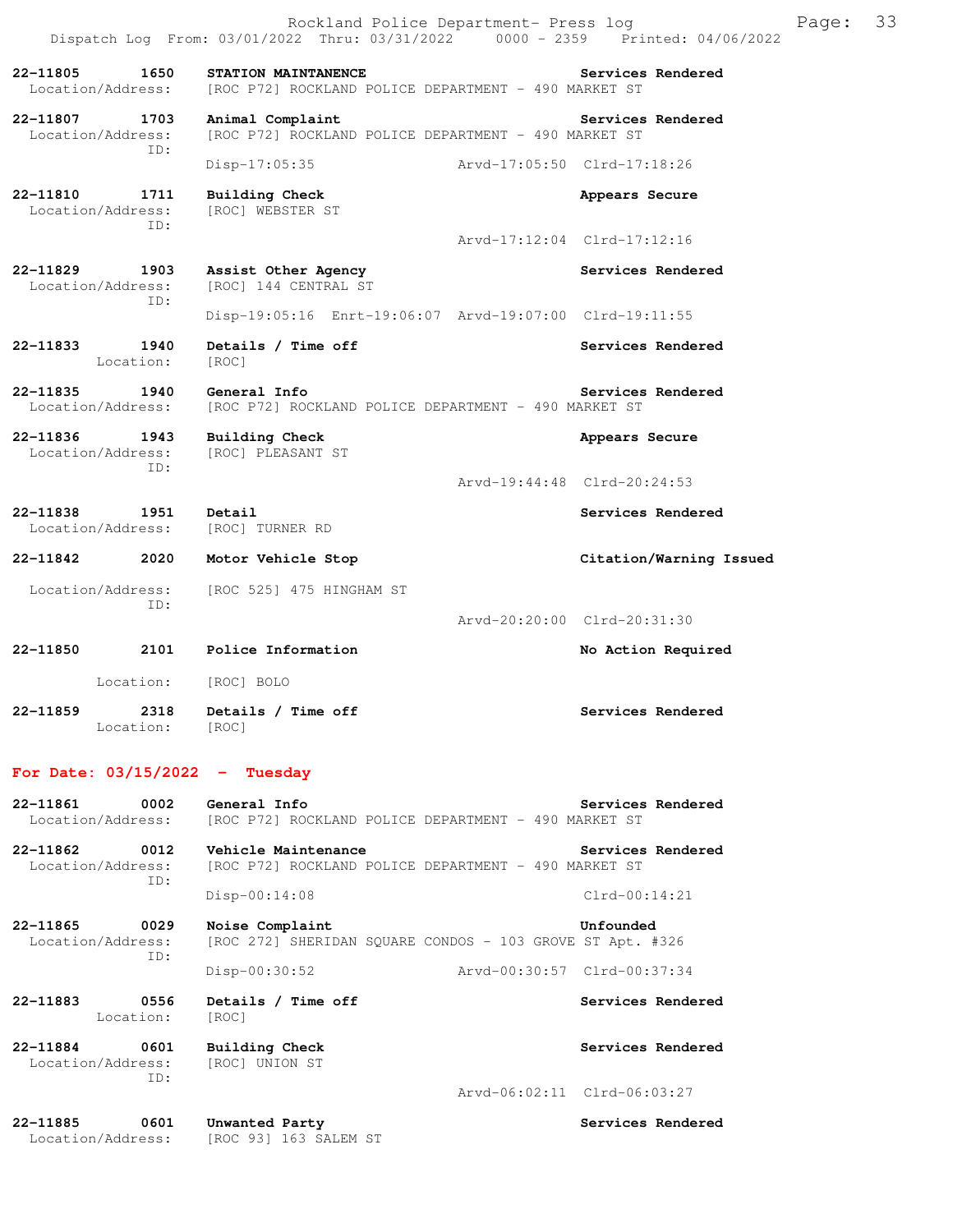22-11805 1650 **STATION MAINTANENCE** Services Rendered
Location/Address: [ROC P72] ROCKLAND POLICE DEPARTMENT - 490 MARKET ST

22-11807 1703 **Animal Complaint** Services Rendered
Location/Address: [ROC P72] ROCKLAND POLICE DEPARTMENT - 490 MARKET ST
ID:
Disp-17:05:35 Arvd-17:05:50 Clrd-17:18:26

22-11810 1711 **Building Check** Appears Secure
Location/Address: [ROC] WEBSTER ST
ID:
Arvd-17:12:04 Clrd-17:12:16

22-11829 1903 **Assist Other Agency** Services Rendered
Location/Address: [ROC] 144 CENTRAL ST
ID:
Disp-19:05:16 Enrt-19:06:07 Arvd-19:07:00 Clrd-19:11:55

22-11833 1940 **Details / Time off** Services Rendered
Location: [ROC]

22-11835 1940 **General Info** Services Rendered
Location/Address: [ROC P72] ROCKLAND POLICE DEPARTMENT - 490 MARKET ST

22-11836 1943 **Building Check** Appears Secure
Location/Address: [ROC] PLEASANT ST
ID:
Arvd-19:44:48 Clrd-20:24:53

22-11838 1951 **Detail** Services Rendered
Location/Address: [ROC] TURNER RD

22-11842 2020 **Motor Vehicle Stop** Citation/Warning Issued
Location/Address: [ROC 525] 475 HINGHAM ST
ID:
Arvd-20:20:00 Clrd-20:31:30

22-11850 2101 **Police Information** No Action Required
Location: [ROC] BOLO

22-11859 2318 **Details / Time off** Services Rendered
Location: [ROC]

## For Date: 03/15/2022 - Tuesday

22-11861 0002 **General Info** Services Rendered
Location/Address: [ROC P72] ROCKLAND POLICE DEPARTMENT - 490 MARKET ST

22-11862 0012 **Vehicle Maintenance** Services Rendered
Location/Address: [ROC P72] ROCKLAND POLICE DEPARTMENT - 490 MARKET ST
ID:
Disp-00:14:08 Clrd-00:14:21

22-11865 0029 **Noise Complaint** Unfounded
Location/Address: [ROC 272] SHERIDAN SQUARE CONDOS - 103 GROVE ST Apt. #326
ID:
Disp-00:30:52 Arvd-00:30:57 Clrd-00:37:34

22-11883 0556 **Details / Time off** Services Rendered
Location: [ROC]

22-11884 0601 **Building Check** Services Rendered
Location/Address: [ROC] UNION ST
ID:
Arvd-06:02:11 Clrd-06:03:27

22-11885 0601 **Unwanted Party** Services Rendered
Location/Address: [ROC 93] 163 SALEM ST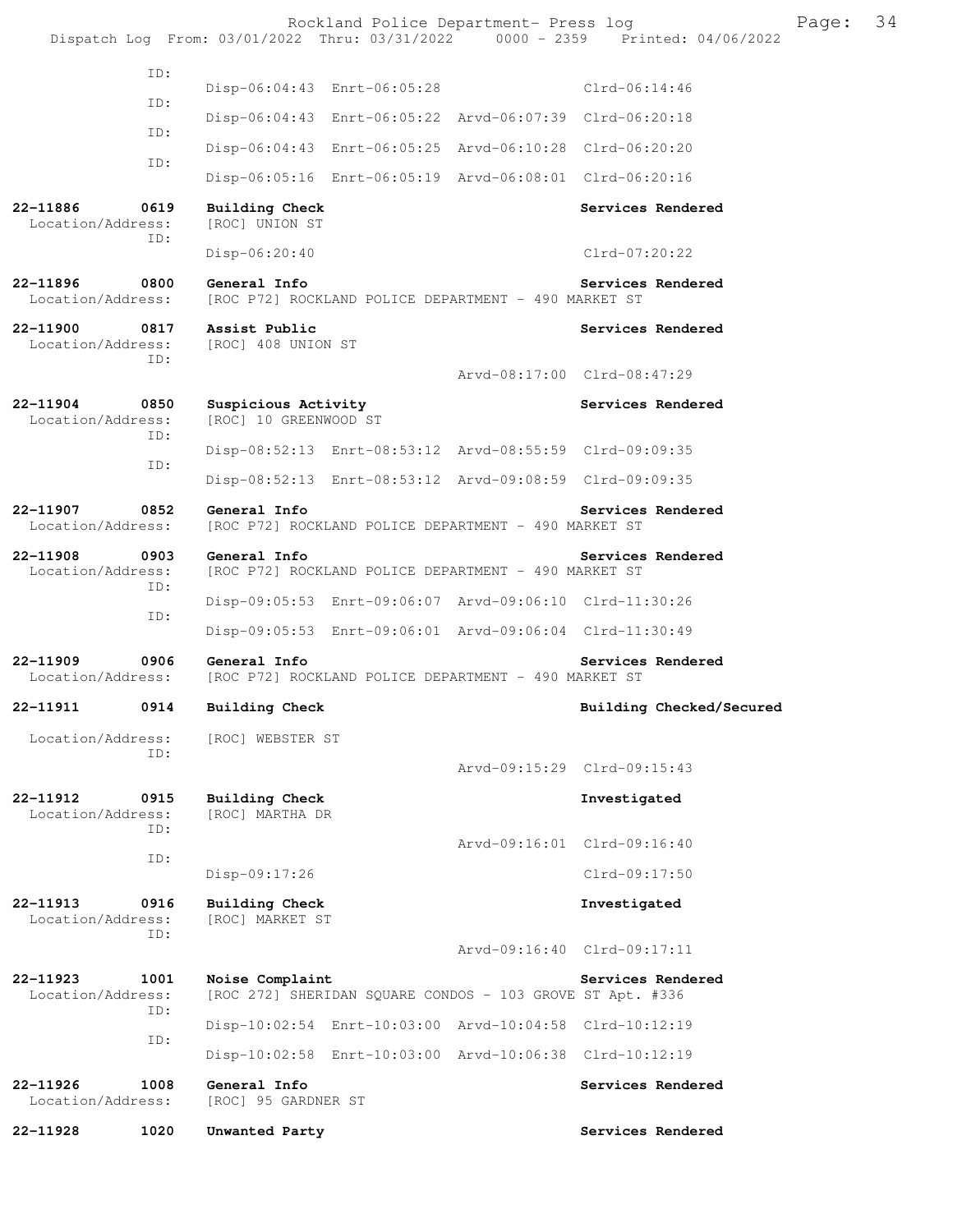```
            ID:
                Disp-06:04:43  Enrt-06:05:28                 Clrd-06:14:46
            ID:
                Disp-06:04:43  Enrt-06:05:22  Arvd-06:07:39  Clrd-06:20:18
            ID:
                Disp-06:04:43  Enrt-06:05:25  Arvd-06:10:28  Clrd-06:20:20
            ID:
                Disp-06:05:16  Enrt-06:05:19  Arvd-06:08:01  Clrd-06:20:16

22-11886       0619    Building Check                              Services Rendered
  Location/Address:    [ROC] UNION ST
            ID:
                       Disp-06:20:40                               Clrd-07:20:22

22-11896       0800    General Info                                Services Rendered
  Location/Address:    [ROC P72] ROCKLAND POLICE DEPARTMENT - 490 MARKET ST

22-11900       0817    Assist Public                               Services Rendered
  Location/Address:    [ROC] 408 UNION ST
            ID:
                                                     Arvd-08:17:00  Clrd-08:47:29

22-11904       0850    Suspicious Activity                         Services Rendered
  Location/Address:    [ROC] 10 GREENWOOD ST
            ID:
                Disp-08:52:13  Enrt-08:53:12  Arvd-08:55:59  Clrd-09:09:35
            ID:
                Disp-08:52:13  Enrt-08:53:12  Arvd-09:08:59  Clrd-09:09:35

22-11907       0852    General Info                                Services Rendered
  Location/Address:    [ROC P72] ROCKLAND POLICE DEPARTMENT - 490 MARKET ST

22-11908       0903    General Info                                Services Rendered
  Location/Address:    [ROC P72] ROCKLAND POLICE DEPARTMENT - 490 MARKET ST
            ID:
                Disp-09:05:53  Enrt-09:06:07  Arvd-09:06:10  Clrd-11:30:26
            ID:
                Disp-09:05:53  Enrt-09:06:01  Arvd-09:06:04  Clrd-11:30:49

22-11909       0906    General Info                                Services Rendered
  Location/Address:    [ROC P72] ROCKLAND POLICE DEPARTMENT - 490 MARKET ST

22-11911       0914    Building Check                              Building Checked/Secured

  Location/Address:    [ROC] WEBSTER ST
            ID:
                                                     Arvd-09:15:29  Clrd-09:15:43

22-11912       0915    Building Check                              Investigated
  Location/Address:    [ROC] MARTHA DR
            ID:
                                                     Arvd-09:16:01  Clrd-09:16:40
            ID:
                       Disp-09:17:26                               Clrd-09:17:50

22-11913       0916    Building Check                              Investigated
  Location/Address:    [ROC] MARKET ST
            ID:
                                                     Arvd-09:16:40  Clrd-09:17:11

22-11923       1001    Noise Complaint                             Services Rendered
  Location/Address:    [ROC 272] SHERIDAN SQUARE CONDOS - 103 GROVE ST Apt. #336
            ID:
                Disp-10:02:54  Enrt-10:03:00  Arvd-10:04:58  Clrd-10:12:19
            ID:
                Disp-10:02:58  Enrt-10:03:00  Arvd-10:06:38  Clrd-10:12:19

22-11926       1008    General Info                                Services Rendered
  Location/Address:    [ROC] 95 GARDNER ST

22-11928       1020    Unwanted Party                              Services Rendered
```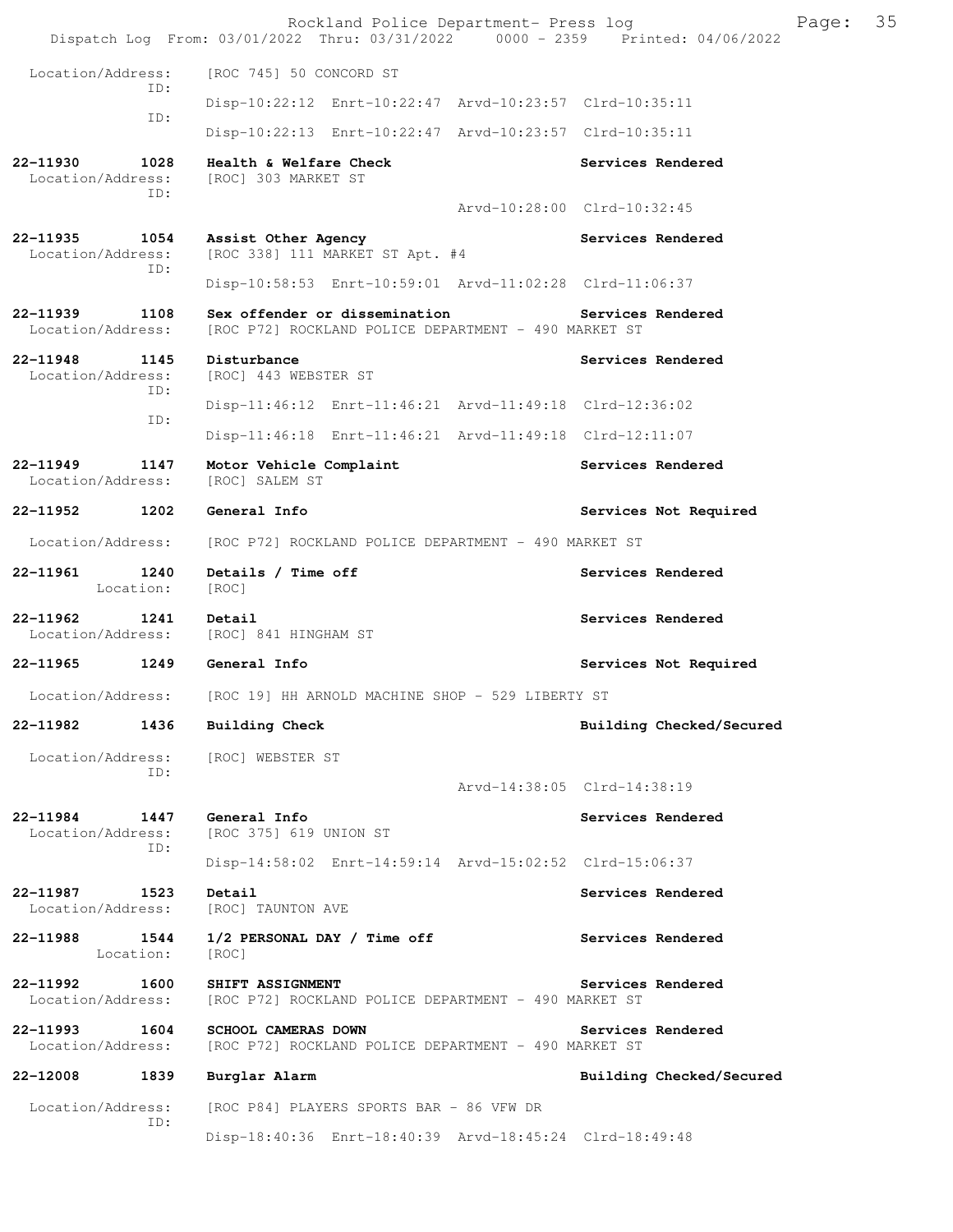Location/Address: [ROC 745] 50 CONCORD ST
ID:
Disp-10:22:12 Enrt-10:22:47 Arvd-10:23:57 Clrd-10:35:11
ID:
Disp-10:22:13 Enrt-10:22:47 Arvd-10:23:57 Clrd-10:35:11

**22-11930 1028 Health & Welfare Check** Services Rendered
Location/Address: [ROC] 303 MARKET ST
ID:
Arvd-10:28:00 Clrd-10:32:45

**22-11935 1054 Assist Other Agency** Services Rendered
Location/Address: [ROC 338] 111 MARKET ST Apt. #4
ID:
Disp-10:58:53 Enrt-10:59:01 Arvd-11:02:28 Clrd-11:06:37

**22-11939 1108 Sex offender or dissemination** Services Rendered
Location/Address: [ROC P72] ROCKLAND POLICE DEPARTMENT - 490 MARKET ST

**22-11948 1145 Disturbance** Services Rendered
Location/Address: [ROC] 443 WEBSTER ST
ID:
Disp-11:46:12 Enrt-11:46:21 Arvd-11:49:18 Clrd-12:36:02
ID:
Disp-11:46:18 Enrt-11:46:21 Arvd-11:49:18 Clrd-12:11:07

**22-11949 1147 Motor Vehicle Complaint** Services Rendered
Location/Address: [ROC] SALEM ST

**22-11952 1202 General Info** Services Not Required
Location/Address: [ROC P72] ROCKLAND POLICE DEPARTMENT - 490 MARKET ST

**22-11961 1240 Details / Time off** Services Rendered
Location: [ROC]

**22-11962 1241 Detail** Services Rendered
Location/Address: [ROC] 841 HINGHAM ST

**22-11965 1249 General Info** Services Not Required
Location/Address: [ROC 19] HH ARNOLD MACHINE SHOP - 529 LIBERTY ST

**22-11982 1436 Building Check** Building Checked/Secured
Location/Address: [ROC] WEBSTER ST
ID:
Arvd-14:38:05 Clrd-14:38:19

**22-11984 1447 General Info** Services Rendered
Location/Address: [ROC 375] 619 UNION ST
ID:
Disp-14:58:02 Enrt-14:59:14 Arvd-15:02:52 Clrd-15:06:37

**22-11987 1523 Detail** Services Rendered
Location/Address: [ROC] TAUNTON AVE

**22-11988 1544 1/2 PERSONAL DAY / Time off** Services Rendered
Location: [ROC]

**22-11992 1600 SHIFT ASSIGNMENT** Services Rendered
Location/Address: [ROC P72] ROCKLAND POLICE DEPARTMENT - 490 MARKET ST

**22-11993 1604 SCHOOL CAMERAS DOWN** Services Rendered
Location/Address: [ROC P72] ROCKLAND POLICE DEPARTMENT - 490 MARKET ST

**22-12008 1839 Burglar Alarm** Building Checked/Secured
Location/Address: [ROC P84] PLAYERS SPORTS BAR - 86 VFW DR
ID:
Disp-18:40:36 Enrt-18:40:39 Arvd-18:45:24 Clrd-18:49:48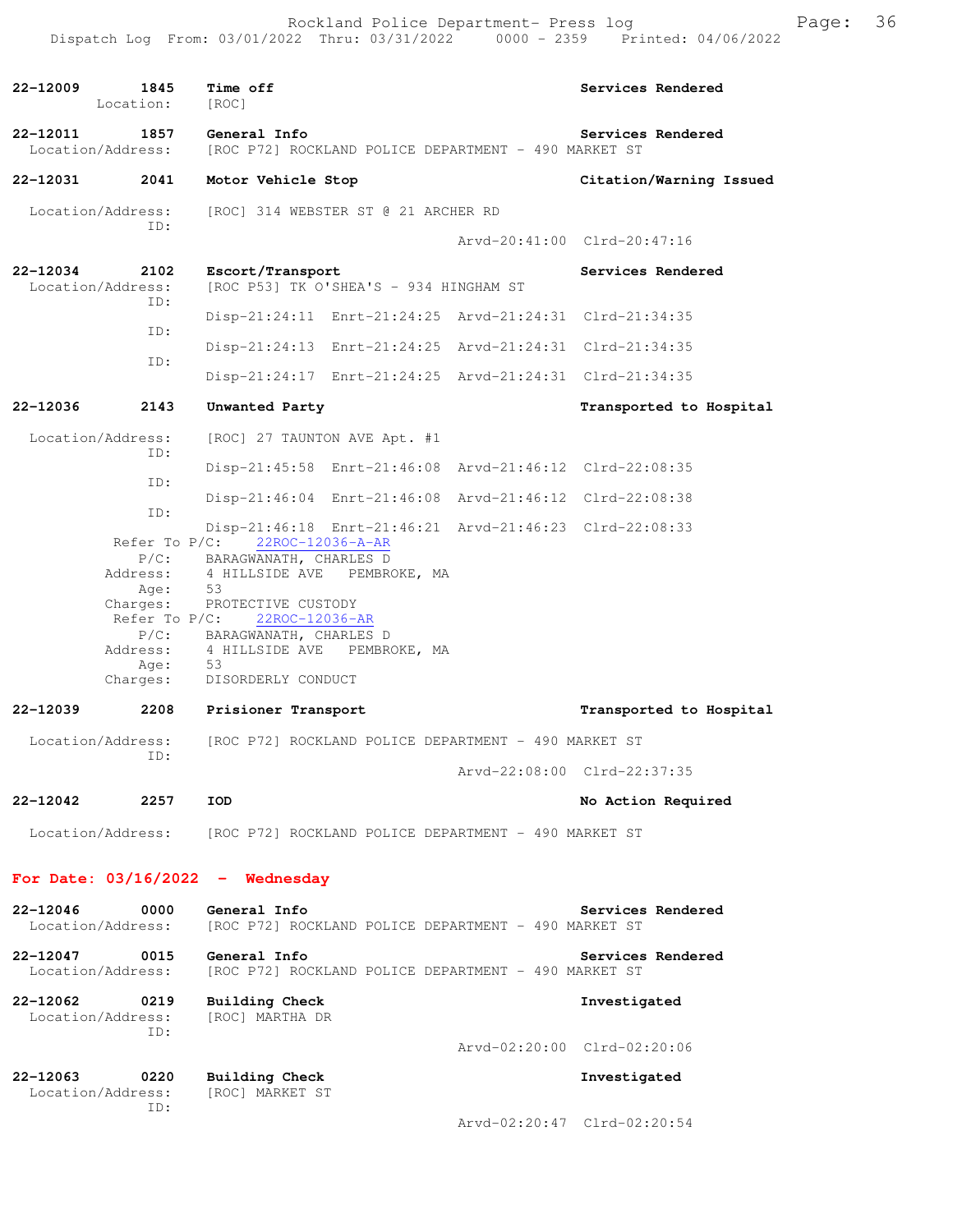| Call # | Time | Call Reason | Action |
|---|---|---|---|
| 22-12009 | 1845 | Time off | Services Rendered |

Location: [ROC]

| Call # | Time | Call Reason | Action |
|---|---|---|---|
| 22-12011 | 1857 | General Info | Services Rendered |

Location/Address: [ROC P72] ROCKLAND POLICE DEPARTMENT - 490 MARKET ST

| Call # | Time | Call Reason | Action |
|---|---|---|---|
| 22-12031 | 2041 | Motor Vehicle Stop | Citation/Warning Issued |

Location/Address: [ROC] 314 WEBSTER ST @ 21 ARCHER RD
ID:
Arvd-20:41:00 Clrd-20:47:16

| Call # | Time | Call Reason | Action |
|---|---|---|---|
| 22-12034 | 2102 | Escort/Transport | Services Rendered |

Location/Address: [ROC P53] TK O'SHEA'S - 934 HINGHAM ST
ID:
Disp-21:24:11 Enrt-21:24:25 Arvd-21:24:31 Clrd-21:34:35
ID:
Disp-21:24:13 Enrt-21:24:25 Arvd-21:24:31 Clrd-21:34:35
ID:
Disp-21:24:17 Enrt-21:24:25 Arvd-21:24:31 Clrd-21:34:35

| Call # | Time | Call Reason | Action |
|---|---|---|---|
| 22-12036 | 2143 | Unwanted Party | Transported to Hospital |

Location/Address: [ROC] 27 TAUNTON AVE Apt. #1
ID:
Disp-21:45:58 Enrt-21:46:08 Arvd-21:46:12 Clrd-22:08:35
ID:
Disp-21:46:04 Enrt-21:46:08 Arvd-21:46:12 Clrd-22:08:38
ID:
Disp-21:46:18 Enrt-21:46:21 Arvd-21:46:23 Clrd-22:08:33
Refer To P/C: 22ROC-12036-A-AR
P/C: BARAGWANATH, CHARLES D
Address: 4 HILLSIDE AVE PEMBROKE, MA
Age: 53
Charges: PROTECTIVE CUSTODY
Refer To P/C: 22ROC-12036-AR
P/C: BARAGWANATH, CHARLES D
Address: 4 HILLSIDE AVE PEMBROKE, MA
Age: 53
Charges: DISORDERLY CONDUCT

| Call # | Time | Call Reason | Action |
|---|---|---|---|
| 22-12039 | 2208 | Prisioner Transport | Transported to Hospital |

Location/Address: [ROC P72] ROCKLAND POLICE DEPARTMENT - 490 MARKET ST
ID:
Arvd-22:08:00 Clrd-22:37:35

| Call # | Time | Call Reason | Action |
|---|---|---|---|
| 22-12042 | 2257 | IOD | No Action Required |

Location/Address: [ROC P72] ROCKLAND POLICE DEPARTMENT - 490 MARKET ST

## For Date: 03/16/2022 - Wednesday

| Call # | Time | Call Reason | Action |
|---|---|---|---|
| 22-12046 | 0000 | General Info | Services Rendered |

Location/Address: [ROC P72] ROCKLAND POLICE DEPARTMENT - 490 MARKET ST

| Call # | Time | Call Reason | Action |
|---|---|---|---|
| 22-12047 | 0015 | General Info | Services Rendered |

Location/Address: [ROC P72] ROCKLAND POLICE DEPARTMENT - 490 MARKET ST

| Call # | Time | Call Reason | Action |
|---|---|---|---|
| 22-12062 | 0219 | Building Check | Investigated |

Location/Address: [ROC] MARTHA DR
ID:
Arvd-02:20:00 Clrd-02:20:06

| Call # | Time | Call Reason | Action |
|---|---|---|---|
| 22-12063 | 0220 | Building Check | Investigated |

Location/Address: [ROC] MARKET ST
ID:
Arvd-02:20:47 Clrd-02:20:54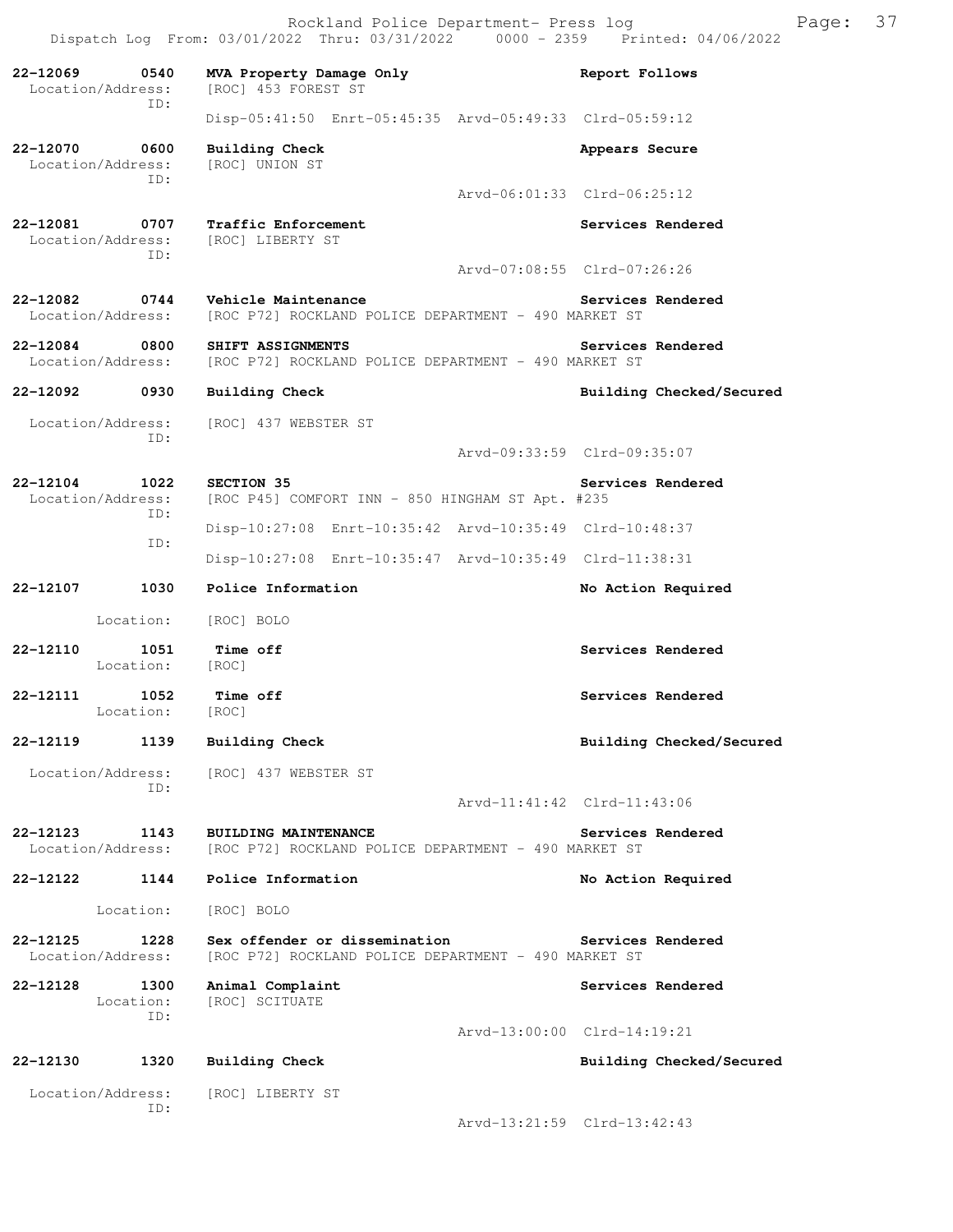Rockland Police Department- Press log
Dispatch Log From: 03/01/2022 Thru: 03/31/2022 0000 - 2359 Printed: 04/06/2022

**22-12069 0540 MVA Property Damage Only** — **Report Follows**
Location/Address: [ROC] 453 FOREST ST
ID:
Disp-05:41:50 Enrt-05:45:35 Arvd-05:49:33 Clrd-05:59:12

**22-12070 0600 Building Check** — **Appears Secure**
Location/Address: [ROC] UNION ST
ID:
Arvd-06:01:33 Clrd-06:25:12

**22-12081 0707 Traffic Enforcement** — **Services Rendered**
Location/Address: [ROC] LIBERTY ST
ID:
Arvd-07:08:55 Clrd-07:26:26

**22-12082 0744 Vehicle Maintenance** — **Services Rendered**
Location/Address: [ROC P72] ROCKLAND POLICE DEPARTMENT - 490 MARKET ST

**22-12084 0800 SHIFT ASSIGNMENTS** — **Services Rendered**
Location/Address: [ROC P72] ROCKLAND POLICE DEPARTMENT - 490 MARKET ST

**22-12092 0930 Building Check** — **Building Checked/Secured**
Location/Address: [ROC] 437 WEBSTER ST
ID:
Arvd-09:33:59 Clrd-09:35:07

**22-12104 1022 SECTION 35** — **Services Rendered**
Location/Address: [ROC P45] COMFORT INN - 850 HINGHAM ST Apt. #235
ID:
Disp-10:27:08 Enrt-10:35:42 Arvd-10:35:49 Clrd-10:48:37
ID:
Disp-10:27:08 Enrt-10:35:47 Arvd-10:35:49 Clrd-11:38:31

**22-12107 1030 Police Information** — **No Action Required**
Location: [ROC] BOLO

**22-12110 1051 Time off** — **Services Rendered**
Location: [ROC]

**22-12111 1052 Time off** — **Services Rendered**
Location: [ROC]

**22-12119 1139 Building Check** — **Building Checked/Secured**
Location/Address: [ROC] 437 WEBSTER ST
ID:
Arvd-11:41:42 Clrd-11:43:06

**22-12123 1143 BUILDING MAINTENANCE** — **Services Rendered**
Location/Address: [ROC P72] ROCKLAND POLICE DEPARTMENT - 490 MARKET ST

**22-12122 1144 Police Information** — **No Action Required**
Location: [ROC] BOLO

**22-12125 1228 Sex offender or dissemination** — **Services Rendered**
Location/Address: [ROC P72] ROCKLAND POLICE DEPARTMENT - 490 MARKET ST

**22-12128 1300 Animal Complaint** — **Services Rendered**
Location: [ROC] SCITUATE
ID:
Arvd-13:00:00 Clrd-14:19:21

**22-12130 1320 Building Check** — **Building Checked/Secured**
Location/Address: [ROC] LIBERTY ST
ID:
Arvd-13:21:59 Clrd-13:42:43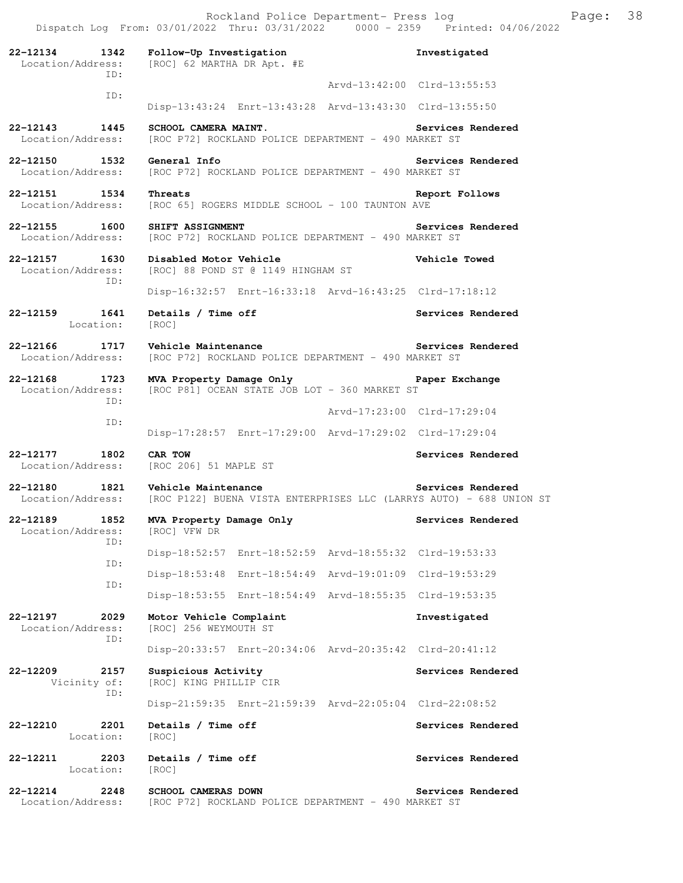Rockland Police Department- Press log
Dispatch Log From: 03/01/2022 Thru: 03/31/2022 0000 - 2359 Printed: 04/06/2022

**22-12134 1342 Follow-Up Investigation** — Investigated
Location/Address: [ROC] 62 MARTHA DR Apt. #E
ID: Arvd-13:42:00 Clrd-13:55:53
ID: Disp-13:43:24 Enrt-13:43:28 Arvd-13:43:30 Clrd-13:55:50

**22-12143 1445 SCHOOL CAMERA MAINT.** — Services Rendered
Location/Address: [ROC P72] ROCKLAND POLICE DEPARTMENT - 490 MARKET ST

**22-12150 1532 General Info** — Services Rendered
Location/Address: [ROC P72] ROCKLAND POLICE DEPARTMENT - 490 MARKET ST

**22-12151 1534 Threats** — Report Follows
Location/Address: [ROC 65] ROGERS MIDDLE SCHOOL - 100 TAUNTON AVE

**22-12155 1600 SHIFT ASSIGNMENT** — Services Rendered
Location/Address: [ROC P72] ROCKLAND POLICE DEPARTMENT - 490 MARKET ST

**22-12157 1630 Disabled Motor Vehicle** — Vehicle Towed
Location/Address: [ROC] 88 POND ST @ 1149 HINGHAM ST
ID: Disp-16:32:57 Enrt-16:33:18 Arvd-16:43:25 Clrd-17:18:12

**22-12159 1641 Details / Time off** — Services Rendered
Location: [ROC]

**22-12166 1717 Vehicle Maintenance** — Services Rendered
Location/Address: [ROC P72] ROCKLAND POLICE DEPARTMENT - 490 MARKET ST

**22-12168 1723 MVA Property Damage Only** — Paper Exchange
Location/Address: [ROC P81] OCEAN STATE JOB LOT - 360 MARKET ST
ID: Arvd-17:23:00 Clrd-17:29:04
ID: Disp-17:28:57 Enrt-17:29:00 Arvd-17:29:02 Clrd-17:29:04

**22-12177 1802 CAR TOW** — Services Rendered
Location/Address: [ROC 206] 51 MAPLE ST

**22-12180 1821 Vehicle Maintenance** — Services Rendered
Location/Address: [ROC P122] BUENA VISTA ENTERPRISES LLC (LARRYS AUTO) - 688 UNION ST

**22-12189 1852 MVA Property Damage Only** — Services Rendered
Location/Address: [ROC] VFW DR
ID: Disp-18:52:57 Enrt-18:52:59 Arvd-18:55:32 Clrd-19:53:33
ID: Disp-18:53:48 Enrt-18:54:49 Arvd-19:01:09 Clrd-19:53:29
ID: Disp-18:53:55 Enrt-18:54:49 Arvd-18:55:35 Clrd-19:53:35

**22-12197 2029 Motor Vehicle Complaint** — Investigated
Location/Address: [ROC] 256 WEYMOUTH ST
ID: Disp-20:33:57 Enrt-20:34:06 Arvd-20:35:42 Clrd-20:41:12

**22-12209 2157 Suspicious Activity** — Services Rendered
Vicinity of: [ROC] KING PHILLIP CIR
ID: Disp-21:59:35 Enrt-21:59:39 Arvd-22:05:04 Clrd-22:08:52

**22-12210 2201 Details / Time off** — Services Rendered
Location: [ROC]

**22-12211 2203 Details / Time off** — Services Rendered
Location: [ROC]

**22-12214 2248 SCHOOL CAMERAS DOWN** — Services Rendered
Location/Address: [ROC P72] ROCKLAND POLICE DEPARTMENT - 490 MARKET ST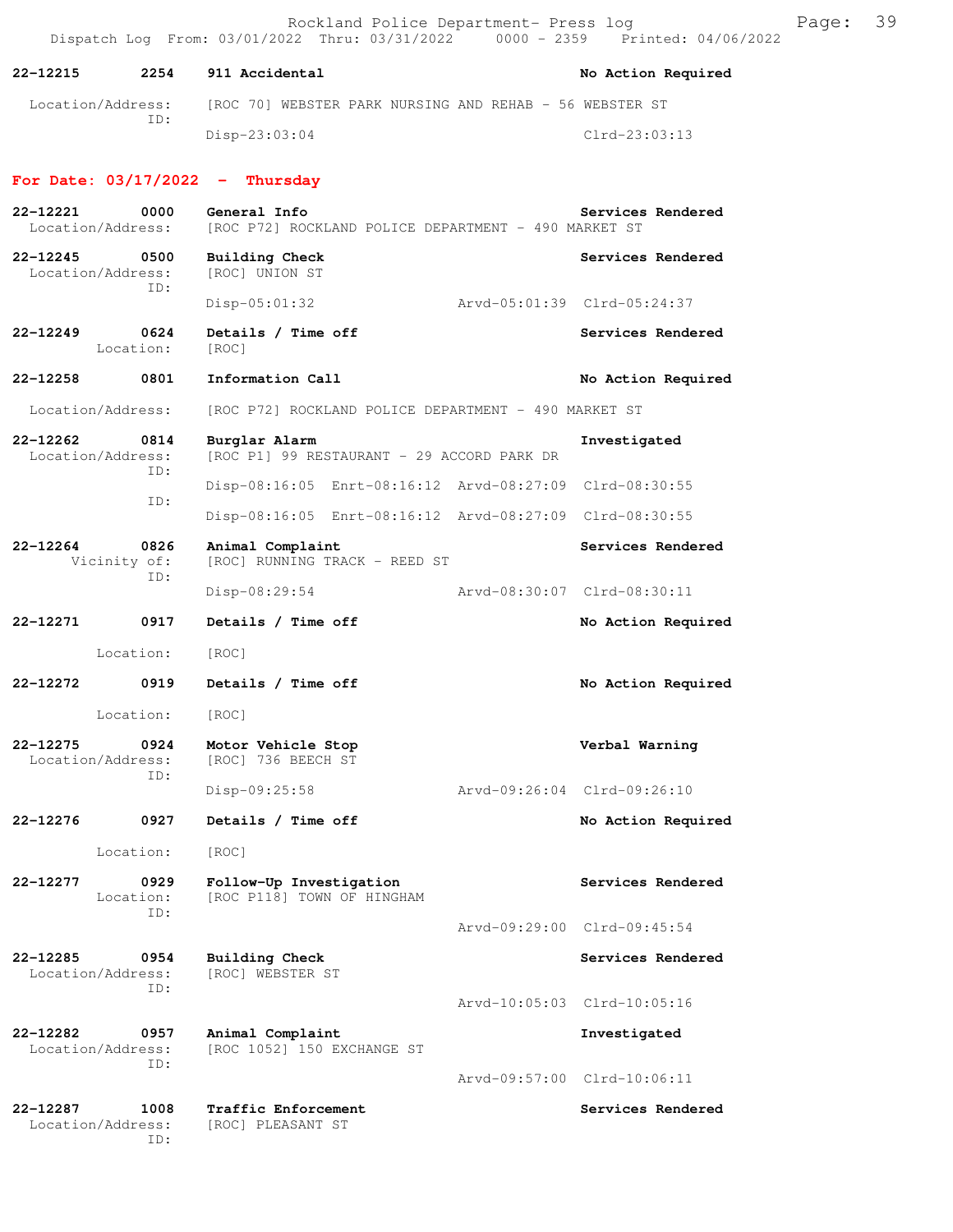Rockland Police Department- Press log

Dispatch Log From: 03/01/2022 Thru: 03/31/2022 0000 - 2359 Printed: 04/06/2022

**22-12215** 2254 **911 Accidental** — **No Action Required**
Location/Address: [ROC 70] WEBSTER PARK NURSING AND REHAB - 56 WEBSTER ST
ID:
Disp-23:03:04 Clrd-23:03:13

## For Date: 03/17/2022 - Thursday

**22-12221** 0000 **General Info** — **Services Rendered**
Location/Address: [ROC P72] ROCKLAND POLICE DEPARTMENT - 490 MARKET ST

**22-12245** 0500 **Building Check** — **Services Rendered**
Location/Address: [ROC] UNION ST
ID:
Disp-05:01:32 Arvd-05:01:39 Clrd-05:24:37

**22-12249** 0624 **Details / Time off** — **Services Rendered**
Location: [ROC]

**22-12258** 0801 **Information Call** — **No Action Required**
Location/Address: [ROC P72] ROCKLAND POLICE DEPARTMENT - 490 MARKET ST

**22-12262** 0814 **Burglar Alarm** — **Investigated**
Location/Address: [ROC P1] 99 RESTAURANT - 29 ACCORD PARK DR
ID:
Disp-08:16:05 Enrt-08:16:12 Arvd-08:27:09 Clrd-08:30:55
ID:
Disp-08:16:05 Enrt-08:16:12 Arvd-08:27:09 Clrd-08:30:55

**22-12264** 0826 **Animal Complaint** — **Services Rendered**
Vicinity of: [ROC] RUNNING TRACK - REED ST
ID:
Disp-08:29:54 Arvd-08:30:07 Clrd-08:30:11

**22-12271** 0917 **Details / Time off** — **No Action Required**
Location: [ROC]

**22-12272** 0919 **Details / Time off** — **No Action Required**
Location: [ROC]

**22-12275** 0924 **Motor Vehicle Stop** — **Verbal Warning**
Location/Address: [ROC] 736 BEECH ST
ID:
Disp-09:25:58 Arvd-09:26:04 Clrd-09:26:10

**22-12276** 0927 **Details / Time off** — **No Action Required**
Location: [ROC]

**22-12277** 0929 **Follow-Up Investigation** — **Services Rendered**
Location: [ROC P118] TOWN OF HINGHAM
ID:
Arvd-09:29:00 Clrd-09:45:54

**22-12285** 0954 **Building Check** — **Services Rendered**
Location/Address: [ROC] WEBSTER ST
ID:
Arvd-10:05:03 Clrd-10:05:16

**22-12282** 0957 **Animal Complaint** — **Investigated**
Location/Address: [ROC 1052] 150 EXCHANGE ST
ID:
Arvd-09:57:00 Clrd-10:06:11

**22-12287** 1008 **Traffic Enforcement** — **Services Rendered**
Location/Address: [ROC] PLEASANT ST
ID: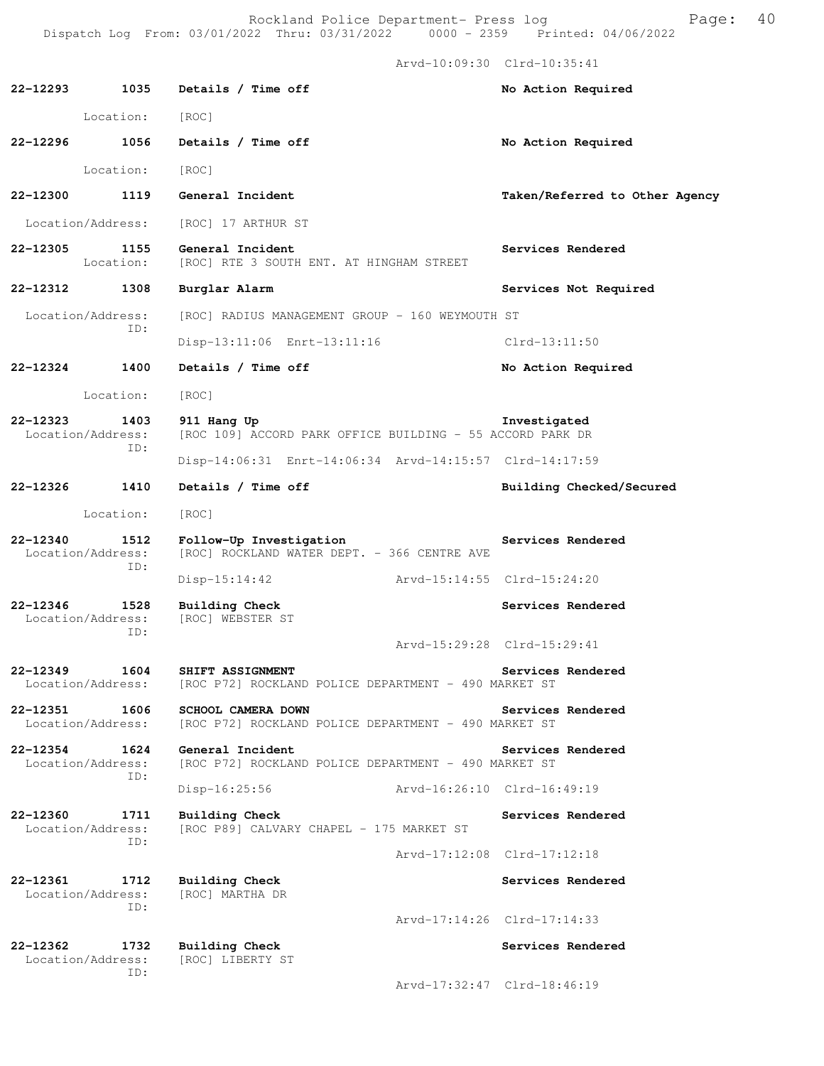Arvd-10:09:30 Clrd-10:35:41

**22-12293 1035 Details / Time off** — **No Action Required**
Location: [ROC]

**22-12296 1056 Details / Time off** — **No Action Required**
Location: [ROC]

**22-12300 1119 General Incident** — **Taken/Referred to Other Agency**
Location/Address: [ROC] 17 ARTHUR ST

**22-12305 1155 General Incident** — **Services Rendered**
Location: [ROC] RTE 3 SOUTH ENT. AT HINGHAM STREET

**22-12312 1308 Burglar Alarm** — **Services Not Required**
Location/Address: [ROC] RADIUS MANAGEMENT GROUP - 160 WEYMOUTH ST
ID:
Disp-13:11:06 Enrt-13:11:16 Clrd-13:11:50

**22-12324 1400 Details / Time off** — **No Action Required**
Location: [ROC]

**22-12323 1403 911 Hang Up** — **Investigated**
Location/Address: [ROC 109] ACCORD PARK OFFICE BUILDING - 55 ACCORD PARK DR
ID:
Disp-14:06:31 Enrt-14:06:34 Arvd-14:15:57 Clrd-14:17:59

**22-12326 1410 Details / Time off** — **Building Checked/Secured**
Location: [ROC]

**22-12340 1512 Follow-Up Investigation** — **Services Rendered**
Location/Address: [ROC] ROCKLAND WATER DEPT. - 366 CENTRE AVE
ID:
Disp-15:14:42 Arvd-15:14:55 Clrd-15:24:20

**22-12346 1528 Building Check** — **Services Rendered**
Location/Address: [ROC] WEBSTER ST
ID:
Arvd-15:29:28 Clrd-15:29:41

**22-12349 1604 SHIFT ASSIGNMENT** — **Services Rendered**
Location/Address: [ROC P72] ROCKLAND POLICE DEPARTMENT - 490 MARKET ST

**22-12351 1606 SCHOOL CAMERA DOWN** — **Services Rendered**
Location/Address: [ROC P72] ROCKLAND POLICE DEPARTMENT - 490 MARKET ST

**22-12354 1624 General Incident** — **Services Rendered**
Location/Address: [ROC P72] ROCKLAND POLICE DEPARTMENT - 490 MARKET ST
ID:
Disp-16:25:56 Arvd-16:26:10 Clrd-16:49:19

**22-12360 1711 Building Check** — **Services Rendered**
Location/Address: [ROC P89] CALVARY CHAPEL - 175 MARKET ST
ID:
Arvd-17:12:08 Clrd-17:12:18

**22-12361 1712 Building Check** — **Services Rendered**
Location/Address: [ROC] MARTHA DR
ID:
Arvd-17:14:26 Clrd-17:14:33

**22-12362 1732 Building Check** — **Services Rendered**
Location/Address: [ROC] LIBERTY ST
ID:
Arvd-17:32:47 Clrd-18:46:19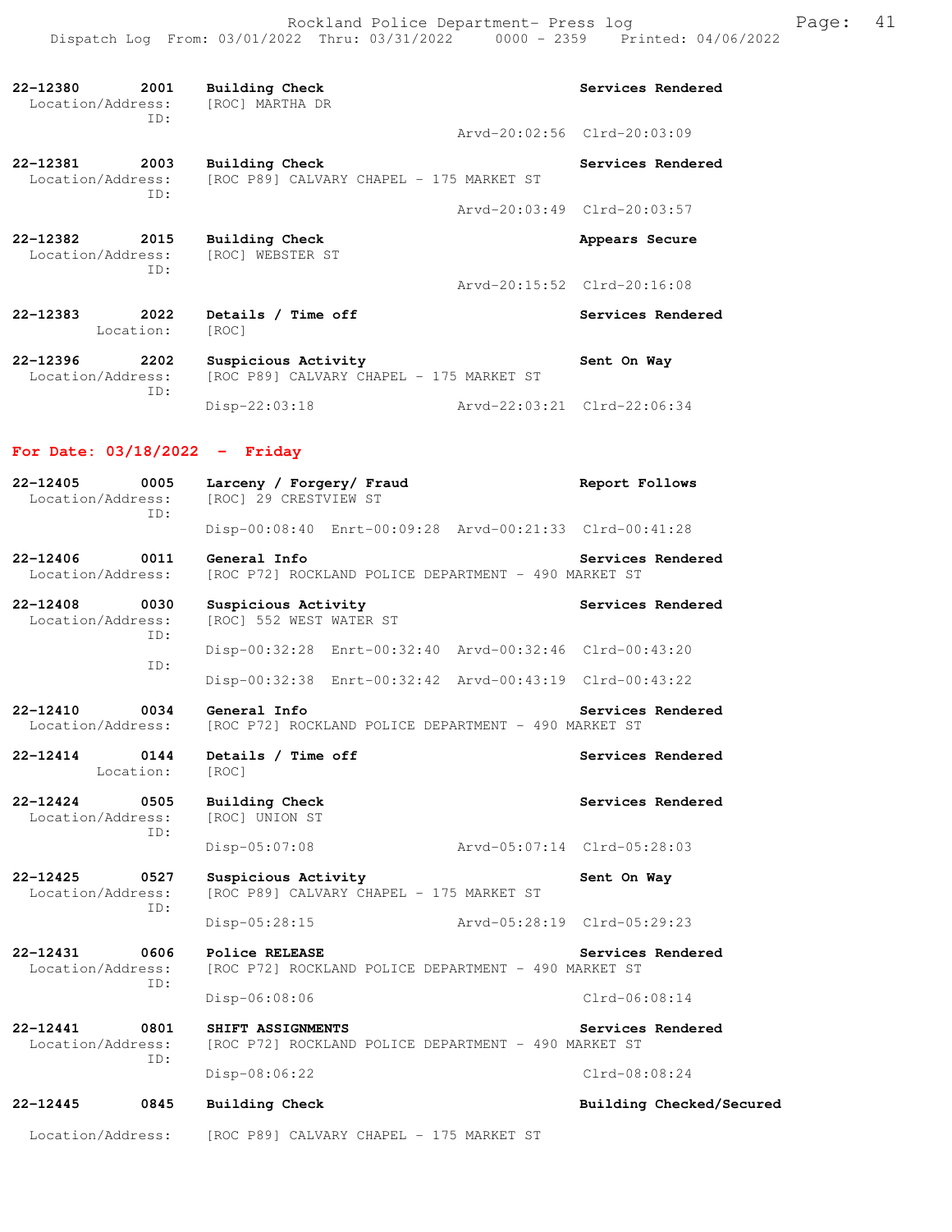22-12380 2001 **Building Check** — **Services Rendered**
Location/Address: [ROC] MARTHA DR
ID:
Arvd-20:02:56 Clrd-20:03:09

22-12381 2003 **Building Check** — **Services Rendered**
Location/Address: [ROC P89] CALVARY CHAPEL - 175 MARKET ST
ID:
Arvd-20:03:49 Clrd-20:03:57

22-12382 2015 **Building Check** — **Appears Secure**
Location/Address: [ROC] WEBSTER ST
ID:
Arvd-20:15:52 Clrd-20:16:08

22-12383 2022 **Details / Time off** — **Services Rendered**
Location: [ROC]

22-12396 2202 **Suspicious Activity** — **Sent On Way**
Location/Address: [ROC P89] CALVARY CHAPEL - 175 MARKET ST
ID:
Disp-22:03:18 Arvd-22:03:21 Clrd-22:06:34

## For Date: 03/18/2022 - Friday

22-12405 0005 **Larceny / Forgery/ Fraud** — **Report Follows**
Location/Address: [ROC] 29 CRESTVIEW ST
ID:
Disp-00:08:40 Enrt-00:09:28 Arvd-00:21:33 Clrd-00:41:28

22-12406 0011 **General Info** — **Services Rendered**
Location/Address: [ROC P72] ROCKLAND POLICE DEPARTMENT - 490 MARKET ST

22-12408 0030 **Suspicious Activity** — **Services Rendered**
Location/Address: [ROC] 552 WEST WATER ST
ID:
Disp-00:32:28 Enrt-00:32:40 Arvd-00:32:46 Clrd-00:43:20
ID:
Disp-00:32:38 Enrt-00:32:42 Arvd-00:43:19 Clrd-00:43:22

22-12410 0034 **General Info** — **Services Rendered**
Location/Address: [ROC P72] ROCKLAND POLICE DEPARTMENT - 490 MARKET ST

22-12414 0144 **Details / Time off** — **Services Rendered**
Location: [ROC]

22-12424 0505 **Building Check** — **Services Rendered**
Location/Address: [ROC] UNION ST
ID:
Disp-05:07:08 Arvd-05:07:14 Clrd-05:28:03

22-12425 0527 **Suspicious Activity** — **Sent On Way**
Location/Address: [ROC P89] CALVARY CHAPEL - 175 MARKET ST
ID:
Disp-05:28:15 Arvd-05:28:19 Clrd-05:29:23

22-12431 0606 **Police RELEASE** — **Services Rendered**
Location/Address: [ROC P72] ROCKLAND POLICE DEPARTMENT - 490 MARKET ST
ID:
Disp-06:08:06 Clrd-06:08:14

22-12441 0801 **SHIFT ASSIGNMENTS** — **Services Rendered**
Location/Address: [ROC P72] ROCKLAND POLICE DEPARTMENT - 490 MARKET ST
ID:
Disp-08:06:22 Clrd-08:08:24

22-12445 0845 **Building Check** — **Building Checked/Secured**
Location/Address: [ROC P89] CALVARY CHAPEL - 175 MARKET ST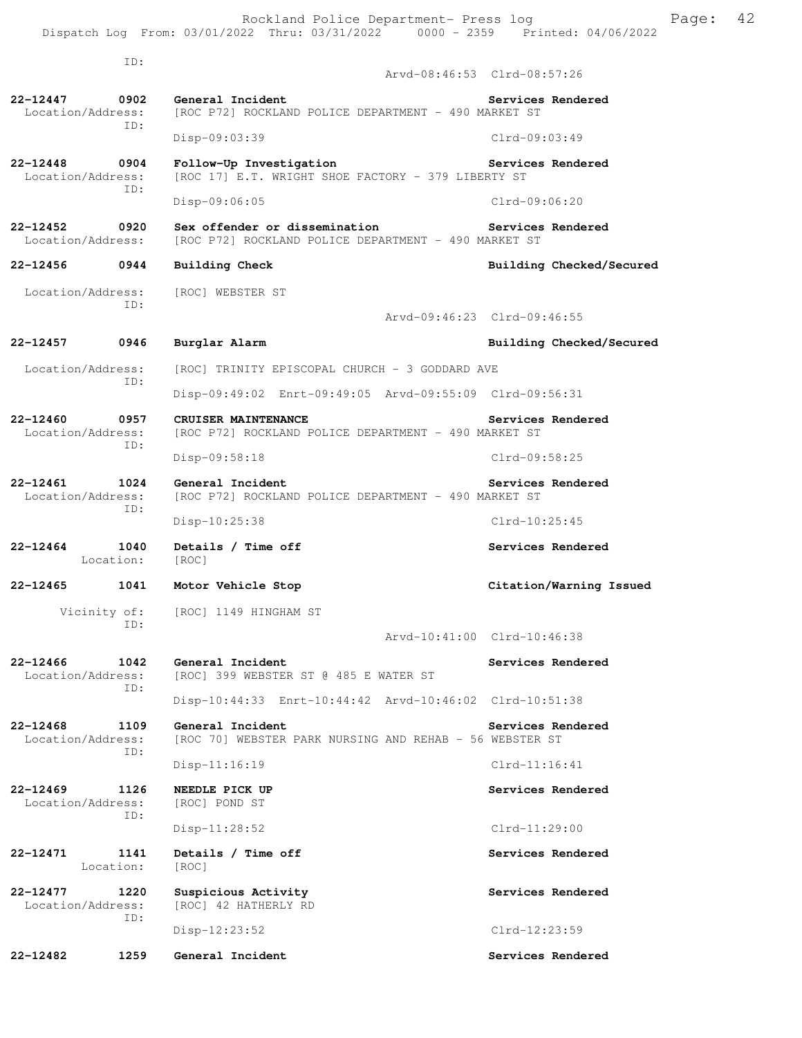ID:
Arvd-08:46:53 Clrd-08:57:26

**22-12447 0902 General Incident** — **Services Rendered**
Location/Address: [ROC P72] ROCKLAND POLICE DEPARTMENT - 490 MARKET ST
ID:
Disp-09:03:39 Clrd-09:03:49

**22-12448 0904 Follow-Up Investigation** — **Services Rendered**
Location/Address: [ROC 17] E.T. WRIGHT SHOE FACTORY - 379 LIBERTY ST
ID:
Disp-09:06:05 Clrd-09:06:20

**22-12452 0920 Sex offender or dissemination** — **Services Rendered**
Location/Address: [ROC P72] ROCKLAND POLICE DEPARTMENT - 490 MARKET ST

**22-12456 0944 Building Check** — **Building Checked/Secured**
Location/Address: [ROC] WEBSTER ST
ID:
Arvd-09:46:23 Clrd-09:46:55

**22-12457 0946 Burglar Alarm** — **Building Checked/Secured**
Location/Address: [ROC] TRINITY EPISCOPAL CHURCH - 3 GODDARD AVE
ID:
Disp-09:49:02 Enrt-09:49:05 Arvd-09:55:09 Clrd-09:56:31

**22-12460 0957 CRUISER MAINTENANCE** — **Services Rendered**
Location/Address: [ROC P72] ROCKLAND POLICE DEPARTMENT - 490 MARKET ST
ID:
Disp-09:58:18 Clrd-09:58:25

**22-12461 1024 General Incident** — **Services Rendered**
Location/Address: [ROC P72] ROCKLAND POLICE DEPARTMENT - 490 MARKET ST
ID:
Disp-10:25:38 Clrd-10:25:45

**22-12464 1040 Details / Time off** — **Services Rendered**
Location: [ROC]

**22-12465 1041 Motor Vehicle Stop** — **Citation/Warning Issued**
Vicinity of: [ROC] 1149 HINGHAM ST
ID:
Arvd-10:41:00 Clrd-10:46:38

**22-12466 1042 General Incident** — **Services Rendered**
Location/Address: [ROC] 399 WEBSTER ST @ 485 E WATER ST
ID:
Disp-10:44:33 Enrt-10:44:42 Arvd-10:46:02 Clrd-10:51:38

**22-12468 1109 General Incident** — **Services Rendered**
Location/Address: [ROC 70] WEBSTER PARK NURSING AND REHAB - 56 WEBSTER ST
ID:
Disp-11:16:19 Clrd-11:16:41

**22-12469 1126 NEEDLE PICK UP** — **Services Rendered**
Location/Address: [ROC] POND ST
ID:
Disp-11:28:52 Clrd-11:29:00

**22-12471 1141 Details / Time off** — **Services Rendered**
Location: [ROC]

**22-12477 1220 Suspicious Activity** — **Services Rendered**
Location/Address: [ROC] 42 HATHERLY RD
ID:
Disp-12:23:52 Clrd-12:23:59

**22-12482 1259 General Incident** — **Services Rendered**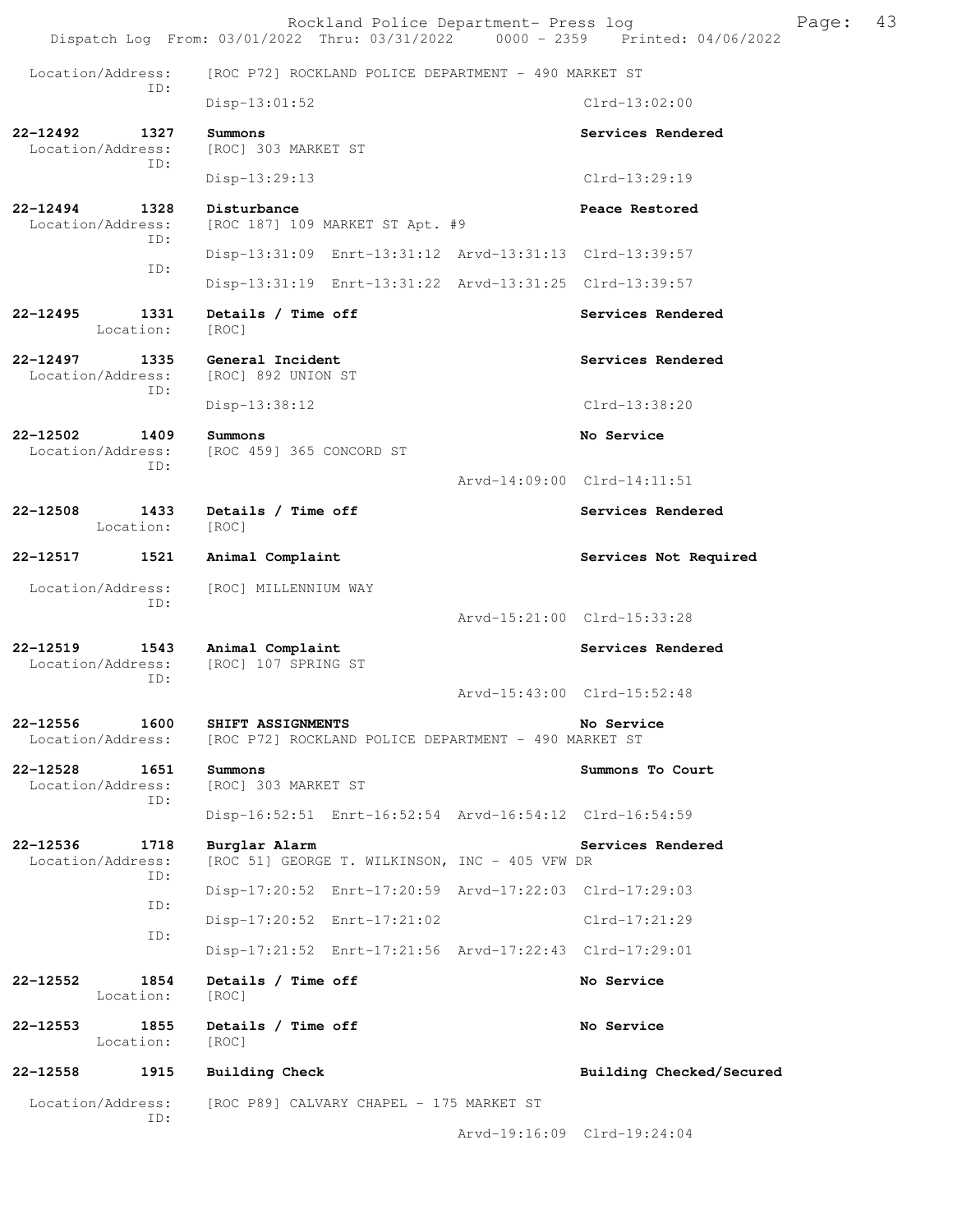Location/Address: [ROC P72] ROCKLAND POLICE DEPARTMENT - 490 MARKET ST
ID:
Disp-13:01:52 Clrd-13:02:00

**22-12492 1327 Summons** **Services Rendered**
Location/Address: [ROC] 303 MARKET ST
ID:
Disp-13:29:13 Clrd-13:29:19

**22-12494 1328 Disturbance** **Peace Restored**
Location/Address: [ROC 187] 109 MARKET ST Apt. #9
ID:
Disp-13:31:09 Enrt-13:31:12 Arvd-13:31:13 Clrd-13:39:57
ID:
Disp-13:31:19 Enrt-13:31:22 Arvd-13:31:25 Clrd-13:39:57

**22-12495 1331 Details / Time off** **Services Rendered**
Location: [ROC]

**22-12497 1335 General Incident** **Services Rendered**
Location/Address: [ROC] 892 UNION ST
ID:
Disp-13:38:12 Clrd-13:38:20

**22-12502 1409 Summons** **No Service**
Location/Address: [ROC 459] 365 CONCORD ST
ID:
Arvd-14:09:00 Clrd-14:11:51

**22-12508 1433 Details / Time off** **Services Rendered**
Location: [ROC]

**22-12517 1521 Animal Complaint** **Services Not Required**
Location/Address: [ROC] MILLENNIUM WAY
ID:
Arvd-15:21:00 Clrd-15:33:28

**22-12519 1543 Animal Complaint** **Services Rendered**
Location/Address: [ROC] 107 SPRING ST
ID:
Arvd-15:43:00 Clrd-15:52:48

**22-12556 1600 SHIFT ASSIGNMENTS** **No Service**
Location/Address: [ROC P72] ROCKLAND POLICE DEPARTMENT - 490 MARKET ST

**22-12528 1651 Summons** **Summons To Court**
Location/Address: [ROC] 303 MARKET ST
ID:
Disp-16:52:51 Enrt-16:52:54 Arvd-16:54:12 Clrd-16:54:59

**22-12536 1718 Burglar Alarm** **Services Rendered**
Location/Address: [ROC 51] GEORGE T. WILKINSON, INC - 405 VFW DR
ID:
Disp-17:20:52 Enrt-17:20:59 Arvd-17:22:03 Clrd-17:29:03
ID:
Disp-17:20:52 Enrt-17:21:02 Clrd-17:21:29
ID:
Disp-17:21:52 Enrt-17:21:56 Arvd-17:22:43 Clrd-17:29:01

**22-12552 1854 Details / Time off** **No Service**
Location: [ROC]

**22-12553 1855 Details / Time off** **No Service**
Location: [ROC]

**22-12558 1915 Building Check** **Building Checked/Secured**
Location/Address: [ROC P89] CALVARY CHAPEL - 175 MARKET ST
ID:
Arvd-19:16:09 Clrd-19:24:04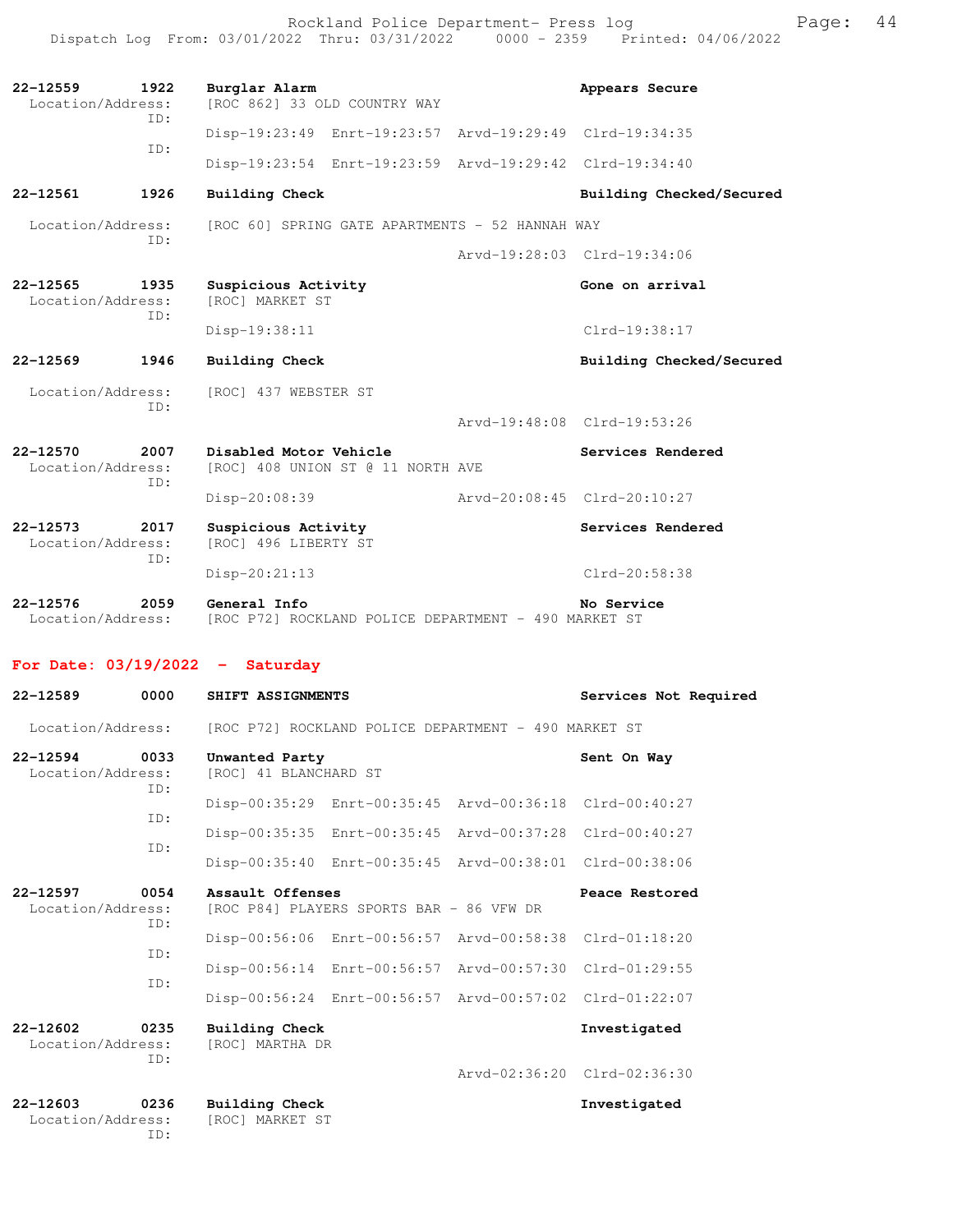| Call # | Time | Call Type | Disposition |
|---|---|---|---|
| 22-12559 | 1922 | Burglar Alarm | Appears Secure |

Location/Address: [ROC 862] 33 OLD COUNTRY WAY
ID: Disp-19:23:49 Enrt-19:23:57 Arvd-19:29:49 Clrd-19:34:35
ID: Disp-19:23:54 Enrt-19:23:59 Arvd-19:29:42 Clrd-19:34:40

**22-12561** 1926 **Building Check** — **Building Checked/Secured**
Location/Address: [ROC 60] SPRING GATE APARTMENTS - 52 HANNAH WAY
ID: Arvd-19:28:03 Clrd-19:34:06

**22-12565** 1935 **Suspicious Activity** — **Gone on arrival**
Location/Address: [ROC] MARKET ST
ID: Disp-19:38:11 Clrd-19:38:17

**22-12569** 1946 **Building Check** — **Building Checked/Secured**
Location/Address: [ROC] 437 WEBSTER ST
ID: Arvd-19:48:08 Clrd-19:53:26

**22-12570** 2007 **Disabled Motor Vehicle** — **Services Rendered**
Location/Address: [ROC] 408 UNION ST @ 11 NORTH AVE
ID: Disp-20:08:39 Arvd-20:08:45 Clrd-20:10:27

**22-12573** 2017 **Suspicious Activity** — **Services Rendered**
Location/Address: [ROC] 496 LIBERTY ST
ID: Disp-20:21:13 Clrd-20:58:38

**22-12576** 2059 **General Info** — **No Service**
Location/Address: [ROC P72] ROCKLAND POLICE DEPARTMENT - 490 MARKET ST

## For Date: 03/19/2022 - Saturday

**22-12589** 0000 **SHIFT ASSIGNMENTS** — **Services Not Required**
Location/Address: [ROC P72] ROCKLAND POLICE DEPARTMENT - 490 MARKET ST

**22-12594** 0033 **Unwanted Party** — **Sent On Way**
Location/Address: [ROC] 41 BLANCHARD ST
ID: Disp-00:35:29 Enrt-00:35:45 Arvd-00:36:18 Clrd-00:40:27
ID: Disp-00:35:35 Enrt-00:35:45 Arvd-00:37:28 Clrd-00:40:27
ID: Disp-00:35:40 Enrt-00:35:45 Arvd-00:38:01 Clrd-00:38:06

**22-12597** 0054 **Assault Offenses** — **Peace Restored**
Location/Address: [ROC P84] PLAYERS SPORTS BAR - 86 VFW DR
ID: Disp-00:56:06 Enrt-00:56:57 Arvd-00:58:38 Clrd-01:18:20
ID: Disp-00:56:14 Enrt-00:56:57 Arvd-00:57:30 Clrd-01:29:55
ID: Disp-00:56:24 Enrt-00:56:57 Arvd-00:57:02 Clrd-01:22:07

**22-12602** 0235 **Building Check** — **Investigated**
Location/Address: [ROC] MARTHA DR
ID: Arvd-02:36:20 Clrd-02:36:30

**22-12603** 0236 **Building Check** — **Investigated**
Location/Address: [ROC] MARKET ST
ID: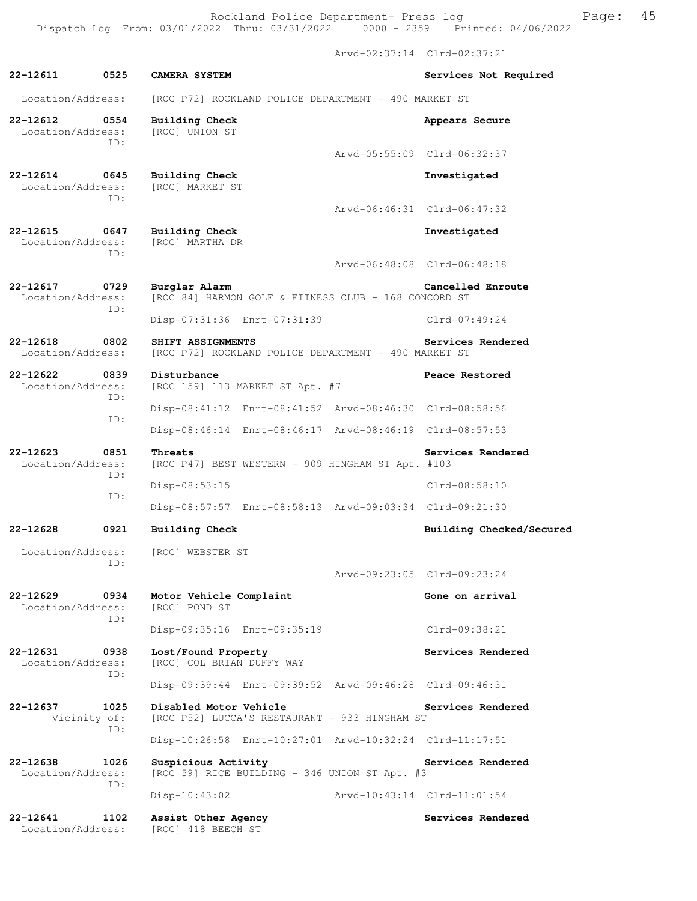Arvd-02:37:14 Clrd-02:37:21

**22-12611 0525 CAMERA SYSTEM** — Services Not Required
Location/Address: [ROC P72] ROCKLAND POLICE DEPARTMENT - 490 MARKET ST

**22-12612 0554 Building Check** — Appears Secure
Location/Address: [ROC] UNION ST
ID:
Arvd-05:55:09 Clrd-06:32:37

**22-12614 0645 Building Check** — Investigated
Location/Address: [ROC] MARKET ST
ID:
Arvd-06:46:31 Clrd-06:47:32

**22-12615 0647 Building Check** — Investigated
Location/Address: [ROC] MARTHA DR
ID:
Arvd-06:48:08 Clrd-06:48:18

**22-12617 0729 Burglar Alarm** — Cancelled Enroute
Location/Address: [ROC 84] HARMON GOLF & FITNESS CLUB - 168 CONCORD ST
ID:
Disp-07:31:36 Enrt-07:31:39 Clrd-07:49:24

**22-12618 0802 SHIFT ASSIGNMENTS** — Services Rendered
Location/Address: [ROC P72] ROCKLAND POLICE DEPARTMENT - 490 MARKET ST

**22-12622 0839 Disturbance** — Peace Restored
Location/Address: [ROC 159] 113 MARKET ST Apt. #7
ID:
Disp-08:41:12 Enrt-08:41:52 Arvd-08:46:30 Clrd-08:58:56
ID:
Disp-08:46:14 Enrt-08:46:17 Arvd-08:46:19 Clrd-08:57:53

**22-12623 0851 Threats** — Services Rendered
Location/Address: [ROC P47] BEST WESTERN - 909 HINGHAM ST Apt. #103
ID:
Disp-08:53:15 Clrd-08:58:10
ID:
Disp-08:57:57 Enrt-08:58:13 Arvd-09:03:34 Clrd-09:21:30

**22-12628 0921 Building Check** — Building Checked/Secured
Location/Address: [ROC] WEBSTER ST
ID:
Arvd-09:23:05 Clrd-09:23:24

**22-12629 0934 Motor Vehicle Complaint** — Gone on arrival
Location/Address: [ROC] POND ST
ID:
Disp-09:35:16 Enrt-09:35:19 Clrd-09:38:21

**22-12631 0938 Lost/Found Property** — Services Rendered
Location/Address: [ROC] COL BRIAN DUFFY WAY
ID:
Disp-09:39:44 Enrt-09:39:52 Arvd-09:46:28 Clrd-09:46:31

**22-12637 1025 Disabled Motor Vehicle** — Services Rendered
Vicinity of: [ROC P52] LUCCA'S RESTAURANT - 933 HINGHAM ST
ID:
Disp-10:26:58 Enrt-10:27:01 Arvd-10:32:24 Clrd-11:17:51

**22-12638 1026 Suspicious Activity** — Services Rendered
Location/Address: [ROC 59] RICE BUILDING - 346 UNION ST Apt. #3
ID:
Disp-10:43:02 Arvd-10:43:14 Clrd-11:01:54

**22-12641 1102 Assist Other Agency** — Services Rendered
Location/Address: [ROC] 418 BEECH ST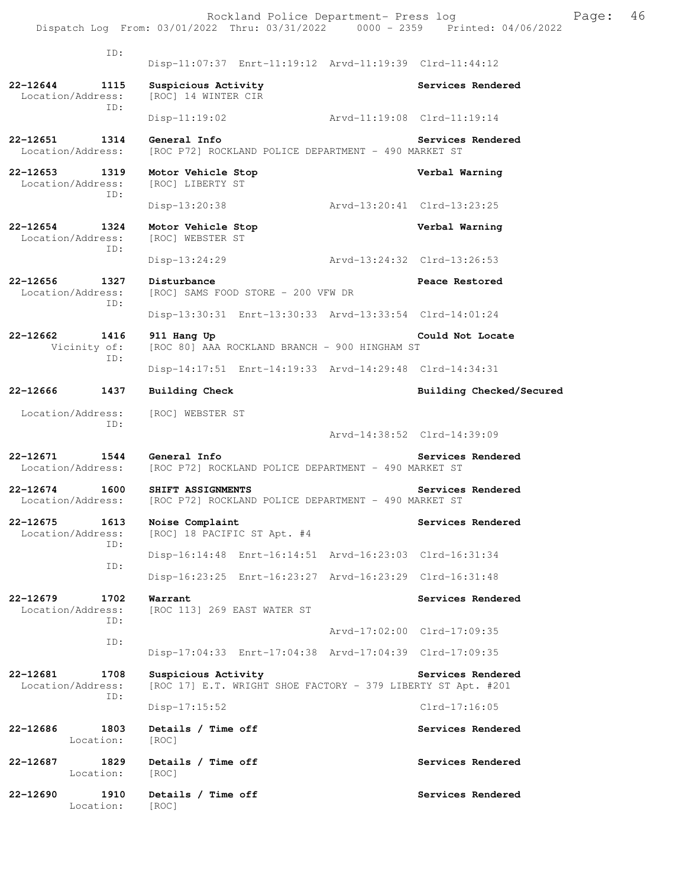ID:

Disp-11:07:37 Enrt-11:19:12 Arvd-11:19:39 Clrd-11:44:12

**22-12644 1115 Suspicious Activity** — **Services Rendered**
Location/Address: [ROC] 14 WINTER CIR
ID:
Disp-11:19:02 Arvd-11:19:08 Clrd-11:19:14

**22-12651 1314 General Info** — **Services Rendered**
Location/Address: [ROC P72] ROCKLAND POLICE DEPARTMENT - 490 MARKET ST

**22-12653 1319 Motor Vehicle Stop** — **Verbal Warning**
Location/Address: [ROC] LIBERTY ST
ID:
Disp-13:20:38 Arvd-13:20:41 Clrd-13:23:25

**22-12654 1324 Motor Vehicle Stop** — **Verbal Warning**
Location/Address: [ROC] WEBSTER ST
ID:
Disp-13:24:29 Arvd-13:24:32 Clrd-13:26:53

**22-12656 1327 Disturbance** — **Peace Restored**
Location/Address: [ROC] SAMS FOOD STORE - 200 VFW DR
ID:
Disp-13:30:31 Enrt-13:30:33 Arvd-13:33:54 Clrd-14:01:24

**22-12662 1416 911 Hang Up** — **Could Not Locate**
Vicinity of: [ROC 80] AAA ROCKLAND BRANCH - 900 HINGHAM ST
ID:
Disp-14:17:51 Enrt-14:19:33 Arvd-14:29:48 Clrd-14:34:31

**22-12666 1437 Building Check** — **Building Checked/Secured**
Location/Address: [ROC] WEBSTER ST
ID:
Arvd-14:38:52 Clrd-14:39:09

**22-12671 1544 General Info** — **Services Rendered**
Location/Address: [ROC P72] ROCKLAND POLICE DEPARTMENT - 490 MARKET ST

**22-12674 1600 SHIFT ASSIGNMENTS** — **Services Rendered**
Location/Address: [ROC P72] ROCKLAND POLICE DEPARTMENT - 490 MARKET ST

**22-12675 1613 Noise Complaint** — **Services Rendered**
Location/Address: [ROC] 18 PACIFIC ST Apt. #4
ID:
Disp-16:14:48 Enrt-16:14:51 Arvd-16:23:03 Clrd-16:31:34
ID:
Disp-16:23:25 Enrt-16:23:27 Arvd-16:23:29 Clrd-16:31:48

**22-12679 1702 Warrant** — **Services Rendered**
Location/Address: [ROC 113] 269 EAST WATER ST
ID:
Arvd-17:02:00 Clrd-17:09:35
ID:
Disp-17:04:33 Enrt-17:04:38 Arvd-17:04:39 Clrd-17:09:35

**22-12681 1708 Suspicious Activity** — **Services Rendered**
Location/Address: [ROC 17] E.T. WRIGHT SHOE FACTORY - 379 LIBERTY ST Apt. #201
ID:
Disp-17:15:52 Clrd-17:16:05

**22-12686 1803 Details / Time off** — **Services Rendered**
Location: [ROC]

**22-12687 1829 Details / Time off** — **Services Rendered**
Location: [ROC]

**22-12690 1910 Details / Time off** — **Services Rendered**
Location: [ROC]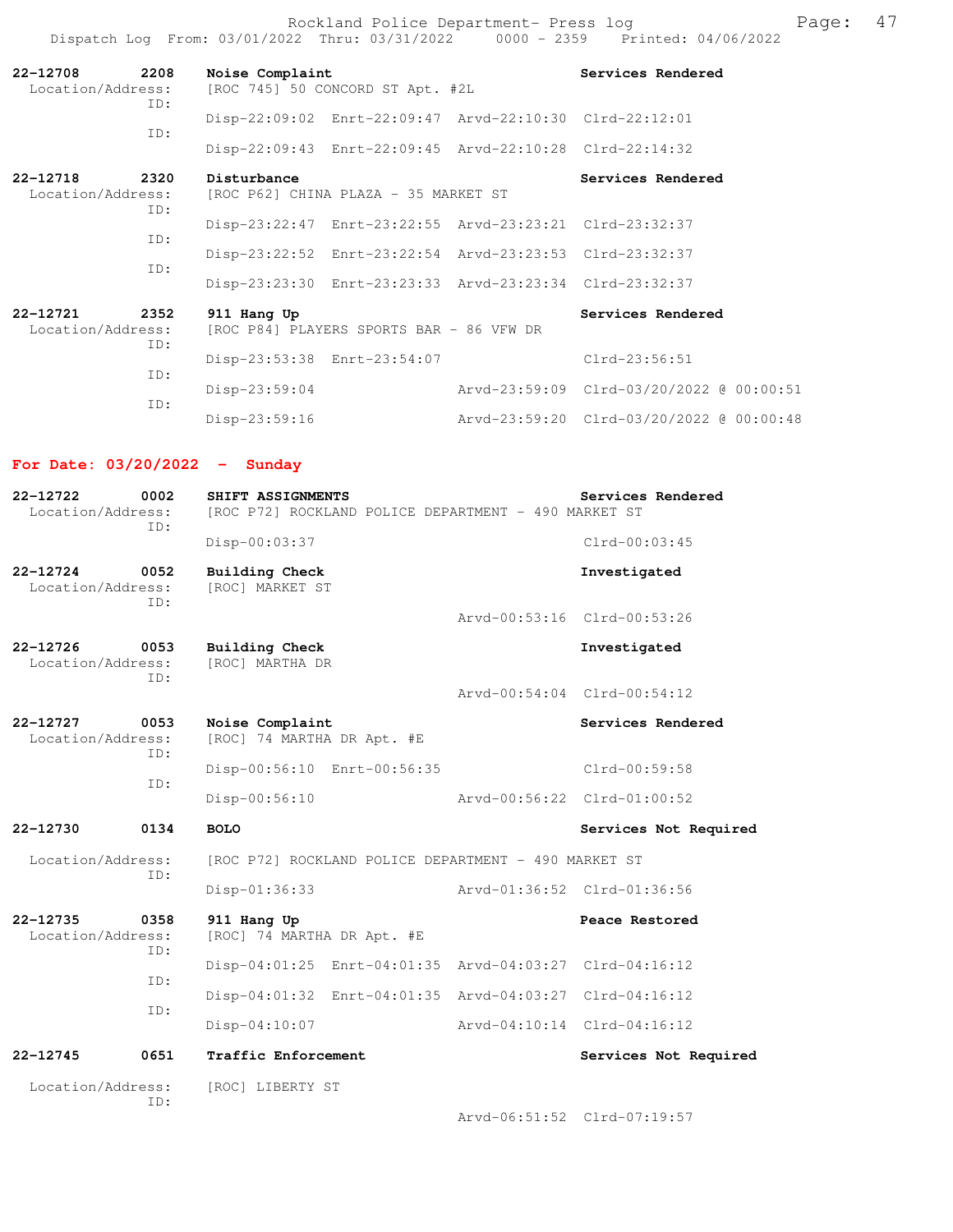**22-12708 2208 Noise Complaint** — Services Rendered
Location/Address: [ROC 745] 50 CONCORD ST Apt. #2L

ID: Disp-22:09:02 Enrt-22:09:47 Arvd-22:10:30 Clrd-22:12:01
ID: Disp-22:09:43 Enrt-22:09:45 Arvd-22:10:28 Clrd-22:14:32

**22-12718 2320 Disturbance** — Services Rendered
Location/Address: [ROC P62] CHINA PLAZA - 35 MARKET ST

ID: Disp-23:22:47 Enrt-23:22:55 Arvd-23:23:21 Clrd-23:32:37
ID: Disp-23:22:52 Enrt-23:22:54 Arvd-23:23:53 Clrd-23:32:37
ID: Disp-23:23:30 Enrt-23:23:33 Arvd-23:23:34 Clrd-23:32:37

**22-12721 2352 911 Hang Up** — Services Rendered
Location/Address: [ROC P84] PLAYERS SPORTS BAR - 86 VFW DR

ID: Disp-23:53:38 Enrt-23:54:07 Clrd-23:56:51
ID: Disp-23:59:04 Arvd-23:59:09 Clrd-03/20/2022 @ 00:00:51
ID: Disp-23:59:16 Arvd-23:59:20 Clrd-03/20/2022 @ 00:00:48

## For Date: 03/20/2022 - Sunday

**22-12722 0002 SHIFT ASSIGNMENTS** — Services Rendered
Location/Address: [ROC P72] ROCKLAND POLICE DEPARTMENT - 490 MARKET ST

ID: Disp-00:03:37 Clrd-00:03:45

**22-12724 0052 Building Check** — Investigated
Location/Address: [ROC] MARKET ST

ID: Arvd-00:53:16 Clrd-00:53:26

**22-12726 0053 Building Check** — Investigated
Location/Address: [ROC] MARTHA DR

ID: Arvd-00:54:04 Clrd-00:54:12

**22-12727 0053 Noise Complaint** — Services Rendered
Location/Address: [ROC] 74 MARTHA DR Apt. #E

ID: Disp-00:56:10 Enrt-00:56:35 Clrd-00:59:58
ID: Disp-00:56:10 Arvd-00:56:22 Clrd-01:00:52

**22-12730 0134 BOLO** — Services Not Required
Location/Address: [ROC P72] ROCKLAND POLICE DEPARTMENT - 490 MARKET ST

ID: Disp-01:36:33 Arvd-01:36:52 Clrd-01:36:56

**22-12735 0358 911 Hang Up** — Peace Restored
Location/Address: [ROC] 74 MARTHA DR Apt. #E

ID: Disp-04:01:25 Enrt-04:01:35 Arvd-04:03:27 Clrd-04:16:12
ID: Disp-04:01:32 Enrt-04:01:35 Arvd-04:03:27 Clrd-04:16:12
ID: Disp-04:10:07 Arvd-04:10:14 Clrd-04:16:12

**22-12745 0651 Traffic Enforcement** — Services Not Required
Location/Address: [ROC] LIBERTY ST

ID: Arvd-06:51:52 Clrd-07:19:57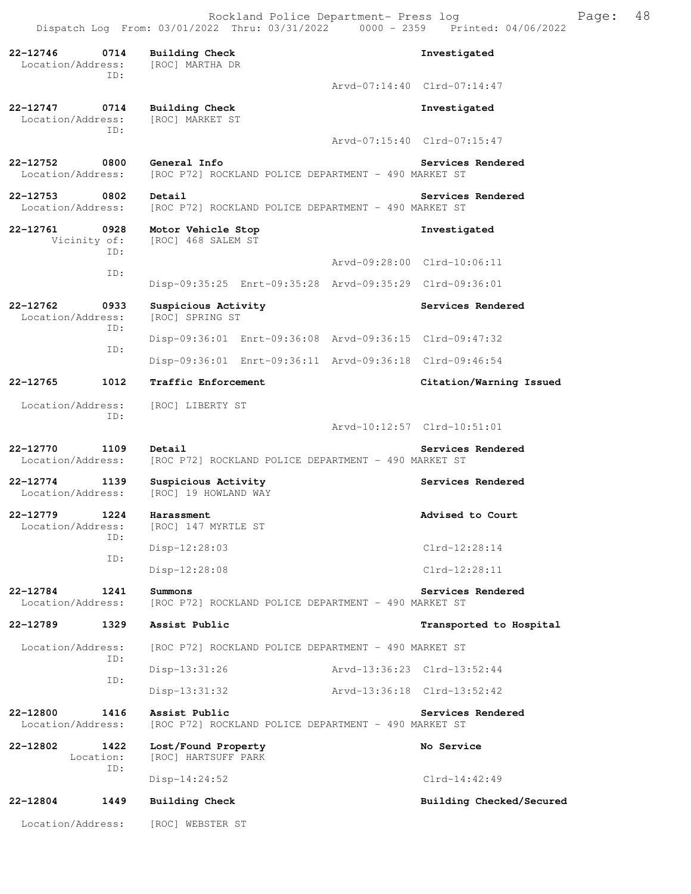22-12746 0714 **Building Check** **Investigated**
Location/Address: [ROC] MARTHA DR
ID:
Arvd-07:14:40 Clrd-07:14:47

22-12747 0714 **Building Check** **Investigated**
Location/Address: [ROC] MARKET ST
ID:
Arvd-07:15:40 Clrd-07:15:47

22-12752 0800 **General Info** **Services Rendered**
Location/Address: [ROC P72] ROCKLAND POLICE DEPARTMENT - 490 MARKET ST

22-12753 0802 **Detail** **Services Rendered**
Location/Address: [ROC P72] ROCKLAND POLICE DEPARTMENT - 490 MARKET ST

22-12761 0928 **Motor Vehicle Stop** **Investigated**
Vicinity of: [ROC] 468 SALEM ST
ID:
Arvd-09:28:00 Clrd-10:06:11
ID:
Disp-09:35:25 Enrt-09:35:28 Arvd-09:35:29 Clrd-09:36:01

22-12762 0933 **Suspicious Activity** **Services Rendered**
Location/Address: [ROC] SPRING ST
ID:
Disp-09:36:01 Enrt-09:36:08 Arvd-09:36:15 Clrd-09:47:32
ID:
Disp-09:36:01 Enrt-09:36:11 Arvd-09:36:18 Clrd-09:46:54

22-12765 1012 **Traffic Enforcement** **Citation/Warning Issued**
Location/Address: [ROC] LIBERTY ST
ID:
Arvd-10:12:57 Clrd-10:51:01

22-12770 1109 **Detail** **Services Rendered**
Location/Address: [ROC P72] ROCKLAND POLICE DEPARTMENT - 490 MARKET ST

22-12774 1139 **Suspicious Activity** **Services Rendered**
Location/Address: [ROC] 19 HOWLAND WAY

22-12779 1224 **Harassment** **Advised to Court**
Location/Address: [ROC] 147 MYRTLE ST
ID:
Disp-12:28:03 Clrd-12:28:14
ID:
Disp-12:28:08 Clrd-12:28:11

22-12784 1241 **Summons** **Services Rendered**
Location/Address: [ROC P72] ROCKLAND POLICE DEPARTMENT - 490 MARKET ST

22-12789 1329 **Assist Public** **Transported to Hospital**
Location/Address: [ROC P72] ROCKLAND POLICE DEPARTMENT - 490 MARKET ST
ID:
Disp-13:31:26 Arvd-13:36:23 Clrd-13:52:44
ID:
Disp-13:31:32 Arvd-13:36:18 Clrd-13:52:42

22-12800 1416 **Assist Public** **Services Rendered**
Location/Address: [ROC P72] ROCKLAND POLICE DEPARTMENT - 490 MARKET ST

22-12802 1422 **Lost/Found Property** **No Service**
Location: [ROC] HARTSUFF PARK
ID:
Disp-14:24:52 Clrd-14:42:49

22-12804 1449 **Building Check** **Building Checked/Secured**
Location/Address: [ROC] WEBSTER ST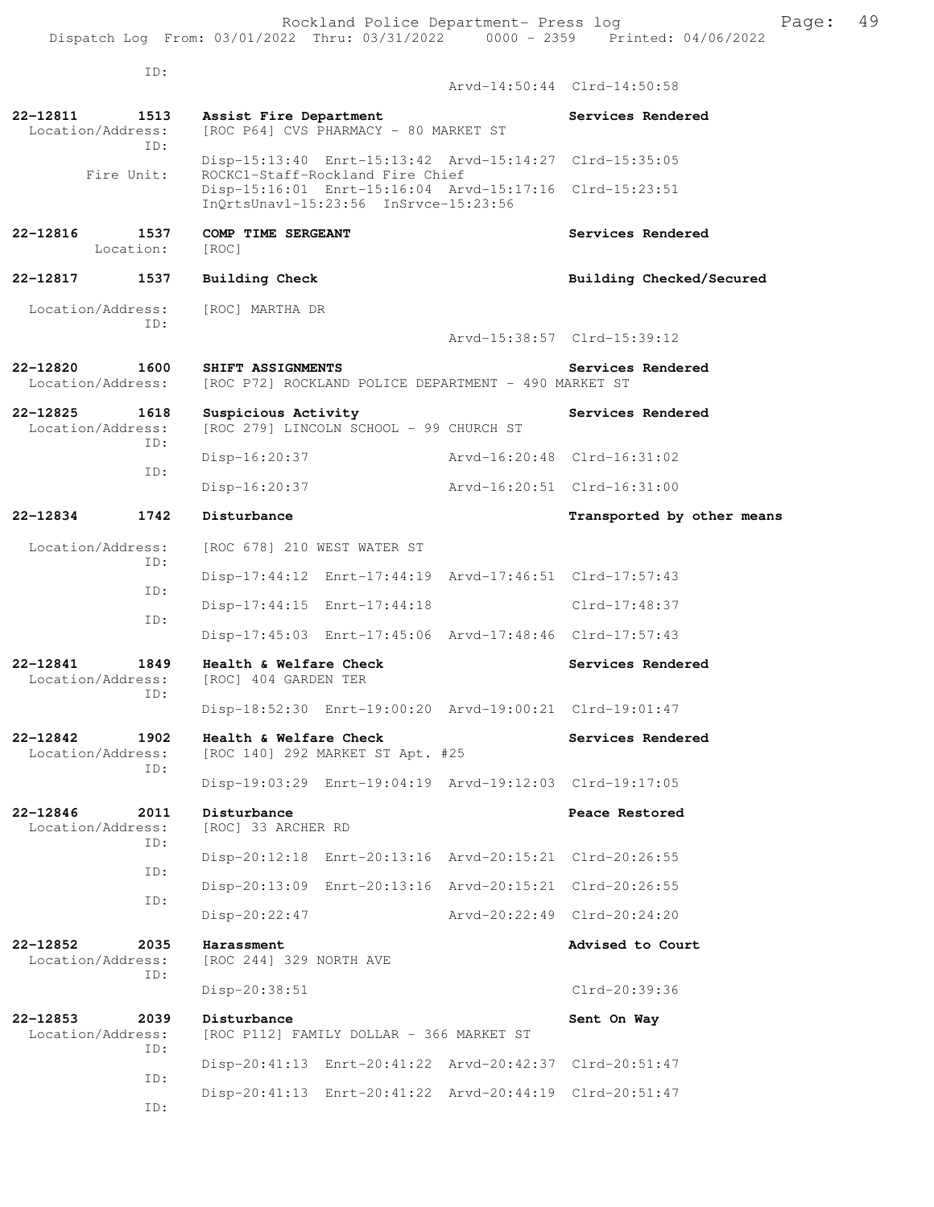ID:
Arvd-14:50:44 Clrd-14:50:58

**22-12811 1513 Assist Fire Department** — Services Rendered
Location/Address: [ROC P64] CVS PHARMACY - 80 MARKET ST
ID:
Disp-15:13:40 Enrt-15:13:42 Arvd-15:14:27 Clrd-15:35:05
Fire Unit: ROCKC1-Staff-Rockland Fire Chief
Disp-15:16:01 Enrt-15:16:04 Arvd-15:17:16 Clrd-15:23:51
InQrtsUnavl-15:23:56 InSrvce-15:23:56

**22-12816 1537 COMP TIME SERGEANT** — Services Rendered
Location: [ROC]

**22-12817 1537 Building Check** — Building Checked/Secured
Location/Address: [ROC] MARTHA DR
ID:
Arvd-15:38:57 Clrd-15:39:12

**22-12820 1600 SHIFT ASSIGNMENTS** — Services Rendered
Location/Address: [ROC P72] ROCKLAND POLICE DEPARTMENT - 490 MARKET ST

**22-12825 1618 Suspicious Activity** — Services Rendered
Location/Address: [ROC 279] LINCOLN SCHOOL - 99 CHURCH ST
ID:
Disp-16:20:37 Arvd-16:20:48 Clrd-16:31:02
ID:
Disp-16:20:37 Arvd-16:20:51 Clrd-16:31:00

**22-12834 1742 Disturbance** — Transported by other means
Location/Address: [ROC 678] 210 WEST WATER ST
ID:
Disp-17:44:12 Enrt-17:44:19 Arvd-17:46:51 Clrd-17:57:43
ID:
Disp-17:44:15 Enrt-17:44:18 Clrd-17:48:37
ID:
Disp-17:45:03 Enrt-17:45:06 Arvd-17:48:46 Clrd-17:57:43

**22-12841 1849 Health & Welfare Check** — Services Rendered
Location/Address: [ROC] 404 GARDEN TER
ID:
Disp-18:52:30 Enrt-19:00:20 Arvd-19:00:21 Clrd-19:01:47

**22-12842 1902 Health & Welfare Check** — Services Rendered
Location/Address: [ROC 140] 292 MARKET ST Apt. #25
ID:
Disp-19:03:29 Enrt-19:04:19 Arvd-19:12:03 Clrd-19:17:05

**22-12846 2011 Disturbance** — Peace Restored
Location/Address: [ROC] 33 ARCHER RD
ID:
Disp-20:12:18 Enrt-20:13:16 Arvd-20:15:21 Clrd-20:26:55
ID:
Disp-20:13:09 Enrt-20:13:16 Arvd-20:15:21 Clrd-20:26:55
ID:
Disp-20:22:47 Arvd-20:22:49 Clrd-20:24:20

**22-12852 2035 Harassment** — Advised to Court
Location/Address: [ROC 244] 329 NORTH AVE
ID:
Disp-20:38:51 Clrd-20:39:36

**22-12853 2039 Disturbance** — Sent On Way
Location/Address: [ROC P112] FAMILY DOLLAR - 366 MARKET ST
ID:
Disp-20:41:13 Enrt-20:41:22 Arvd-20:42:37 Clrd-20:51:47
ID:
Disp-20:41:13 Enrt-20:41:22 Arvd-20:44:19 Clrd-20:51:47
ID: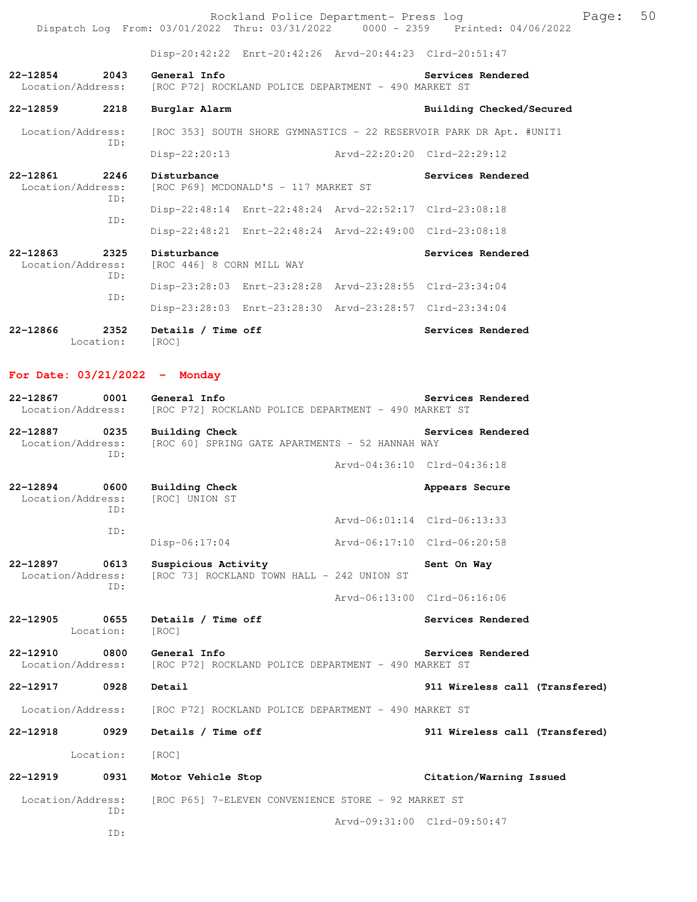Disp-20:42:22 Enrt-20:42:26 Arvd-20:44:23 Clrd-20:51:47

**22-12854 2043 General Info** — **Services Rendered**
Location/Address: [ROC P72] ROCKLAND POLICE DEPARTMENT - 490 MARKET ST

**22-12859 2218 Burglar Alarm** — **Building Checked/Secured**
Location/Address: [ROC 353] SOUTH SHORE GYMNASTICS - 22 RESERVOIR PARK DR Apt. #UNIT1
ID:
Disp-22:20:13 Arvd-22:20:20 Clrd-22:29:12

**22-12861 2246 Disturbance** — **Services Rendered**
Location/Address: [ROC P69] MCDONALD'S - 117 MARKET ST
ID:
Disp-22:48:14 Enrt-22:48:24 Arvd-22:52:17 Clrd-23:08:18
ID:
Disp-22:48:21 Enrt-22:48:24 Arvd-22:49:00 Clrd-23:08:18

**22-12863 2325 Disturbance** — **Services Rendered**
Location/Address: [ROC 446] 8 CORN MILL WAY
ID:
Disp-23:28:03 Enrt-23:28:28 Arvd-23:28:55 Clrd-23:34:04
ID:
Disp-23:28:03 Enrt-23:28:30 Arvd-23:28:57 Clrd-23:34:04

**22-12866 2352 Details / Time off** — **Services Rendered**
Location: [ROC]

## For Date: 03/21/2022 - Monday

**22-12867 0001 General Info** — **Services Rendered**
Location/Address: [ROC P72] ROCKLAND POLICE DEPARTMENT - 490 MARKET ST

**22-12887 0235 Building Check** — **Services Rendered**
Location/Address: [ROC 60] SPRING GATE APARTMENTS - 52 HANNAH WAY
ID:
Arvd-04:36:10 Clrd-04:36:18

**22-12894 0600 Building Check** — **Appears Secure**
Location/Address: [ROC] UNION ST
ID:
Arvd-06:01:14 Clrd-06:13:33
ID:
Disp-06:17:04 Arvd-06:17:10 Clrd-06:20:58

**22-12897 0613 Suspicious Activity** — **Sent On Way**
Location/Address: [ROC 73] ROCKLAND TOWN HALL - 242 UNION ST
ID:
Arvd-06:13:00 Clrd-06:16:06

**22-12905 0655 Details / Time off** — **Services Rendered**
Location: [ROC]

**22-12910 0800 General Info** — **Services Rendered**
Location/Address: [ROC P72] ROCKLAND POLICE DEPARTMENT - 490 MARKET ST

**22-12917 0928 Detail** — **911 Wireless call (Transfered)**
Location/Address: [ROC P72] ROCKLAND POLICE DEPARTMENT - 490 MARKET ST

**22-12918 0929 Details / Time off** — **911 Wireless call (Transfered)**
Location: [ROC]

**22-12919 0931 Motor Vehicle Stop** — **Citation/Warning Issued**
Location/Address: [ROC P65] 7-ELEVEN CONVENIENCE STORE - 92 MARKET ST
ID:
Arvd-09:31:00 Clrd-09:50:47
ID: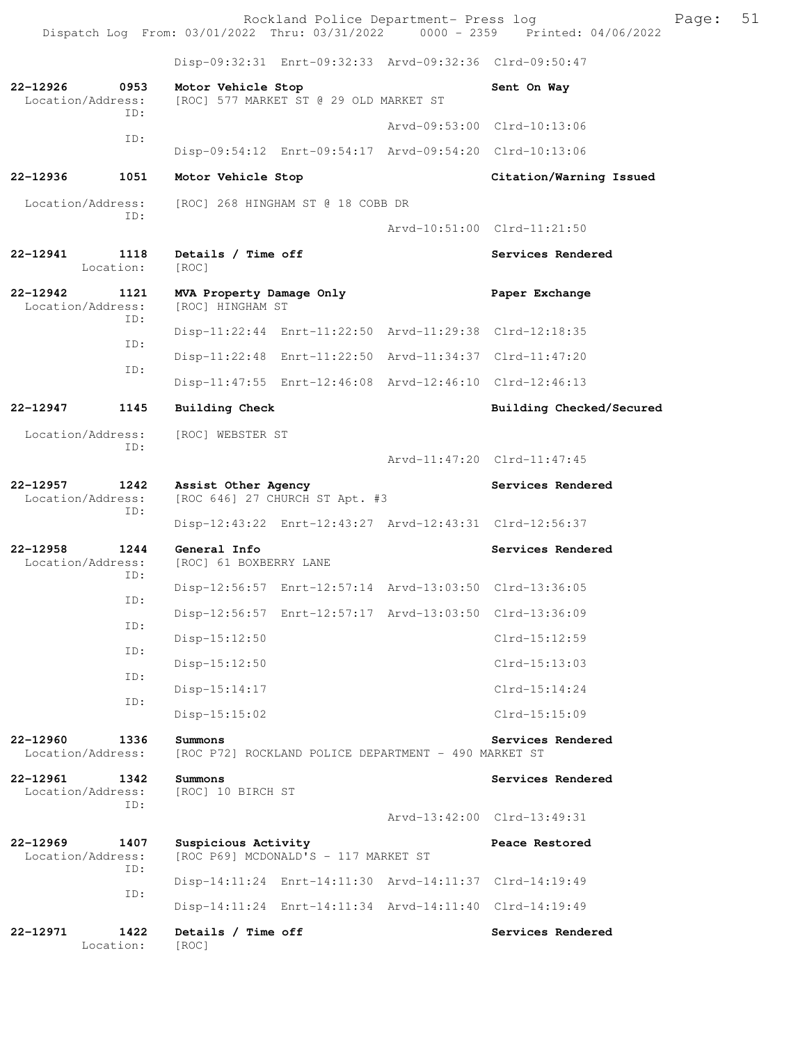Disp-09:32:31 Enrt-09:32:33 Arvd-09:32:36 Clrd-09:50:47

**22-12926 0953 Motor Vehicle Stop** — **Sent On Way**
Location/Address: [ROC] 577 MARKET ST @ 29 OLD MARKET ST
ID:
Arvd-09:53:00 Clrd-10:13:06
ID:
Disp-09:54:12 Enrt-09:54:17 Arvd-09:54:20 Clrd-10:13:06

**22-12936 1051 Motor Vehicle Stop** — **Citation/Warning Issued**
Location/Address: [ROC] 268 HINGHAM ST @ 18 COBB DR
ID:
Arvd-10:51:00 Clrd-11:21:50

**22-12941 1118 Details / Time off** — **Services Rendered**
Location: [ROC]

**22-12942 1121 MVA Property Damage Only** — **Paper Exchange**
Location/Address: [ROC] HINGHAM ST
ID:
Disp-11:22:44 Enrt-11:22:50 Arvd-11:29:38 Clrd-12:18:35
ID:
Disp-11:22:48 Enrt-11:22:50 Arvd-11:34:37 Clrd-11:47:20
ID:
Disp-11:47:55 Enrt-12:46:08 Arvd-12:46:10 Clrd-12:46:13

**22-12947 1145 Building Check** — **Building Checked/Secured**
Location/Address: [ROC] WEBSTER ST
ID:
Arvd-11:47:20 Clrd-11:47:45

**22-12957 1242 Assist Other Agency** — **Services Rendered**
Location/Address: [ROC 646] 27 CHURCH ST Apt. #3
ID:
Disp-12:43:22 Enrt-12:43:27 Arvd-12:43:31 Clrd-12:56:37

**22-12958 1244 General Info** — **Services Rendered**
Location/Address: [ROC] 61 BOXBERRY LANE
ID:
Disp-12:56:57 Enrt-12:57:14 Arvd-13:03:50 Clrd-13:36:05
ID:
Disp-12:56:57 Enrt-12:57:17 Arvd-13:03:50 Clrd-13:36:09
ID:
Disp-15:12:50 Clrd-15:12:59
ID:
Disp-15:12:50 Clrd-15:13:03
ID:
Disp-15:14:17 Clrd-15:14:24
ID:
Disp-15:15:02 Clrd-15:15:09

**22-12960 1336 Summons** — **Services Rendered**
Location/Address: [ROC P72] ROCKLAND POLICE DEPARTMENT - 490 MARKET ST

**22-12961 1342 Summons** — **Services Rendered**
Location/Address: [ROC] 10 BIRCH ST
ID:
Arvd-13:42:00 Clrd-13:49:31

**22-12969 1407 Suspicious Activity** — **Peace Restored**
Location/Address: [ROC P69] MCDONALD'S - 117 MARKET ST
ID:
Disp-14:11:24 Enrt-14:11:30 Arvd-14:11:37 Clrd-14:19:49
ID:
Disp-14:11:24 Enrt-14:11:34 Arvd-14:11:40 Clrd-14:19:49

**22-12971 1422 Details / Time off** — **Services Rendered**
Location: [ROC]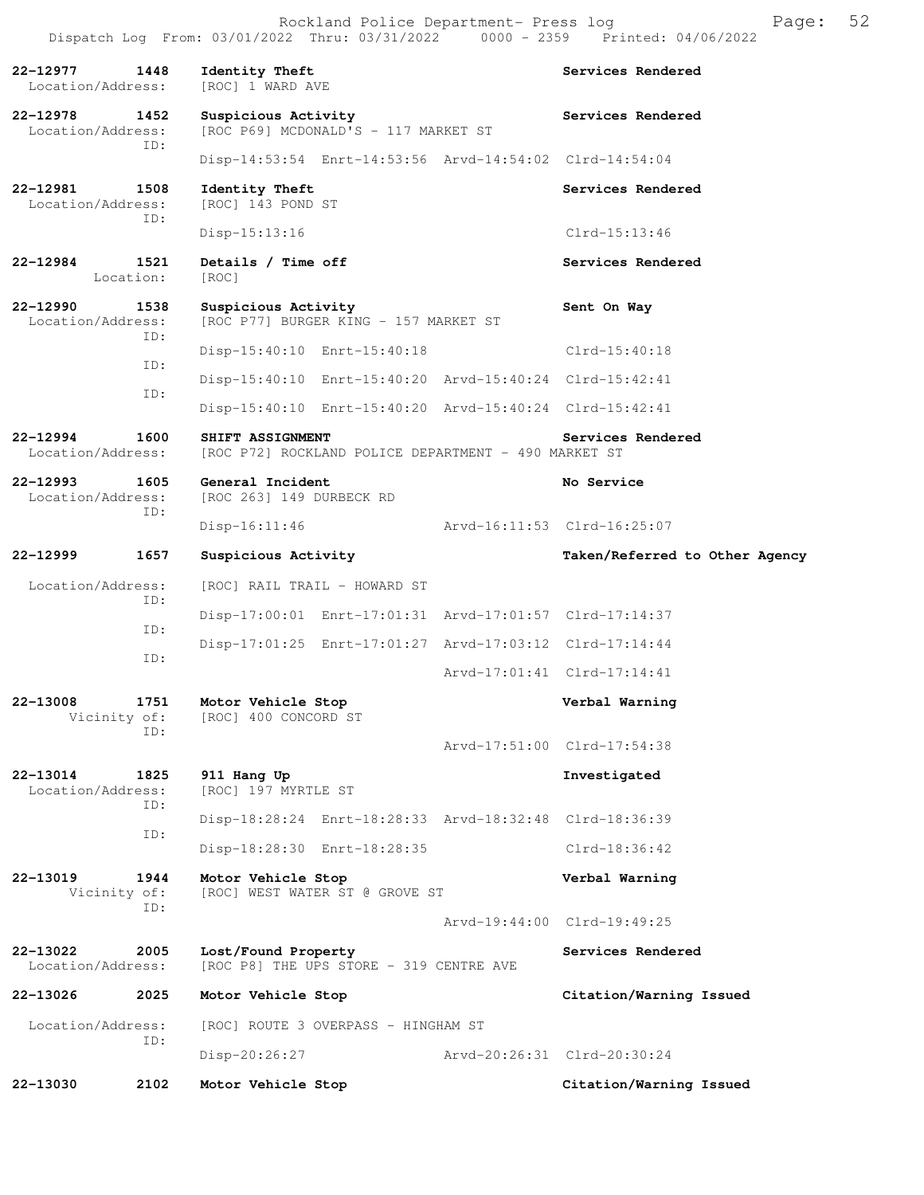Rockland Police Department- Press log
Dispatch Log From: 03/01/2022 Thru: 03/31/2022 0000 - 2359 Printed: 04/06/2022

**22-12977 1448 Identity Theft** — **Services Rendered**
Location/Address: [ROC] 1 WARD AVE

**22-12978 1452 Suspicious Activity** — **Services Rendered**
Location/Address: [ROC P69] MCDONALD'S - 117 MARKET ST
ID:
Disp-14:53:54 Enrt-14:53:56 Arvd-14:54:02 Clrd-14:54:04

**22-12981 1508 Identity Theft** — **Services Rendered**
Location/Address: [ROC] 143 POND ST
ID:
Disp-15:13:16 Clrd-15:13:46

**22-12984 1521 Details / Time off** — **Services Rendered**
Location: [ROC]

**22-12990 1538 Suspicious Activity** — **Sent On Way**
Location/Address: [ROC P77] BURGER KING - 157 MARKET ST
ID:
Disp-15:40:10 Enrt-15:40:18 Clrd-15:40:18
ID:
Disp-15:40:10 Enrt-15:40:20 Arvd-15:40:24 Clrd-15:42:41
ID:
Disp-15:40:10 Enrt-15:40:20 Arvd-15:40:24 Clrd-15:42:41

**22-12994 1600 SHIFT ASSIGNMENT** — **Services Rendered**
Location/Address: [ROC P72] ROCKLAND POLICE DEPARTMENT - 490 MARKET ST

**22-12993 1605 General Incident** — **No Service**
Location/Address: [ROC 263] 149 DURBECK RD
ID:
Disp-16:11:46 Arvd-16:11:53 Clrd-16:25:07

**22-12999 1657 Suspicious Activity** — **Taken/Referred to Other Agency**
Location/Address: [ROC] RAIL TRAIL - HOWARD ST
ID:
Disp-17:00:01 Enrt-17:01:31 Arvd-17:01:57 Clrd-17:14:37
ID:
Disp-17:01:25 Enrt-17:01:27 Arvd-17:03:12 Clrd-17:14:44
ID:
Arvd-17:01:41 Clrd-17:14:41

**22-13008 1751 Motor Vehicle Stop** — **Verbal Warning**
Vicinity of: [ROC] 400 CONCORD ST
ID:
Arvd-17:51:00 Clrd-17:54:38

**22-13014 1825 911 Hang Up** — **Investigated**
Location/Address: [ROC] 197 MYRTLE ST
ID:
Disp-18:28:24 Enrt-18:28:33 Arvd-18:32:48 Clrd-18:36:39
ID:
Disp-18:28:30 Enrt-18:28:35 Clrd-18:36:42

**22-13019 1944 Motor Vehicle Stop** — **Verbal Warning**
Vicinity of: [ROC] WEST WATER ST @ GROVE ST
ID:
Arvd-19:44:00 Clrd-19:49:25

**22-13022 2005 Lost/Found Property** — **Services Rendered**
Location/Address: [ROC P8] THE UPS STORE - 319 CENTRE AVE

**22-13026 2025 Motor Vehicle Stop** — **Citation/Warning Issued**
Location/Address: [ROC] ROUTE 3 OVERPASS - HINGHAM ST
ID:
Disp-20:26:27 Arvd-20:26:31 Clrd-20:30:24

**22-13030 2102 Motor Vehicle Stop** — **Citation/Warning Issued**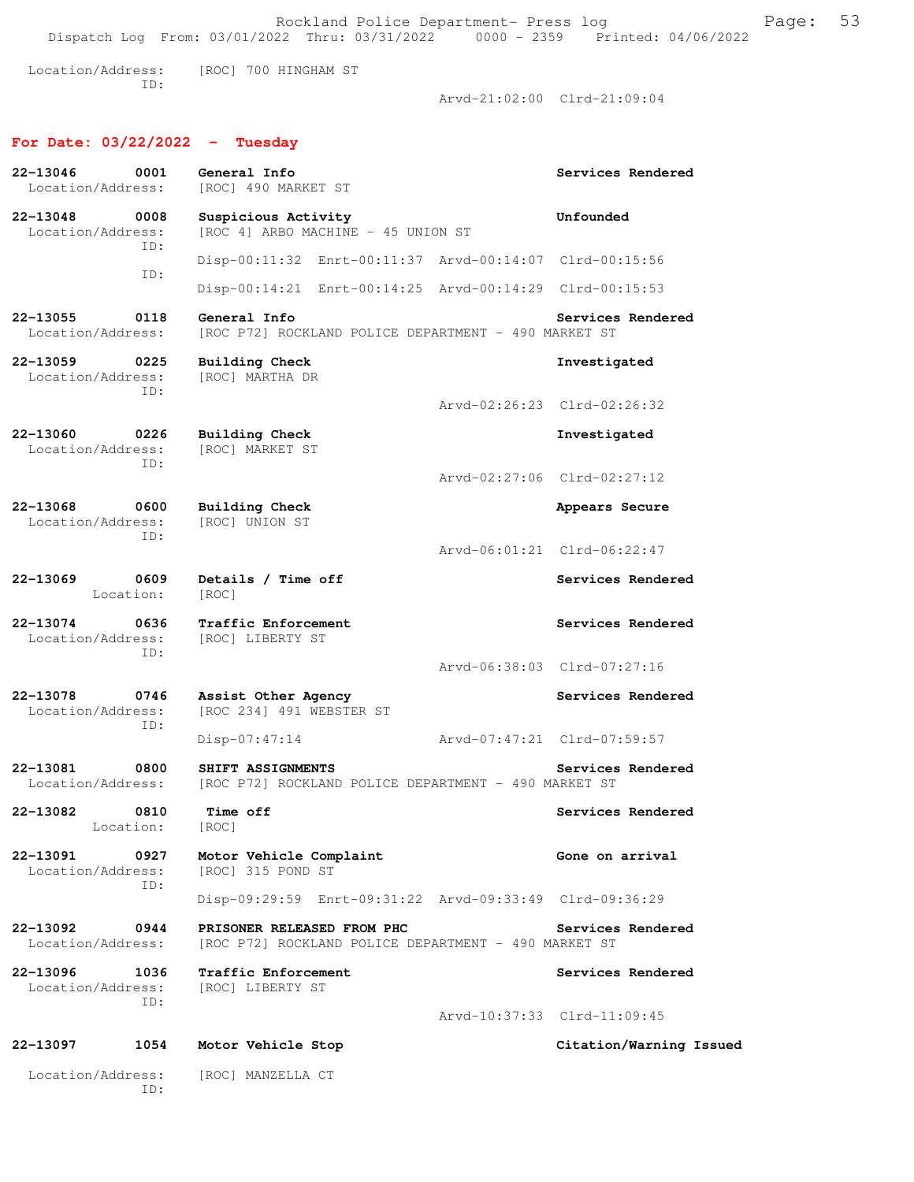Location/Address: [ROC] 700 HINGHAM ST
ID:
Arvd-21:02:00 Clrd-21:09:04

## For Date: 03/22/2022 - Tuesday

**22-13046 0001 General Info** — **Services Rendered**
Location/Address: [ROC] 490 MARKET ST

**22-13048 0008 Suspicious Activity** — **Unfounded**
Location/Address: [ROC 4] ARBO MACHINE - 45 UNION ST
ID:
Disp-00:11:32 Enrt-00:11:37 Arvd-00:14:07 Clrd-00:15:56
ID:
Disp-00:14:21 Enrt-00:14:25 Arvd-00:14:29 Clrd-00:15:53

**22-13055 0118 General Info** — **Services Rendered**
Location/Address: [ROC P72] ROCKLAND POLICE DEPARTMENT - 490 MARKET ST

**22-13059 0225 Building Check** — **Investigated**
Location/Address: [ROC] MARTHA DR
ID:
Arvd-02:26:23 Clrd-02:26:32

**22-13060 0226 Building Check** — **Investigated**
Location/Address: [ROC] MARKET ST
ID:
Arvd-02:27:06 Clrd-02:27:12

**22-13068 0600 Building Check** — **Appears Secure**
Location/Address: [ROC] UNION ST
ID:
Arvd-06:01:21 Clrd-06:22:47

**22-13069 0609 Details / Time off** — **Services Rendered**
Location: [ROC]

**22-13074 0636 Traffic Enforcement** — **Services Rendered**
Location/Address: [ROC] LIBERTY ST
ID:
Arvd-06:38:03 Clrd-07:27:16

**22-13078 0746 Assist Other Agency** — **Services Rendered**
Location/Address: [ROC 234] 491 WEBSTER ST
ID:
Disp-07:47:14 Arvd-07:47:21 Clrd-07:59:57

**22-13081 0800 SHIFT ASSIGNMENTS** — **Services Rendered**
Location/Address: [ROC P72] ROCKLAND POLICE DEPARTMENT - 490 MARKET ST

**22-13082 0810 Time off** — **Services Rendered**
Location: [ROC]

**22-13091 0927 Motor Vehicle Complaint** — **Gone on arrival**
Location/Address: [ROC] 315 POND ST
ID:
Disp-09:29:59 Enrt-09:31:22 Arvd-09:33:49 Clrd-09:36:29

**22-13092 0944 PRISONER RELEASED FROM PHC** — **Services Rendered**
Location/Address: [ROC P72] ROCKLAND POLICE DEPARTMENT - 490 MARKET ST

**22-13096 1036 Traffic Enforcement** — **Services Rendered**
Location/Address: [ROC] LIBERTY ST
ID:
Arvd-10:37:33 Clrd-11:09:45

**22-13097 1054 Motor Vehicle Stop** — **Citation/Warning Issued**
Location/Address: [ROC] MANZELLA CT
ID: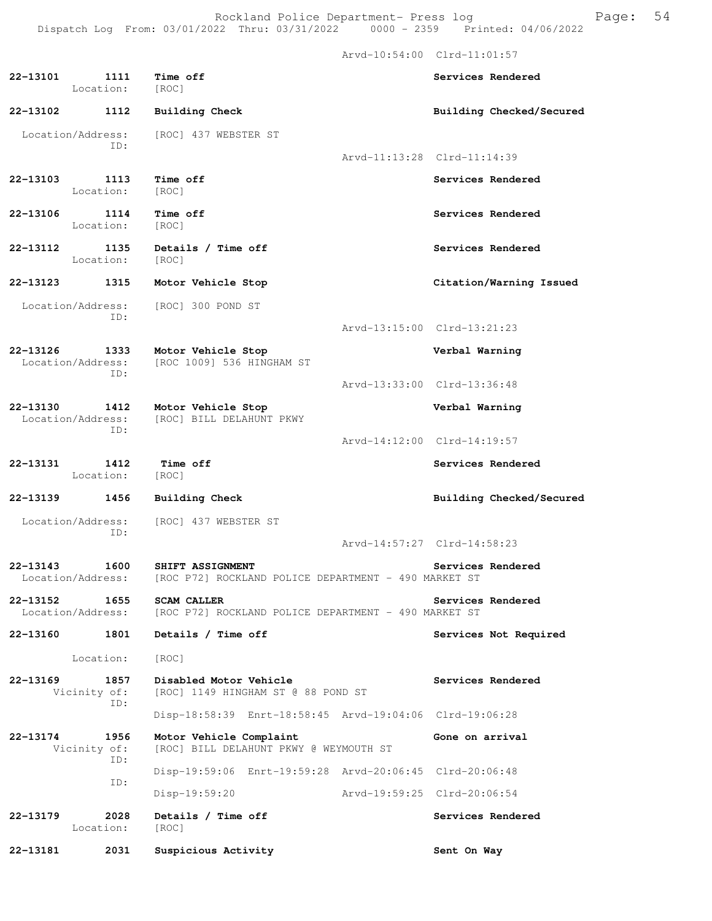Arvd-10:54:00 Clrd-11:01:57

**22-13101 1111 Time off** — Services Rendered
Location: [ROC]

**22-13102 1112 Building Check** — Building Checked/Secured
Location/Address: [ROC] 437 WEBSTER ST
ID:
Arvd-11:13:28 Clrd-11:14:39

**22-13103 1113 Time off** — Services Rendered
Location: [ROC]

**22-13106 1114 Time off** — Services Rendered
Location: [ROC]

**22-13112 1135 Details / Time off** — Services Rendered
Location: [ROC]

**22-13123 1315 Motor Vehicle Stop** — Citation/Warning Issued
Location/Address: [ROC] 300 POND ST
ID:
Arvd-13:15:00 Clrd-13:21:23

**22-13126 1333 Motor Vehicle Stop** — Verbal Warning
Location/Address: [ROC 1009] 536 HINGHAM ST
ID:
Arvd-13:33:00 Clrd-13:36:48

**22-13130 1412 Motor Vehicle Stop** — Verbal Warning
Location/Address: [ROC] BILL DELAHUNT PKWY
ID:
Arvd-14:12:00 Clrd-14:19:57

**22-13131 1412 Time off** — Services Rendered
Location: [ROC]

**22-13139 1456 Building Check** — Building Checked/Secured
Location/Address: [ROC] 437 WEBSTER ST
ID:
Arvd-14:57:27 Clrd-14:58:23

**22-13143 1600 SHIFT ASSIGNMENT** — Services Rendered
Location/Address: [ROC P72] ROCKLAND POLICE DEPARTMENT - 490 MARKET ST

**22-13152 1655 SCAM CALLER** — Services Rendered
Location/Address: [ROC P72] ROCKLAND POLICE DEPARTMENT - 490 MARKET ST

**22-13160 1801 Details / Time off** — Services Not Required
Location: [ROC]

**22-13169 1857 Disabled Motor Vehicle** — Services Rendered
Vicinity of: [ROC] 1149 HINGHAM ST @ 88 POND ST
ID:
Disp-18:58:39 Enrt-18:58:45 Arvd-19:04:06 Clrd-19:06:28

**22-13174 1956 Motor Vehicle Complaint** — Gone on arrival
Vicinity of: [ROC] BILL DELAHUNT PKWY @ WEYMOUTH ST
ID:
Disp-19:59:06 Enrt-19:59:28 Arvd-20:06:45 Clrd-20:06:48
ID:
Disp-19:59:20 Arvd-19:59:25 Clrd-20:06:54

**22-13179 2028 Details / Time off** — Services Rendered
Location: [ROC]

**22-13181 2031 Suspicious Activity** — Sent On Way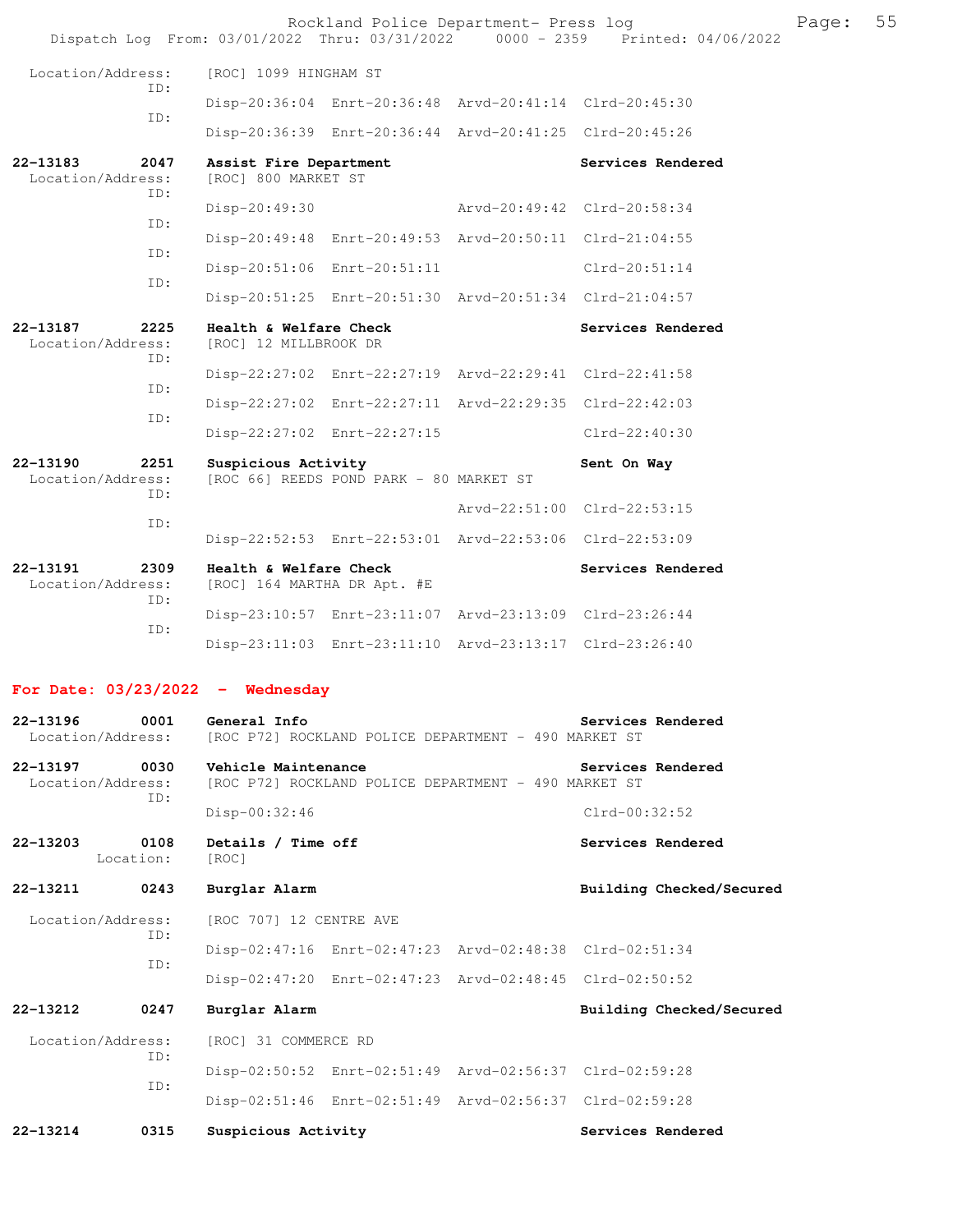Rockland Police Department- Press log
Dispatch Log From: 03/01/2022 Thru: 03/31/2022 0000 - 2359 Printed: 04/06/2022

Location/Address: [ROC] 1099 HINGHAM ST
ID:
Disp-20:36:04 Enrt-20:36:48 Arvd-20:41:14 Clrd-20:45:30
ID:
Disp-20:36:39 Enrt-20:36:44 Arvd-20:41:25 Clrd-20:45:26

**22-13183 2047 Assist Fire Department** **Services Rendered**
Location/Address: [ROC] 800 MARKET ST
ID:
Disp-20:49:30 Arvd-20:49:42 Clrd-20:58:34
ID:
Disp-20:49:48 Enrt-20:49:53 Arvd-20:50:11 Clrd-21:04:55
ID:
Disp-20:51:06 Enrt-20:51:11 Clrd-20:51:14
ID:
Disp-20:51:25 Enrt-20:51:30 Arvd-20:51:34 Clrd-21:04:57

**22-13187 2225 Health & Welfare Check** **Services Rendered**
Location/Address: [ROC] 12 MILLBROOK DR
ID:
Disp-22:27:02 Enrt-22:27:19 Arvd-22:29:41 Clrd-22:41:58
ID:
Disp-22:27:02 Enrt-22:27:11 Arvd-22:29:35 Clrd-22:42:03
ID:
Disp-22:27:02 Enrt-22:27:15 Clrd-22:40:30

**22-13190 2251 Suspicious Activity** **Sent On Way**
Location/Address: [ROC 66] REEDS POND PARK - 80 MARKET ST
ID:
Arvd-22:51:00 Clrd-22:53:15
ID:
Disp-22:52:53 Enrt-22:53:01 Arvd-22:53:06 Clrd-22:53:09

**22-13191 2309 Health & Welfare Check** **Services Rendered**
Location/Address: [ROC] 164 MARTHA DR Apt. #E
ID:
Disp-23:10:57 Enrt-23:11:07 Arvd-23:13:09 Clrd-23:26:44
ID:
Disp-23:11:03 Enrt-23:11:10 Arvd-23:13:17 Clrd-23:26:40

## For Date: 03/23/2022 - Wednesday

**22-13196 0001 General Info** **Services Rendered**
Location/Address: [ROC P72] ROCKLAND POLICE DEPARTMENT - 490 MARKET ST

**22-13197 0030 Vehicle Maintenance** **Services Rendered**
Location/Address: [ROC P72] ROCKLAND POLICE DEPARTMENT - 490 MARKET ST
ID:
Disp-00:32:46 Clrd-00:32:52

**22-13203 0108 Details / Time off** **Services Rendered**
Location: [ROC]

**22-13211 0243 Burglar Alarm** **Building Checked/Secured**
Location/Address: [ROC 707] 12 CENTRE AVE
ID:
Disp-02:47:16 Enrt-02:47:23 Arvd-02:48:38 Clrd-02:51:34
ID:
Disp-02:47:20 Enrt-02:47:23 Arvd-02:48:45 Clrd-02:50:52

**22-13212 0247 Burglar Alarm** **Building Checked/Secured**
Location/Address: [ROC] 31 COMMERCE RD
ID:
Disp-02:50:52 Enrt-02:51:49 Arvd-02:56:37 Clrd-02:59:28
ID:
Disp-02:51:46 Enrt-02:51:49 Arvd-02:56:37 Clrd-02:59:28

**22-13214 0315 Suspicious Activity** **Services Rendered**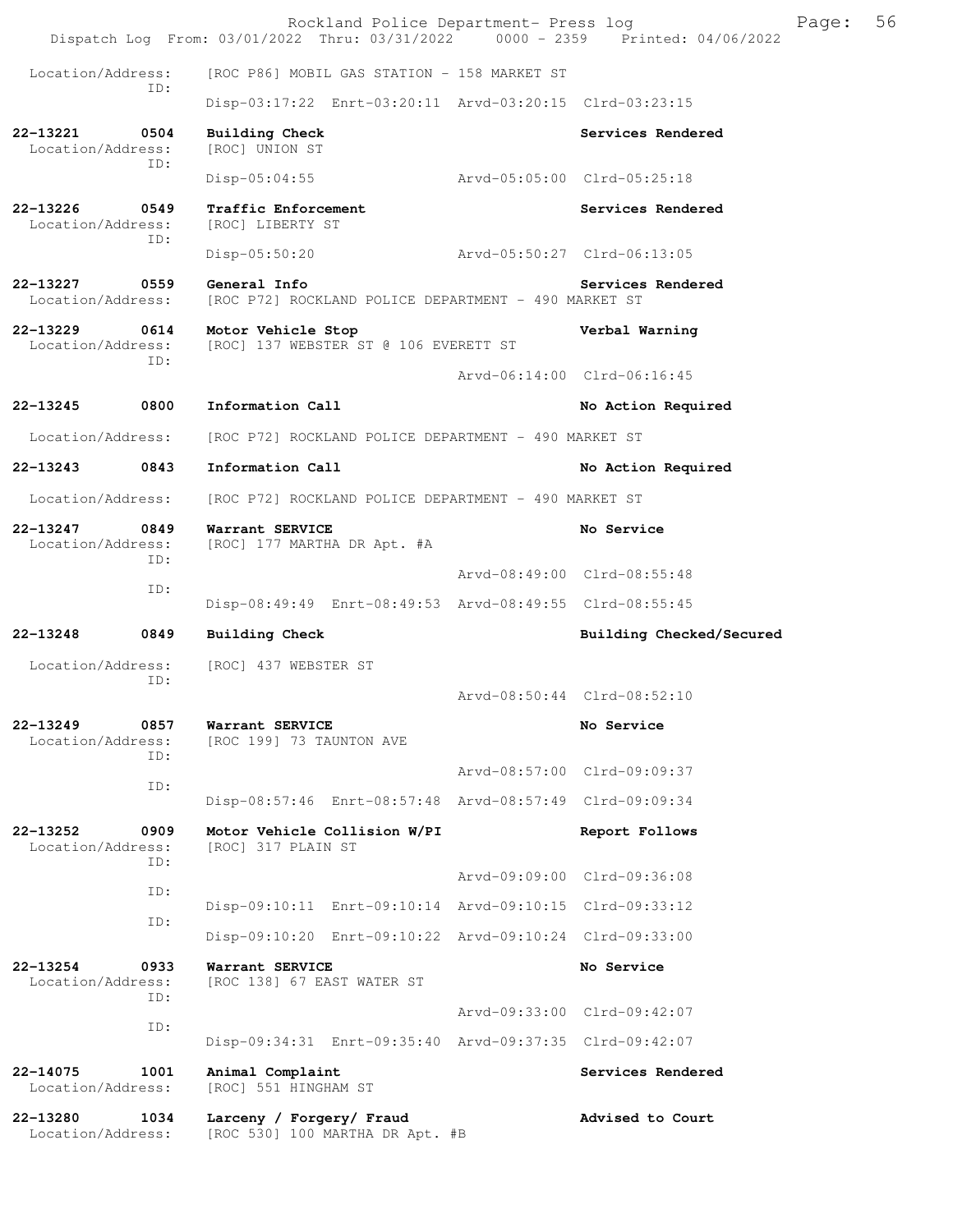Location/Address: [ROC P86] MOBIL GAS STATION - 158 MARKET ST
ID:
Disp-03:17:22 Enrt-03:20:11 Arvd-03:20:15 Clrd-03:23:15

**22-13221 0504 Building Check** — **Services Rendered**
Location/Address: [ROC] UNION ST
ID:
Disp-05:04:55 Arvd-05:05:00 Clrd-05:25:18

**22-13226 0549 Traffic Enforcement** — **Services Rendered**
Location/Address: [ROC] LIBERTY ST
ID:
Disp-05:50:20 Arvd-05:50:27 Clrd-06:13:05

**22-13227 0559 General Info** — **Services Rendered**
Location/Address: [ROC P72] ROCKLAND POLICE DEPARTMENT - 490 MARKET ST

**22-13229 0614 Motor Vehicle Stop** — **Verbal Warning**
Location/Address: [ROC] 137 WEBSTER ST @ 106 EVERETT ST
ID:
Arvd-06:14:00 Clrd-06:16:45

**22-13245 0800 Information Call** — **No Action Required**
Location/Address: [ROC P72] ROCKLAND POLICE DEPARTMENT - 490 MARKET ST

**22-13243 0843 Information Call** — **No Action Required**
Location/Address: [ROC P72] ROCKLAND POLICE DEPARTMENT - 490 MARKET ST

**22-13247 0849 Warrant SERVICE** — **No Service**
Location/Address: [ROC] 177 MARTHA DR Apt. #A
ID:
Arvd-08:49:00 Clrd-08:55:48
ID:
Disp-08:49:49 Enrt-08:49:53 Arvd-08:49:55 Clrd-08:55:45

**22-13248 0849 Building Check** — **Building Checked/Secured**
Location/Address: [ROC] 437 WEBSTER ST
ID:
Arvd-08:50:44 Clrd-08:52:10

**22-13249 0857 Warrant SERVICE** — **No Service**
Location/Address: [ROC 199] 73 TAUNTON AVE
ID:
Arvd-08:57:00 Clrd-09:09:37
ID:
Disp-08:57:46 Enrt-08:57:48 Arvd-08:57:49 Clrd-09:09:34

**22-13252 0909 Motor Vehicle Collision W/PI** — **Report Follows**
Location/Address: [ROC] 317 PLAIN ST
ID:
Arvd-09:09:00 Clrd-09:36:08
ID:
Disp-09:10:11 Enrt-09:10:14 Arvd-09:10:15 Clrd-09:33:12
ID:
Disp-09:10:20 Enrt-09:10:22 Arvd-09:10:24 Clrd-09:33:00

**22-13254 0933 Warrant SERVICE** — **No Service**
Location/Address: [ROC 138] 67 EAST WATER ST
ID:
Arvd-09:33:00 Clrd-09:42:07
ID:
Disp-09:34:31 Enrt-09:35:40 Arvd-09:37:35 Clrd-09:42:07

**22-14075 1001 Animal Complaint** — **Services Rendered**
Location/Address: [ROC] 551 HINGHAM ST

**22-13280 1034 Larceny / Forgery/ Fraud** — **Advised to Court**
Location/Address: [ROC 530] 100 MARTHA DR Apt. #B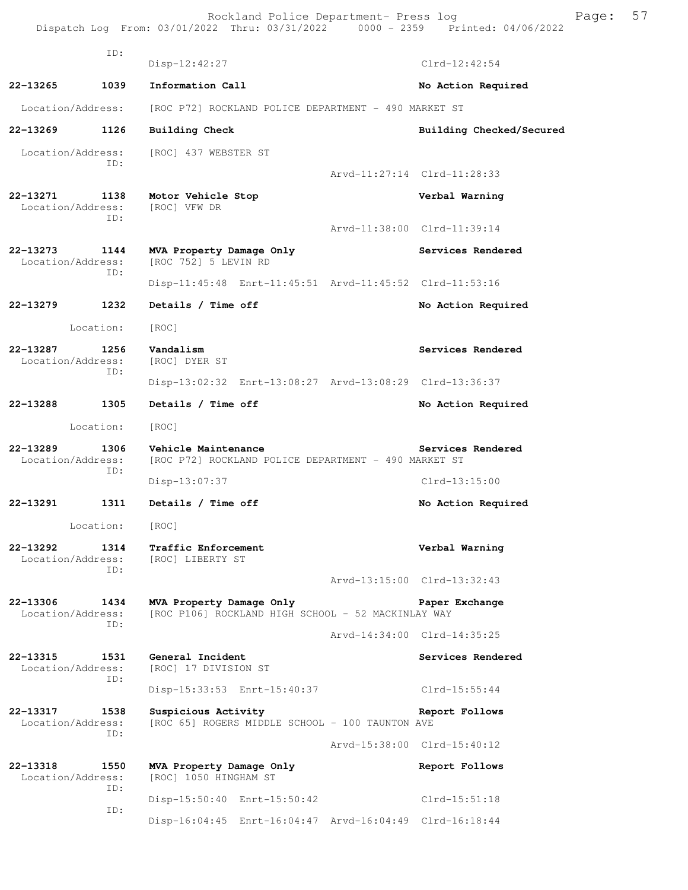ID:
Disp-12:42:27 Clrd-12:42:54

**22-13265 1039 Information Call** No Action Required
Location/Address: [ROC P72] ROCKLAND POLICE DEPARTMENT - 490 MARKET ST

**22-13269 1126 Building Check** Building Checked/Secured
Location/Address: [ROC] 437 WEBSTER ST
ID:
Arvd-11:27:14 Clrd-11:28:33

**22-13271 1138 Motor Vehicle Stop** Verbal Warning
Location/Address: [ROC] VFW DR
ID:
Arvd-11:38:00 Clrd-11:39:14

**22-13273 1144 MVA Property Damage Only** Services Rendered
Location/Address: [ROC 752] 5 LEVIN RD
ID:
Disp-11:45:48 Enrt-11:45:51 Arvd-11:45:52 Clrd-11:53:16

**22-13279 1232 Details / Time off** No Action Required
Location: [ROC]

**22-13287 1256 Vandalism** Services Rendered
Location/Address: [ROC] DYER ST
ID:
Disp-13:02:32 Enrt-13:08:27 Arvd-13:08:29 Clrd-13:36:37

**22-13288 1305 Details / Time off** No Action Required
Location: [ROC]

**22-13289 1306 Vehicle Maintenance** Services Rendered
Location/Address: [ROC P72] ROCKLAND POLICE DEPARTMENT - 490 MARKET ST
ID:
Disp-13:07:37 Clrd-13:15:00

**22-13291 1311 Details / Time off** No Action Required
Location: [ROC]

**22-13292 1314 Traffic Enforcement** Verbal Warning
Location/Address: [ROC] LIBERTY ST
ID:
Arvd-13:15:00 Clrd-13:32:43

**22-13306 1434 MVA Property Damage Only** Paper Exchange
Location/Address: [ROC P106] ROCKLAND HIGH SCHOOL - 52 MACKINLAY WAY
ID:
Arvd-14:34:00 Clrd-14:35:25

**22-13315 1531 General Incident** Services Rendered
Location/Address: [ROC] 17 DIVISION ST
ID:
Disp-15:33:53 Enrt-15:40:37 Clrd-15:55:44

**22-13317 1538 Suspicious Activity** Report Follows
Location/Address: [ROC 65] ROGERS MIDDLE SCHOOL - 100 TAUNTON AVE
ID:
Arvd-15:38:00 Clrd-15:40:12

**22-13318 1550 MVA Property Damage Only** Report Follows
Location/Address: [ROC] 1050 HINGHAM ST
ID:
Disp-15:50:40 Enrt-15:50:42 Clrd-15:51:18
ID:
Disp-16:04:45 Enrt-16:04:47 Arvd-16:04:49 Clrd-16:18:44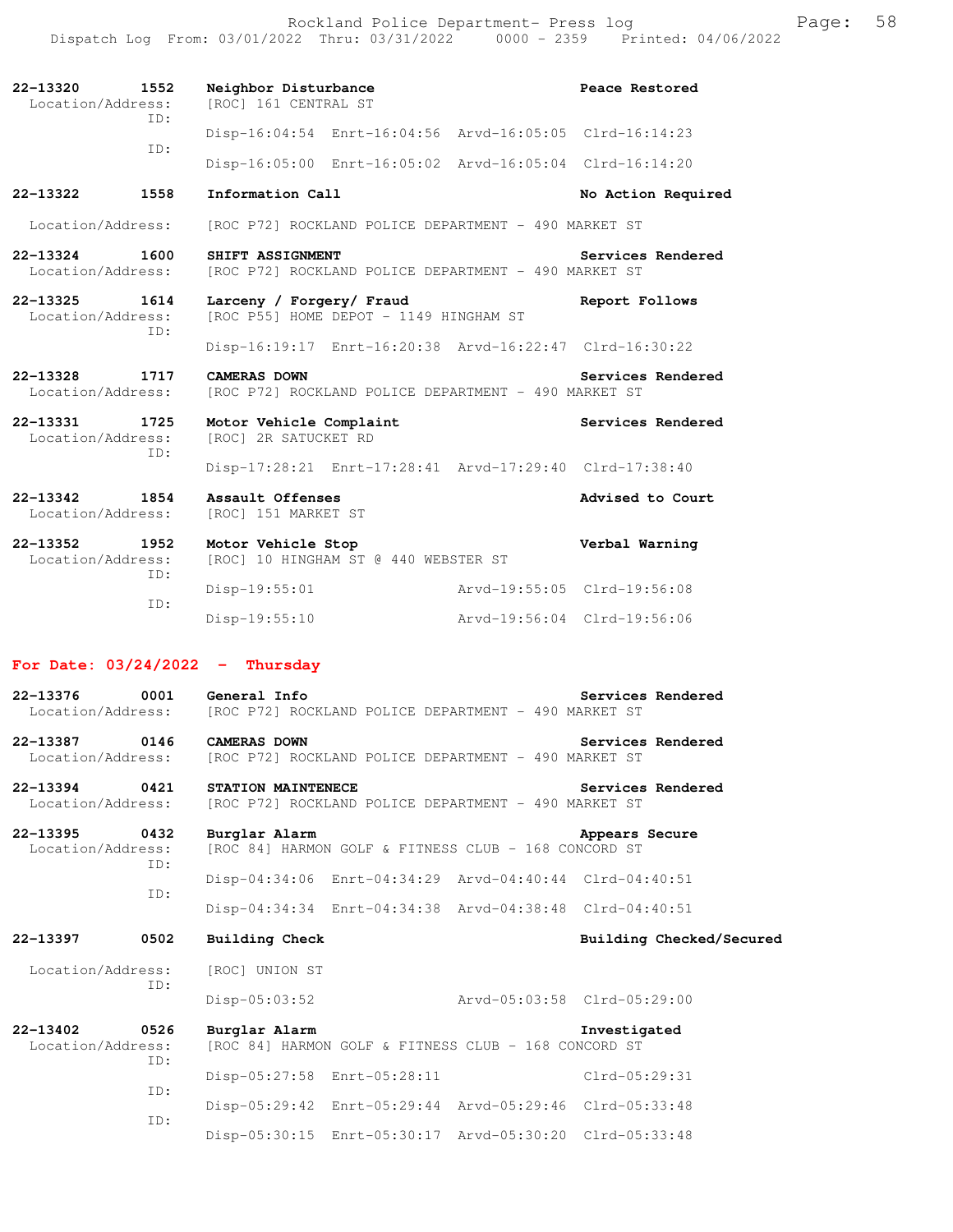22-13320 1552 **Neighbor Disturbance** **Peace Restored**
Location/Address: [ROC] 161 CENTRAL ST
ID:
Disp-16:04:54 Enrt-16:04:56 Arvd-16:05:05 Clrd-16:14:23
ID:
Disp-16:05:00 Enrt-16:05:02 Arvd-16:05:04 Clrd-16:14:20

22-13322 1558 **Information Call** **No Action Required**
Location/Address: [ROC P72] ROCKLAND POLICE DEPARTMENT - 490 MARKET ST

22-13324 1600 **SHIFT ASSIGNMENT** **Services Rendered**
Location/Address: [ROC P72] ROCKLAND POLICE DEPARTMENT - 490 MARKET ST

22-13325 1614 **Larceny / Forgery/ Fraud** **Report Follows**
Location/Address: [ROC P55] HOME DEPOT - 1149 HINGHAM ST
ID:
Disp-16:19:17 Enrt-16:20:38 Arvd-16:22:47 Clrd-16:30:22

22-13328 1717 **CAMERAS DOWN** **Services Rendered**
Location/Address: [ROC P72] ROCKLAND POLICE DEPARTMENT - 490 MARKET ST

22-13331 1725 **Motor Vehicle Complaint** **Services Rendered**
Location/Address: [ROC] 2R SATUCKET RD
ID:
Disp-17:28:21 Enrt-17:28:41 Arvd-17:29:40 Clrd-17:38:40

22-13342 1854 **Assault Offenses** **Advised to Court**
Location/Address: [ROC] 151 MARKET ST

22-13352 1952 **Motor Vehicle Stop** **Verbal Warning**
Location/Address: [ROC] 10 HINGHAM ST @ 440 WEBSTER ST
ID:
Disp-19:55:01 Arvd-19:55:05 Clrd-19:56:08
ID:
Disp-19:55:10 Arvd-19:56:04 Clrd-19:56:06

## For Date: 03/24/2022 - Thursday

22-13376 0001 **General Info** **Services Rendered**
Location/Address: [ROC P72] ROCKLAND POLICE DEPARTMENT - 490 MARKET ST

22-13387 0146 **CAMERAS DOWN** **Services Rendered**
Location/Address: [ROC P72] ROCKLAND POLICE DEPARTMENT - 490 MARKET ST

22-13394 0421 **STATION MAINTENECE** **Services Rendered**
Location/Address: [ROC P72] ROCKLAND POLICE DEPARTMENT - 490 MARKET ST

22-13395 0432 **Burglar Alarm** **Appears Secure**
Location/Address: [ROC 84] HARMON GOLF & FITNESS CLUB - 168 CONCORD ST
ID:
Disp-04:34:06 Enrt-04:34:29 Arvd-04:40:44 Clrd-04:40:51
ID:
Disp-04:34:34 Enrt-04:34:38 Arvd-04:38:48 Clrd-04:40:51

22-13397 0502 **Building Check** **Building Checked/Secured**
Location/Address: [ROC] UNION ST
ID:
Disp-05:03:52 Arvd-05:03:58 Clrd-05:29:00

22-13402 0526 **Burglar Alarm** **Investigated**
Location/Address: [ROC 84] HARMON GOLF & FITNESS CLUB - 168 CONCORD ST
ID:
Disp-05:27:58 Enrt-05:28:11 Clrd-05:29:31
ID:
Disp-05:29:42 Enrt-05:29:44 Arvd-05:29:46 Clrd-05:33:48
ID:
Disp-05:30:15 Enrt-05:30:17 Arvd-05:30:20 Clrd-05:33:48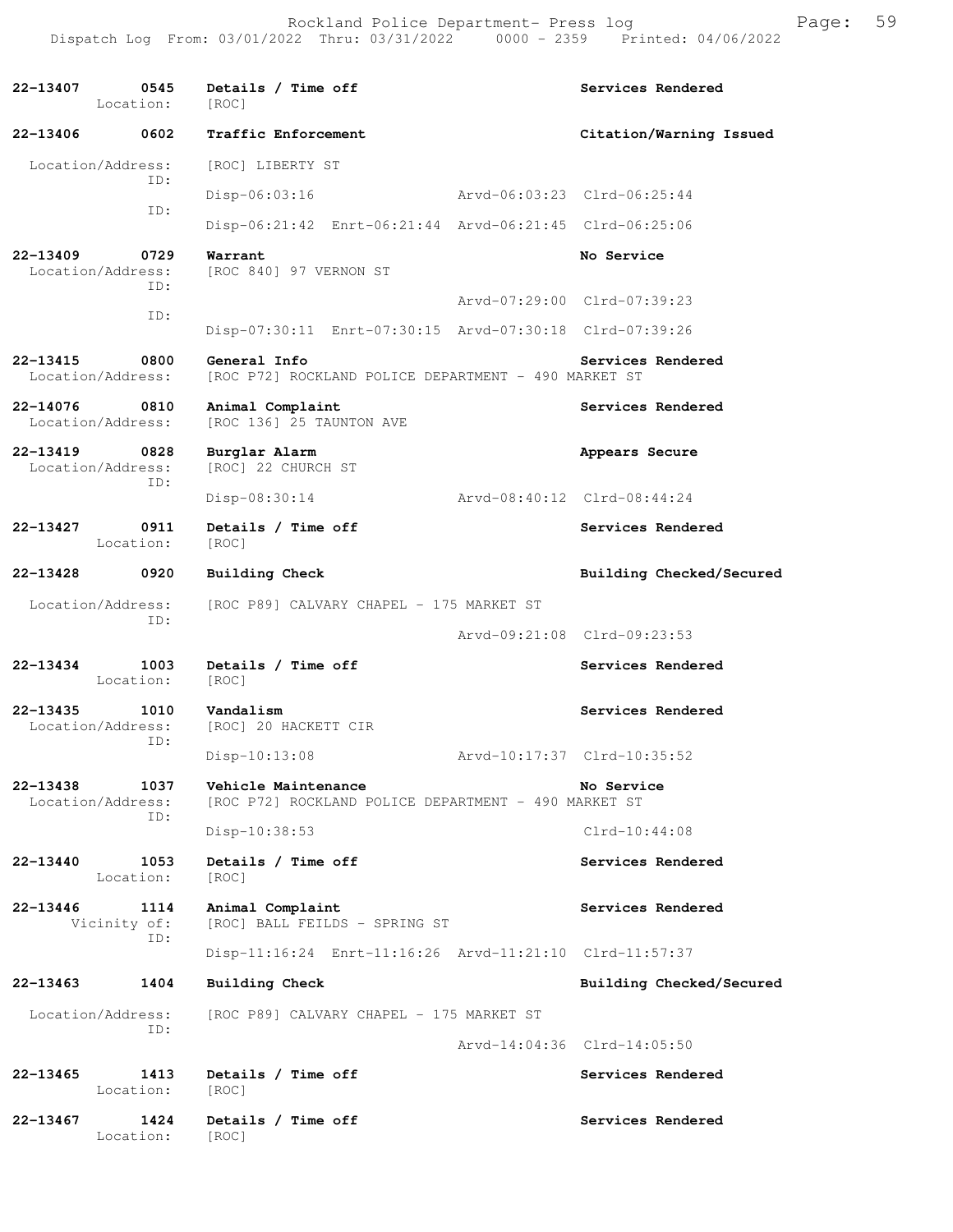**22-13407 0545 Details / Time off** — Services Rendered
Location: [ROC]

**22-13406 0602 Traffic Enforcement** — Citation/Warning Issued
Location/Address: [ROC] LIBERTY ST
ID: Disp-06:03:16 Arvd-06:03:23 Clrd-06:25:44
ID: Disp-06:21:42 Enrt-06:21:44 Arvd-06:21:45 Clrd-06:25:06

**22-13409 0729 Warrant** — No Service
Location/Address: [ROC 840] 97 VERNON ST
ID: Arvd-07:29:00 Clrd-07:39:23
ID: Disp-07:30:11 Enrt-07:30:15 Arvd-07:30:18 Clrd-07:39:26

**22-13415 0800 General Info** — Services Rendered
Location/Address: [ROC P72] ROCKLAND POLICE DEPARTMENT - 490 MARKET ST

**22-14076 0810 Animal Complaint** — Services Rendered
Location/Address: [ROC 136] 25 TAUNTON AVE

**22-13419 0828 Burglar Alarm** — Appears Secure
Location/Address: [ROC] 22 CHURCH ST
ID: Disp-08:30:14 Arvd-08:40:12 Clrd-08:44:24

**22-13427 0911 Details / Time off** — Services Rendered
Location: [ROC]

**22-13428 0920 Building Check** — Building Checked/Secured
Location/Address: [ROC P89] CALVARY CHAPEL - 175 MARKET ST
ID: Arvd-09:21:08 Clrd-09:23:53

**22-13434 1003 Details / Time off** — Services Rendered
Location: [ROC]

**22-13435 1010 Vandalism** — Services Rendered
Location/Address: [ROC] 20 HACKETT CIR
ID: Disp-10:13:08 Arvd-10:17:37 Clrd-10:35:52

**22-13438 1037 Vehicle Maintenance** — No Service
Location/Address: [ROC P72] ROCKLAND POLICE DEPARTMENT - 490 MARKET ST
ID: Disp-10:38:53 Clrd-10:44:08

**22-13440 1053 Details / Time off** — Services Rendered
Location: [ROC]

**22-13446 1114 Animal Complaint** — Services Rendered
Vicinity of: [ROC] BALL FEILDS - SPRING ST
ID: Disp-11:16:24 Enrt-11:16:26 Arvd-11:21:10 Clrd-11:57:37

**22-13463 1404 Building Check** — Building Checked/Secured
Location/Address: [ROC P89] CALVARY CHAPEL - 175 MARKET ST
ID: Arvd-14:04:36 Clrd-14:05:50

**22-13465 1413 Details / Time off** — Services Rendered
Location: [ROC]

**22-13467 1424 Details / Time off** — Services Rendered
Location: [ROC]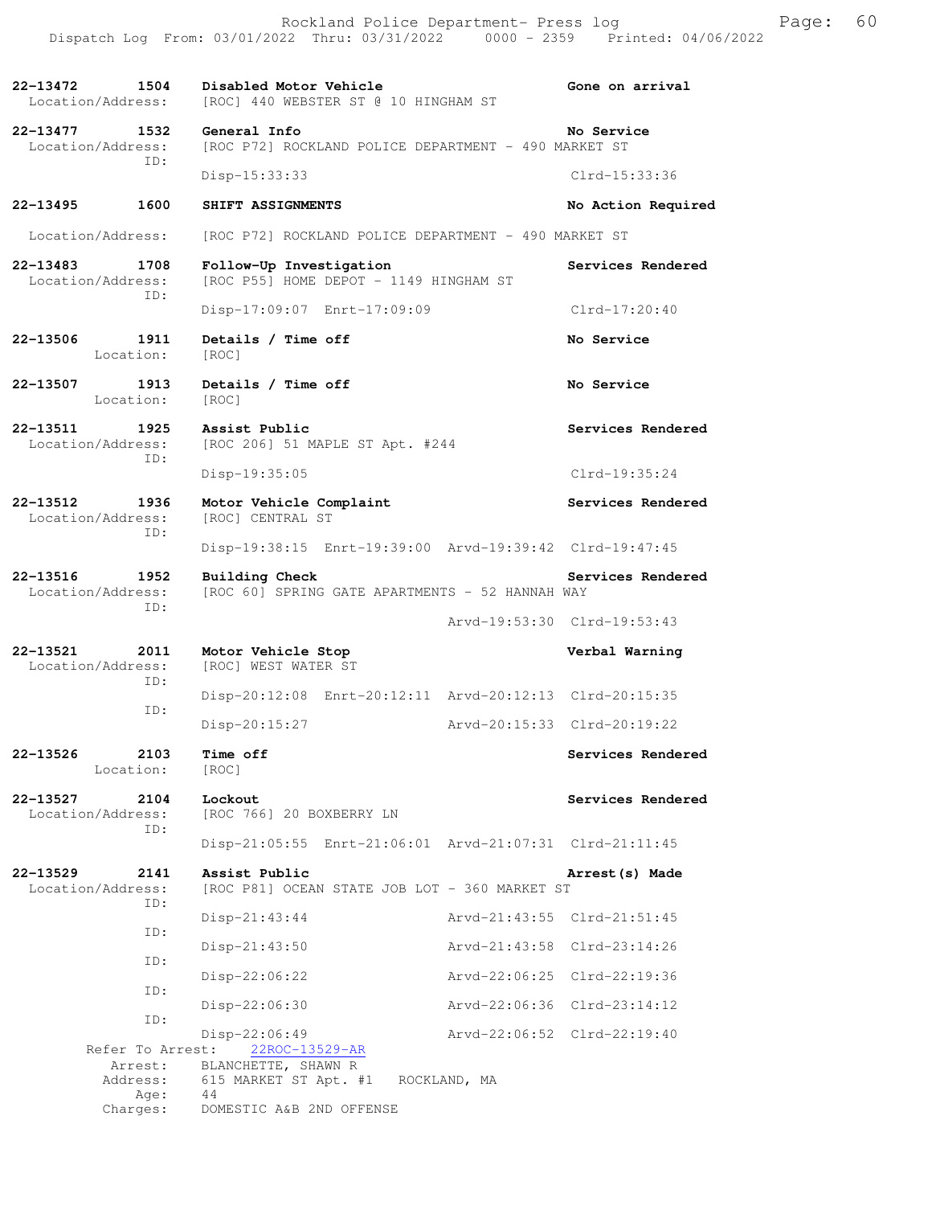| Call # | Time | Call Reason | Action |
|---|---|---|---|
| 22-13472 | 1504 | Disabled Motor Vehicle | Gone on arrival |

Location/Address: [ROC] 440 WEBSTER ST @ 10 HINGHAM ST

| Call # | Time | Call Reason | Action |
|---|---|---|---|
| 22-13477 | 1532 | General Info | No Service |

Location/Address: [ROC P72] ROCKLAND POLICE DEPARTMENT - 490 MARKET ST
ID:
Disp-15:33:33 Clrd-15:33:36

| Call # | Time | Call Reason | Action |
|---|---|---|---|
| 22-13495 | 1600 | SHIFT ASSIGNMENTS | No Action Required |

Location/Address: [ROC P72] ROCKLAND POLICE DEPARTMENT - 490 MARKET ST

| Call # | Time | Call Reason | Action |
|---|---|---|---|
| 22-13483 | 1708 | Follow-Up Investigation | Services Rendered |

Location/Address: [ROC P55] HOME DEPOT - 1149 HINGHAM ST
ID:
Disp-17:09:07 Enrt-17:09:09 Clrd-17:20:40

| Call # | Time | Call Reason | Action |
|---|---|---|---|
| 22-13506 | 1911 | Details / Time off | No Service |

Location: [ROC]

| Call # | Time | Call Reason | Action |
|---|---|---|---|
| 22-13507 | 1913 | Details / Time off | No Service |

Location: [ROC]

| Call # | Time | Call Reason | Action |
|---|---|---|---|
| 22-13511 | 1925 | Assist Public | Services Rendered |

Location/Address: [ROC 206] 51 MAPLE ST Apt. #244
ID:
Disp-19:35:05 Clrd-19:35:24

| Call # | Time | Call Reason | Action |
|---|---|---|---|
| 22-13512 | 1936 | Motor Vehicle Complaint | Services Rendered |

Location/Address: [ROC] CENTRAL ST
ID:
Disp-19:38:15 Enrt-19:39:00 Arvd-19:39:42 Clrd-19:47:45

| Call # | Time | Call Reason | Action |
|---|---|---|---|
| 22-13516 | 1952 | Building Check | Services Rendered |

Location/Address: [ROC 60] SPRING GATE APARTMENTS - 52 HANNAH WAY
ID:
Arvd-19:53:30 Clrd-19:53:43

| Call # | Time | Call Reason | Action |
|---|---|---|---|
| 22-13521 | 2011 | Motor Vehicle Stop | Verbal Warning |

Location/Address: [ROC] WEST WATER ST
ID:
Disp-20:12:08 Enrt-20:12:11 Arvd-20:12:13 Clrd-20:15:35
ID:
Disp-20:15:27 Arvd-20:15:33 Clrd-20:19:22

| Call # | Time | Call Reason | Action |
|---|---|---|---|
| 22-13526 | 2103 | Time off | Services Rendered |

Location: [ROC]

| Call # | Time | Call Reason | Action |
|---|---|---|---|
| 22-13527 | 2104 | Lockout | Services Rendered |

Location/Address: [ROC 766] 20 BOXBERRY LN
ID:
Disp-21:05:55 Enrt-21:06:01 Arvd-21:07:31 Clrd-21:11:45

| Call # | Time | Call Reason | Action |
|---|---|---|---|
| 22-13529 | 2141 | Assist Public | Arrest(s) Made |

Location/Address: [ROC P81] OCEAN STATE JOB LOT - 360 MARKET ST
ID:
Disp-21:43:44 Arvd-21:43:55 Clrd-21:51:45
ID:
Disp-21:43:50 Arvd-21:43:58 Clrd-23:14:26
ID:
Disp-22:06:22 Arvd-22:06:25 Clrd-22:19:36
ID:
Disp-22:06:30 Arvd-22:06:36 Clrd-23:14:12
ID:
Disp-22:06:49 Arvd-22:06:52 Clrd-22:19:40

Refer To Arrest: 22ROC-13529-AR
Arrest: BLANCHETTE, SHAWN R
Address: 615 MARKET ST Apt. #1 ROCKLAND, MA
Age: 44
Charges: DOMESTIC A&B 2ND OFFENSE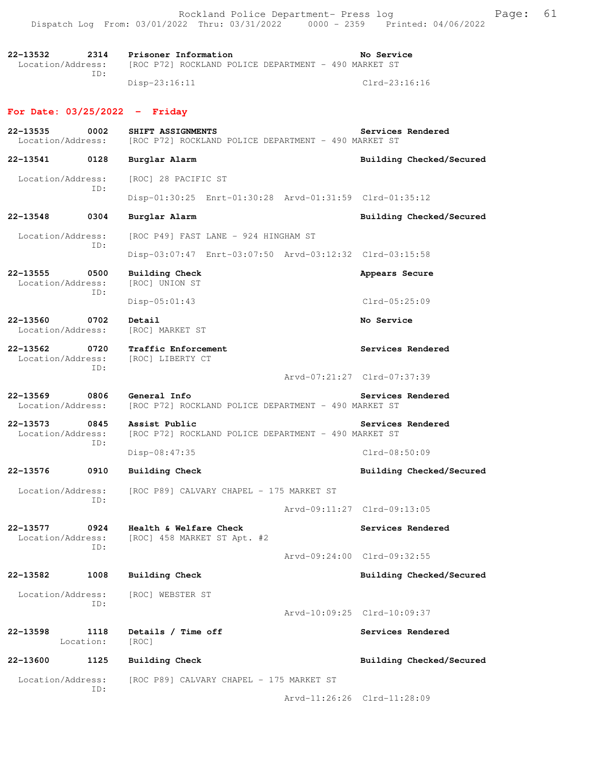| Call # | Time | Call Reason | Action |
| --- | --- | --- | --- |
| 22-13532 | 2314 | Prisoner Information | No Service |
| Location/Address: | | [ROC P72] ROCKLAND POLICE DEPARTMENT - 490 MARKET ST | |
| ID: | | Disp-23:16:11 | Clrd-23:16:16 |

## For Date: 03/25/2022 - Friday

| Call # | Time | Call Reason | Action |
| --- | --- | --- | --- |
| 22-13535 | 0002 | SHIFT ASSIGNMENTS | Services Rendered |
| Location/Address: | | [ROC P72] ROCKLAND POLICE DEPARTMENT - 490 MARKET ST | |
| 22-13541 | 0128 | Burglar Alarm | Building Checked/Secured |
| Location/Address: | | [ROC] 28 PACIFIC ST | |
| ID: | | Disp-01:30:25 Enrt-01:30:28 Arvd-01:31:59 | Clrd-01:35:12 |
| 22-13548 | 0304 | Burglar Alarm | Building Checked/Secured |
| Location/Address: | | [ROC P49] FAST LANE - 924 HINGHAM ST | |
| ID: | | Disp-03:07:47 Enrt-03:07:50 Arvd-03:12:32 | Clrd-03:15:58 |
| 22-13555 | 0500 | Building Check | Appears Secure |
| Location/Address: | | [ROC] UNION ST | |
| ID: | | Disp-05:01:43 | Clrd-05:25:09 |
| 22-13560 | 0702 | Detail | No Service |
| Location/Address: | | [ROC] MARKET ST | |
| 22-13562 | 0720 | Traffic Enforcement | Services Rendered |
| Location/Address: | | [ROC] LIBERTY CT | |
| ID: | | Arvd-07:21:27 | Clrd-07:37:39 |
| 22-13569 | 0806 | General Info | Services Rendered |
| Location/Address: | | [ROC P72] ROCKLAND POLICE DEPARTMENT - 490 MARKET ST | |
| 22-13573 | 0845 | Assist Public | Services Rendered |
| Location/Address: | | [ROC P72] ROCKLAND POLICE DEPARTMENT - 490 MARKET ST | |
| ID: | | Disp-08:47:35 | Clrd-08:50:09 |
| 22-13576 | 0910 | Building Check | Building Checked/Secured |
| Location/Address: | | [ROC P89] CALVARY CHAPEL - 175 MARKET ST | |
| ID: | | Arvd-09:11:27 | Clrd-09:13:05 |
| 22-13577 | 0924 | Health & Welfare Check | Services Rendered |
| Location/Address: | | [ROC] 458 MARKET ST Apt. #2 | |
| ID: | | Arvd-09:24:00 | Clrd-09:32:55 |
| 22-13582 | 1008 | Building Check | Building Checked/Secured |
| Location/Address: | | [ROC] WEBSTER ST | |
| ID: | | Arvd-10:09:25 | Clrd-10:09:37 |
| 22-13598 | 1118 | Details / Time off | Services Rendered |
| Location: | | [ROC] | |
| 22-13600 | 1125 | Building Check | Building Checked/Secured |
| Location/Address: | | [ROC P89] CALVARY CHAPEL - 175 MARKET ST | |
| ID: | | Arvd-11:26:26 | Clrd-11:28:09 |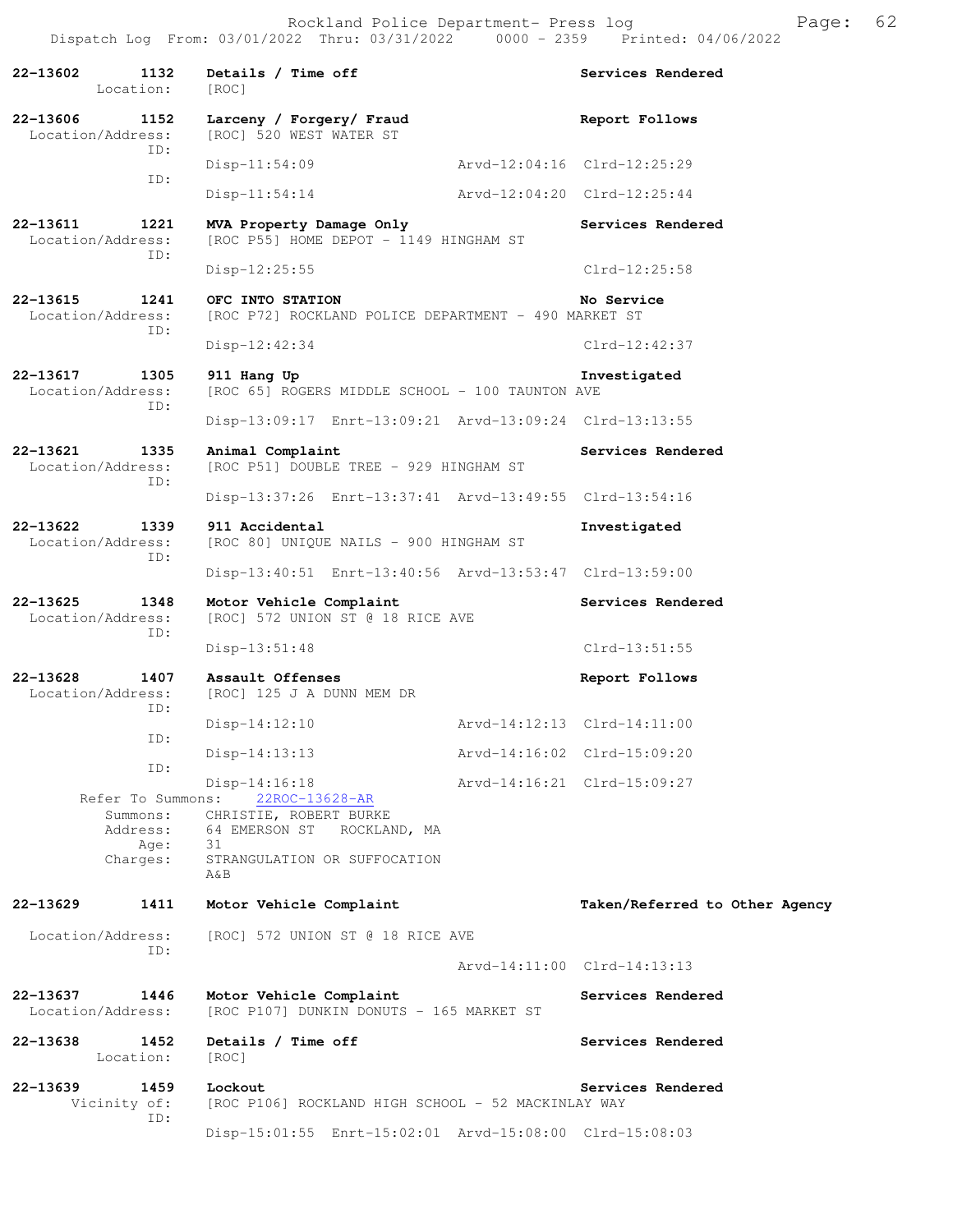Rockland Police Department- Press log
Dispatch Log From: 03/01/2022 Thru: 03/31/2022 0000 - 2359 Printed: 04/06/2022

**22-13602 1132 Details / Time off** — Services Rendered
Location: [ROC]

**22-13606 1152 Larceny / Forgery/ Fraud** — Report Follows
Location/Address: [ROC] 520 WEST WATER ST
ID: Disp-11:54:09 Arvd-12:04:16 Clrd-12:25:29
ID: Disp-11:54:14 Arvd-12:04:20 Clrd-12:25:44

**22-13611 1221 MVA Property Damage Only** — Services Rendered
Location/Address: [ROC P55] HOME DEPOT - 1149 HINGHAM ST
ID: Disp-12:25:55 Clrd-12:25:58

**22-13615 1241 OFC INTO STATION** — No Service
Location/Address: [ROC P72] ROCKLAND POLICE DEPARTMENT - 490 MARKET ST
ID: Disp-12:42:34 Clrd-12:42:37

**22-13617 1305 911 Hang Up** — Investigated
Location/Address: [ROC 65] ROGERS MIDDLE SCHOOL - 100 TAUNTON AVE
ID: Disp-13:09:17 Enrt-13:09:21 Arvd-13:09:24 Clrd-13:13:55

**22-13621 1335 Animal Complaint** — Services Rendered
Location/Address: [ROC P51] DOUBLE TREE - 929 HINGHAM ST
ID: Disp-13:37:26 Enrt-13:37:41 Arvd-13:49:55 Clrd-13:54:16

**22-13622 1339 911 Accidental** — Investigated
Location/Address: [ROC 80] UNIQUE NAILS - 900 HINGHAM ST
ID: Disp-13:40:51 Enrt-13:40:56 Arvd-13:53:47 Clrd-13:59:00

**22-13625 1348 Motor Vehicle Complaint** — Services Rendered
Location/Address: [ROC] 572 UNION ST @ 18 RICE AVE
ID: Disp-13:51:48 Clrd-13:51:55

**22-13628 1407 Assault Offenses** — Report Follows
Location/Address: [ROC] 125 J A DUNN MEM DR
ID: Disp-14:12:10 Arvd-14:12:13 Clrd-14:11:00
ID: Disp-14:13:13 Arvd-14:16:02 Clrd-15:09:20
ID: Disp-14:16:18 Arvd-14:16:21 Clrd-15:09:27
Refer To Summons: 22ROC-13628-AR
Summons: CHRISTIE, ROBERT BURKE
Address: 64 EMERSON ST ROCKLAND, MA
Age: 31
Charges: STRANGULATION OR SUFFOCATION
A&B

**22-13629 1411 Motor Vehicle Complaint** — Taken/Referred to Other Agency
Location/Address: [ROC] 572 UNION ST @ 18 RICE AVE
ID: Arvd-14:11:00 Clrd-14:13:13

**22-13637 1446 Motor Vehicle Complaint** — Services Rendered
Location/Address: [ROC P107] DUNKIN DONUTS - 165 MARKET ST

**22-13638 1452 Details / Time off** — Services Rendered
Location: [ROC]

**22-13639 1459 Lockout** — Services Rendered
Vicinity of: [ROC P106] ROCKLAND HIGH SCHOOL - 52 MACKINLAY WAY
ID: Disp-15:01:55 Enrt-15:02:01 Arvd-15:08:00 Clrd-15:08:03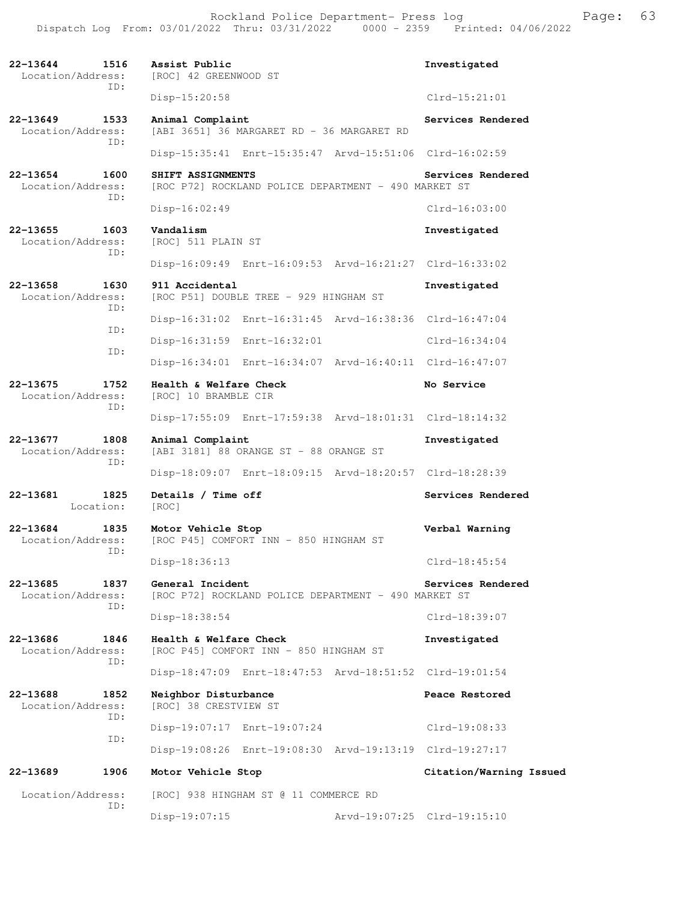22-13644 1516 Assist Public Investigated
Location/Address: [ROC] 42 GREENWOOD ST
ID:
Disp-15:20:58 Clrd-15:21:01

22-13649 1533 Animal Complaint Services Rendered
Location/Address: [ABI 3651] 36 MARGARET RD - 36 MARGARET RD
ID:
Disp-15:35:41 Enrt-15:35:47 Arvd-15:51:06 Clrd-16:02:59

22-13654 1600 SHIFT ASSIGNMENTS Services Rendered
Location/Address: [ROC P72] ROCKLAND POLICE DEPARTMENT - 490 MARKET ST
ID:
Disp-16:02:49 Clrd-16:03:00

22-13655 1603 Vandalism Investigated
Location/Address: [ROC] 511 PLAIN ST
ID:
Disp-16:09:49 Enrt-16:09:53 Arvd-16:21:27 Clrd-16:33:02

22-13658 1630 911 Accidental Investigated
Location/Address: [ROC P51] DOUBLE TREE - 929 HINGHAM ST
ID:
Disp-16:31:02 Enrt-16:31:45 Arvd-16:38:36 Clrd-16:47:04
ID:
Disp-16:31:59 Enrt-16:32:01 Clrd-16:34:04
ID:
Disp-16:34:01 Enrt-16:34:07 Arvd-16:40:11 Clrd-16:47:07

22-13675 1752 Health & Welfare Check No Service
Location/Address: [ROC] 10 BRAMBLE CIR
ID:
Disp-17:55:09 Enrt-17:59:38 Arvd-18:01:31 Clrd-18:14:32

22-13677 1808 Animal Complaint Investigated
Location/Address: [ABI 3181] 88 ORANGE ST - 88 ORANGE ST
ID:
Disp-18:09:07 Enrt-18:09:15 Arvd-18:20:57 Clrd-18:28:39

22-13681 1825 Details / Time off Services Rendered
Location: [ROC]

22-13684 1835 Motor Vehicle Stop Verbal Warning
Location/Address: [ROC P45] COMFORT INN - 850 HINGHAM ST
ID:
Disp-18:36:13 Clrd-18:45:54

22-13685 1837 General Incident Services Rendered
Location/Address: [ROC P72] ROCKLAND POLICE DEPARTMENT - 490 MARKET ST
ID:
Disp-18:38:54 Clrd-18:39:07

22-13686 1846 Health & Welfare Check Investigated
Location/Address: [ROC P45] COMFORT INN - 850 HINGHAM ST
ID:
Disp-18:47:09 Enrt-18:47:53 Arvd-18:51:52 Clrd-19:01:54

22-13688 1852 Neighbor Disturbance Peace Restored
Location/Address: [ROC] 38 CRESTVIEW ST
ID:
Disp-19:07:17 Enrt-19:07:24 Clrd-19:08:33
ID:
Disp-19:08:26 Enrt-19:08:30 Arvd-19:13:19 Clrd-19:27:17

22-13689 1906 Motor Vehicle Stop Citation/Warning Issued
Location/Address: [ROC] 938 HINGHAM ST @ 11 COMMERCE RD
ID:
Disp-19:07:15 Arvd-19:07:25 Clrd-19:15:10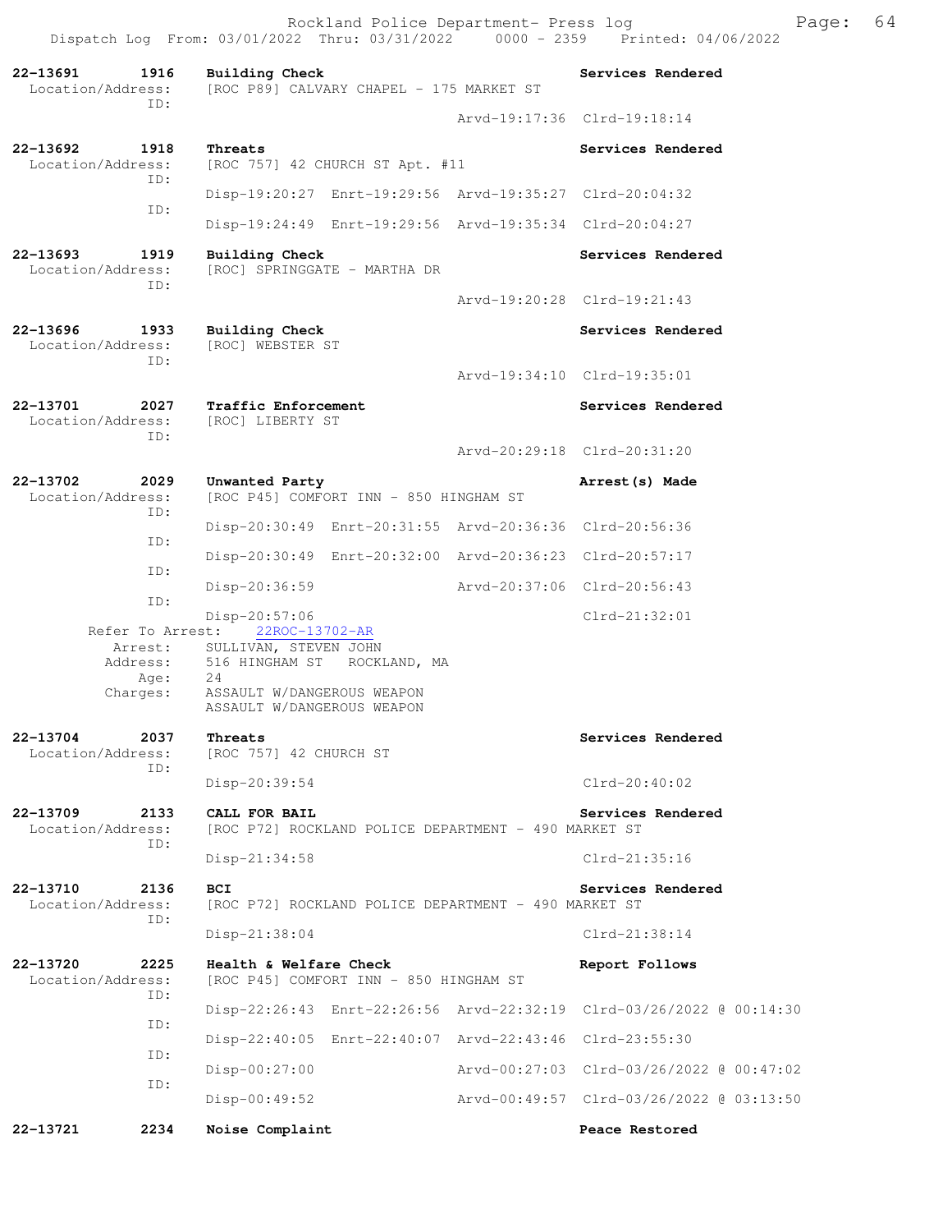| Call # | Time | Call Reason | Action |
|---|---|---|---|
| 22-13691 | 1916 | Building Check | Services Rendered |

Location/Address: [ROC P89] CALVARY CHAPEL - 175 MARKET ST
ID:
Arvd-19:17:36 Clrd-19:18:14

| Call # | Time | Call Reason | Action |
|---|---|---|---|
| 22-13692 | 1918 | Threats | Services Rendered |

Location/Address: [ROC 757] 42 CHURCH ST Apt. #11
ID:
Disp-19:20:27 Enrt-19:29:56 Arvd-19:35:27 Clrd-20:04:32
ID:
Disp-19:24:49 Enrt-19:29:56 Arvd-19:35:34 Clrd-20:04:27

| Call # | Time | Call Reason | Action |
|---|---|---|---|
| 22-13693 | 1919 | Building Check | Services Rendered |

Location/Address: [ROC] SPRINGGATE - MARTHA DR
ID:
Arvd-19:20:28 Clrd-19:21:43

| Call # | Time | Call Reason | Action |
|---|---|---|---|
| 22-13696 | 1933 | Building Check | Services Rendered |

Location/Address: [ROC] WEBSTER ST
ID:
Arvd-19:34:10 Clrd-19:35:01

| Call # | Time | Call Reason | Action |
|---|---|---|---|
| 22-13701 | 2027 | Traffic Enforcement | Services Rendered |

Location/Address: [ROC] LIBERTY ST
ID:
Arvd-20:29:18 Clrd-20:31:20

| Call # | Time | Call Reason | Action |
|---|---|---|---|
| 22-13702 | 2029 | Unwanted Party | Arrest(s) Made |

Location/Address: [ROC P45] COMFORT INN - 850 HINGHAM ST
ID:
Disp-20:30:49 Enrt-20:31:55 Arvd-20:36:36 Clrd-20:56:36
ID:
Disp-20:30:49 Enrt-20:32:00 Arvd-20:36:23 Clrd-20:57:17
ID:
Disp-20:36:59 Arvd-20:37:06 Clrd-20:56:43
ID:
Disp-20:57:06 Clrd-21:32:01

Refer To Arrest: 22ROC-13702-AR
Arrest: SULLIVAN, STEVEN JOHN
Address: 516 HINGHAM ST ROCKLAND, MA
Age: 24
Charges: ASSAULT W/DANGEROUS WEAPON
ASSAULT W/DANGEROUS WEAPON

| Call # | Time | Call Reason | Action |
|---|---|---|---|
| 22-13704 | 2037 | Threats | Services Rendered |

Location/Address: [ROC 757] 42 CHURCH ST
ID:
Disp-20:39:54 Clrd-20:40:02

| Call # | Time | Call Reason | Action |
|---|---|---|---|
| 22-13709 | 2133 | CALL FOR BAIL | Services Rendered |

Location/Address: [ROC P72] ROCKLAND POLICE DEPARTMENT - 490 MARKET ST
ID:
Disp-21:34:58 Clrd-21:35:16

| Call # | Time | Call Reason | Action |
|---|---|---|---|
| 22-13710 | 2136 | BCI | Services Rendered |

Location/Address: [ROC P72] ROCKLAND POLICE DEPARTMENT - 490 MARKET ST
ID:
Disp-21:38:04 Clrd-21:38:14

| Call # | Time | Call Reason | Action |
|---|---|---|---|
| 22-13720 | 2225 | Health & Welfare Check | Report Follows |

Location/Address: [ROC P45] COMFORT INN - 850 HINGHAM ST
ID:
Disp-22:26:43 Enrt-22:26:56 Arvd-22:32:19 Clrd-03/26/2022 @ 00:14:30
ID:
Disp-22:40:05 Enrt-22:40:07 Arvd-22:43:46 Clrd-23:55:30
ID:
Disp-00:27:00 Arvd-00:27:03 Clrd-03/26/2022 @ 00:47:02
ID:
Disp-00:49:52 Arvd-00:49:57 Clrd-03/26/2022 @ 03:13:50

| Call # | Time | Call Reason | Action |
|---|---|---|---|
| 22-13721 | 2234 | Noise Complaint | Peace Restored |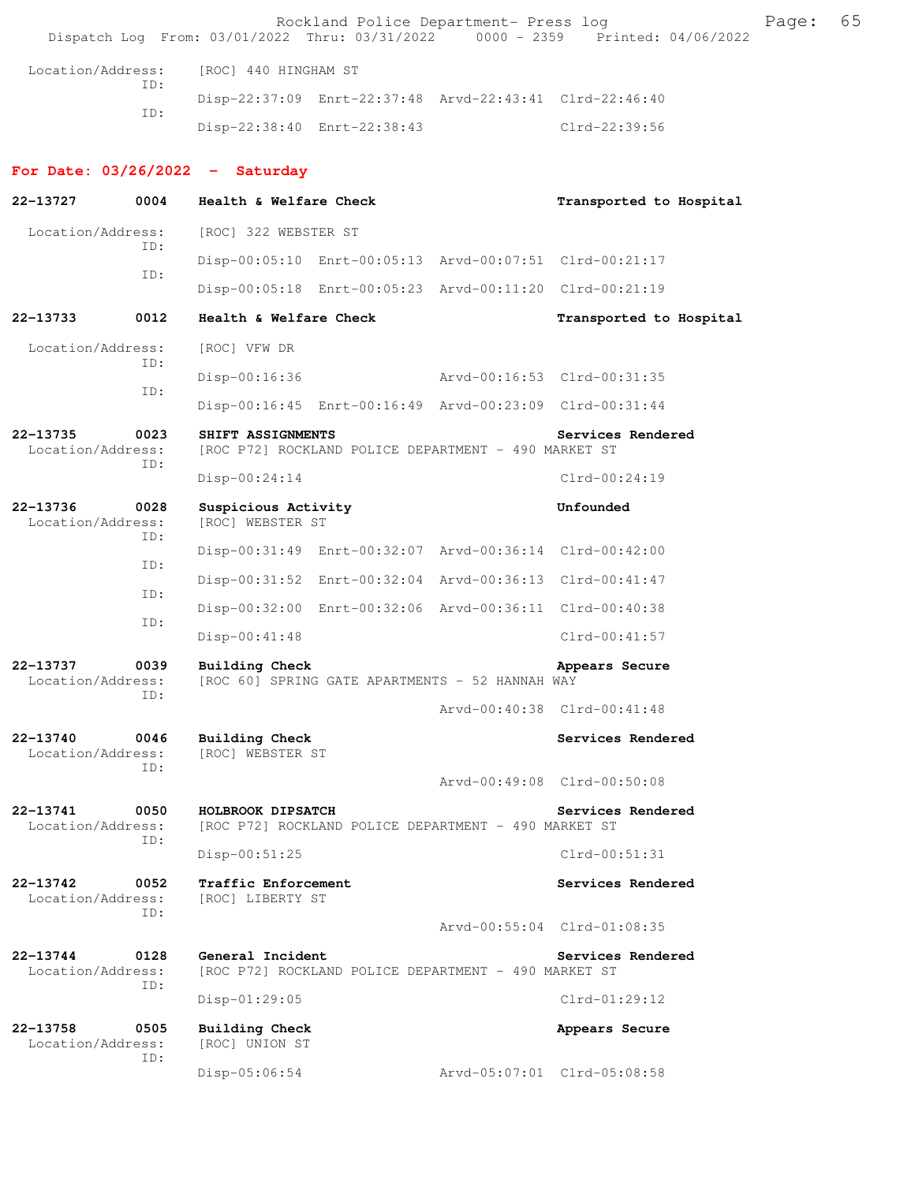Location/Address: [ROC] 440 HINGHAM ST

ID: Disp-22:37:09 Enrt-22:37:48 Arvd-22:43:41 Clrd-22:46:40

ID: Disp-22:38:40 Enrt-22:38:43 Clrd-22:39:56

## For Date: 03/26/2022 - Saturday

**22-13727 0004 Health & Welfare Check** — Transported to Hospital

Location/Address: [ROC] 322 WEBSTER ST

ID: Disp-00:05:10 Enrt-00:05:13 Arvd-00:07:51 Clrd-00:21:17

ID: Disp-00:05:18 Enrt-00:05:23 Arvd-00:11:20 Clrd-00:21:19

**22-13733 0012 Health & Welfare Check** — Transported to Hospital

Location/Address: [ROC] VFW DR

ID: Disp-00:16:36 Arvd-00:16:53 Clrd-00:31:35

ID: Disp-00:16:45 Enrt-00:16:49 Arvd-00:23:09 Clrd-00:31:44

**22-13735 0023 SHIFT ASSIGNMENTS** — Services Rendered

Location/Address: [ROC P72] ROCKLAND POLICE DEPARTMENT - 490 MARKET ST

ID: Disp-00:24:14 Clrd-00:24:19

**22-13736 0028 Suspicious Activity** — Unfounded

Location/Address: [ROC] WEBSTER ST

ID: Disp-00:31:49 Enrt-00:32:07 Arvd-00:36:14 Clrd-00:42:00

ID: Disp-00:31:52 Enrt-00:32:04 Arvd-00:36:13 Clrd-00:41:47

ID: Disp-00:32:00 Enrt-00:32:06 Arvd-00:36:11 Clrd-00:40:38

ID: Disp-00:41:48 Clrd-00:41:57

**22-13737 0039 Building Check** — Appears Secure

Location/Address: [ROC 60] SPRING GATE APARTMENTS - 52 HANNAH WAY

ID: Arvd-00:40:38 Clrd-00:41:48

**22-13740 0046 Building Check** — Services Rendered

Location/Address: [ROC] WEBSTER ST

ID: Arvd-00:49:08 Clrd-00:50:08

**22-13741 0050 HOLBROOK DIPSATCH** — Services Rendered

Location/Address: [ROC P72] ROCKLAND POLICE DEPARTMENT - 490 MARKET ST

ID: Disp-00:51:25 Clrd-00:51:31

**22-13742 0052 Traffic Enforcement** — Services Rendered

Location/Address: [ROC] LIBERTY ST

ID: Arvd-00:55:04 Clrd-01:08:35

**22-13744 0128 General Incident** — Services Rendered

Location/Address: [ROC P72] ROCKLAND POLICE DEPARTMENT - 490 MARKET ST

ID: Disp-01:29:05 Clrd-01:29:12

**22-13758 0505 Building Check** — Appears Secure

Location/Address: [ROC] UNION ST

ID: Disp-05:06:54 Arvd-05:07:01 Clrd-05:08:58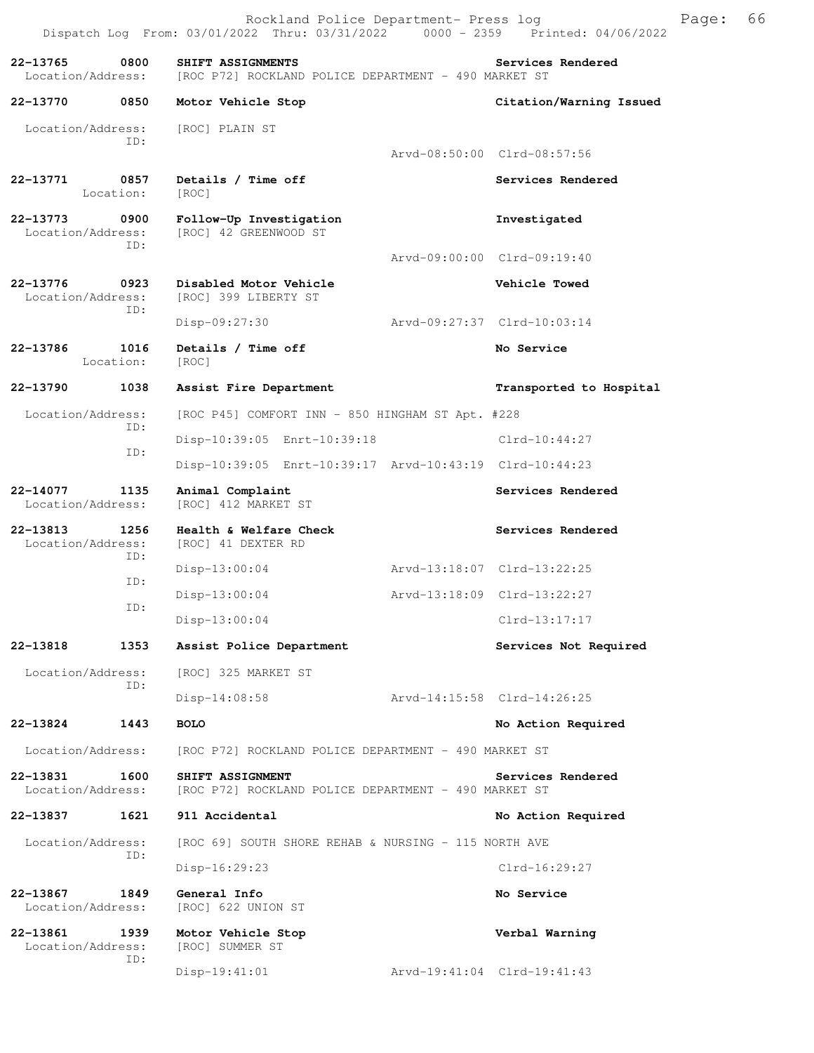Rockland Police Department- Press log
Dispatch Log From: 03/01/2022 Thru: 03/31/2022 0000 - 2359 Printed: 04/06/2022

**22-13765 0800 SHIFT ASSIGNMENTS** — **Services Rendered**
Location/Address: [ROC P72] ROCKLAND POLICE DEPARTMENT - 490 MARKET ST

**22-13770 0850 Motor Vehicle Stop** — **Citation/Warning Issued**
Location/Address: [ROC] PLAIN ST
ID:
Arvd-08:50:00 Clrd-08:57:56

**22-13771 0857 Details / Time off** — **Services Rendered**
Location: [ROC]

**22-13773 0900 Follow-Up Investigation** — **Investigated**
Location/Address: [ROC] 42 GREENWOOD ST
ID:
Arvd-09:00:00 Clrd-09:19:40

**22-13776 0923 Disabled Motor Vehicle** — **Vehicle Towed**
Location/Address: [ROC] 399 LIBERTY ST
ID:
Disp-09:27:30 Arvd-09:27:37 Clrd-10:03:14

**22-13786 1016 Details / Time off** — **No Service**
Location: [ROC]

**22-13790 1038 Assist Fire Department** — **Transported to Hospital**
Location/Address: [ROC P45] COMFORT INN - 850 HINGHAM ST Apt. #228
ID:
Disp-10:39:05 Enrt-10:39:18 Clrd-10:44:27
ID:
Disp-10:39:05 Enrt-10:39:17 Arvd-10:43:19 Clrd-10:44:23

**22-14077 1135 Animal Complaint** — **Services Rendered**
Location/Address: [ROC] 412 MARKET ST

**22-13813 1256 Health & Welfare Check** — **Services Rendered**
Location/Address: [ROC] 41 DEXTER RD
ID:
Disp-13:00:04 Arvd-13:18:07 Clrd-13:22:25
ID:
Disp-13:00:04 Arvd-13:18:09 Clrd-13:22:27
ID:
Disp-13:00:04 Clrd-13:17:17

**22-13818 1353 Assist Police Department** — **Services Not Required**
Location/Address: [ROC] 325 MARKET ST
ID:
Disp-14:08:58 Arvd-14:15:58 Clrd-14:26:25

**22-13824 1443 BOLO** — **No Action Required**
Location/Address: [ROC P72] ROCKLAND POLICE DEPARTMENT - 490 MARKET ST

**22-13831 1600 SHIFT ASSIGNMENT** — **Services Rendered**
Location/Address: [ROC P72] ROCKLAND POLICE DEPARTMENT - 490 MARKET ST

**22-13837 1621 911 Accidental** — **No Action Required**
Location/Address: [ROC 69] SOUTH SHORE REHAB & NURSING - 115 NORTH AVE
ID:
Disp-16:29:23 Clrd-16:29:27

**22-13867 1849 General Info** — **No Service**
Location/Address: [ROC] 622 UNION ST

**22-13861 1939 Motor Vehicle Stop** — **Verbal Warning**
Location/Address: [ROC] SUMMER ST
ID:
Disp-19:41:01 Arvd-19:41:04 Clrd-19:41:43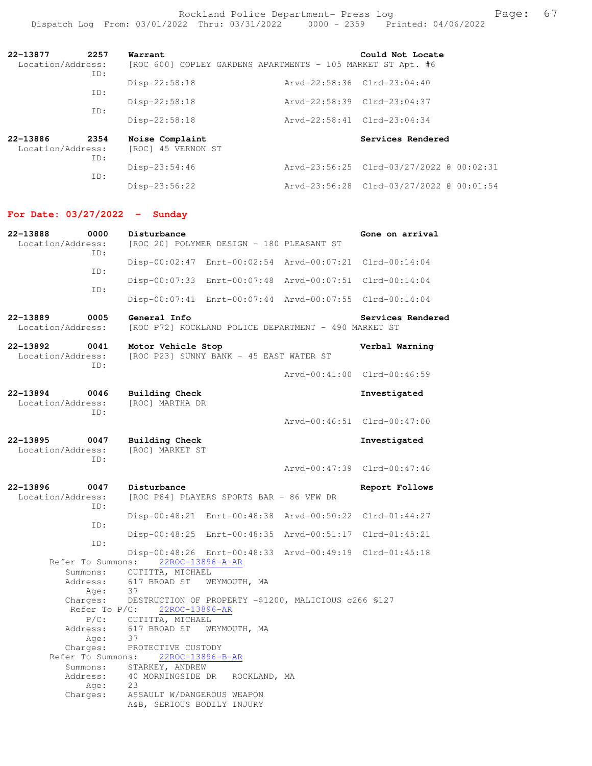Rockland Police Department- Press log
Dispatch Log From: 03/01/2022 Thru: 03/31/2022 0000 - 2359 Printed: 04/06/2022

**22-13877** 2257 **Warrant** **Could Not Locate**
Location/Address: [ROC 600] COPLEY GARDENS APARTMENTS - 105 MARKET ST Apt. #6
ID: Disp-22:58:18 Arvd-22:58:36 Clrd-23:04:40
ID: Disp-22:58:18 Arvd-22:58:39 Clrd-23:04:37
ID: Disp-22:58:18 Arvd-22:58:41 Clrd-23:04:34

**22-13886** 2354 **Noise Complaint** **Services Rendered**
Location/Address: [ROC] 45 VERNON ST
ID: Disp-23:54:46 Arvd-23:56:25 Clrd-03/27/2022 @ 00:02:31
ID: Disp-23:56:22 Arvd-23:56:28 Clrd-03/27/2022 @ 00:01:54

## For Date: 03/27/2022 - Sunday

**22-13888** 0000 **Disturbance** **Gone on arrival**
Location/Address: [ROC 20] POLYMER DESIGN - 180 PLEASANT ST
ID: Disp-00:02:47 Enrt-00:02:54 Arvd-00:07:21 Clrd-00:14:04
ID: Disp-00:07:33 Enrt-00:07:48 Arvd-00:07:51 Clrd-00:14:04
ID: Disp-00:07:41 Enrt-00:07:44 Arvd-00:07:55 Clrd-00:14:04

**22-13889** 0005 **General Info** **Services Rendered**
Location/Address: [ROC P72] ROCKLAND POLICE DEPARTMENT - 490 MARKET ST

**22-13892** 0041 **Motor Vehicle Stop** **Verbal Warning**
Location/Address: [ROC P23] SUNNY BANK - 45 EAST WATER ST
ID: Arvd-00:41:00 Clrd-00:46:59

**22-13894** 0046 **Building Check** **Investigated**
Location/Address: [ROC] MARTHA DR
ID: Arvd-00:46:51 Clrd-00:47:00

**22-13895** 0047 **Building Check** **Investigated**
Location/Address: [ROC] MARKET ST
ID: Arvd-00:47:39 Clrd-00:47:46

**22-13896** 0047 **Disturbance** **Report Follows**
Location/Address: [ROC P84] PLAYERS SPORTS BAR - 86 VFW DR
ID: Disp-00:48:21 Enrt-00:48:38 Arvd-00:50:22 Clrd-01:44:27
ID: Disp-00:48:25 Enrt-00:48:35 Arvd-00:51:17 Clrd-01:45:21
ID: Disp-00:48:26 Enrt-00:48:33 Arvd-00:49:19 Clrd-01:45:18

Refer To Summons: 22ROC-13896-A-AR
Summons: CUTITTA, MICHAEL
Address: 617 BROAD ST WEYMOUTH, MA
Age: 37
Charges: DESTRUCTION OF PROPERTY -$1200, MALICIOUS c266 §127

Refer To P/C: 22ROC-13896-AR
P/C: CUTITTA, MICHAEL
Address: 617 BROAD ST WEYMOUTH, MA
Age: 37
Charges: PROTECTIVE CUSTODY

Refer To Summons: 22ROC-13896-B-AR
Summons: STARKEY, ANDREW
Address: 40 MORNINGSIDE DR ROCKLAND, MA
Age: 23
Charges: ASSAULT W/DANGEROUS WEAPON
A&B, SERIOUS BODILY INJURY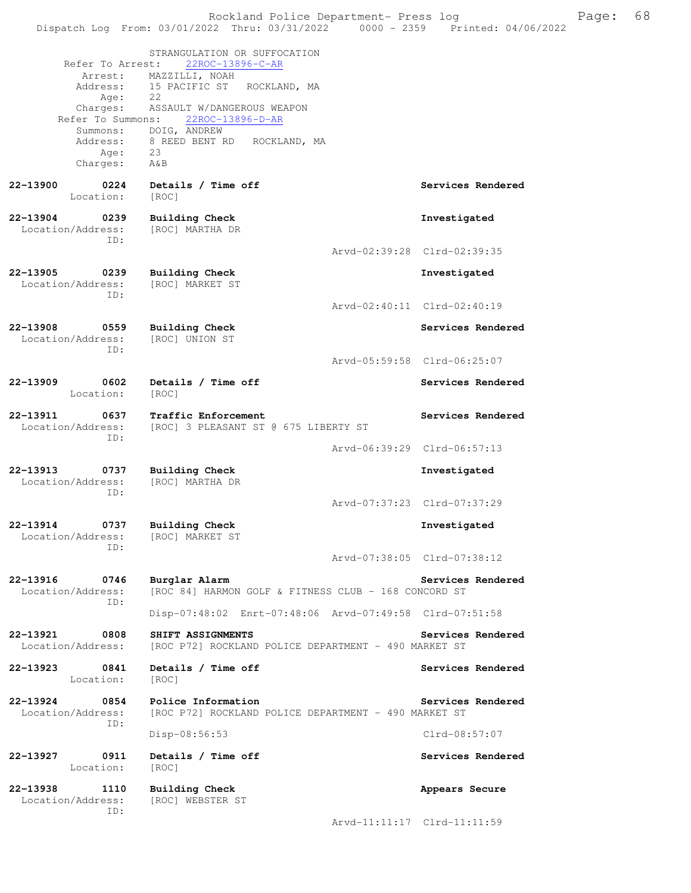STRANGULATION OR SUFFOCATION
Refer To Arrest: 22ROC-13896-C-AR
Arrest: MAZZILLI, NOAH
Address: 15 PACIFIC ST ROCKLAND, MA
Age: 22
Charges: ASSAULT W/DANGEROUS WEAPON
Refer To Summons: 22ROC-13896-D-AR
Summons: DOIG, ANDREW
Address: 8 REED BENT RD ROCKLAND, MA
Age: 23
Charges: A&B

**22-13900 0224 Details / Time off** — Services Rendered
Location: [ROC]

**22-13904 0239 Building Check** — Investigated
Location/Address: [ROC] MARTHA DR
ID:
Arvd-02:39:28 Clrd-02:39:35

**22-13905 0239 Building Check** — Investigated
Location/Address: [ROC] MARKET ST
ID:
Arvd-02:40:11 Clrd-02:40:19

**22-13908 0559 Building Check** — Services Rendered
Location/Address: [ROC] UNION ST
ID:
Arvd-05:59:58 Clrd-06:25:07

**22-13909 0602 Details / Time off** — Services Rendered
Location: [ROC]

**22-13911 0637 Traffic Enforcement** — Services Rendered
Location/Address: [ROC] 3 PLEASANT ST @ 675 LIBERTY ST
ID:
Arvd-06:39:29 Clrd-06:57:13

**22-13913 0737 Building Check** — Investigated
Location/Address: [ROC] MARTHA DR
ID:
Arvd-07:37:23 Clrd-07:37:29

**22-13914 0737 Building Check** — Investigated
Location/Address: [ROC] MARKET ST
ID:
Arvd-07:38:05 Clrd-07:38:12

**22-13916 0746 Burglar Alarm** — Services Rendered
Location/Address: [ROC 84] HARMON GOLF & FITNESS CLUB - 168 CONCORD ST
ID:
Disp-07:48:02 Enrt-07:48:06 Arvd-07:49:58 Clrd-07:51:58

**22-13921 0808 SHIFT ASSIGNMENTS** — Services Rendered
Location/Address: [ROC P72] ROCKLAND POLICE DEPARTMENT - 490 MARKET ST

**22-13923 0841 Details / Time off** — Services Rendered
Location: [ROC]

**22-13924 0854 Police Information** — Services Rendered
Location/Address: [ROC P72] ROCKLAND POLICE DEPARTMENT - 490 MARKET ST
ID:
Disp-08:56:53 Clrd-08:57:07

**22-13927 0911 Details / Time off** — Services Rendered
Location: [ROC]

**22-13938 1110 Building Check** — Appears Secure
Location/Address: [ROC] WEBSTER ST
ID:
Arvd-11:11:17 Clrd-11:11:59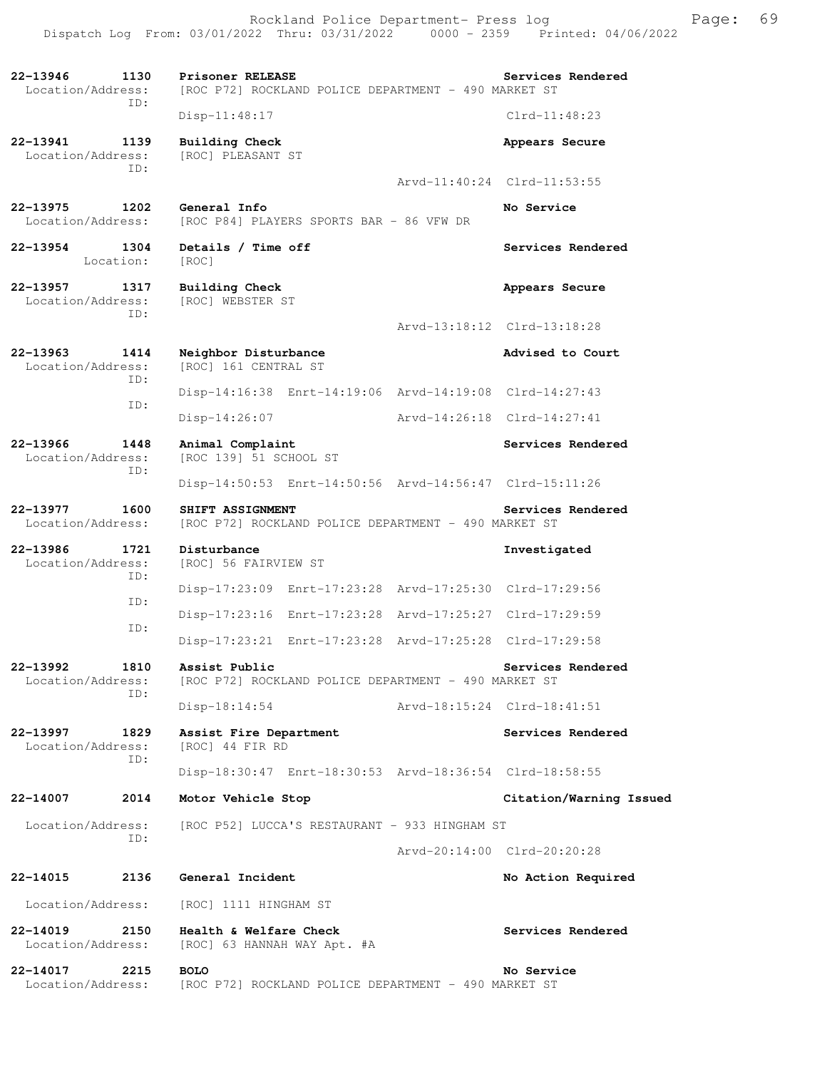22-13946 1130 **Prisoner RELEASE** **Services Rendered**
Location/Address: [ROC P72] ROCKLAND POLICE DEPARTMENT - 490 MARKET ST
ID:
Disp-11:48:17 Clrd-11:48:23

22-13941 1139 **Building Check** **Appears Secure**
Location/Address: [ROC] PLEASANT ST
ID:
Arvd-11:40:24 Clrd-11:53:55

22-13975 1202 **General Info** **No Service**
Location/Address: [ROC P84] PLAYERS SPORTS BAR - 86 VFW DR

22-13954 1304 **Details / Time off** **Services Rendered**
Location: [ROC]

22-13957 1317 **Building Check** **Appears Secure**
Location/Address: [ROC] WEBSTER ST
ID:
Arvd-13:18:12 Clrd-13:18:28

22-13963 1414 **Neighbor Disturbance** **Advised to Court**
Location/Address: [ROC] 161 CENTRAL ST
ID:
Disp-14:16:38 Enrt-14:19:06 Arvd-14:19:08 Clrd-14:27:43
ID:
Disp-14:26:07 Arvd-14:26:18 Clrd-14:27:41

22-13966 1448 **Animal Complaint** **Services Rendered**
Location/Address: [ROC 139] 51 SCHOOL ST
ID:
Disp-14:50:53 Enrt-14:50:56 Arvd-14:56:47 Clrd-15:11:26

22-13977 1600 **SHIFT ASSIGNMENT** **Services Rendered**
Location/Address: [ROC P72] ROCKLAND POLICE DEPARTMENT - 490 MARKET ST

22-13986 1721 **Disturbance** **Investigated**
Location/Address: [ROC] 56 FAIRVIEW ST
ID:
Disp-17:23:09 Enrt-17:23:28 Arvd-17:25:30 Clrd-17:29:56
ID:
Disp-17:23:16 Enrt-17:23:28 Arvd-17:25:27 Clrd-17:29:59
ID:
Disp-17:23:21 Enrt-17:23:28 Arvd-17:25:28 Clrd-17:29:58

22-13992 1810 **Assist Public** **Services Rendered**
Location/Address: [ROC P72] ROCKLAND POLICE DEPARTMENT - 490 MARKET ST
ID:
Disp-18:14:54 Arvd-18:15:24 Clrd-18:41:51

22-13997 1829 **Assist Fire Department** **Services Rendered**
Location/Address: [ROC] 44 FIR RD
ID:
Disp-18:30:47 Enrt-18:30:53 Arvd-18:36:54 Clrd-18:58:55

22-14007 2014 **Motor Vehicle Stop** **Citation/Warning Issued**
Location/Address: [ROC P52] LUCCA'S RESTAURANT - 933 HINGHAM ST
ID:
Arvd-20:14:00 Clrd-20:20:28

22-14015 2136 **General Incident** **No Action Required**
Location/Address: [ROC] 1111 HINGHAM ST

22-14019 2150 **Health & Welfare Check** **Services Rendered**
Location/Address: [ROC] 63 HANNAH WAY Apt. #A

22-14017 2215 **BOLO** **No Service**
Location/Address: [ROC P72] ROCKLAND POLICE DEPARTMENT - 490 MARKET ST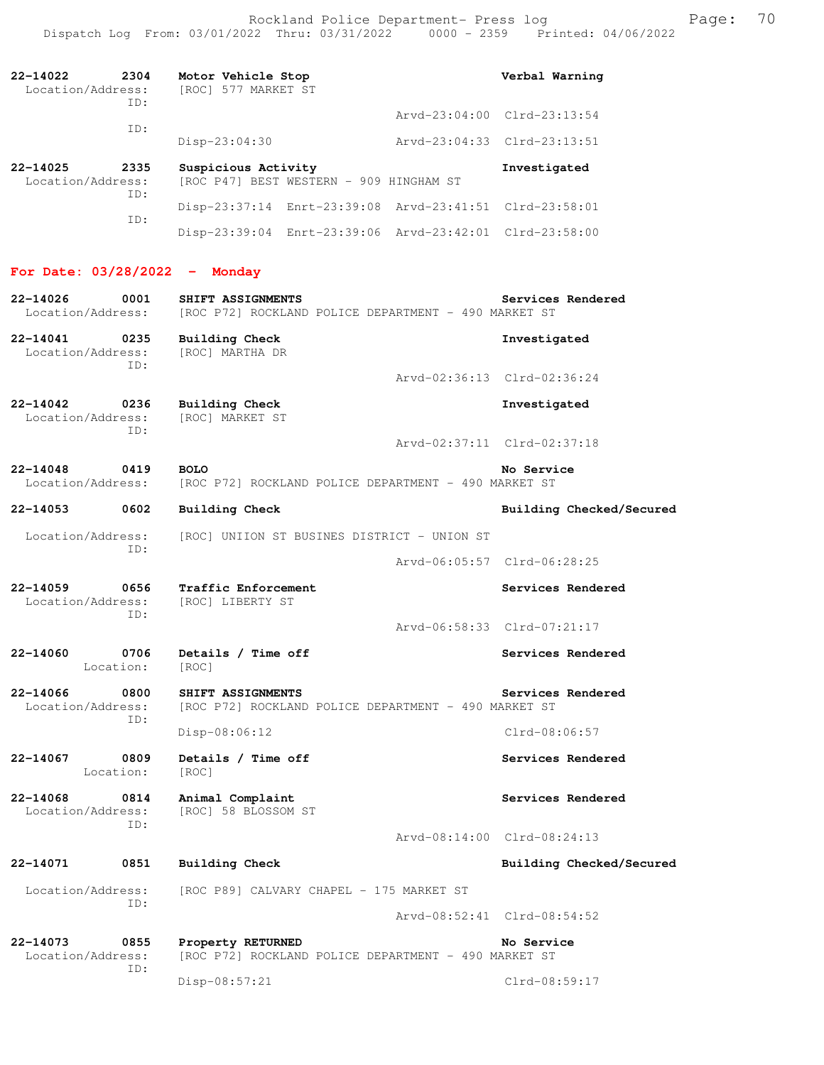Rockland Police Department- Press log
Dispatch Log From: 03/01/2022 Thru: 03/31/2022 0000 - 2359 Printed: 04/06/2022

**22-14022 2304 Motor Vehicle Stop — Verbal Warning**
Location/Address: [ROC] 577 MARKET ST
ID: Arvd-23:04:00 Clrd-23:13:54
ID: Disp-23:04:30 Arvd-23:04:33 Clrd-23:13:51

**22-14025 2335 Suspicious Activity — Investigated**
Location/Address: [ROC P47] BEST WESTERN - 909 HINGHAM ST
ID: Disp-23:37:14 Enrt-23:39:08 Arvd-23:41:51 Clrd-23:58:01
ID: Disp-23:39:04 Enrt-23:39:06 Arvd-23:42:01 Clrd-23:58:00

## For Date: 03/28/2022 - Monday

**22-14026 0001 SHIFT ASSIGNMENTS — Services Rendered**
Location/Address: [ROC P72] ROCKLAND POLICE DEPARTMENT - 490 MARKET ST

**22-14041 0235 Building Check — Investigated**
Location/Address: [ROC] MARTHA DR
ID: Arvd-02:36:13 Clrd-02:36:24

**22-14042 0236 Building Check — Investigated**
Location/Address: [ROC] MARKET ST
ID: Arvd-02:37:11 Clrd-02:37:18

**22-14048 0419 BOLO — No Service**
Location/Address: [ROC P72] ROCKLAND POLICE DEPARTMENT - 490 MARKET ST

**22-14053 0602 Building Check — Building Checked/Secured**
Location/Address: [ROC] UNIION ST BUSINES DISTRICT - UNION ST
ID: Arvd-06:05:57 Clrd-06:28:25

**22-14059 0656 Traffic Enforcement — Services Rendered**
Location/Address: [ROC] LIBERTY ST
ID: Arvd-06:58:33 Clrd-07:21:17

**22-14060 0706 Details / Time off — Services Rendered**
Location: [ROC]

**22-14066 0800 SHIFT ASSIGNMENTS — Services Rendered**
Location/Address: [ROC P72] ROCKLAND POLICE DEPARTMENT - 490 MARKET ST
ID: Disp-08:06:12 Clrd-08:06:57

**22-14067 0809 Details / Time off — Services Rendered**
Location: [ROC]

**22-14068 0814 Animal Complaint — Services Rendered**
Location/Address: [ROC] 58 BLOSSOM ST
ID: Arvd-08:14:00 Clrd-08:24:13

**22-14071 0851 Building Check — Building Checked/Secured**
Location/Address: [ROC P89] CALVARY CHAPEL - 175 MARKET ST
ID: Arvd-08:52:41 Clrd-08:54:52

**22-14073 0855 Property RETURNED — No Service**
Location/Address: [ROC P72] ROCKLAND POLICE DEPARTMENT - 490 MARKET ST
ID: Disp-08:57:21 Clrd-08:59:17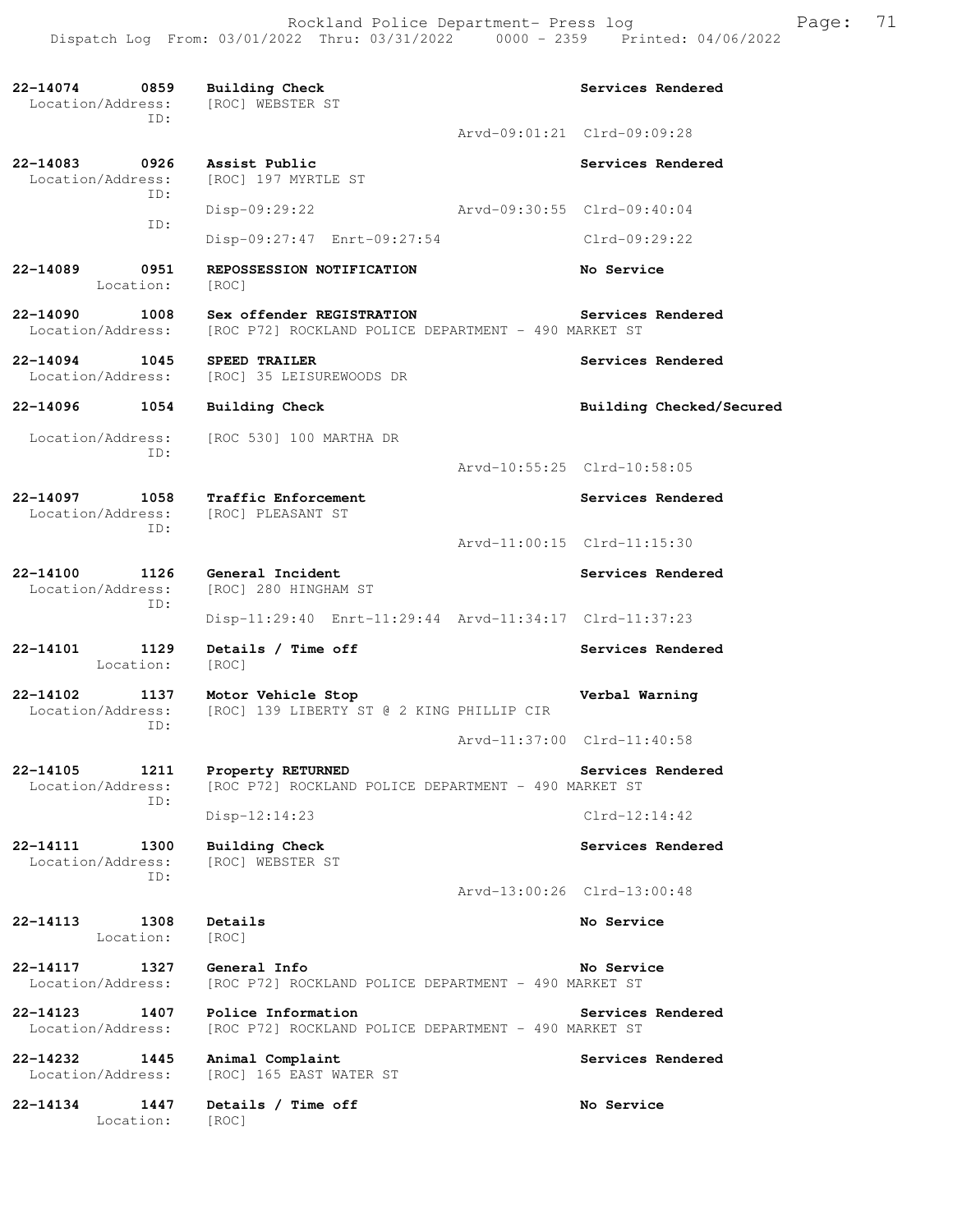**22-14074 0859 Building Check** — Services Rendered
Location/Address: [ROC] WEBSTER ST
ID:
Arvd-09:01:21 Clrd-09:09:28

**22-14083 0926 Assist Public** — Services Rendered
Location/Address: [ROC] 197 MYRTLE ST
ID:
Disp-09:29:22 Arvd-09:30:55 Clrd-09:40:04
ID:
Disp-09:27:47 Enrt-09:27:54 Clrd-09:29:22

**22-14089 0951 REPOSSESSION NOTIFICATION** — No Service
Location: [ROC]

**22-14090 1008 Sex offender REGISTRATION** — Services Rendered
Location/Address: [ROC P72] ROCKLAND POLICE DEPARTMENT - 490 MARKET ST

**22-14094 1045 SPEED TRAILER** — Services Rendered
Location/Address: [ROC] 35 LEISUREWOODS DR

**22-14096 1054 Building Check** — Building Checked/Secured
Location/Address: [ROC 530] 100 MARTHA DR
ID:
Arvd-10:55:25 Clrd-10:58:05

**22-14097 1058 Traffic Enforcement** — Services Rendered
Location/Address: [ROC] PLEASANT ST
ID:
Arvd-11:00:15 Clrd-11:15:30

**22-14100 1126 General Incident** — Services Rendered
Location/Address: [ROC] 280 HINGHAM ST
ID:
Disp-11:29:40 Enrt-11:29:44 Arvd-11:34:17 Clrd-11:37:23

**22-14101 1129 Details / Time off** — Services Rendered
Location: [ROC]

**22-14102 1137 Motor Vehicle Stop** — Verbal Warning
Location/Address: [ROC] 139 LIBERTY ST @ 2 KING PHILLIP CIR
ID:
Arvd-11:37:00 Clrd-11:40:58

**22-14105 1211 Property RETURNED** — Services Rendered
Location/Address: [ROC P72] ROCKLAND POLICE DEPARTMENT - 490 MARKET ST
ID:
Disp-12:14:23 Clrd-12:14:42

**22-14111 1300 Building Check** — Services Rendered
Location/Address: [ROC] WEBSTER ST
ID:
Arvd-13:00:26 Clrd-13:00:48

**22-14113 1308 Details** — No Service
Location: [ROC]

**22-14117 1327 General Info** — No Service
Location/Address: [ROC P72] ROCKLAND POLICE DEPARTMENT - 490 MARKET ST

**22-14123 1407 Police Information** — Services Rendered
Location/Address: [ROC P72] ROCKLAND POLICE DEPARTMENT - 490 MARKET ST

**22-14232 1445 Animal Complaint** — Services Rendered
Location/Address: [ROC] 165 EAST WATER ST

**22-14134 1447 Details / Time off** — No Service
Location: [ROC]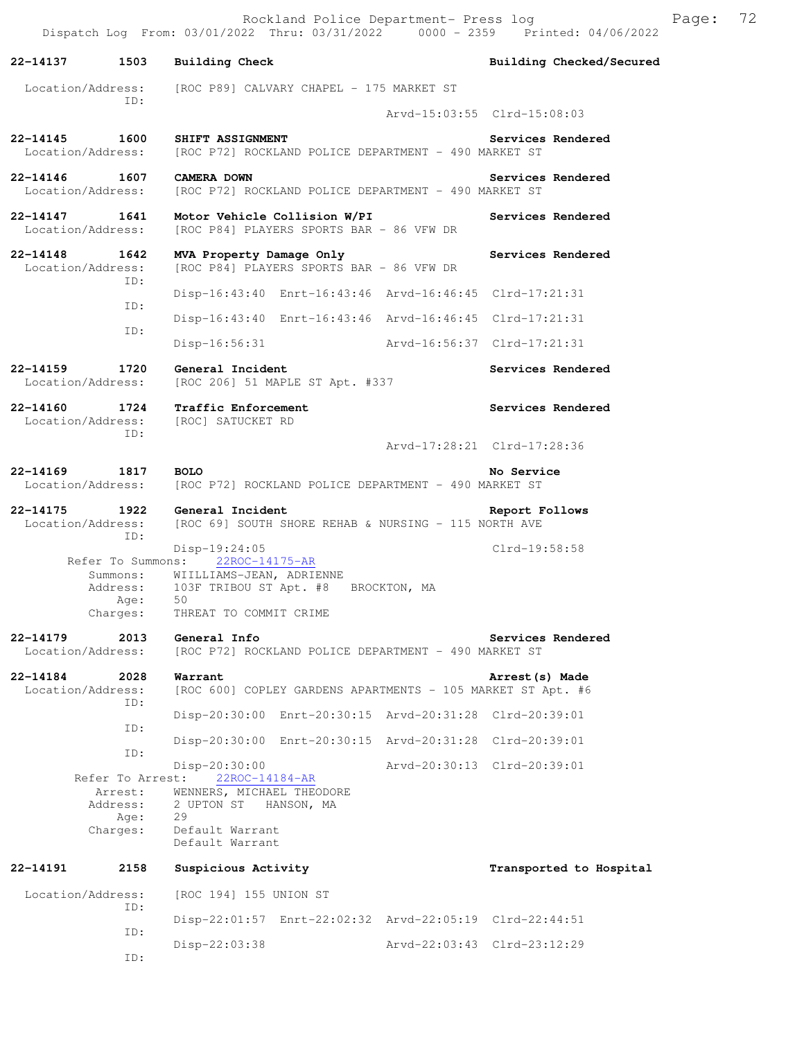22-14137 1503 **Building Check** **Building Checked/Secured**

Location/Address: [ROC P89] CALVARY CHAPEL - 175 MARKET ST
ID:
Arvd-15:03:55 Clrd-15:08:03

22-14145 1600 **SHIFT ASSIGNMENT** Services Rendered
Location/Address: [ROC P72] ROCKLAND POLICE DEPARTMENT - 490 MARKET ST

22-14146 1607 **CAMERA DOWN** Services Rendered
Location/Address: [ROC P72] ROCKLAND POLICE DEPARTMENT - 490 MARKET ST

22-14147 1641 **Motor Vehicle Collision W/PI** Services Rendered
Location/Address: [ROC P84] PLAYERS SPORTS BAR - 86 VFW DR

22-14148 1642 **MVA Property Damage Only** Services Rendered
Location/Address: [ROC P84] PLAYERS SPORTS BAR - 86 VFW DR
ID:
Disp-16:43:40 Enrt-16:43:46 Arvd-16:46:45 Clrd-17:21:31
ID:
Disp-16:43:40 Enrt-16:43:46 Arvd-16:46:45 Clrd-17:21:31
ID:
Disp-16:56:31 Arvd-16:56:37 Clrd-17:21:31

22-14159 1720 **General Incident** Services Rendered
Location/Address: [ROC 206] 51 MAPLE ST Apt. #337

22-14160 1724 **Traffic Enforcement** Services Rendered
Location/Address: [ROC] SATUCKET RD
ID:
Arvd-17:28:21 Clrd-17:28:36

22-14169 1817 **BOLO** No Service
Location/Address: [ROC P72] ROCKLAND POLICE DEPARTMENT - 490 MARKET ST

22-14175 1922 **General Incident** Report Follows
Location/Address: [ROC 69] SOUTH SHORE REHAB & NURSING - 115 NORTH AVE
ID:
Disp-19:24:05 Clrd-19:58:58
Refer To Summons: 22ROC-14175-AR
Summons: WIILLIAMS-JEAN, ADRIENNE
Address: 103F TRIBOU ST Apt. #8 BROCKTON, MA
Age: 50
Charges: THREAT TO COMMIT CRIME

22-14179 2013 **General Info** Services Rendered
Location/Address: [ROC P72] ROCKLAND POLICE DEPARTMENT - 490 MARKET ST

22-14184 2028 **Warrant** Arrest(s) Made
Location/Address: [ROC 600] COPLEY GARDENS APARTMENTS - 105 MARKET ST Apt. #6
ID:
Disp-20:30:00 Enrt-20:30:15 Arvd-20:31:28 Clrd-20:39:01
ID:
Disp-20:30:00 Enrt-20:30:15 Arvd-20:31:28 Clrd-20:39:01
ID:
Disp-20:30:00 Arvd-20:30:13 Clrd-20:39:01
Refer To Arrest: 22ROC-14184-AR
Arrest: WENNERS, MICHAEL THEODORE
Address: 2 UPTON ST HANSON, MA
Age: 29
Charges: Default Warrant
Default Warrant

22-14191 2158 **Suspicious Activity** **Transported to Hospital**

Location/Address: [ROC 194] 155 UNION ST
ID:
Disp-22:01:57 Enrt-22:02:32 Arvd-22:05:19 Clrd-22:44:51
ID:
Disp-22:03:38 Arvd-22:03:43 Clrd-23:12:29
ID: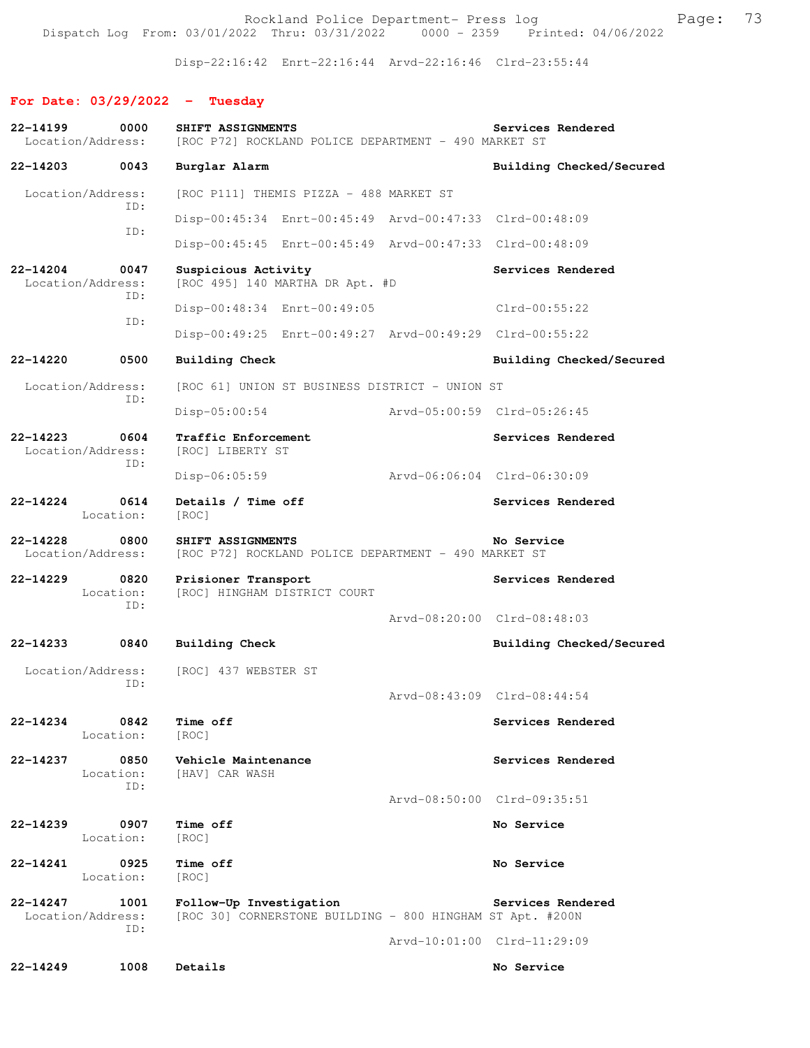Disp-22:16:42 Enrt-22:16:44 Arvd-22:16:46 Clrd-23:55:44

## For Date: 03/29/2022 - Tuesday

**22-14199 0000 SHIFT ASSIGNMENTS** — Services Rendered
Location/Address: [ROC P72] ROCKLAND POLICE DEPARTMENT - 490 MARKET ST

**22-14203 0043 Burglar Alarm** — Building Checked/Secured
Location/Address: [ROC P111] THEMIS PIZZA - 488 MARKET ST
ID: Disp-00:45:34 Enrt-00:45:49 Arvd-00:47:33 Clrd-00:48:09
ID: Disp-00:45:45 Enrt-00:45:49 Arvd-00:47:33 Clrd-00:48:09

**22-14204 0047 Suspicious Activity** — Services Rendered
Location/Address: [ROC 495] 140 MARTHA DR Apt. #D
ID: Disp-00:48:34 Enrt-00:49:05 Clrd-00:55:22
ID: Disp-00:49:25 Enrt-00:49:27 Arvd-00:49:29 Clrd-00:55:22

**22-14220 0500 Building Check** — Building Checked/Secured
Location/Address: [ROC 61] UNION ST BUSINESS DISTRICT - UNION ST
ID: Disp-05:00:54 Arvd-05:00:59 Clrd-05:26:45

**22-14223 0604 Traffic Enforcement** — Services Rendered
Location/Address: [ROC] LIBERTY ST
ID: Disp-06:05:59 Arvd-06:06:04 Clrd-06:30:09

**22-14224 0614 Details / Time off** — Services Rendered
Location: [ROC]

**22-14228 0800 SHIFT ASSIGNMENTS** — No Service
Location/Address: [ROC P72] ROCKLAND POLICE DEPARTMENT - 490 MARKET ST

**22-14229 0820 Prisioner Transport** — Services Rendered
Location: [ROC] HINGHAM DISTRICT COURT
ID: Arvd-08:20:00 Clrd-08:48:03

**22-14233 0840 Building Check** — Building Checked/Secured
Location/Address: [ROC] 437 WEBSTER ST
ID: Arvd-08:43:09 Clrd-08:44:54

**22-14234 0842 Time off** — Services Rendered
Location: [ROC]

**22-14237 0850 Vehicle Maintenance** — Services Rendered
Location: [HAV] CAR WASH
ID: Arvd-08:50:00 Clrd-09:35:51

**22-14239 0907 Time off** — No Service
Location: [ROC]

**22-14241 0925 Time off** — No Service
Location: [ROC]

**22-14247 1001 Follow-Up Investigation** — Services Rendered
Location/Address: [ROC 30] CORNERSTONE BUILDING - 800 HINGHAM ST Apt. #200N
ID: Arvd-10:01:00 Clrd-11:29:09

**22-14249 1008 Details** — No Service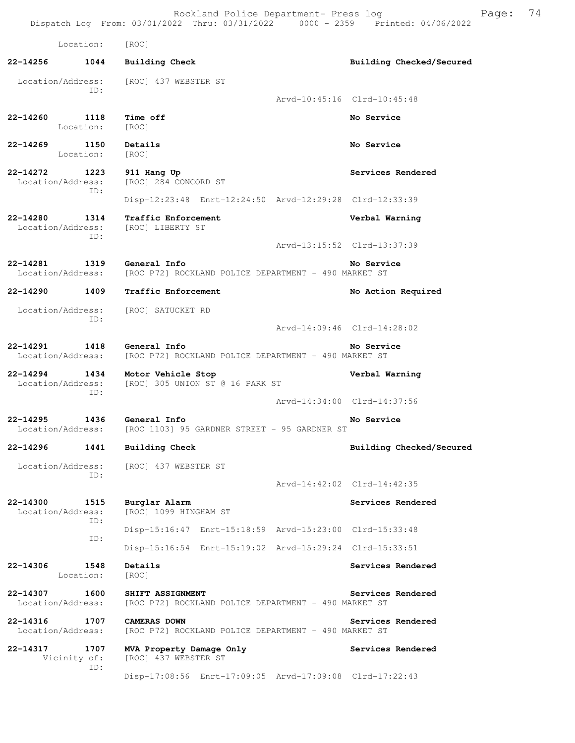Location: [ROC]

**22-14256 1044 Building Check** — **Building Checked/Secured**
Location/Address: [ROC] 437 WEBSTER ST
ID:
Arvd-10:45:16 Clrd-10:45:48

**22-14260 1118 Time off** — **No Service**
Location: [ROC]

**22-14269 1150 Details** — **No Service**
Location: [ROC]

**22-14272 1223 911 Hang Up** — **Services Rendered**
Location/Address: [ROC] 284 CONCORD ST
ID:
Disp-12:23:48 Enrt-12:24:50 Arvd-12:29:28 Clrd-12:33:39

**22-14280 1314 Traffic Enforcement** — **Verbal Warning**
Location/Address: [ROC] LIBERTY ST
ID:
Arvd-13:15:52 Clrd-13:37:39

**22-14281 1319 General Info** — **No Service**
Location/Address: [ROC P72] ROCKLAND POLICE DEPARTMENT - 490 MARKET ST

**22-14290 1409 Traffic Enforcement** — **No Action Required**
Location/Address: [ROC] SATUCKET RD
ID:
Arvd-14:09:46 Clrd-14:28:02

**22-14291 1418 General Info** — **No Service**
Location/Address: [ROC P72] ROCKLAND POLICE DEPARTMENT - 490 MARKET ST

**22-14294 1434 Motor Vehicle Stop** — **Verbal Warning**
Location/Address: [ROC] 305 UNION ST @ 16 PARK ST
ID:
Arvd-14:34:00 Clrd-14:37:56

**22-14295 1436 General Info** — **No Service**
Location/Address: [ROC 1103] 95 GARDNER STREET - 95 GARDNER ST

**22-14296 1441 Building Check** — **Building Checked/Secured**
Location/Address: [ROC] 437 WEBSTER ST
ID:
Arvd-14:42:02 Clrd-14:42:35

**22-14300 1515 Burglar Alarm** — **Services Rendered**
Location/Address: [ROC] 1099 HINGHAM ST
ID:
Disp-15:16:47 Enrt-15:18:59 Arvd-15:23:00 Clrd-15:33:48
ID:
Disp-15:16:54 Enrt-15:19:02 Arvd-15:29:24 Clrd-15:33:51

**22-14306 1548 Details** — **Services Rendered**
Location: [ROC]

**22-14307 1600 SHIFT ASSIGNMENT** — **Services Rendered**
Location/Address: [ROC P72] ROCKLAND POLICE DEPARTMENT - 490 MARKET ST

**22-14316 1707 CAMERAS DOWN** — **Services Rendered**
Location/Address: [ROC P72] ROCKLAND POLICE DEPARTMENT - 490 MARKET ST

**22-14317 1707 MVA Property Damage Only** — **Services Rendered**
Vicinity of: [ROC] 437 WEBSTER ST
ID:
Disp-17:08:56 Enrt-17:09:05 Arvd-17:09:08 Clrd-17:22:43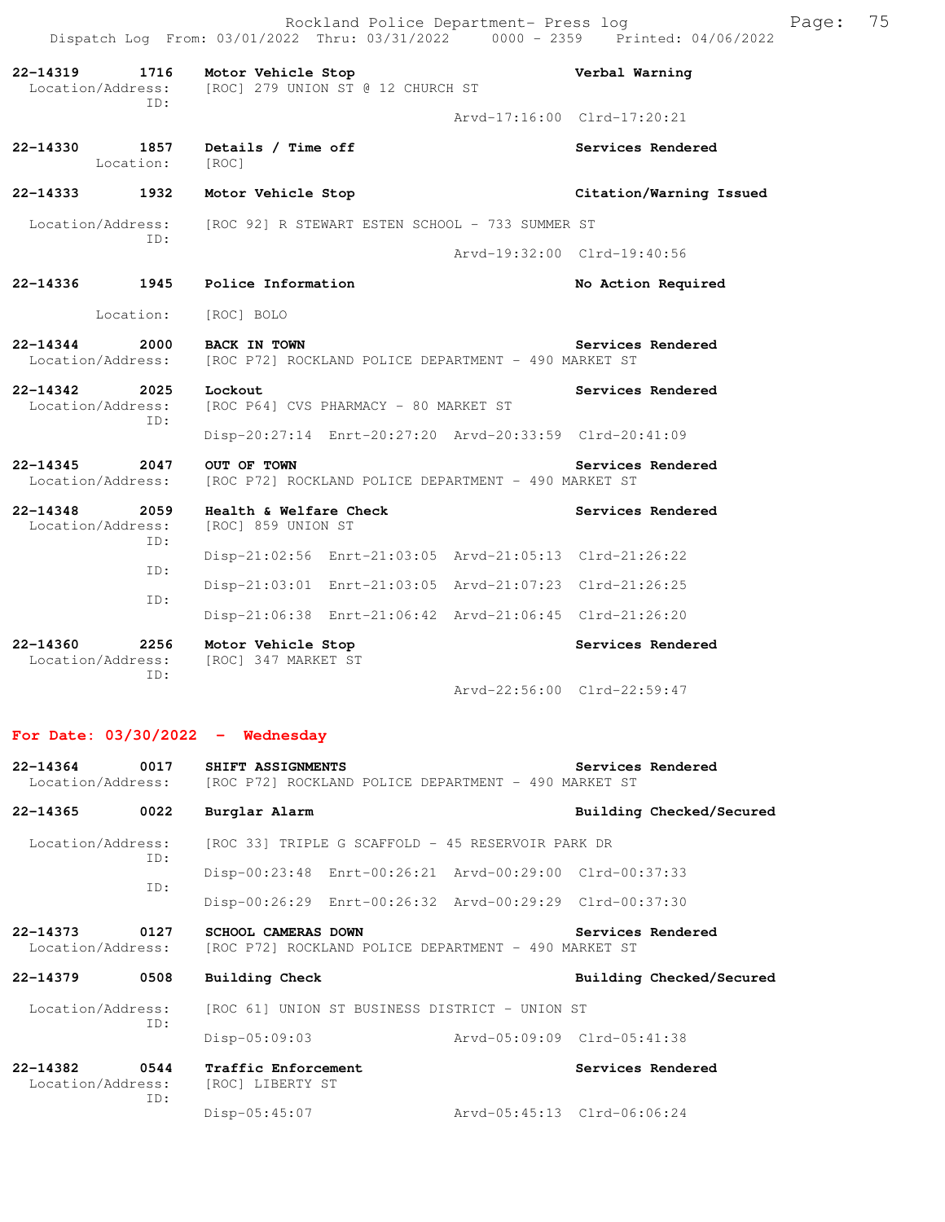22-14319 1716 **Motor Vehicle Stop** Verbal Warning
Location/Address: [ROC] 279 UNION ST @ 12 CHURCH ST
ID:
Arvd-17:16:00 Clrd-17:20:21

22-14330 1857 **Details / Time off** Services Rendered
Location: [ROC]

22-14333 1932 **Motor Vehicle Stop** Citation/Warning Issued
Location/Address: [ROC 92] R STEWART ESTEN SCHOOL - 733 SUMMER ST
ID:
Arvd-19:32:00 Clrd-19:40:56

22-14336 1945 **Police Information** No Action Required
Location: [ROC] BOLO

22-14344 2000 **BACK IN TOWN** Services Rendered
Location/Address: [ROC P72] ROCKLAND POLICE DEPARTMENT - 490 MARKET ST

22-14342 2025 **Lockout** Services Rendered
Location/Address: [ROC P64] CVS PHARMACY - 80 MARKET ST
ID:
Disp-20:27:14 Enrt-20:27:20 Arvd-20:33:59 Clrd-20:41:09

22-14345 2047 **OUT OF TOWN** Services Rendered
Location/Address: [ROC P72] ROCKLAND POLICE DEPARTMENT - 490 MARKET ST

22-14348 2059 **Health & Welfare Check** Services Rendered
Location/Address: [ROC] 859 UNION ST
ID:
Disp-21:02:56 Enrt-21:03:05 Arvd-21:05:13 Clrd-21:26:22
ID:
Disp-21:03:01 Enrt-21:03:05 Arvd-21:07:23 Clrd-21:26:25
ID:
Disp-21:06:38 Enrt-21:06:42 Arvd-21:06:45 Clrd-21:26:20

22-14360 2256 **Motor Vehicle Stop** Services Rendered
Location/Address: [ROC] 347 MARKET ST
ID:
Arvd-22:56:00 Clrd-22:59:47

## For Date: 03/30/2022 - Wednesday

22-14364 0017 **SHIFT ASSIGNMENTS** Services Rendered
Location/Address: [ROC P72] ROCKLAND POLICE DEPARTMENT - 490 MARKET ST

22-14365 0022 **Burglar Alarm** Building Checked/Secured
Location/Address: [ROC 33] TRIPLE G SCAFFOLD - 45 RESERVOIR PARK DR
ID:
Disp-00:23:48 Enrt-00:26:21 Arvd-00:29:00 Clrd-00:37:33
ID:
Disp-00:26:29 Enrt-00:26:32 Arvd-00:29:29 Clrd-00:37:30

22-14373 0127 **SCHOOL CAMERAS DOWN** Services Rendered
Location/Address: [ROC P72] ROCKLAND POLICE DEPARTMENT - 490 MARKET ST

22-14379 0508 **Building Check** Building Checked/Secured
Location/Address: [ROC 61] UNION ST BUSINESS DISTRICT - UNION ST
ID:
Disp-05:09:03 Arvd-05:09:09 Clrd-05:41:38

22-14382 0544 **Traffic Enforcement** Services Rendered
Location/Address: [ROC] LIBERTY ST
ID:
Disp-05:45:07 Arvd-05:45:13 Clrd-06:06:24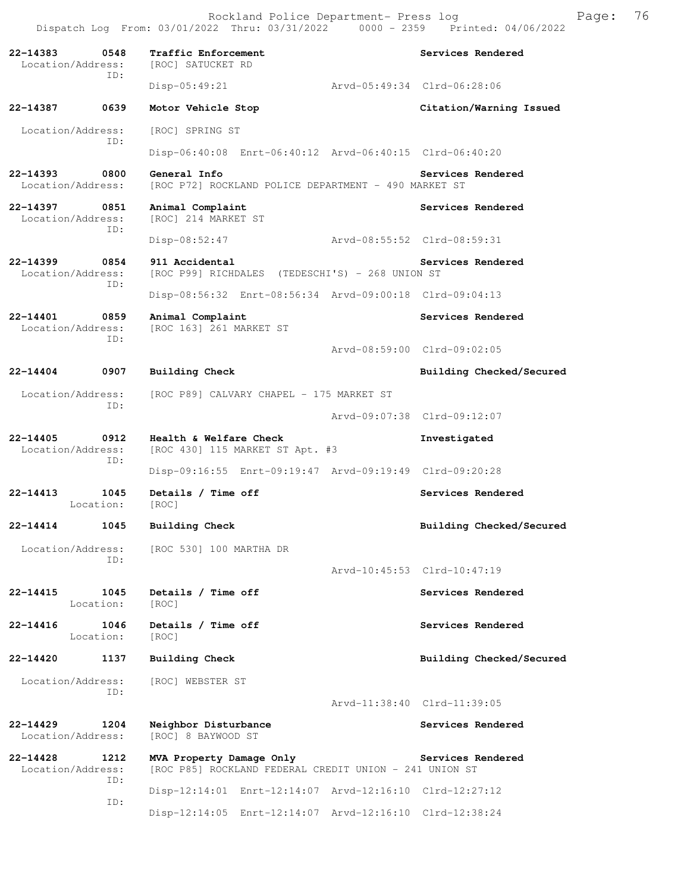Rockland Police Department- Press log
Dispatch Log From: 03/01/2022 Thru: 03/31/2022 0000 - 2359 Printed: 04/06/2022

**22-14383 0548 Traffic Enforcement** — Services Rendered
Location/Address: [ROC] SATUCKET RD
ID:
Disp-05:49:21 Arvd-05:49:34 Clrd-06:28:06

**22-14387 0639 Motor Vehicle Stop** — Citation/Warning Issued
Location/Address: [ROC] SPRING ST
ID:
Disp-06:40:08 Enrt-06:40:12 Arvd-06:40:15 Clrd-06:40:20

**22-14393 0800 General Info** — Services Rendered
Location/Address: [ROC P72] ROCKLAND POLICE DEPARTMENT - 490 MARKET ST

**22-14397 0851 Animal Complaint** — Services Rendered
Location/Address: [ROC] 214 MARKET ST
ID:
Disp-08:52:47 Arvd-08:55:52 Clrd-08:59:31

**22-14399 0854 911 Accidental** — Services Rendered
Location/Address: [ROC P99] RICHDALES (TEDESCHI'S) - 268 UNION ST
ID:
Disp-08:56:32 Enrt-08:56:34 Arvd-09:00:18 Clrd-09:04:13

**22-14401 0859 Animal Complaint** — Services Rendered
Location/Address: [ROC 163] 261 MARKET ST
ID:
Arvd-08:59:00 Clrd-09:02:05

**22-14404 0907 Building Check** — Building Checked/Secured
Location/Address: [ROC P89] CALVARY CHAPEL - 175 MARKET ST
ID:
Arvd-09:07:38 Clrd-09:12:07

**22-14405 0912 Health & Welfare Check** — Investigated
Location/Address: [ROC 430] 115 MARKET ST Apt. #3
ID:
Disp-09:16:55 Enrt-09:19:47 Arvd-09:19:49 Clrd-09:20:28

**22-14413 1045 Details / Time off** — Services Rendered
Location: [ROC]

**22-14414 1045 Building Check** — Building Checked/Secured
Location/Address: [ROC 530] 100 MARTHA DR
ID:
Arvd-10:45:53 Clrd-10:47:19

**22-14415 1045 Details / Time off** — Services Rendered
Location: [ROC]

**22-14416 1046 Details / Time off** — Services Rendered
Location: [ROC]

**22-14420 1137 Building Check** — Building Checked/Secured
Location/Address: [ROC] WEBSTER ST
ID:
Arvd-11:38:40 Clrd-11:39:05

**22-14429 1204 Neighbor Disturbance** — Services Rendered
Location/Address: [ROC] 8 BAYWOOD ST

**22-14428 1212 MVA Property Damage Only** — Services Rendered
Location/Address: [ROC P85] ROCKLAND FEDERAL CREDIT UNION - 241 UNION ST
ID:
Disp-12:14:01 Enrt-12:14:07 Arvd-12:16:10 Clrd-12:27:12
ID:
Disp-12:14:05 Enrt-12:14:07 Arvd-12:16:10 Clrd-12:38:24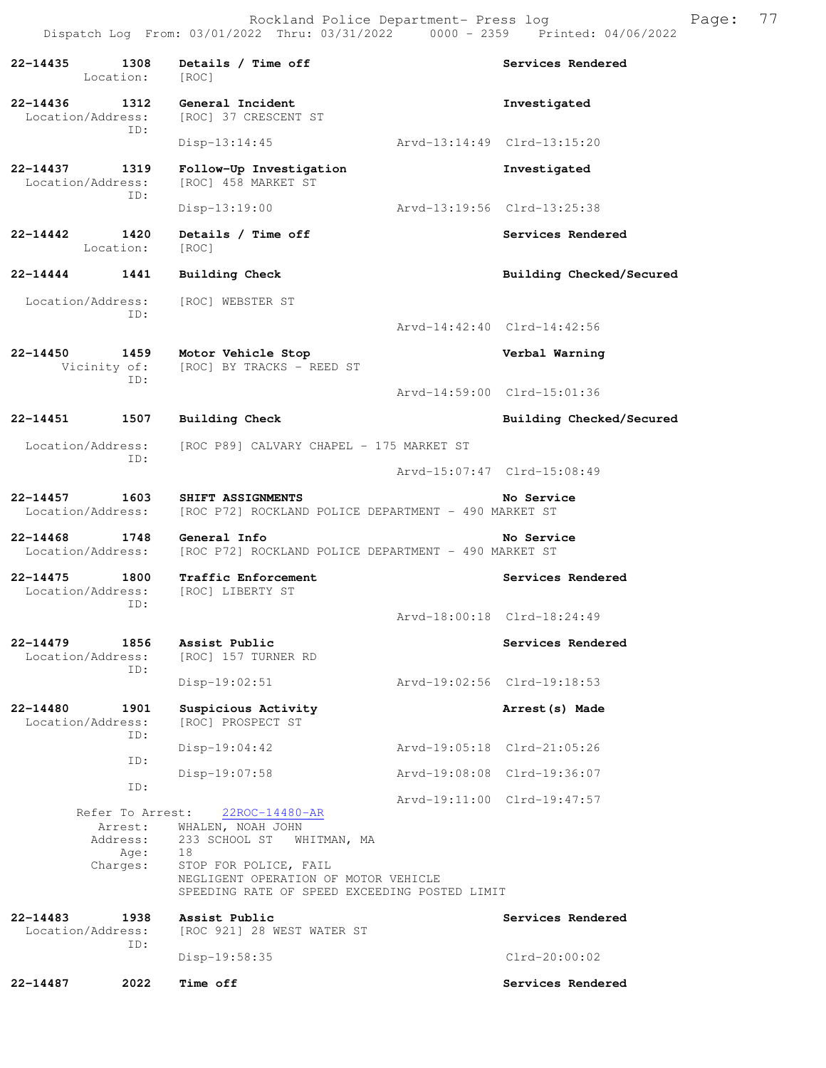Rockland Police Department- Press log
Dispatch Log From: 03/01/2022 Thru: 03/31/2022 0000 - 2359 Printed: 04/06/2022

**22-14435 1308 Details / Time off** — Services Rendered
Location: [ROC]

**22-14436 1312 General Incident** — Investigated
Location/Address: [ROC] 37 CRESCENT ST
ID:
Disp-13:14:45 Arvd-13:14:49 Clrd-13:15:20

**22-14437 1319 Follow-Up Investigation** — Investigated
Location/Address: [ROC] 458 MARKET ST
ID:
Disp-13:19:00 Arvd-13:19:56 Clrd-13:25:38

**22-14442 1420 Details / Time off** — Services Rendered
Location: [ROC]

**22-14444 1441 Building Check** — Building Checked/Secured
Location/Address: [ROC] WEBSTER ST
ID:
Arvd-14:42:40 Clrd-14:42:56

**22-14450 1459 Motor Vehicle Stop** — Verbal Warning
Vicinity of: [ROC] BY TRACKS - REED ST
ID:
Arvd-14:59:00 Clrd-15:01:36

**22-14451 1507 Building Check** — Building Checked/Secured
Location/Address: [ROC P89] CALVARY CHAPEL - 175 MARKET ST
ID:
Arvd-15:07:47 Clrd-15:08:49

**22-14457 1603 SHIFT ASSIGNMENTS** — No Service
Location/Address: [ROC P72] ROCKLAND POLICE DEPARTMENT - 490 MARKET ST

**22-14468 1748 General Info** — No Service
Location/Address: [ROC P72] ROCKLAND POLICE DEPARTMENT - 490 MARKET ST

**22-14475 1800 Traffic Enforcement** — Services Rendered
Location/Address: [ROC] LIBERTY ST
ID:
Arvd-18:00:18 Clrd-18:24:49

**22-14479 1856 Assist Public** — Services Rendered
Location/Address: [ROC] 157 TURNER RD
ID:
Disp-19:02:51 Arvd-19:02:56 Clrd-19:18:53

**22-14480 1901 Suspicious Activity** — Arrest(s) Made
Location/Address: [ROC] PROSPECT ST
ID:
Disp-19:04:42 Arvd-19:05:18 Clrd-21:05:26
ID:
Disp-19:07:58 Arvd-19:08:08 Clrd-19:36:07
ID:
Arvd-19:11:00 Clrd-19:47:57
Refer To Arrest: 22ROC-14480-AR
Arrest: WHALEN, NOAH JOHN
Address: 233 SCHOOL ST WHITMAN, MA
Age: 18
Charges: STOP FOR POLICE, FAIL
NEGLIGENT OPERATION OF MOTOR VEHICLE
SPEEDING RATE OF SPEED EXCEEDING POSTED LIMIT

**22-14483 1938 Assist Public** — Services Rendered
Location/Address: [ROC 921] 28 WEST WATER ST
ID:
Disp-19:58:35 Clrd-20:00:02

**22-14487 2022 Time off** — Services Rendered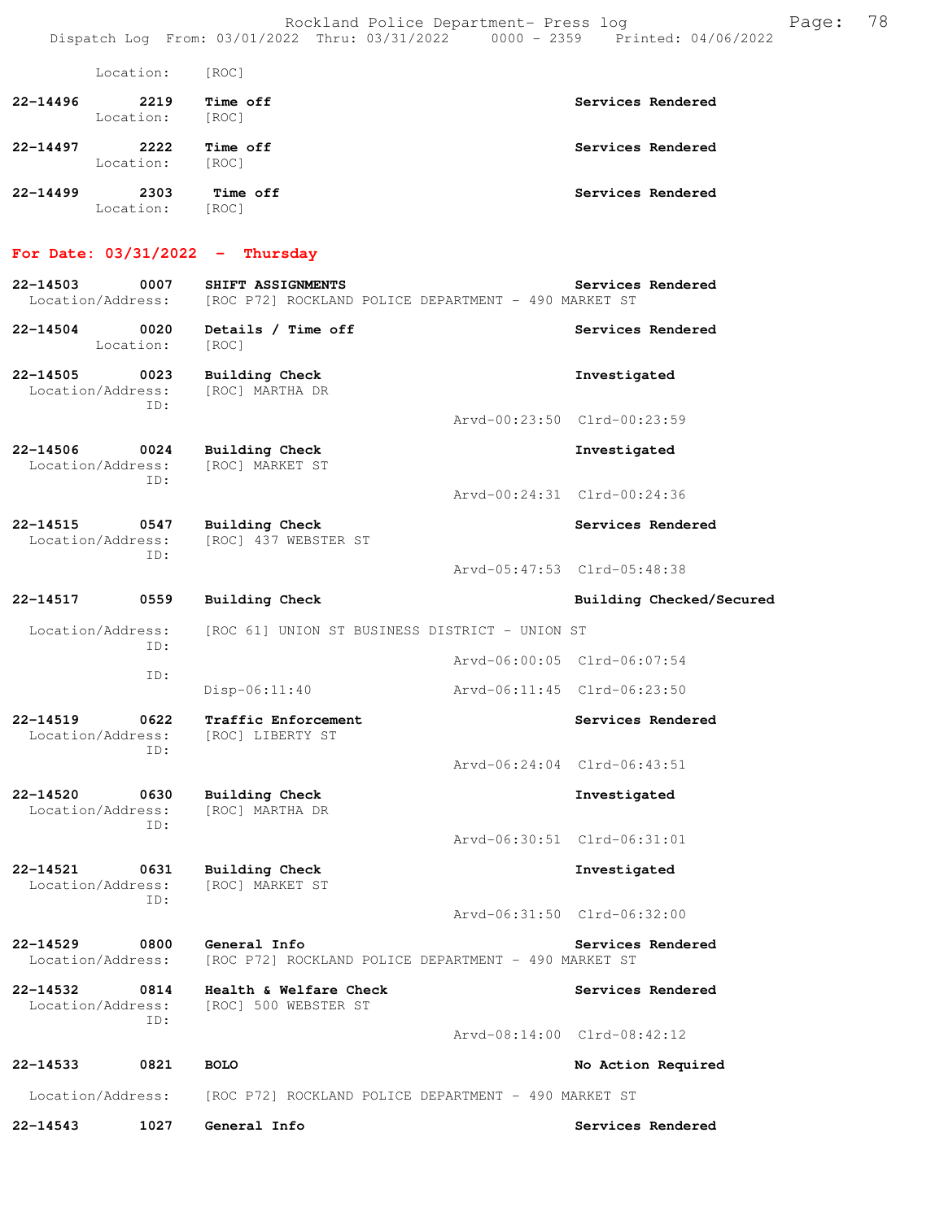Location: [ROC]

**22-14496** 2219 **Time off** **Services Rendered**
Location: [ROC]

**22-14497** 2222 **Time off** **Services Rendered**
Location: [ROC]

**22-14499** 2303 **Time off** **Services Rendered**
Location: [ROC]

## For Date: 03/31/2022 - Thursday

**22-14503** 0007 **SHIFT ASSIGNMENTS** **Services Rendered**
Location/Address: [ROC P72] ROCKLAND POLICE DEPARTMENT - 490 MARKET ST

**22-14504** 0020 **Details / Time off** **Services Rendered**
Location: [ROC]

**22-14505** 0023 **Building Check** **Investigated**
Location/Address: [ROC] MARTHA DR
ID:
Arvd-00:23:50 Clrd-00:23:59

**22-14506** 0024 **Building Check** **Investigated**
Location/Address: [ROC] MARKET ST
ID:
Arvd-00:24:31 Clrd-00:24:36

**22-14515** 0547 **Building Check** **Services Rendered**
Location/Address: [ROC] 437 WEBSTER ST
ID:
Arvd-05:47:53 Clrd-05:48:38

**22-14517** 0559 **Building Check** **Building Checked/Secured**
Location/Address: [ROC 61] UNION ST BUSINESS DISTRICT - UNION ST
ID:
Arvd-06:00:05 Clrd-06:07:54
ID:
Disp-06:11:40 Arvd-06:11:45 Clrd-06:23:50

**22-14519** 0622 **Traffic Enforcement** **Services Rendered**
Location/Address: [ROC] LIBERTY ST
ID:
Arvd-06:24:04 Clrd-06:43:51

**22-14520** 0630 **Building Check** **Investigated**
Location/Address: [ROC] MARTHA DR
ID:
Arvd-06:30:51 Clrd-06:31:01

**22-14521** 0631 **Building Check** **Investigated**
Location/Address: [ROC] MARKET ST
ID:
Arvd-06:31:50 Clrd-06:32:00

**22-14529** 0800 **General Info** **Services Rendered**
Location/Address: [ROC P72] ROCKLAND POLICE DEPARTMENT - 490 MARKET ST

**22-14532** 0814 **Health & Welfare Check** **Services Rendered**
Location/Address: [ROC] 500 WEBSTER ST
ID:
Arvd-08:14:00 Clrd-08:42:12

**22-14533** 0821 **BOLO** **No Action Required**
Location/Address: [ROC P72] ROCKLAND POLICE DEPARTMENT - 490 MARKET ST

**22-14543** 1027 **General Info** **Services Rendered**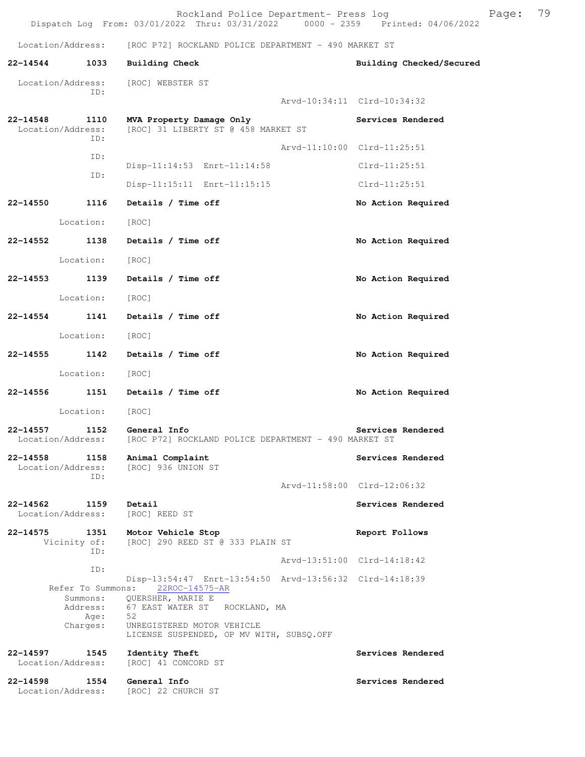Location/Address: [ROC P72] ROCKLAND POLICE DEPARTMENT - 490 MARKET ST

**22-14544 1033 Building Check** — Building Checked/Secured
Location/Address: [ROC] WEBSTER ST
ID:
Arvd-10:34:11 Clrd-10:34:32

**22-14548 1110 MVA Property Damage Only** — Services Rendered
Location/Address: [ROC] 31 LIBERTY ST @ 458 MARKET ST
ID:
Arvd-11:10:00 Clrd-11:25:51
ID:
Disp-11:14:53 Enrt-11:14:58 Clrd-11:25:51
ID:
Disp-11:15:11 Enrt-11:15:15 Clrd-11:25:51

**22-14550 1116 Details / Time off** — No Action Required
Location: [ROC]

**22-14552 1138 Details / Time off** — No Action Required
Location: [ROC]

**22-14553 1139 Details / Time off** — No Action Required
Location: [ROC]

**22-14554 1141 Details / Time off** — No Action Required
Location: [ROC]

**22-14555 1142 Details / Time off** — No Action Required
Location: [ROC]

**22-14556 1151 Details / Time off** — No Action Required
Location: [ROC]

**22-14557 1152 General Info** — Services Rendered
Location/Address: [ROC P72] ROCKLAND POLICE DEPARTMENT - 490 MARKET ST

**22-14558 1158 Animal Complaint** — Services Rendered
Location/Address: [ROC] 936 UNION ST
ID:
Arvd-11:58:00 Clrd-12:06:32

**22-14562 1159 Detail** — Services Rendered
Location/Address: [ROC] REED ST

**22-14575 1351 Motor Vehicle Stop** — Report Follows
Vicinity of: [ROC] 290 REED ST @ 333 PLAIN ST
ID:
Arvd-13:51:00 Clrd-14:18:42
ID:
Disp-13:54:47 Enrt-13:54:50 Arvd-13:56:32 Clrd-14:18:39
Refer To Summons: 22ROC-14575-AR
Summons: QUERSHER, MARIE E
Address: 67 EAST WATER ST ROCKLAND, MA
Age: 52
Charges: UNREGISTERED MOTOR VEHICLE
LICENSE SUSPENDED, OP MV WITH, SUBSQ.OFF

**22-14597 1545 Identity Theft** — Services Rendered
Location/Address: [ROC] 41 CONCORD ST

**22-14598 1554 General Info** — Services Rendered
Location/Address: [ROC] 22 CHURCH ST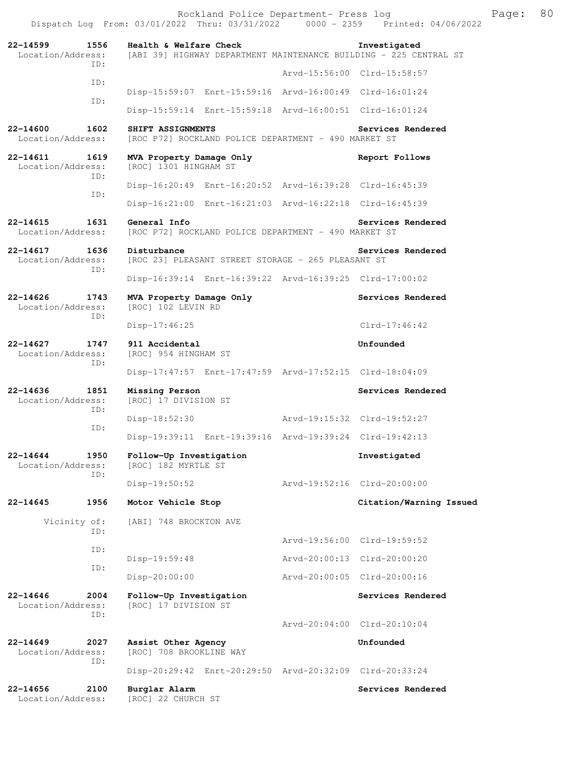```
22-14599    1556  Health & Welfare Check                          Investigated
 Location/Address:  [ABI 39] HIGHWAY DEPARTMENT MAINTENANCE BUILDING - 225 CENTRAL ST
              ID:
                                                Arvd-15:56:00  Clrd-15:58:57
              ID:
                    Disp-15:59:07  Enrt-15:59:16  Arvd-16:00:49  Clrd-16:01:24
              ID:
                    Disp-15:59:14  Enrt-15:59:18  Arvd-16:00:51  Clrd-16:01:24

22-14600    1602  SHIFT ASSIGNMENTS                               Services Rendered
 Location/Address:  [ROC P72] ROCKLAND POLICE DEPARTMENT - 490 MARKET ST

22-14611    1619  MVA Property Damage Only                        Report Follows
 Location/Address:  [ROC] 1301 HINGHAM ST
              ID:
                    Disp-16:20:49  Enrt-16:20:52  Arvd-16:39:28  Clrd-16:45:39
              ID:
                    Disp-16:21:00  Enrt-16:21:03  Arvd-16:22:18  Clrd-16:45:39

22-14615    1631  General Info                                    Services Rendered
 Location/Address:  [ROC P72] ROCKLAND POLICE DEPARTMENT - 490 MARKET ST

22-14617    1636  Disturbance                                     Services Rendered
 Location/Address:  [ROC 23] PLEASANT STREET STORAGE - 265 PLEASANT ST
              ID:
                    Disp-16:39:14  Enrt-16:39:22  Arvd-16:39:25  Clrd-17:00:02

22-14626    1743  MVA Property Damage Only                        Services Rendered
 Location/Address:  [ROC] 102 LEVIN RD
              ID:
                    Disp-17:46:25                               Clrd-17:46:42

22-14627    1747  911 Accidental                                  Unfounded
 Location/Address:  [ROC] 954 HINGHAM ST
              ID:
                    Disp-17:47:57  Enrt-17:47:59  Arvd-17:52:15  Clrd-18:04:09

22-14636    1851  Missing Person                                  Services Rendered
 Location/Address:  [ROC] 17 DIVISION ST
              ID:
                    Disp-18:52:30                 Arvd-19:15:32  Clrd-19:52:27
              ID:
                    Disp-19:39:11  Enrt-19:39:16  Arvd-19:39:24  Clrd-19:42:13

22-14644    1950  Follow-Up Investigation                         Investigated
 Location/Address:  [ROC] 182 MYRTLE ST
              ID:
                    Disp-19:50:52                 Arvd-19:52:16  Clrd-20:00:00

22-14645    1956  Motor Vehicle Stop                              Citation/Warning Issued

       Vicinity of:  [ABI] 748 BROCKTON AVE
              ID:
                                                Arvd-19:56:00  Clrd-19:59:52
              ID:
                    Disp-19:59:48                 Arvd-20:00:13  Clrd-20:00:20
              ID:
                    Disp-20:00:00                 Arvd-20:00:05  Clrd-20:00:16

22-14646    2004  Follow-Up Investigation                         Services Rendered
 Location/Address:  [ROC] 17 DIVISION ST
              ID:
                                                Arvd-20:04:00  Clrd-20:10:04

22-14649    2027  Assist Other Agency                             Unfounded
 Location/Address:  [ROC] 708 BROOKLINE WAY
              ID:
                    Disp-20:29:42  Enrt-20:29:50  Arvd-20:32:09  Clrd-20:33:24

22-14656    2100  Burglar Alarm                                   Services Rendered
 Location/Address:  [ROC] 22 CHURCH ST
```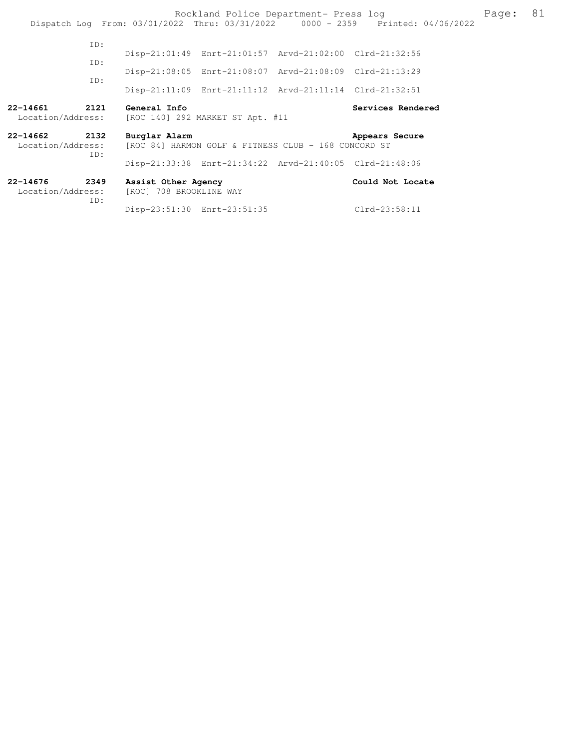ID:
Disp-21:01:49 Enrt-21:01:57 Arvd-21:02:00 Clrd-21:32:56

ID:
Disp-21:08:05 Enrt-21:08:07 Arvd-21:08:09 Clrd-21:13:29

ID:
Disp-21:11:09 Enrt-21:11:12 Arvd-21:11:14 Clrd-21:32:51

**22-14661 2121 General Info** **Services Rendered**
Location/Address: [ROC 140] 292 MARKET ST Apt. #11

**22-14662 2132 Burglar Alarm** **Appears Secure**
Location/Address: [ROC 84] HARMON GOLF & FITNESS CLUB - 168 CONCORD ST
ID:
Disp-21:33:38 Enrt-21:34:22 Arvd-21:40:05 Clrd-21:48:06

**22-14676 2349 Assist Other Agency** **Could Not Locate**
Location/Address: [ROC] 708 BROOKLINE WAY
ID:
Disp-23:51:30 Enrt-23:51:35 Clrd-23:58:11